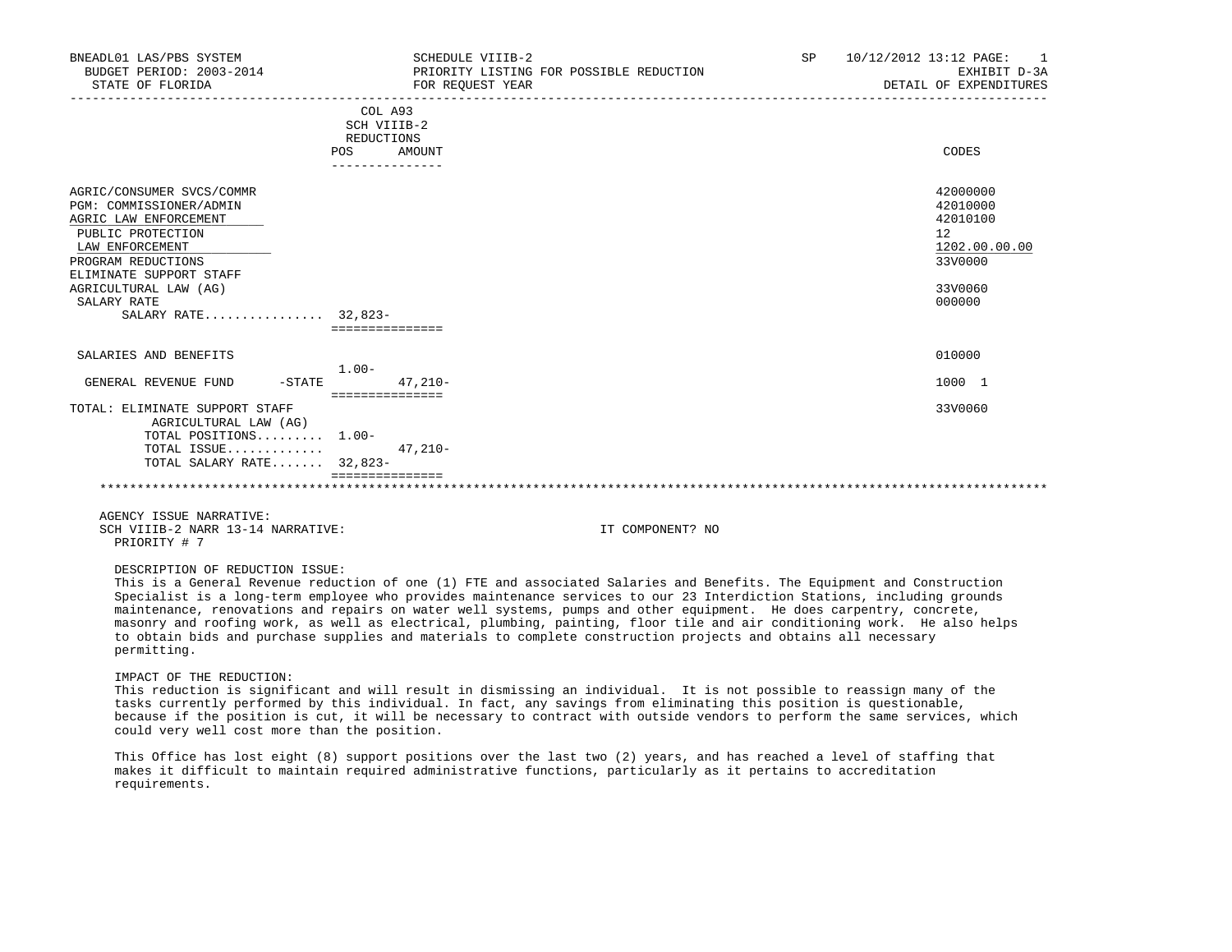BNEADL01 LAS/PBS SYSTEM
BUDGET PERIOD: 2003-2014
STATE OF FLORIDA

SCHEDULE VIIIB-2
PRIORITY LISTING FOR POSSIBLE REDUCTION
FOR REQUEST YEAR

SP 10/12/2012 13:12

EXHIBIT D-3A
DETAIL OF EXPENDITURES

| | COL A93 SCH VIIIB-2 REDUCTIONS POS | AMOUNT | CODES |
|---|---|---|---|
| AGRIC/CONSUMER SVCS/COMMR | | | 42000000 |
| PGM: COMMISSIONER/ADMIN | | | 42010000 |
| AGRIC LAW ENFORCEMENT | | | 42010100 |
| PUBLIC PROTECTION | | | 12 |
| LAW ENFORCEMENT | | | 1202.00.00.00 |
| PROGRAM REDUCTIONS | | | 33V0000 |
| ELIMINATE SUPPORT STAFF | | | |
| AGRICULTURAL LAW (AG) | | | 33V0060 |
| SALARY RATE | | | 000000 |
| SALARY RATE................ | 32,823- | | |
| SALARIES AND BENEFITS | | | 010000 |
| GENERAL REVENUE FUND -STATE | 1.00- | 47,210- | 1000 1 |
| TOTAL: ELIMINATE SUPPORT STAFF AGRICULTURAL LAW (AG) | | | 33V0060 |
| TOTAL POSITIONS......... | 1.00- | | |
| TOTAL ISSUE............. | | 47,210- | |
| TOTAL SALARY RATE....... | 32,823- | | |

AGENCY ISSUE NARRATIVE:
SCH VIIIB-2 NARR 13-14 NARRATIVE: IT COMPONENT? NO
PRIORITY # 7

DESCRIPTION OF REDUCTION ISSUE:
This is a General Revenue reduction of one (1) FTE and associated Salaries and Benefits. The Equipment and Construction Specialist is a long-term employee who provides maintenance services to our 23 Interdiction Stations, including grounds maintenance, renovations and repairs on water well systems, pumps and other equipment. He does carpentry, concrete, masonry and roofing work, as well as electrical, plumbing, painting, floor tile and air conditioning work. He also helps to obtain bids and purchase supplies and materials to complete construction projects and obtains all necessary permitting.

IMPACT OF THE REDUCTION:
This reduction is significant and will result in dismissing an individual. It is not possible to reassign many of the tasks currently performed by this individual. In fact, any savings from eliminating this position is questionable, because if the position is cut, it will be necessary to contract with outside vendors to perform the same services, which could very well cost more than the position.

This Office has lost eight (8) support positions over the last two (2) years, and has reached a level of staffing that makes it difficult to maintain required administrative functions, particularly as it pertains to accreditation requirements.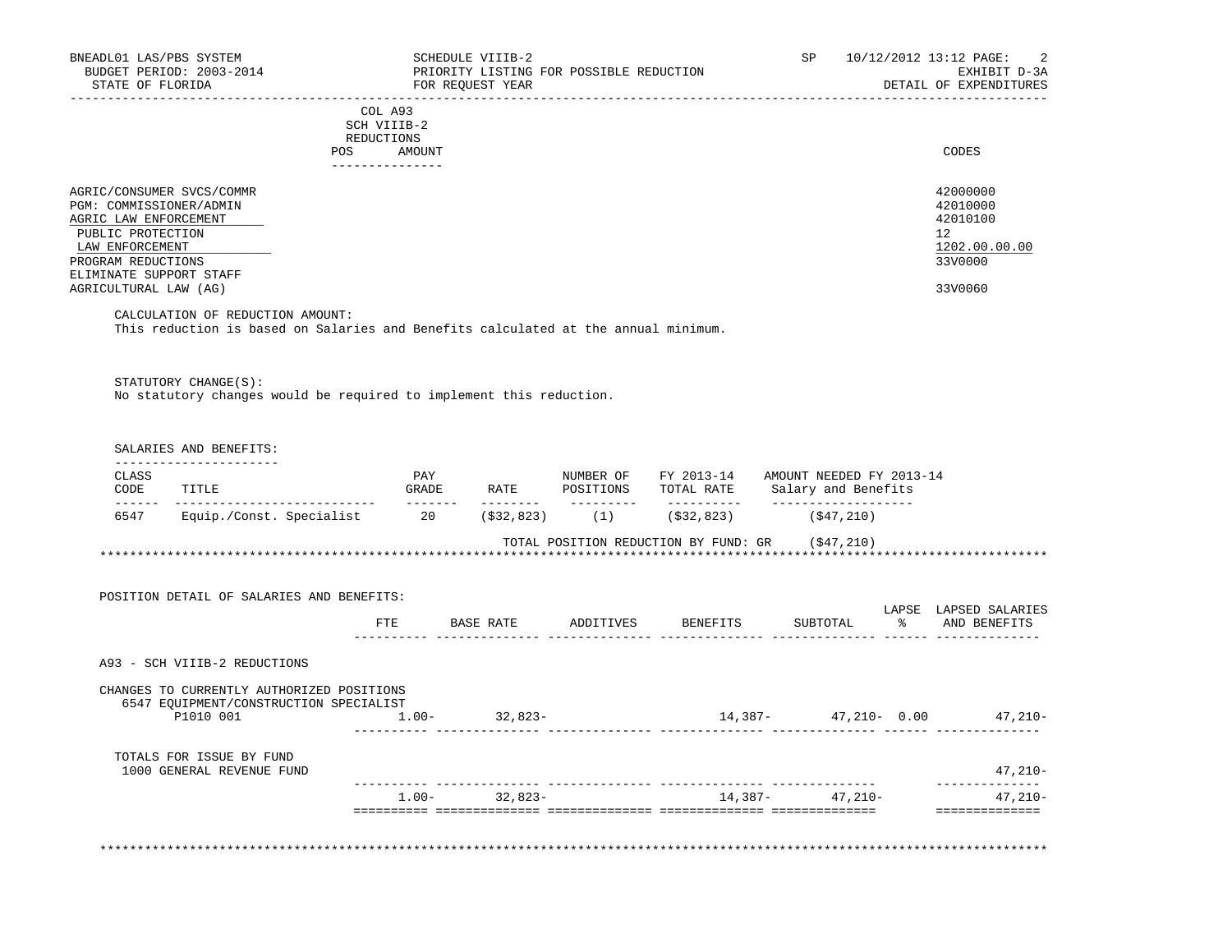BNEADL01 LAS/PBS SYSTEM
BUDGET PERIOD: 2003-2014
STATE OF FLORIDA

SCHEDULE VIIIB-2
PRIORITY LISTING FOR POSSIBLE REDUCTION
FOR REQUEST YEAR

SP 10/12/2012 13:12
EXHIBIT D-3A
DETAIL OF EXPENDITURES

| | COL A93 SCH VIIIB-2 REDUCTIONS POS | AMOUNT | CODES |
|---|---|---|---|
| AGRIC/CONSUMER SVCS/COMMR | | | 42000000 |
| PGM: COMMISSIONER/ADMIN | | | 42010000 |
| AGRIC LAW ENFORCEMENT | | | 42010100 |
| PUBLIC PROTECTION | | | 12 |
| LAW ENFORCEMENT | | | 1202.00.00.00 |
| PROGRAM REDUCTIONS | | | 33V0000 |
| ELIMINATE SUPPORT STAFF AGRICULTURAL LAW (AG) | | | 33V0060 |

CALCULATION OF REDUCTION AMOUNT:
This reduction is based on Salaries and Benefits calculated at the annual minimum.

STATUTORY CHANGE(S):
No statutory changes would be required to implement this reduction.

SALARIES AND BENEFITS:

| CLASS CODE | TITLE | PAY GRADE | RATE | NUMBER OF POSITIONS | FY 2013-14 TOTAL RATE | AMOUNT NEEDED FY 2013-14 Salary and Benefits |
|---|---|---|---|---|---|---|
| 6547 | Equip./Const. Specialist | 20 | ($32,823) | (1) | ($32,823) | ($47,210) |
| | | | | | TOTAL POSITION REDUCTION BY FUND: GR | ($47,210) |

POSITION DETAIL OF SALARIES AND BENEFITS:

| | FTE | BASE RATE | ADDITIVES | BENEFITS | SUBTOTAL | LAPSE % | LAPSED SALARIES AND BENEFITS |
|---|---|---|---|---|---|---|---|
| A93 - SCH VIIIB-2 REDUCTIONS | | | | | | | |
| CHANGES TO CURRENTLY AUTHORIZED POSITIONS | | | | | | | |
| 6547 EQUIPMENT/CONSTRUCTION SPECIALIST | | | | | | | |
| P1010 001 | 1.00- | 32,823- | | 14,387- | 47,210- | 0.00 | 47,210- |
| TOTALS FOR ISSUE BY FUND | | | | | | | |
| 1000 GENERAL REVENUE FUND | | | | | | | 47,210- |
| | 1.00- | 32,823- | | 14,387- | 47,210- | | 47,210- |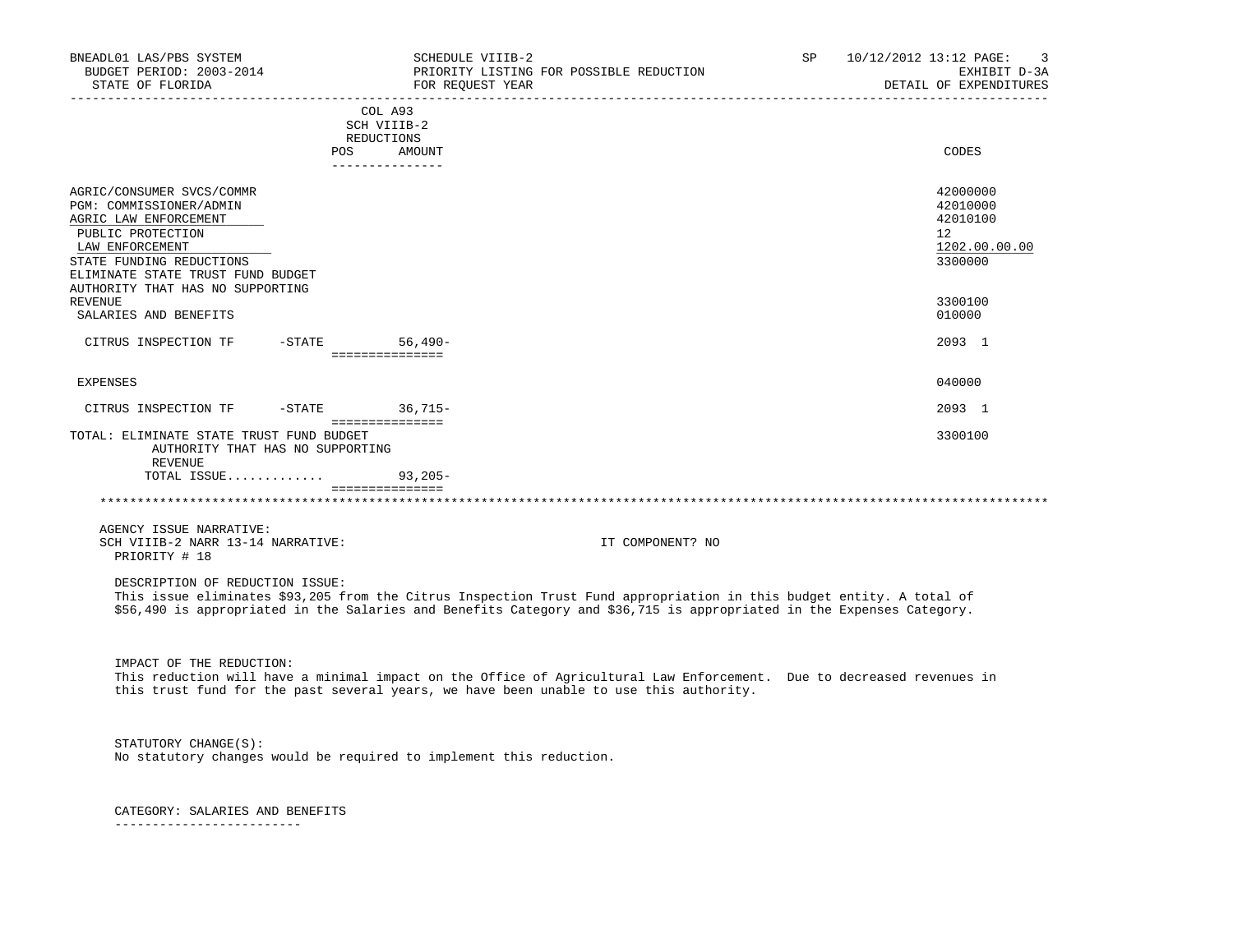BNEADL01 LAS/PBS SYSTEM
BUDGET PERIOD: 2003-2014
STATE OF FLORIDA

SCHEDULE VIIIB-2
PRIORITY LISTING FOR POSSIBLE REDUCTION
FOR REQUEST YEAR

SP 10/12/2012 13:12
EXHIBIT D-3A
DETAIL OF EXPENDITURES

| | COL A93 SCH VIIIB-2 REDUCTIONS POS | AMOUNT | CODES |
|---|---|---|---|
| AGRIC/CONSUMER SVCS/COMMR | | | 42000000 |
| PGM: COMMISSIONER/ADMIN | | | 42010000 |
| AGRIC LAW ENFORCEMENT | | | 42010100 |
| PUBLIC PROTECTION | | | 12 |
| LAW ENFORCEMENT | | | 1202.00.00.00 |
| STATE FUNDING REDUCTIONS | | | 3300000 |
| ELIMINATE STATE TRUST FUND BUDGET AUTHORITY THAT HAS NO SUPPORTING REVENUE | | | 3300100 |
| SALARIES AND BENEFITS | | | 010000 |
| CITRUS INSPECTION TF -STATE | | 56,490- | 2093 1 |
| EXPENSES | | | 040000 |
| CITRUS INSPECTION TF -STATE | | 36,715- | 2093 1 |
| TOTAL: ELIMINATE STATE TRUST FUND BUDGET AUTHORITY THAT HAS NO SUPPORTING REVENUE | | | 3300100 |
| TOTAL ISSUE............ | | 93,205- | |

AGENCY ISSUE NARRATIVE:
SCH VIIIB-2 NARR 13-14 NARRATIVE: IT COMPONENT? NO
PRIORITY # 18

DESCRIPTION OF REDUCTION ISSUE:
This issue eliminates $93,205 from the Citrus Inspection Trust Fund appropriation in this budget entity. A total of $56,490 is appropriated in the Salaries and Benefits Category and $36,715 is appropriated in the Expenses Category.

IMPACT OF THE REDUCTION:
This reduction will have a minimal impact on the Office of Agricultural Law Enforcement. Due to decreased revenues in this trust fund for the past several years, we have been unable to use this authority.

STATUTORY CHANGE(S):
No statutory changes would be required to implement this reduction.

CATEGORY: SALARIES AND BENEFITS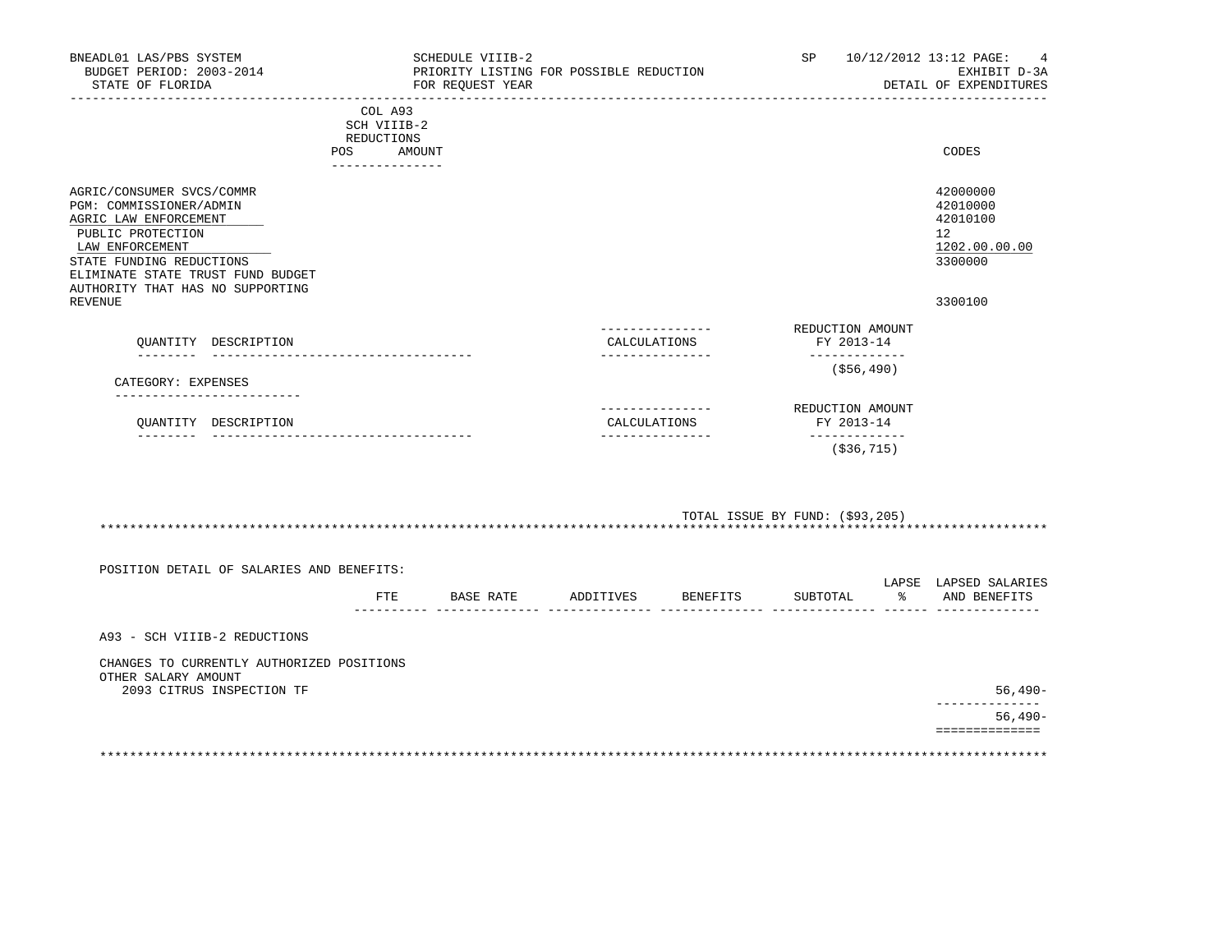BNEADL01 LAS/PBS SYSTEM — SCHEDULE VIIIB-2 — SP 10/12/2012 13:12

BUDGET PERIOD: 2003-2014 — PRIORITY LISTING FOR POSSIBLE REDUCTION — EXHIBIT D-3A

STATE OF FLORIDA — FOR REQUEST YEAR — DETAIL OF EXPENDITURES

COL A93 SCH VIIIB-2 REDUCTIONS (POS / AMOUNT)

| | CODES |
|---|---|
| AGRIC/CONSUMER SVCS/COMMR | 42000000 |
| PGM: COMMISSIONER/ADMIN | 42010000 |
| AGRIC LAW ENFORCEMENT | 42010100 |
| PUBLIC PROTECTION | 12 |
| LAW ENFORCEMENT | 1202.00.00.00 |
| STATE FUNDING REDUCTIONS | 3300000 |
| ELIMINATE STATE TRUST FUND BUDGET AUTHORITY THAT HAS NO SUPPORTING REVENUE | 3300100 |

| QUANTITY | DESCRIPTION | CALCULATIONS | REDUCTION AMOUNT FY 2013-14 |
|---|---|---|---|
| | | | ($56,490) |

CATEGORY: EXPENSES

| QUANTITY | DESCRIPTION | CALCULATIONS | REDUCTION AMOUNT FY 2013-14 |
|---|---|---|---|
| | | | ($36,715) |

TOTAL ISSUE BY FUND: ($93,205)

POSITION DETAIL OF SALARIES AND BENEFITS:

| | FTE | BASE RATE | ADDITIVES | BENEFITS | SUBTOTAL | LAPSE % | LAPSED SALARIES AND BENEFITS |
|---|---|---|---|---|---|---|---|
| A93 - SCH VIIIB-2 REDUCTIONS | | | | | | | |
| CHANGES TO CURRENTLY AUTHORIZED POSITIONS | | | | | | | |
| OTHER SALARY AMOUNT | | | | | | | |
| 2093 CITRUS INSPECTION TF | | | | | | | 56,490- |
| | | | | | | | 56,490- |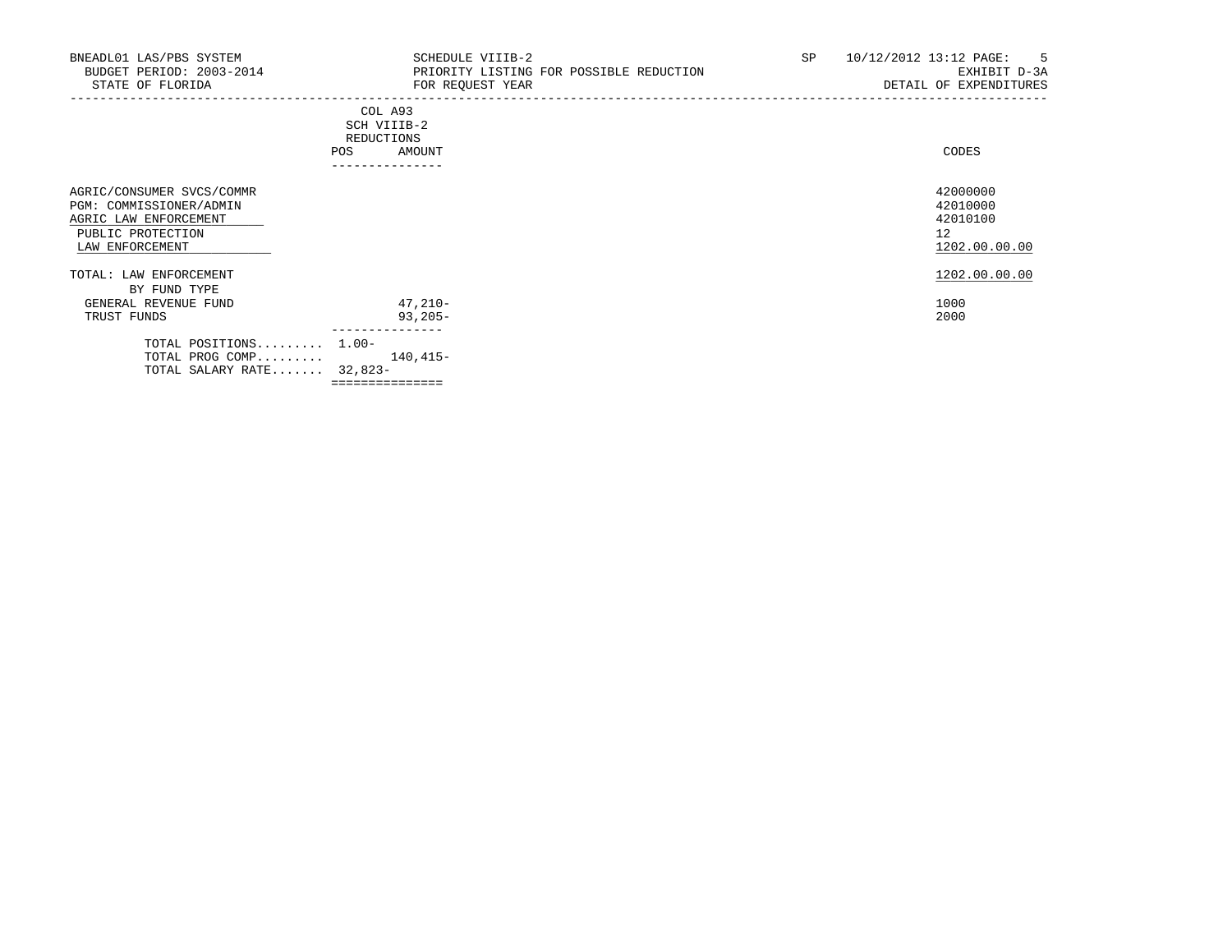BNEADL01 LAS/PBS SYSTEM
BUDGET PERIOD: 2003-2014
STATE OF FLORIDA

SCHEDULE VIIIB-2
PRIORITY LISTING FOR POSSIBLE REDUCTION
FOR REQUEST YEAR

SP 10/12/2012 13:12
EXHIBIT D-3A
DETAIL OF EXPENDITURES

| | COL A93 SCH VIIIB-2 REDUCTIONS | | CODES |
|---|---|---|---|
| | POS | AMOUNT | |
| AGRIC/CONSUMER SVCS/COMMR | | | 42000000 |
| PGM: COMMISSIONER/ADMIN | | | 42010000 |
| AGRIC LAW ENFORCEMENT | | | 42010100 |
| PUBLIC PROTECTION | | | 12 |
| LAW ENFORCEMENT | | | 1202.00.00.00 |
| TOTAL: LAW ENFORCEMENT | | | 1202.00.00.00 |
| BY FUND TYPE | | | |
| GENERAL REVENUE FUND | | 47,210- | 1000 |
| TRUST FUNDS | | 93,205- | 2000 |
| TOTAL POSITIONS......... | 1.00- | | |
| TOTAL PROG COMP......... | | 140,415- | |
| TOTAL SALARY RATE....... | 32,823- | | |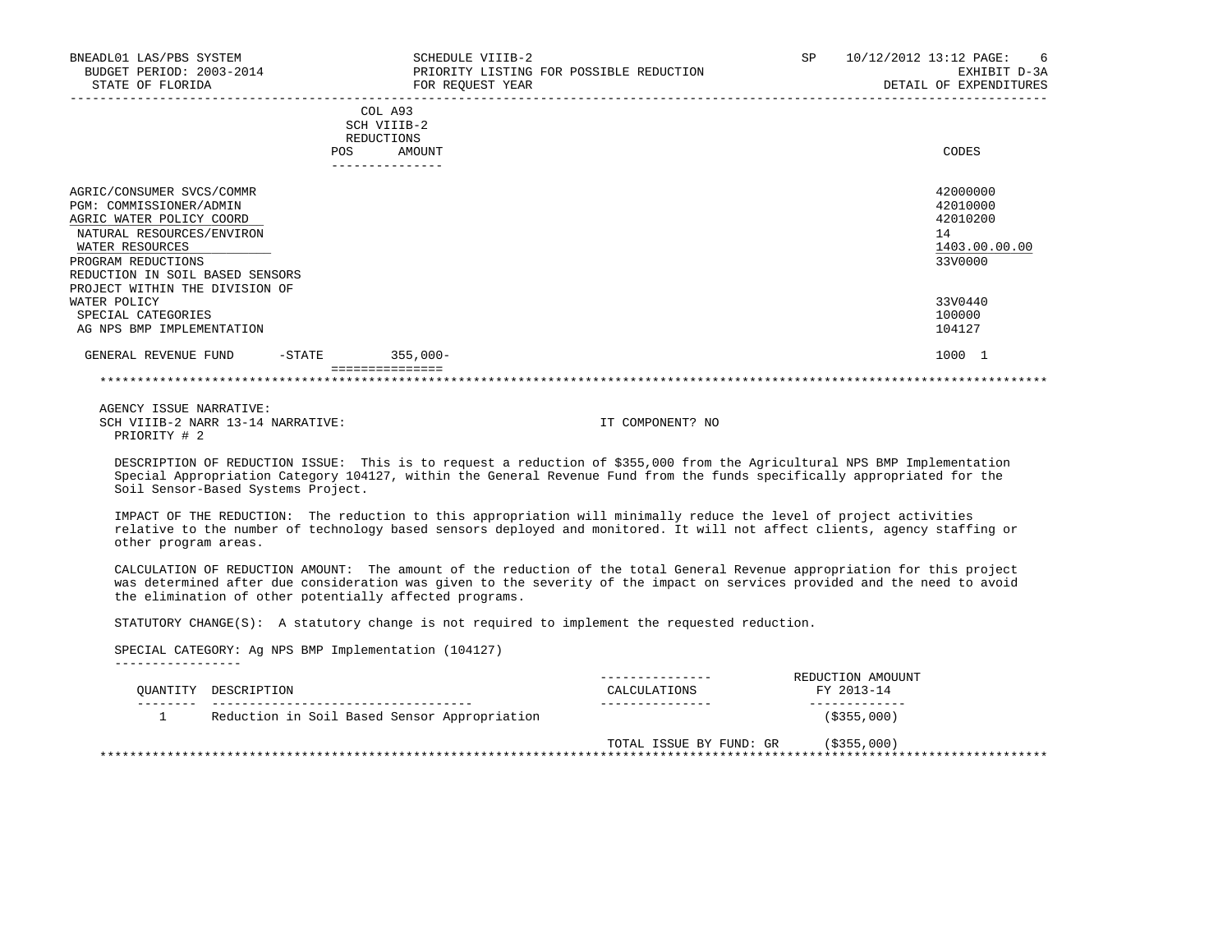BNEADL01 LAS/PBS SYSTEM — SCHEDULE VIIIB-2 — SP 10/12/2012 13:12
BUDGET PERIOD: 2003-2014 — PRIORITY LISTING FOR POSSIBLE REDUCTION — EXHIBIT D-3A
STATE OF FLORIDA — FOR REQUEST YEAR — DETAIL OF EXPENDITURES

| | COL A93 SCH VIIIB-2 REDUCTIONS POS | AMOUNT | CODES |
|---|---|---|---|
| AGRIC/CONSUMER SVCS/COMMR | | | 42000000 |
| PGM: COMMISSIONER/ADMIN | | | 42010000 |
| AGRIC WATER POLICY COORD | | | 42010200 |
| NATURAL RESOURCES/ENVIRON | | | 14 |
| WATER RESOURCES | | | 1403.00.00.00 |
| PROGRAM REDUCTIONS | | | 33V0000 |
| REDUCTION IN SOIL BASED SENSORS PROJECT WITHIN THE DIVISION OF WATER POLICY | | | 33V0440 |
| SPECIAL CATEGORIES | | | 100000 |
| AG NPS BMP IMPLEMENTATION | | | 104127 |
| GENERAL REVENUE FUND -STATE | | 355,000- | 1000 1 |

AGENCY ISSUE NARRATIVE:
SCH VIIIB-2 NARR 13-14 NARRATIVE: IT COMPONENT? NO
PRIORITY # 2

DESCRIPTION OF REDUCTION ISSUE: This is to request a reduction of $355,000 from the Agricultural NPS BMP Implementation Special Appropriation Category 104127, within the General Revenue Fund from the funds specifically appropriated for the Soil Sensor-Based Systems Project.

IMPACT OF THE REDUCTION: The reduction to this appropriation will minimally reduce the level of project activities relative to the number of technology based sensors deployed and monitored. It will not affect clients, agency staffing or other program areas.

CALCULATION OF REDUCTION AMOUNT: The amount of the reduction of the total General Revenue appropriation for this project was determined after due consideration was given to the severity of the impact on services provided and the need to avoid the elimination of other potentially affected programs.

STATUTORY CHANGE(S): A statutory change is not required to implement the requested reduction.

SPECIAL CATEGORY: Ag NPS BMP Implementation (104127)

| QUANTITY | DESCRIPTION | CALCULATIONS | REDUCTION AMOUUNT FY 2013-14 |
|---|---|---|---|
| 1 | Reduction in Soil Based Sensor Appropriation | | ($355,000) |
| | | TOTAL ISSUE BY FUND: GR | ($355,000) |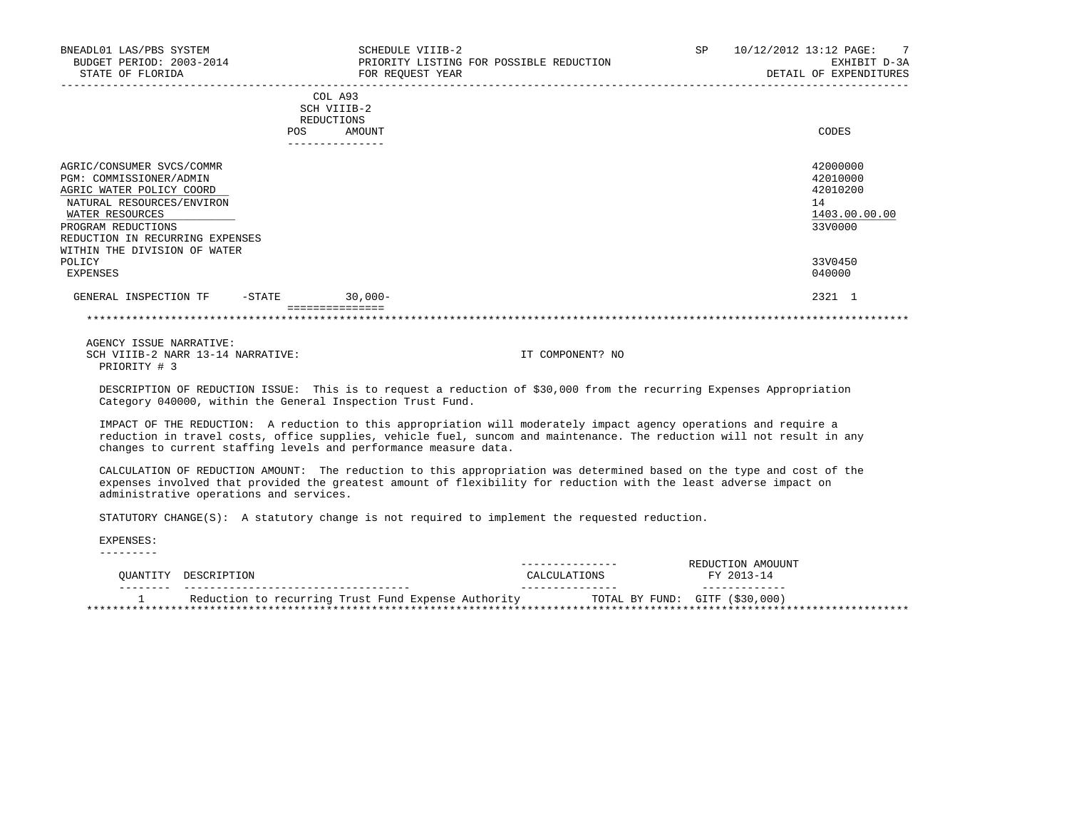BNEADL01 LAS/PBS SYSTEM
BUDGET PERIOD: 2003-2014
STATE OF FLORIDA

SCHEDULE VIIIB-2
PRIORITY LISTING FOR POSSIBLE REDUCTION
FOR REQUEST YEAR

SP 10/12/2012 13:12
EXHIBIT D-3A
DETAIL OF EXPENDITURES

| | COL A93 SCH VIIIB-2 REDUCTIONS POS | AMOUNT | CODES |
|---|---|---|---|
| AGRIC/CONSUMER SVCS/COMMR | | | 42000000 |
| PGM: COMMISSIONER/ADMIN | | | 42010000 |
| AGRIC WATER POLICY COORD | | | 42010200 |
| NATURAL RESOURCES/ENVIRON | | | 14 |
| WATER RESOURCES | | | 1403.00.00.00 |
| PROGRAM REDUCTIONS | | | 33V0000 |
| REDUCTION IN RECURRING EXPENSES WITHIN THE DIVISION OF WATER POLICY | | | 33V0450 |
| EXPENSES | | | 040000 |
| GENERAL INSPECTION TF -STATE | | 30,000- | 2321 1 |

AGENCY ISSUE NARRATIVE:
SCH VIIIB-2 NARR 13-14 NARRATIVE: IT COMPONENT? NO
PRIORITY # 3

DESCRIPTION OF REDUCTION ISSUE: This is to request a reduction of $30,000 from the recurring Expenses Appropriation Category 040000, within the General Inspection Trust Fund.

IMPACT OF THE REDUCTION: A reduction to this appropriation will moderately impact agency operations and require a reduction in travel costs, office supplies, vehicle fuel, suncom and maintenance. The reduction will not result in any changes to current staffing levels and performance measure data.

CALCULATION OF REDUCTION AMOUNT: The reduction to this appropriation was determined based on the type and cost of the expenses involved that provided the greatest amount of flexibility for reduction with the least adverse impact on administrative operations and services.

STATUTORY CHANGE(S): A statutory change is not required to implement the requested reduction.

EXPENSES:

| QUANTITY | DESCRIPTION | CALCULATIONS | REDUCTION AMOUUNT FY 2013-14 |
|---|---|---|---|
| 1 | Reduction to recurring Trust Fund Expense Authority | TOTAL BY FUND: | GITF ($30,000) |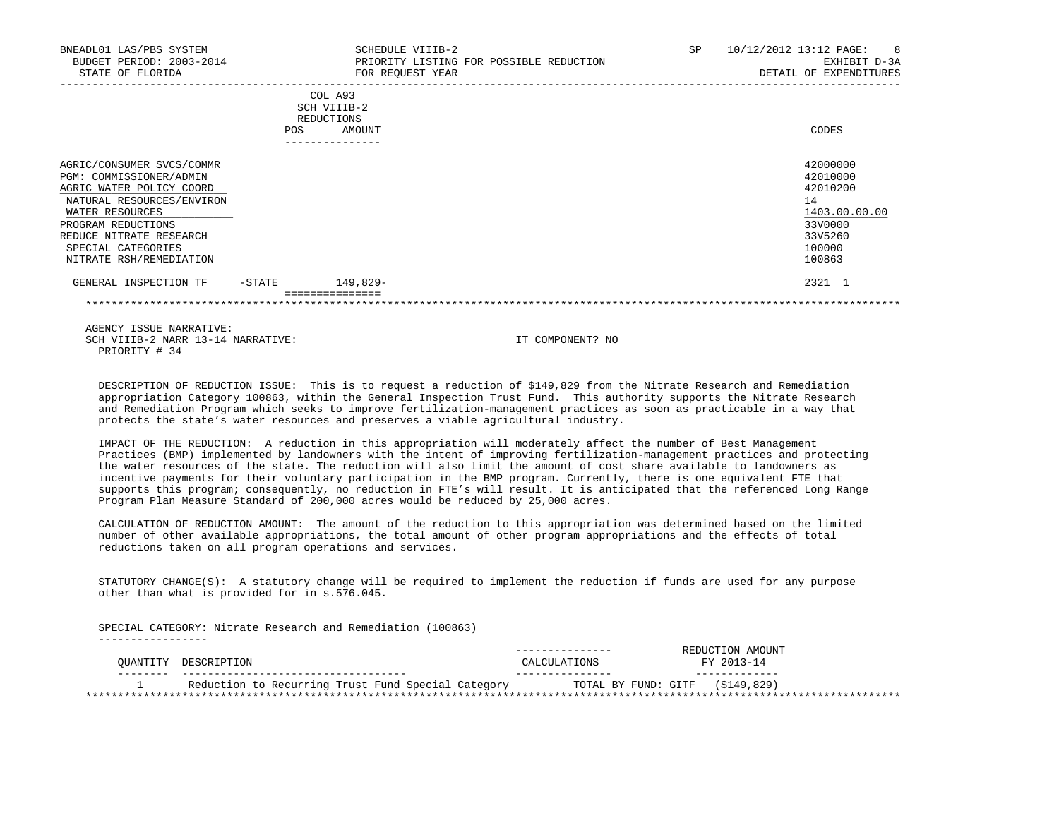BNEADL01 LAS/PBS SYSTEM | SCHEDULE VIIIB-2 | SP 10/12/2012 13:12

BUDGET PERIOD: 2003-2014 | PRIORITY LISTING FOR POSSIBLE REDUCTION | EXHIBIT D-3A

STATE OF FLORIDA | FOR REQUEST YEAR | DETAIL OF EXPENDITURES

| | COL A93 SCH VIIIB-2 REDUCTIONS POS | AMOUNT | CODES |
|---|---|---|---|
| AGRIC/CONSUMER SVCS/COMMR | | | 42000000 |
| PGM: COMMISSIONER/ADMIN | | | 42010000 |
| AGRIC WATER POLICY COORD | | | 42010200 |
| NATURAL RESOURCES/ENVIRON | | | 14 |
| WATER RESOURCES | | | 1403.00.00.00 |
| PROGRAM REDUCTIONS | | | 33V0000 |
| REDUCE NITRATE RESEARCH | | | 33V5260 |
| SPECIAL CATEGORIES | | | 100000 |
| NITRATE RSH/REMEDIATION | | | 100863 |
| GENERAL INSPECTION TF -STATE | | 149,829- | 2321 1 |

AGENCY ISSUE NARRATIVE:
SCH VIIIB-2 NARR 13-14 NARRATIVE: IT COMPONENT? NO
PRIORITY # 34

DESCRIPTION OF REDUCTION ISSUE: This is to request a reduction of $149,829 from the Nitrate Research and Remediation appropriation Category 100863, within the General Inspection Trust Fund. This authority supports the Nitrate Research and Remediation Program which seeks to improve fertilization-management practices as soon as practicable in a way that protects the state's water resources and preserves a viable agricultural industry.

IMPACT OF THE REDUCTION: A reduction in this appropriation will moderately affect the number of Best Management Practices (BMP) implemented by landowners with the intent of improving fertilization-management practices and protecting the water resources of the state. The reduction will also limit the amount of cost share available to landowners as incentive payments for their voluntary participation in the BMP program. Currently, there is one equivalent FTE that supports this program; consequently, no reduction in FTE's will result. It is anticipated that the referenced Long Range Program Plan Measure Standard of 200,000 acres would be reduced by 25,000 acres.

CALCULATION OF REDUCTION AMOUNT: The amount of the reduction to this appropriation was determined based on the limited number of other available appropriations, the total amount of other program appropriations and the effects of total reductions taken on all program operations and services.

STATUTORY CHANGE(S): A statutory change will be required to implement the reduction if funds are used for any purpose other than what is provided for in s.576.045.

SPECIAL CATEGORY: Nitrate Research and Remediation (100863)

| QUANTITY | DESCRIPTION | CALCULATIONS | REDUCTION AMOUNT FY 2013-14 |
|---|---|---|---|
| 1 | Reduction to Recurring Trust Fund Special Category | TOTAL BY FUND: GITF | ($149,829) |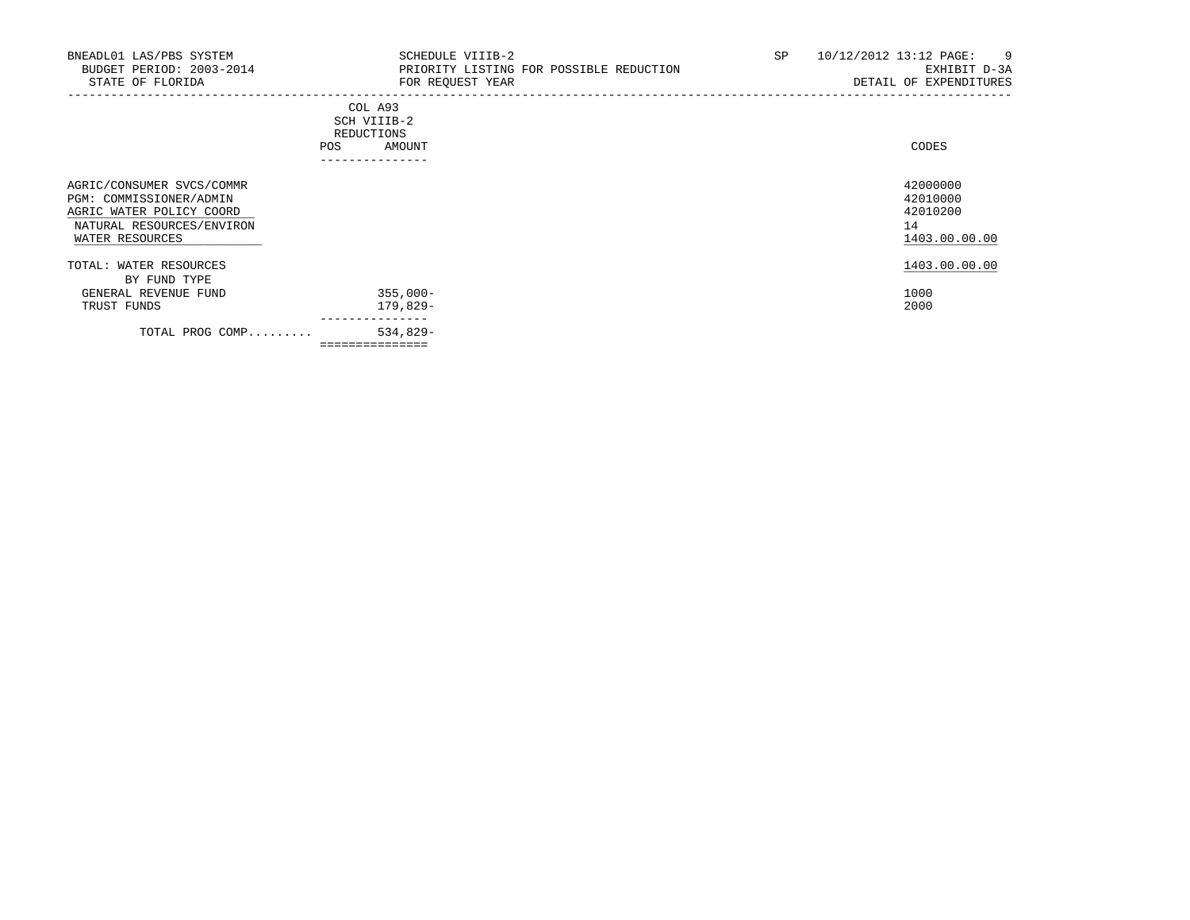BNEADL01 LAS/PBS SYSTEM
BUDGET PERIOD: 2003-2014
STATE OF FLORIDA

SCHEDULE VIIIB-2
PRIORITY LISTING FOR POSSIBLE REDUCTION
FOR REQUEST YEAR

SP 10/12/2012 13:12
EXHIBIT D-3A
DETAIL OF EXPENDITURES

| | COL A93 SCH VIIIB-2 REDUCTIONS | | CODES |
|---|---|---|---|
| | POS | AMOUNT | |
| AGRIC/CONSUMER SVCS/COMMR | | | 42000000 |
| PGM: COMMISSIONER/ADMIN | | | 42010000 |
| AGRIC WATER POLICY COORD | | | 42010200 |
| NATURAL RESOURCES/ENVIRON | | | 14 |
| WATER RESOURCES | | | 1403.00.00.00 |
| TOTAL: WATER RESOURCES | | | 1403.00.00.00 |
| BY FUND TYPE | | | |
| GENERAL REVENUE FUND | | 355,000- | 1000 |
| TRUST FUNDS | | 179,829- | 2000 |
| TOTAL PROG COMP......... | | 534,829- | |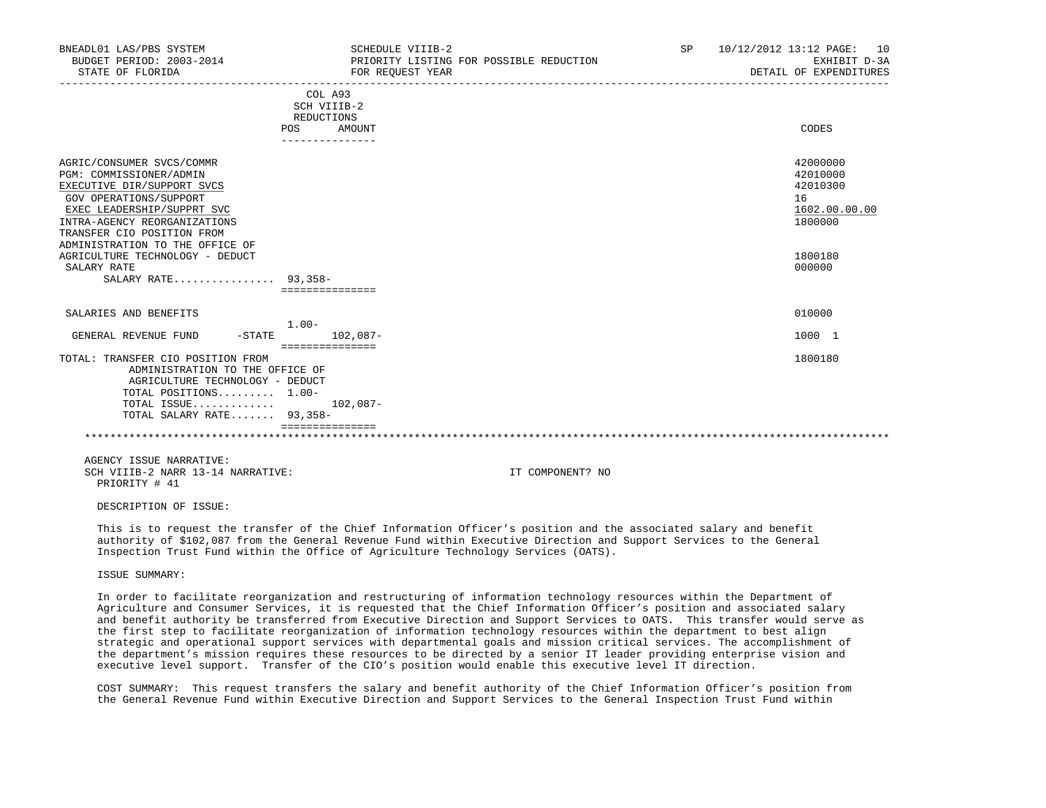BNEADL01 LAS/PBS SYSTEM | SCHEDULE VIIIB-2 | SP 10/12/2012 13:12 PAGE: 10
BUDGET PERIOD: 2003-2014 | PRIORITY LISTING FOR POSSIBLE REDUCTION | EXHIBIT D-3A
STATE OF FLORIDA | FOR REQUEST YEAR | DETAIL OF EXPENDITURES

| | COL A93 SCH VIIIB-2 REDUCTIONS POS | AMOUNT | CODES |
|---|---|---|---|
| AGRIC/CONSUMER SVCS/COMMR | | | 42000000 |
| PGM: COMMISSIONER/ADMIN | | | 42010000 |
| EXECUTIVE DIR/SUPPORT SVCS | | | 42010300 |
| GOV OPERATIONS/SUPPORT | | | 16 |
| EXEC LEADERSHIP/SUPPRT SVC | | | 1602.00.00.00 |
| INTRA-AGENCY REORGANIZATIONS | | | 1800000 |
| TRANSFER CIO POSITION FROM ADMINISTRATION TO THE OFFICE OF AGRICULTURE TECHNOLOGY - DEDUCT | | | 1800180 |
| SALARY RATE | | | 000000 |
| SALARY RATE................ | 93,358- | | |
| SALARIES AND BENEFITS | | | 010000 |
| GENERAL REVENUE FUND -STATE | 1.00- | 102,087- | 1000 1 |
| TOTAL: TRANSFER CIO POSITION FROM ADMINISTRATION TO THE OFFICE OF AGRICULTURE TECHNOLOGY - DEDUCT | | | 1800180 |
| TOTAL POSITIONS......... | 1.00- | | |
| TOTAL ISSUE............. | | 102,087- | |
| TOTAL SALARY RATE....... | 93,358- | | |

AGENCY ISSUE NARRATIVE:
SCH VIIIB-2 NARR 13-14 NARRATIVE: IT COMPONENT? NO
PRIORITY # 41

DESCRIPTION OF ISSUE:

This is to request the transfer of the Chief Information Officer's position and the associated salary and benefit authority of $102,087 from the General Revenue Fund within Executive Direction and Support Services to the General Inspection Trust Fund within the Office of Agriculture Technology Services (OATS).

ISSUE SUMMARY:

In order to facilitate reorganization and restructuring of information technology resources within the Department of Agriculture and Consumer Services, it is requested that the Chief Information Officer's position and associated salary and benefit authority be transferred from Executive Direction and Support Services to OATS. This transfer would serve as the first step to facilitate reorganization of information technology resources within the department to best align strategic and operational support services with departmental goals and mission critical services. The accomplishment of the department's mission requires these resources to be directed by a senior IT leader providing enterprise vision and executive level support. Transfer of the CIO's position would enable this executive level IT direction.

COST SUMMARY: This request transfers the salary and benefit authority of the Chief Information Officer's position from the General Revenue Fund within Executive Direction and Support Services to the General Inspection Trust Fund within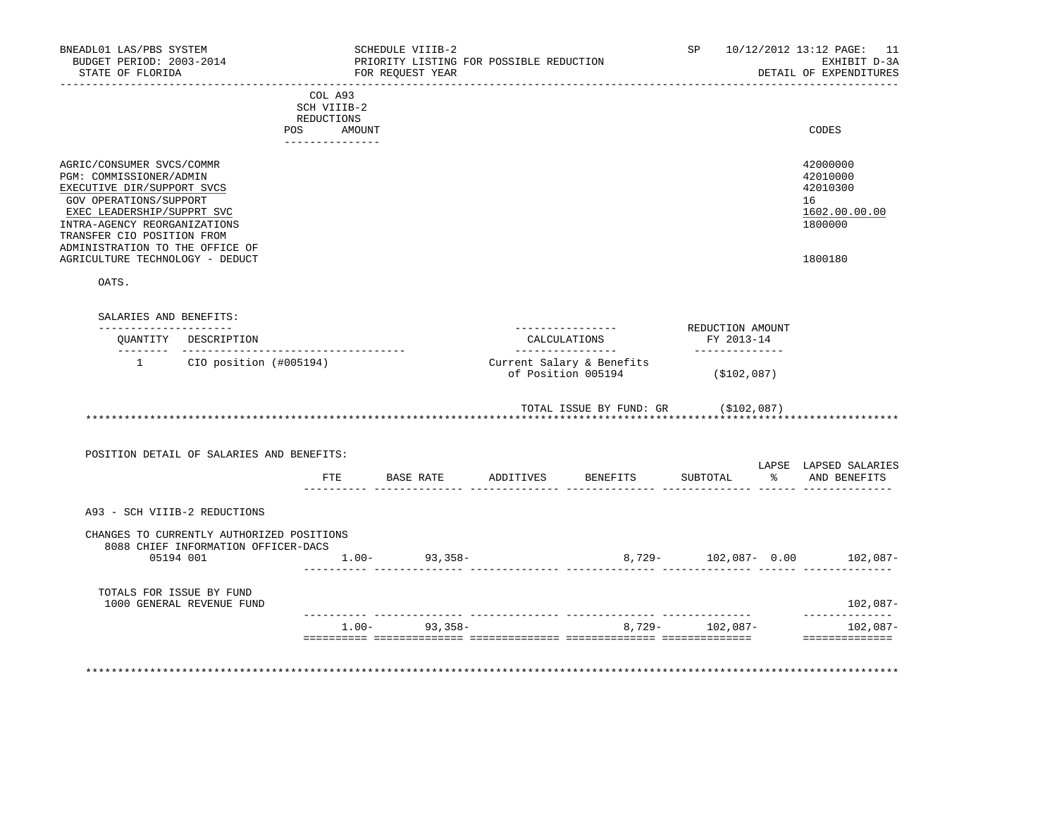BNEADL01 LAS/PBS SYSTEM
BUDGET PERIOD: 2003-2014
STATE OF FLORIDA

SCHEDULE VIIIB-2
PRIORITY LISTING FOR POSSIBLE REDUCTION
FOR REQUEST YEAR

SP 10/12/2012 13:12 PAGE: 11
EXHIBIT D-3A
DETAIL OF EXPENDITURES

| | COL A93 SCH VIIIB-2 REDUCTIONS POS AMOUNT | CODES |
|---|---|---|
| AGRIC/CONSUMER SVCS/COMMR | | 42000000 |
| PGM: COMMISSIONER/ADMIN | | 42010000 |
| EXECUTIVE DIR/SUPPORT SVCS | | 42010300 |
| GOV OPERATIONS/SUPPORT | | 16 |
| EXEC LEADERSHIP/SUPPRT SVC | | 1602.00.00.00 |
| INTRA-AGENCY REORGANIZATIONS | | 1800000 |
| TRANSFER CIO POSITION FROM ADMINISTRATION TO THE OFFICE OF AGRICULTURE TECHNOLOGY - DEDUCT | | 1800180 |

OATS.

SALARIES AND BENEFITS:

| QUANTITY | DESCRIPTION | CALCULATIONS | REDUCTION AMOUNT FY 2013-14 |
|---|---|---|---|
| 1 | CIO position (#005194) | Current Salary & Benefits of Position 005194 | ($102,087) |
| | | TOTAL ISSUE BY FUND: GR | ($102,087) |

POSITION DETAIL OF SALARIES AND BENEFITS:

| | FTE | BASE RATE | ADDITIVES | BENEFITS | SUBTOTAL | LAPSE % | LAPSED SALARIES AND BENEFITS |
|---|---|---|---|---|---|---|---|
| A93 - SCH VIIIB-2 REDUCTIONS | | | | | | | |
| CHANGES TO CURRENTLY AUTHORIZED POSITIONS | | | | | | | |
| 8088 CHIEF INFORMATION OFFICER-DACS | | | | | | | |
| 05194 001 | 1.00- | 93,358- | | 8,729- | 102,087- | 0.00 | 102,087- |
| TOTALS FOR ISSUE BY FUND | | | | | | | |
| 1000 GENERAL REVENUE FUND | | | | | | | 102,087- |
| | 1.00- | 93,358- | | 8,729- | 102,087- | | 102,087- |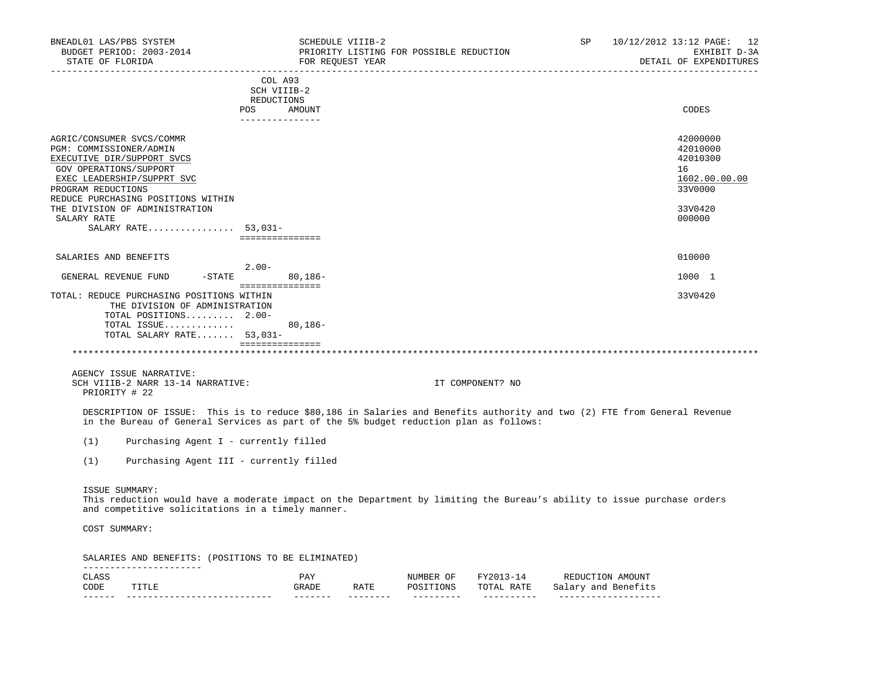BNEADL01 LAS/PBS SYSTEM — SCHEDULE VIIIB-2 — SP 10/12/2012 13:12
BUDGET PERIOD: 2003-2014 — PRIORITY LISTING FOR POSSIBLE REDUCTION — EXHIBIT D-3A
STATE OF FLORIDA — FOR REQUEST YEAR — DETAIL OF EXPENDITURES

| | COL A93 SCH VIIIB-2 REDUCTIONS POS | AMOUNT | CODES |
|---|---|---|---|
| AGRIC/CONSUMER SVCS/COMMR | | | 42000000 |
| PGM: COMMISSIONER/ADMIN | | | 42010000 |
| EXECUTIVE DIR/SUPPORT SVCS | | | 42010300 |
| GOV OPERATIONS/SUPPORT | | | 16 |
| EXEC LEADERSHIP/SUPPRT SVC | | | 1602.00.00.00 |
| PROGRAM REDUCTIONS | | | 33V0000 |
| REDUCE PURCHASING POSITIONS WITHIN THE DIVISION OF ADMINISTRATION | | | 33V0420 |
| SALARY RATE | | | 000000 |
| SALARY RATE................ | 53,031- | | |
| SALARIES AND BENEFITS | | | 010000 |
| GENERAL REVENUE FUND -STATE | 2.00- | 80,186- | 1000 1 |
| TOTAL: REDUCE PURCHASING POSITIONS WITHIN THE DIVISION OF ADMINISTRATION | | | 33V0420 |
| TOTAL POSITIONS......... | 2.00- | | |
| TOTAL ISSUE............. | | 80,186- | |
| TOTAL SALARY RATE....... | 53,031- | | |

AGENCY ISSUE NARRATIVE:
SCH VIIIB-2 NARR 13-14 NARRATIVE: IT COMPONENT? NO
PRIORITY # 22

DESCRIPTION OF ISSUE: This is to reduce $80,186 in Salaries and Benefits authority and two (2) FTE from General Revenue in the Bureau of General Services as part of the 5% budget reduction plan as follows:

(1) Purchasing Agent I - currently filled

(1) Purchasing Agent III - currently filled

ISSUE SUMMARY:
This reduction would have a moderate impact on the Department by limiting the Bureau's ability to issue purchase orders and competitive solicitations in a timely manner.

COST SUMMARY:

SALARIES AND BENEFITS: (POSITIONS TO BE ELIMINATED)

| CLASS CODE | TITLE | PAY GRADE | RATE | NUMBER OF POSITIONS | FY2013-14 TOTAL RATE | REDUCTION AMOUNT Salary and Benefits |
|---|---|---|---|---|---|---|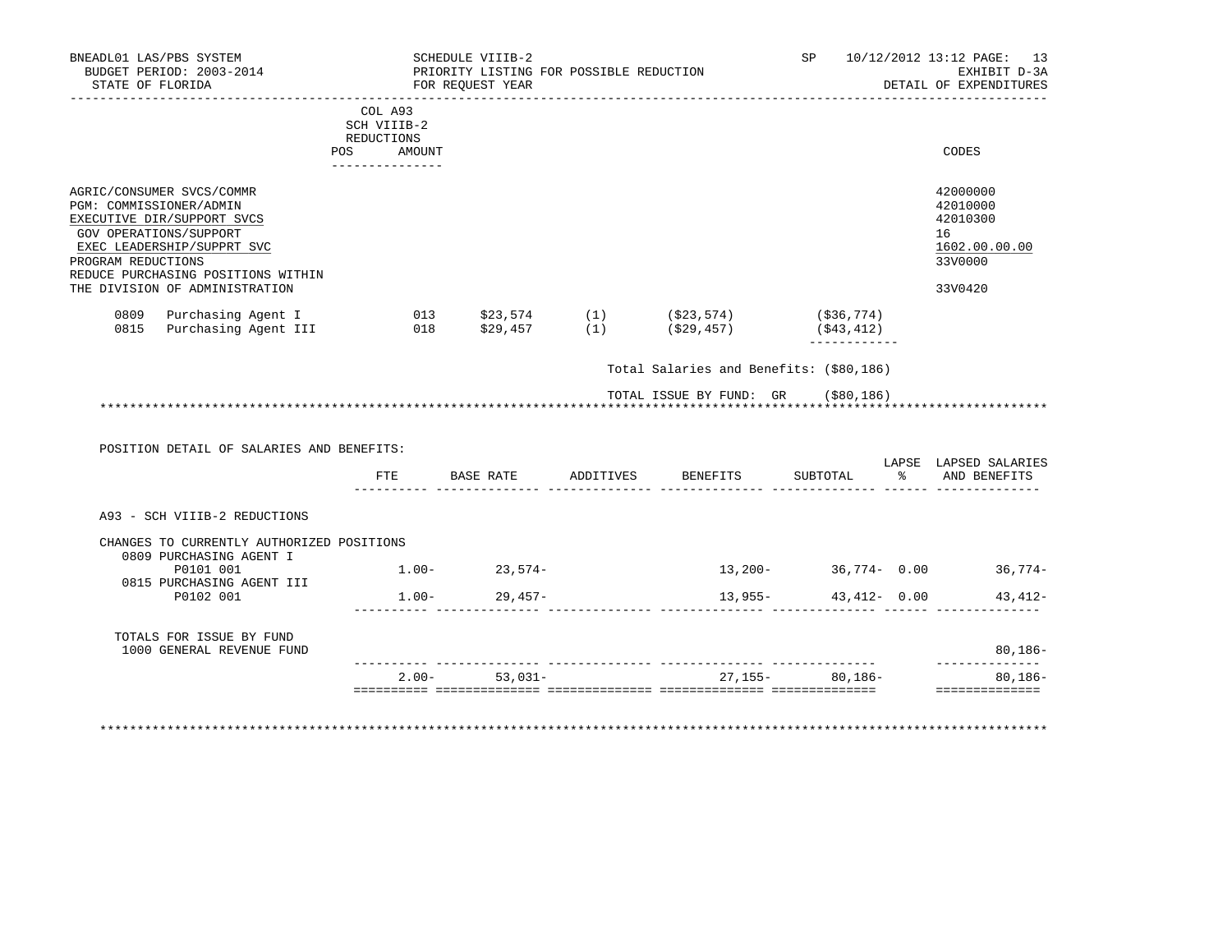BNEADL01 LAS/PBS SYSTEM | SCHEDULE VIIIB-2 | SP 10/12/2012 13:12
BUDGET PERIOD: 2003-2014 | PRIORITY LISTING FOR POSSIBLE REDUCTION | EXHIBIT D-3A
STATE OF FLORIDA | FOR REQUEST YEAR | DETAIL OF EXPENDITURES

| | COL A93 SCH VIIIB-2 REDUCTIONS POS | AMOUNT | CODES |
|---|---|---|---|
| AGRIC/CONSUMER SVCS/COMMR | | | 42000000 |
| PGM: COMMISSIONER/ADMIN | | | 42010000 |
| EXECUTIVE DIR/SUPPORT SVCS | | | 42010300 |
| GOV OPERATIONS/SUPPORT | | | 16 |
| EXEC LEADERSHIP/SUPPRT SVC | | | 1602.00.00.00 |
| PROGRAM REDUCTIONS | | | 33V0000 |
| REDUCE PURCHASING POSITIONS WITHIN THE DIVISION OF ADMINISTRATION | | | 33V0420 |

| | | | | | | |
|---|---|---|---|---|---|---|
| 0809 | Purchasing Agent I | 013 | $23,574 | (1) | ($23,574) | ($36,774) |
| 0815 | Purchasing Agent III | 018 | $29,457 | (1) | ($29,457) | ($43,412) |

Total Salaries and Benefits: ($80,186)

TOTAL ISSUE BY FUND: GR ($80,186)

POSITION DETAIL OF SALARIES AND BENEFITS:

| | FTE | BASE RATE | ADDITIVES | BENEFITS | SUBTOTAL | LAPSE % | LAPSED SALARIES AND BENEFITS |
|---|---|---|---|---|---|---|---|
| A93 - SCH VIIIB-2 REDUCTIONS | | | | | | | |
| CHANGES TO CURRENTLY AUTHORIZED POSITIONS | | | | | | | |
| 0809 PURCHASING AGENT I | | | | | | | |
| P0101 001 | 1.00- | 23,574- | | 13,200- | 36,774- | 0.00 | 36,774- |
| 0815 PURCHASING AGENT III | | | | | | | |
| P0102 001 | 1.00- | 29,457- | | 13,955- | 43,412- | 0.00 | 43,412- |
| TOTALS FOR ISSUE BY FUND | | | | | | | |
| 1000 GENERAL REVENUE FUND | | | | | | | 80,186- |
| | 2.00- | 53,031- | | 27,155- | 80,186- | | 80,186- |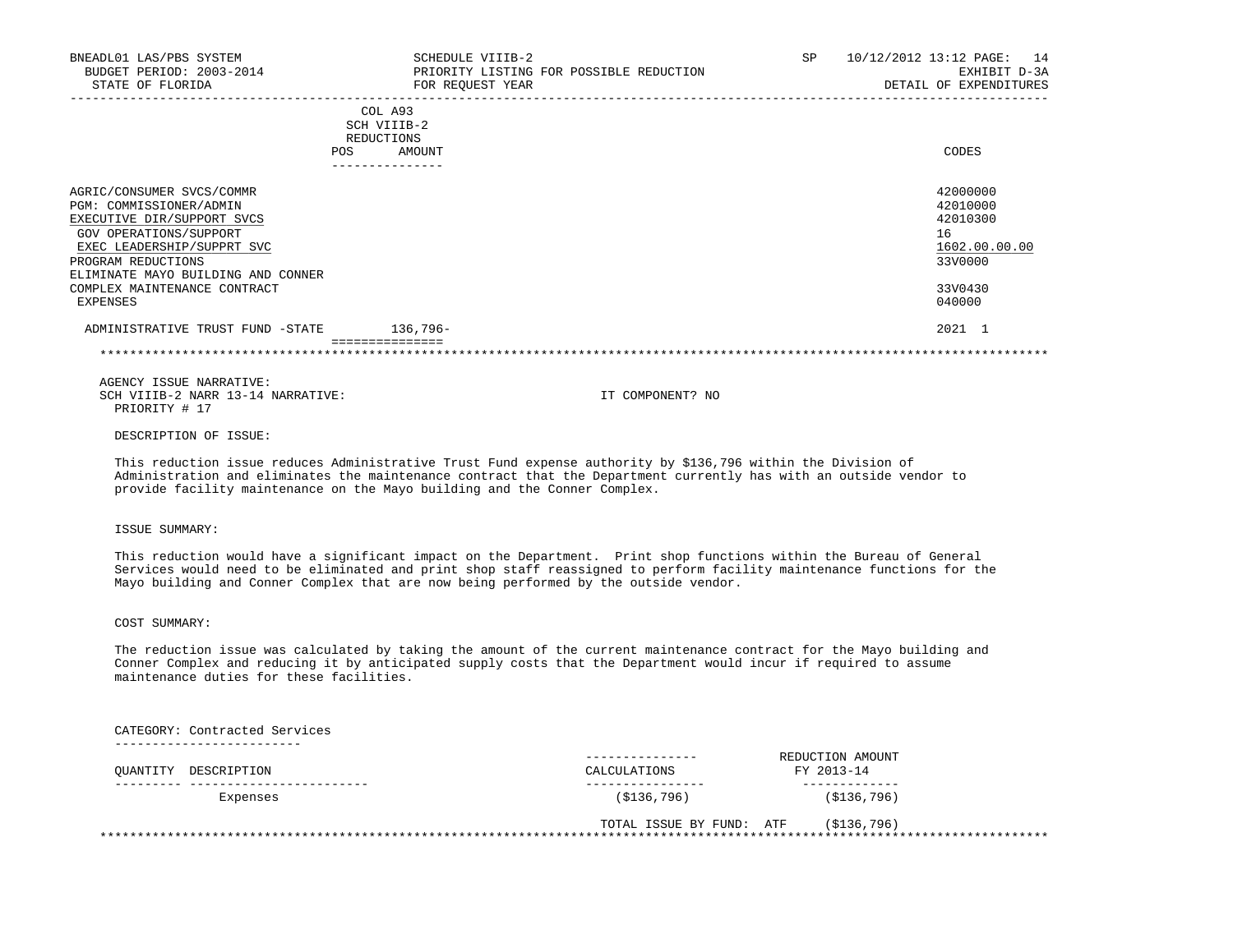BNEADL01 LAS/PBS SYSTEM — SCHEDULE VIIIB-2 — SP 10/12/2012 13:12

BUDGET PERIOD: 2003-2014 — PRIORITY LISTING FOR POSSIBLE REDUCTION — EXHIBIT D-3A

STATE OF FLORIDA — FOR REQUEST YEAR — DETAIL OF EXPENDITURES

| | COL A93 SCH VIIIB-2 REDUCTIONS POS | AMOUNT | CODES |
|---|---|---|---|
| AGRIC/CONSUMER SVCS/COMMR | | | 42000000 |
| PGM: COMMISSIONER/ADMIN | | | 42010000 |
| EXECUTIVE DIR/SUPPORT SVCS | | | 42010300 |
| GOV OPERATIONS/SUPPORT | | | 16 |
| EXEC LEADERSHIP/SUPPRT SVC | | | 1602.00.00.00 |
| PROGRAM REDUCTIONS | | | 33V0000 |
| ELIMINATE MAYO BUILDING AND CONNER COMPLEX MAINTENANCE CONTRACT | | | 33V0430 |
| EXPENSES | | | 040000 |
| ADMINISTRATIVE TRUST FUND -STATE | | 136,796- | 2021 1 |

AGENCY ISSUE NARRATIVE:

SCH VIIIB-2 NARR 13-14 NARRATIVE: IT COMPONENT? NO

PRIORITY # 17

DESCRIPTION OF ISSUE:

This reduction issue reduces Administrative Trust Fund expense authority by $136,796 within the Division of Administration and eliminates the maintenance contract that the Department currently has with an outside vendor to provide facility maintenance on the Mayo building and the Conner Complex.

ISSUE SUMMARY:

This reduction would have a significant impact on the Department. Print shop functions within the Bureau of General Services would need to be eliminated and print shop staff reassigned to perform facility maintenance functions for the Mayo building and Conner Complex that are now being performed by the outside vendor.

COST SUMMARY:

The reduction issue was calculated by taking the amount of the current maintenance contract for the Mayo building and Conner Complex and reducing it by anticipated supply costs that the Department would incur if required to assume maintenance duties for these facilities.

CATEGORY: Contracted Services

| QUANTITY | DESCRIPTION | CALCULATIONS | REDUCTION AMOUNT FY 2013-14 |
|---|---|---|---|
| | Expenses | ($136,796) | ($136,796) |
| | | TOTAL ISSUE BY FUND: ATF | ($136,796) |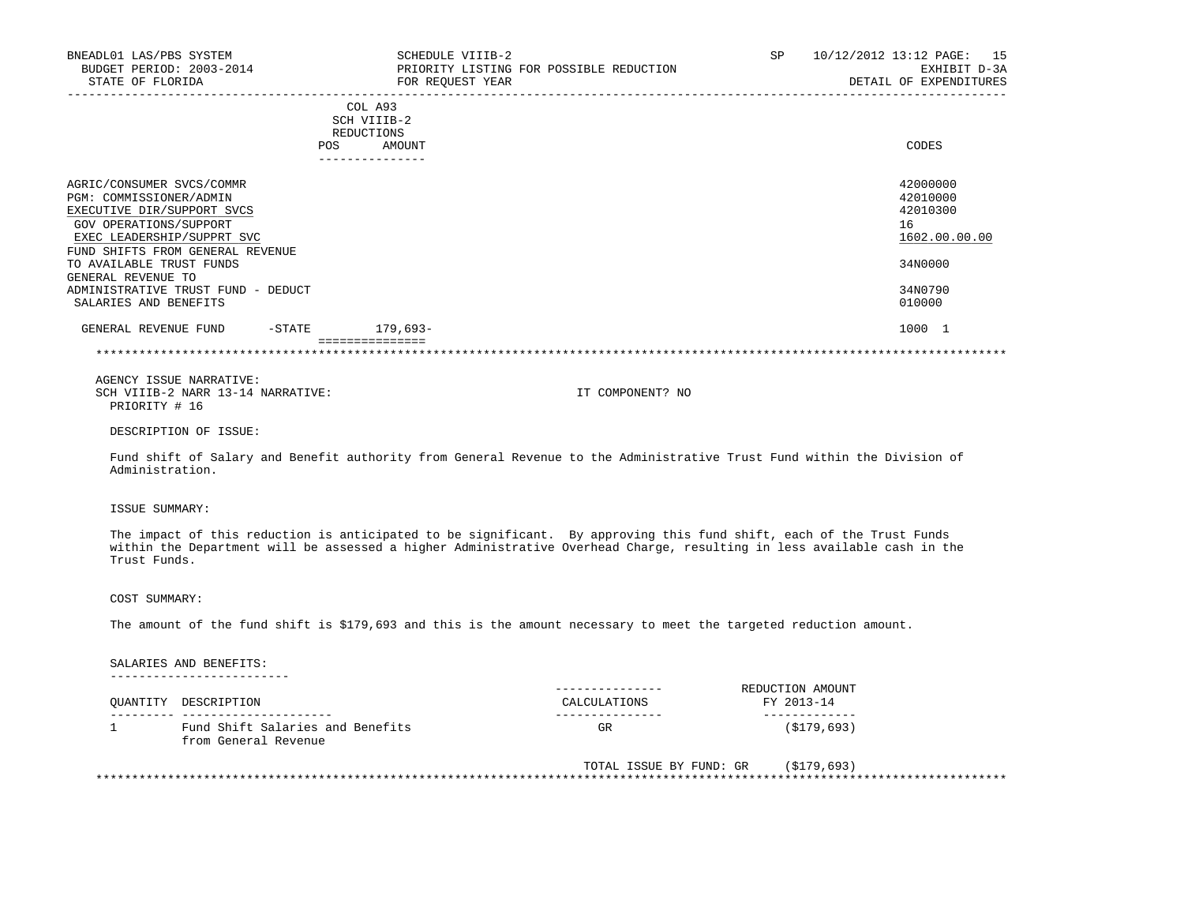BNEADL01 LAS/PBS SYSTEM | SCHEDULE VIIIB-2 | SP 10/12/2012 13:12
BUDGET PERIOD: 2003-2014 | PRIORITY LISTING FOR POSSIBLE REDUCTION | EXHIBIT D-3A
STATE OF FLORIDA | FOR REQUEST YEAR | DETAIL OF EXPENDITURES

| | COL A93 SCH VIIIB-2 REDUCTIONS POS | AMOUNT | CODES |
|---|---|---|---|
| AGRIC/CONSUMER SVCS/COMMR | | | 42000000 |
| PGM: COMMISSIONER/ADMIN | | | 42010000 |
| EXECUTIVE DIR/SUPPORT SVCS | | | 42010300 |
| GOV OPERATIONS/SUPPORT | | | 16 |
| EXEC LEADERSHIP/SUPPRT SVC | | | 1602.00.00.00 |
| FUND SHIFTS FROM GENERAL REVENUE TO AVAILABLE TRUST FUNDS | | | 34N0000 |
| GENERAL REVENUE TO ADMINISTRATIVE TRUST FUND - DEDUCT | | | 34N0790 |
| SALARIES AND BENEFITS | | | 010000 |
| GENERAL REVENUE FUND -STATE | | 179,693- | 1000 1 |

AGENCY ISSUE NARRATIVE:
SCH VIIIB-2 NARR 13-14 NARRATIVE: IT COMPONENT? NO
PRIORITY # 16

DESCRIPTION OF ISSUE:

Fund shift of Salary and Benefit authority from General Revenue to the Administrative Trust Fund within the Division of Administration.

ISSUE SUMMARY:

The impact of this reduction is anticipated to be significant. By approving this fund shift, each of the Trust Funds within the Department will be assessed a higher Administrative Overhead Charge, resulting in less available cash in the Trust Funds.

COST SUMMARY:

The amount of the fund shift is $179,693 and this is the amount necessary to meet the targeted reduction amount.

SALARIES AND BENEFITS:

| QUANTITY | DESCRIPTION | CALCULATIONS | REDUCTION AMOUNT FY 2013-14 |
|---|---|---|---|
| 1 | Fund Shift Salaries and Benefits from General Revenue | GR | ($179,693) |
| | | TOTAL ISSUE BY FUND: GR | ($179,693) |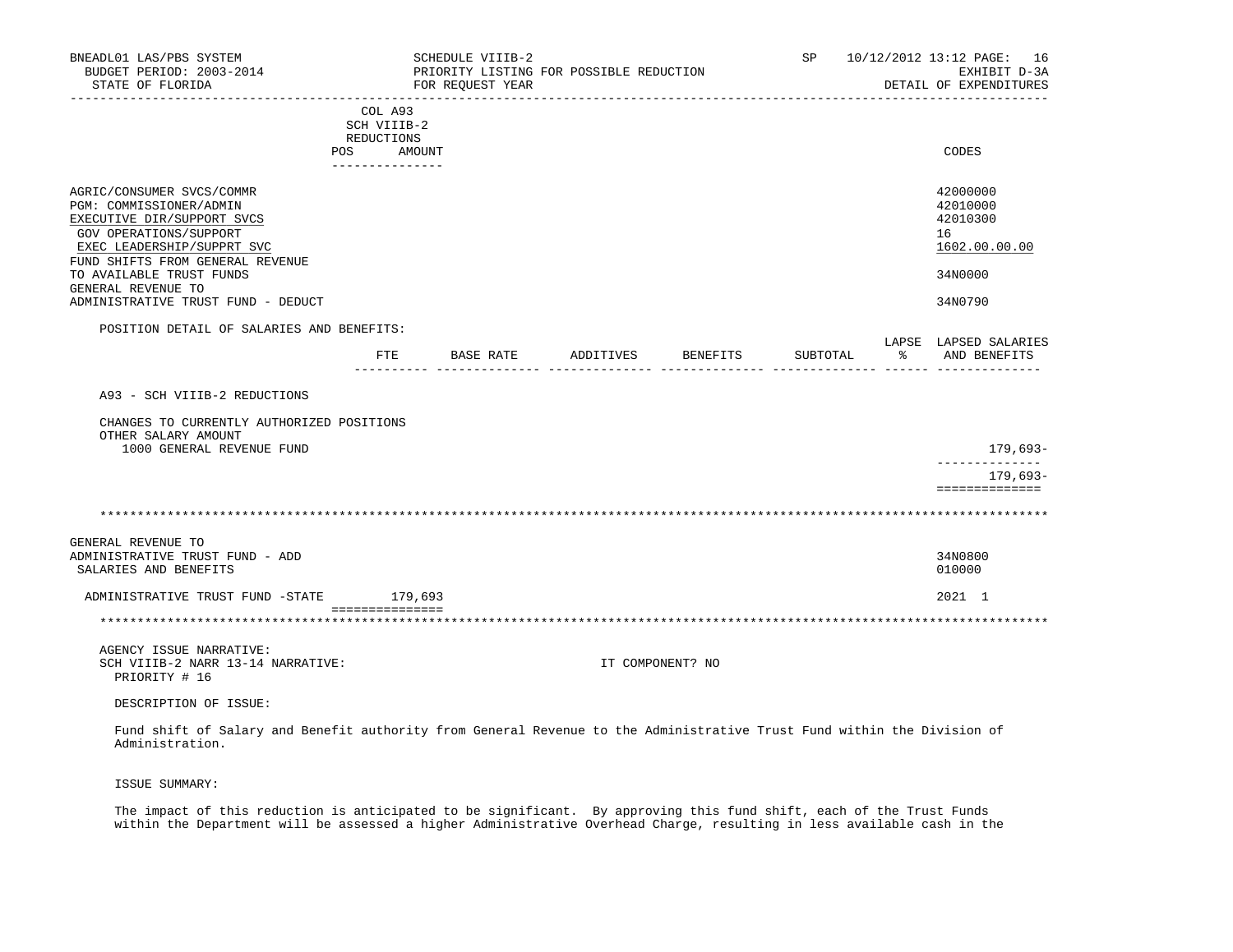COL A93 SCH VIIIB-2 REDUCTIONS

| | POS | AMOUNT | CODES |
|---|---|---|---|
| AGRIC/CONSUMER SVCS/COMMR | | | 42000000 |
| PGM: COMMISSIONER/ADMIN | | | 42010000 |
| EXECUTIVE DIR/SUPPORT SVCS | | | 42010300 |
| GOV OPERATIONS/SUPPORT | | | 16 |
| EXEC LEADERSHIP/SUPPRT SVC | | | 1602.00.00.00 |
| FUND SHIFTS FROM GENERAL REVENUE TO AVAILABLE TRUST FUNDS | | | 34N0000 |
| GENERAL REVENUE TO ADMINISTRATIVE TRUST FUND - DEDUCT | | | 34N0790 |

POSITION DETAIL OF SALARIES AND BENEFITS:

| | FTE | BASE RATE | ADDITIVES | BENEFITS | SUBTOTAL | LAPSE % | LAPSED SALARIES AND BENEFITS |
|---|---|---|---|---|---|---|---|
| A93 - SCH VIIIB-2 REDUCTIONS | | | | | | | |
| CHANGES TO CURRENTLY AUTHORIZED POSITIONS | | | | | | | |
| OTHER SALARY AMOUNT | | | | | | | |
| 1000 GENERAL REVENUE FUND | | | | | | | 179,693- |
| | | | | | | | 179,693- |

***

| | POS | AMOUNT | CODES |
|---|---|---|---|
| GENERAL REVENUE TO ADMINISTRATIVE TRUST FUND - ADD | | | 34N0800 |
| SALARIES AND BENEFITS | | | 010000 |
| ADMINISTRATIVE TRUST FUND -STATE | | 179,693 | 2021 1 |

***

AGENCY ISSUE NARRATIVE:

SCH VIIIB-2 NARR 13-14 NARRATIVE: IT COMPONENT? NO

PRIORITY # 16

DESCRIPTION OF ISSUE:

Fund shift of Salary and Benefit authority from General Revenue to the Administrative Trust Fund within the Division of Administration.

ISSUE SUMMARY:

The impact of this reduction is anticipated to be significant. By approving this fund shift, each of the Trust Funds within the Department will be assessed a higher Administrative Overhead Charge, resulting in less available cash in the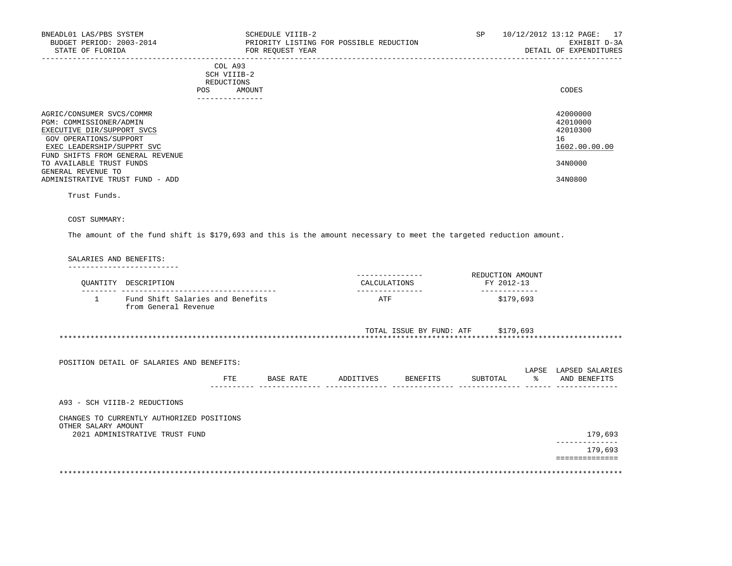| | COL A93 SCH VIIIB-2 REDUCTIONS POS AMOUNT | CODES |
|---|---|---|
| AGRIC/CONSUMER SVCS/COMMR | | 42000000 |
| PGM: COMMISSIONER/ADMIN | | 42010000 |
| EXECUTIVE DIR/SUPPORT SVCS | | 42010300 |
| GOV OPERATIONS/SUPPORT | | 16 |
| EXEC LEADERSHIP/SUPPRT SVC | | 1602.00.00.00 |
| FUND SHIFTS FROM GENERAL REVENUE TO AVAILABLE TRUST FUNDS | | 34N0000 |
| GENERAL REVENUE TO ADMINISTRATIVE TRUST FUND - ADD | | 34N0800 |

Trust Funds.

COST SUMMARY:

The amount of the fund shift is $179,693 and this is the amount necessary to meet the targeted reduction amount.

SALARIES AND BENEFITS:

| QUANTITY | DESCRIPTION | CALCULATIONS | REDUCTION AMOUNT FY 2012-13 |
|---|---|---|---|
| 1 | Fund Shift Salaries and Benefits from General Revenue | ATF | $179,693 |
| | | TOTAL ISSUE BY FUND: ATF | $179,693 |

POSITION DETAIL OF SALARIES AND BENEFITS:

| | FTE | BASE RATE | ADDITIVES | BENEFITS | SUBTOTAL | LAPSE % | LAPSED SALARIES AND BENEFITS |
|---|---|---|---|---|---|---|---|
| A93 - SCH VIIIB-2 REDUCTIONS | | | | | | | |
| CHANGES TO CURRENTLY AUTHORIZED POSITIONS | | | | | | | |
| OTHER SALARY AMOUNT | | | | | | | |
| 2021 ADMINISTRATIVE TRUST FUND | | | | | | | 179,693 |
| | | | | | | | 179,693 |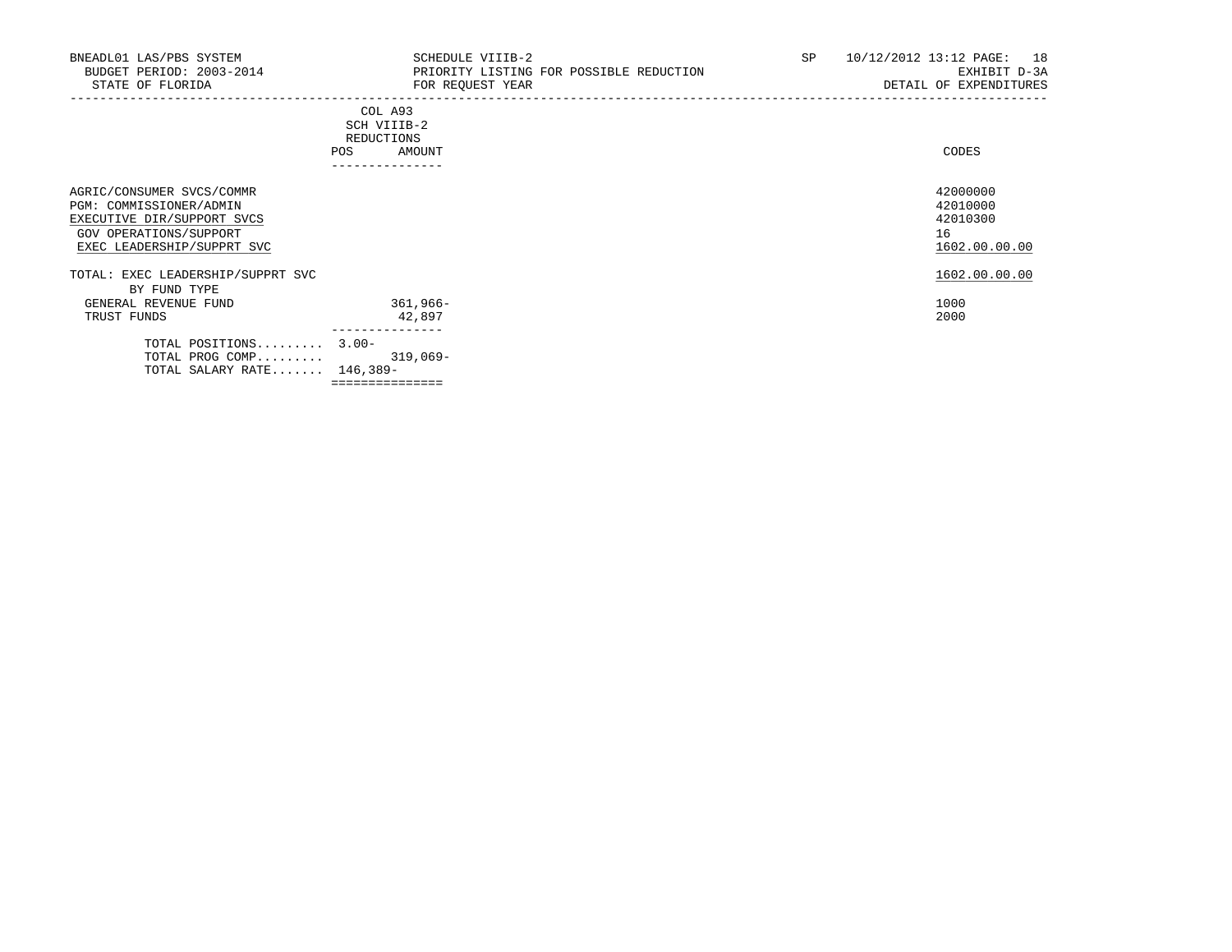BNEADL01 LAS/PBS SYSTEM
BUDGET PERIOD: 2003-2014
STATE OF FLORIDA

SCHEDULE VIIIB-2
PRIORITY LISTING FOR POSSIBLE REDUCTION
FOR REQUEST YEAR

SP 10/12/2012 13:12
EXHIBIT D-3A
DETAIL OF EXPENDITURES

| | COL A93 SCH VIIIB-2 REDUCTIONS POS | AMOUNT | CODES |
|---|---|---|---|
| AGRIC/CONSUMER SVCS/COMMR | | | 42000000 |
| PGM: COMMISSIONER/ADMIN | | | 42010000 |
| EXECUTIVE DIR/SUPPORT SVCS | | | 42010300 |
| GOV OPERATIONS/SUPPORT | | | 16 |
| EXEC LEADERSHIP/SUPPRT SVC | | | 1602.00.00.00 |
| TOTAL: EXEC LEADERSHIP/SUPPRT SVC | | | 1602.00.00.00 |
| BY FUND TYPE | | | |
| GENERAL REVENUE FUND | | 361,966- | 1000 |
| TRUST FUNDS | | 42,897 | 2000 |
| TOTAL POSITIONS......... | 3.00- | | |
| TOTAL PROG COMP......... | | 319,069- | |
| TOTAL SALARY RATE....... | 146,389- | | |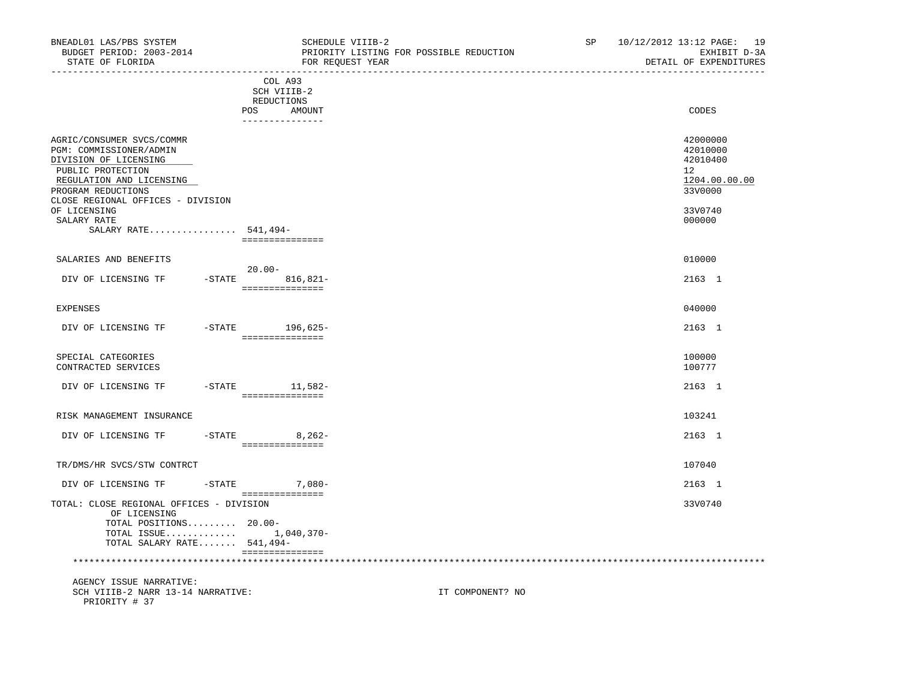BNEADL01 LAS/PBS SYSTEM | SCHEDULE VIIIB-2 | SP 10/12/2012 13:12
BUDGET PERIOD: 2003-2014 | PRIORITY LISTING FOR POSSIBLE REDUCTION | EXHIBIT D-3A
STATE OF FLORIDA | FOR REQUEST YEAR | DETAIL OF EXPENDITURES

| | COL A93 SCH VIIIB-2 REDUCTIONS POS | AMOUNT | CODES |
|---|---|---|---|
| AGRIC/CONSUMER SVCS/COMMR | | | 42000000 |
| PGM: COMMISSIONER/ADMIN | | | 42010000 |
| DIVISION OF LICENSING | | | 42010400 |
| PUBLIC PROTECTION | | | 12 |
| REGULATION AND LICENSING | | | 1204.00.00.00 |
| PROGRAM REDUCTIONS | | | 33V0000 |
| CLOSE REGIONAL OFFICES - DIVISION OF LICENSING | | | 33V0740 |
| SALARY RATE | | | 000000 |
| SALARY RATE................ | 541,494- | | |
| SALARIES AND BENEFITS | | | 010000 |
| DIV OF LICENSING TF -STATE | 20.00- | 816,821- | 2163 1 |
| EXPENSES | | | 040000 |
| DIV OF LICENSING TF -STATE | | 196,625- | 2163 1 |
| SPECIAL CATEGORIES | | | 100000 |
| CONTRACTED SERVICES | | | 100777 |
| DIV OF LICENSING TF -STATE | | 11,582- | 2163 1 |
| RISK MANAGEMENT INSURANCE | | | 103241 |
| DIV OF LICENSING TF -STATE | | 8,262- | 2163 1 |
| TR/DMS/HR SVCS/STW CONTRCT | | | 107040 |
| DIV OF LICENSING TF -STATE | | 7,080- | 2163 1 |
| TOTAL: CLOSE REGIONAL OFFICES - DIVISION OF LICENSING | | | 33V0740 |
| TOTAL POSITIONS......... | 20.00- | | |
| TOTAL ISSUE............. | | 1,040,370- | |
| TOTAL SALARY RATE....... | 541,494- | | |

AGENCY ISSUE NARRATIVE:
SCH VIIIB-2 NARR 13-14 NARRATIVE: IT COMPONENT? NO
PRIORITY # 37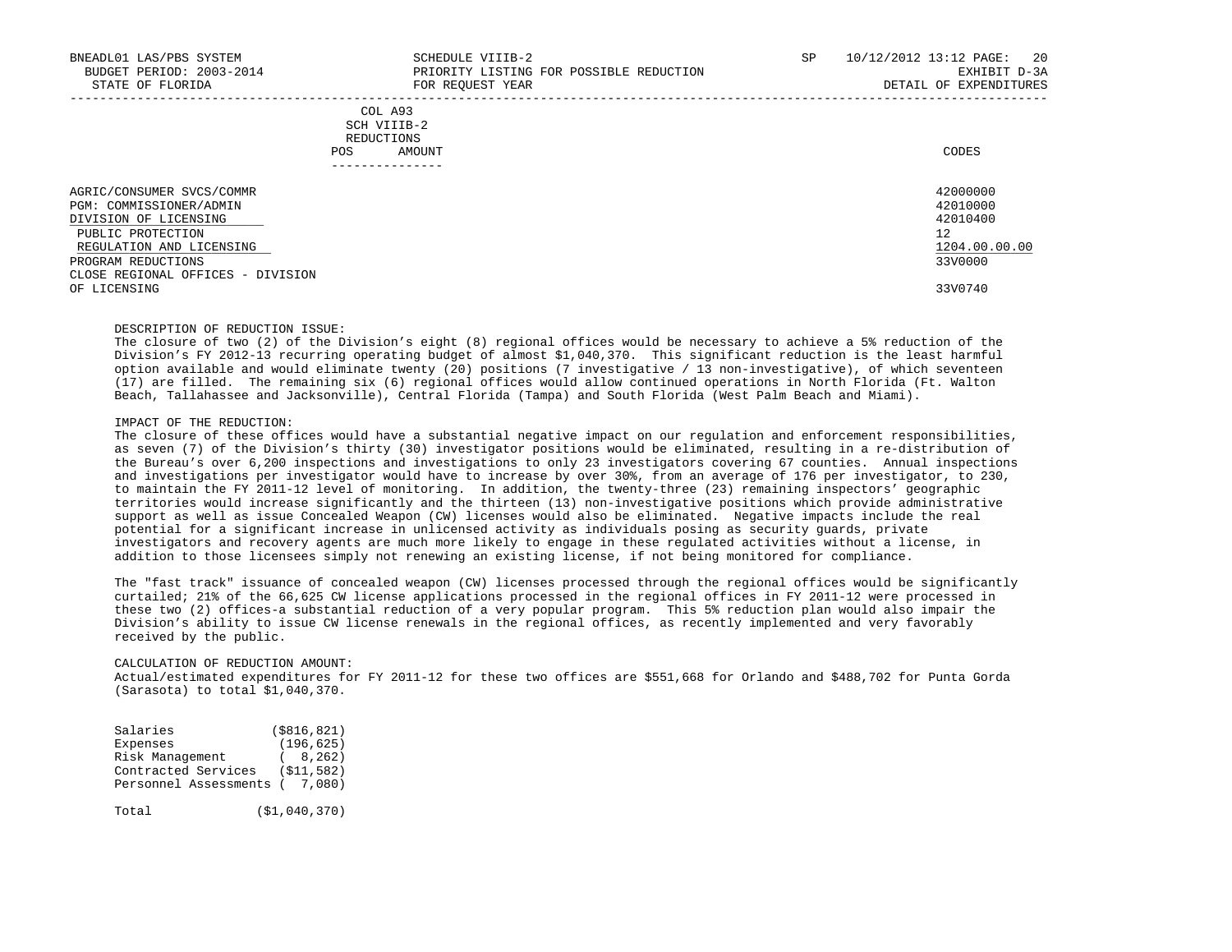COL A93
SCH VIIIB-2
REDUCTIONS

| | POS | AMOUNT | CODES |
|---|---|---|---|
| AGRIC/CONSUMER SVCS/COMMR | | | 42000000 |
| PGM: COMMISSIONER/ADMIN | | | 42010000 |
| DIVISION OF LICENSING | | | 42010400 |
| PUBLIC PROTECTION | | | 12 |
| REGULATION AND LICENSING | | | 1204.00.00.00 |
| PROGRAM REDUCTIONS | | | 33V0000 |
| CLOSE REGIONAL OFFICES - DIVISION OF LICENSING | | | 33V0740 |

DESCRIPTION OF REDUCTION ISSUE:
The closure of two (2) of the Division’s eight (8) regional offices would be necessary to achieve a 5% reduction of the Division’s FY 2012-13 recurring operating budget of almost $1,040,370. This significant reduction is the least harmful option available and would eliminate twenty (20) positions (7 investigative / 13 non-investigative), of which seventeen (17) are filled. The remaining six (6) regional offices would allow continued operations in North Florida (Ft. Walton Beach, Tallahassee and Jacksonville), Central Florida (Tampa) and South Florida (West Palm Beach and Miami).

IMPACT OF THE REDUCTION:
The closure of these offices would have a substantial negative impact on our regulation and enforcement responsibilities, as seven (7) of the Division’s thirty (30) investigator positions would be eliminated, resulting in a re-distribution of the Bureau’s over 6,200 inspections and investigations to only 23 investigators covering 67 counties. Annual inspections and investigations per investigator would have to increase by over 30%, from an average of 176 per investigator, to 230, to maintain the FY 2011-12 level of monitoring. In addition, the twenty-three (23) remaining inspectors’ geographic territories would increase significantly and the thirteen (13) non-investigative positions which provide administrative support as well as issue Concealed Weapon (CW) licenses would also be eliminated. Negative impacts include the real potential for a significant increase in unlicensed activity as individuals posing as security guards, private investigators and recovery agents are much more likely to engage in these regulated activities without a license, in addition to those licensees simply not renewing an existing license, if not being monitored for compliance.

The "fast track" issuance of concealed weapon (CW) licenses processed through the regional offices would be significantly curtailed; 21% of the 66,625 CW license applications processed in the regional offices in FY 2011-12 were processed in these two (2) offices-a substantial reduction of a very popular program. This 5% reduction plan would also impair the Division’s ability to issue CW license renewals in the regional offices, as recently implemented and very favorably received by the public.

CALCULATION OF REDUCTION AMOUNT:
Actual/estimated expenditures for FY 2011-12 for these two offices are $551,668 for Orlando and $488,702 for Punta Gorda (Sarasota) to total $1,040,370.

| | |
|---|---|
| Salaries | ($816,821) |
| Expenses | (196,625) |
| Risk Management | ( 8,262) |
| Contracted Services | ($11,582) |
| Personnel Assessments | ( 7,080) |
| Total | ($1,040,370) |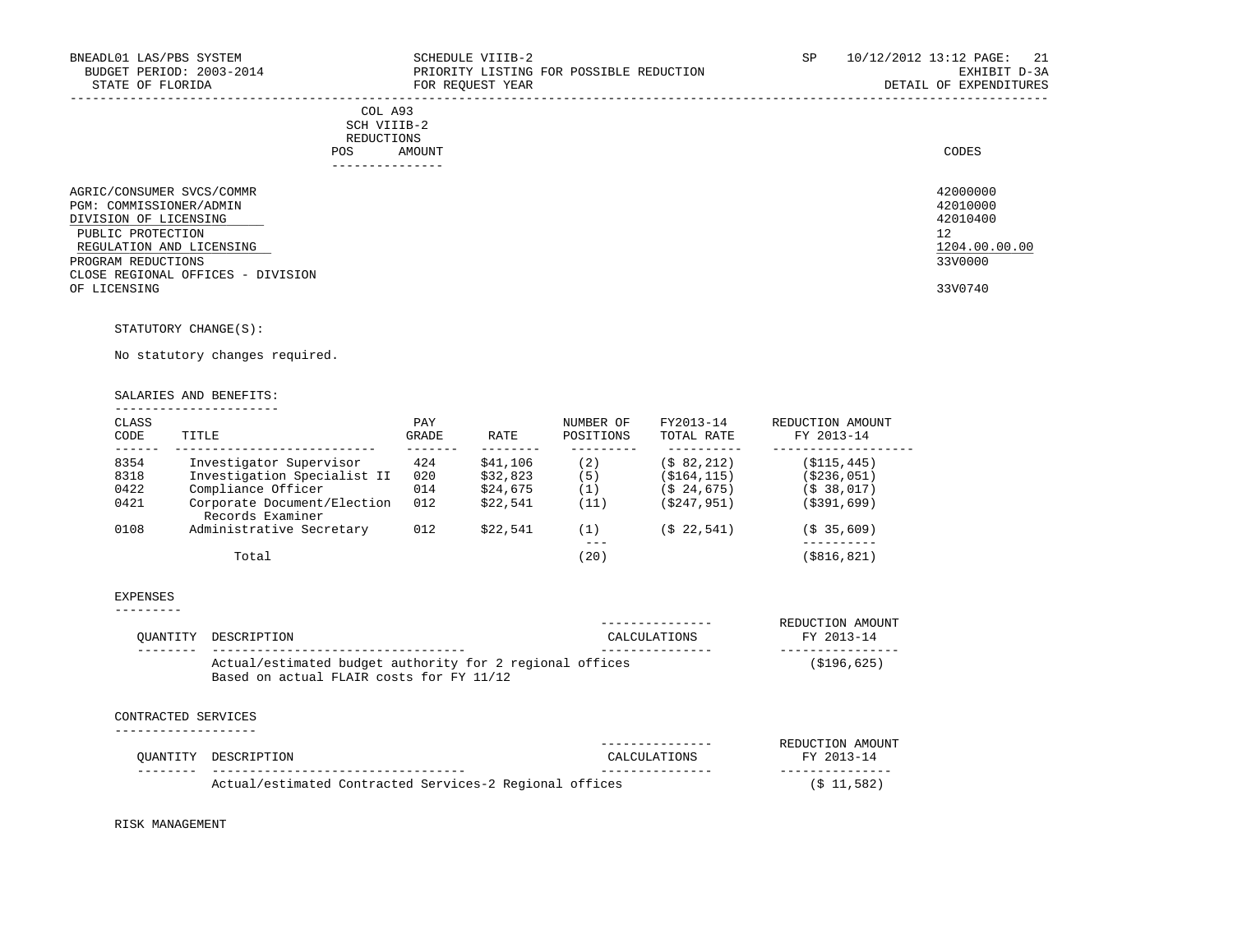COL A93
SCH VIIIB-2
REDUCTIONS
POS AMOUNT

| | CODES |
|---|---|
| AGRIC/CONSUMER SVCS/COMMR | 42000000 |
| PGM: COMMISSIONER/ADMIN | 42010000 |
| DIVISION OF LICENSING | 42010400 |
| PUBLIC PROTECTION | 12 |
| REGULATION AND LICENSING | 1204.00.00.00 |
| PROGRAM REDUCTIONS | 33V0000 |
| CLOSE REGIONAL OFFICES - DIVISION OF LICENSING | 33V0740 |

STATUTORY CHANGE(S):

No statutory changes required.

SALARIES AND BENEFITS:

| CLASS CODE | TITLE | PAY GRADE | RATE | NUMBER OF POSITIONS | FY2013-14 TOTAL RATE | REDUCTION AMOUNT FY 2013-14 |
|---|---|---|---|---|---|---|
| 8354 | Investigator Supervisor | 424 | $41,106 | (2) | ($ 82,212) | ($115,445) |
| 8318 | Investigation Specialist II | 020 | $32,823 | (5) | ($164,115) | ($236,051) |
| 0422 | Compliance Officer | 014 | $24,675 | (1) | ($ 24,675) | ($ 38,017) |
| 0421 | Corporate Document/Election Records Examiner | 012 | $22,541 | (11) | ($247,951) | ($391,699) |
| 0108 | Administrative Secretary | 012 | $22,541 | (1) | ($ 22,541) | ($ 35,609) |
| | Total | | | (20) | | ($816,821) |

EXPENSES

| QUANTITY | DESCRIPTION | CALCULATIONS | REDUCTION AMOUNT FY 2013-14 |
|---|---|---|---|
| | Actual/estimated budget authority for 2 regional offices Based on actual FLAIR costs for FY 11/12 | | ($196,625) |

CONTRACTED SERVICES

| QUANTITY | DESCRIPTION | CALCULATIONS | REDUCTION AMOUNT FY 2013-14 |
|---|---|---|---|
| | Actual/estimated Contracted Services-2 Regional offices | | ($ 11,582) |

RISK MANAGEMENT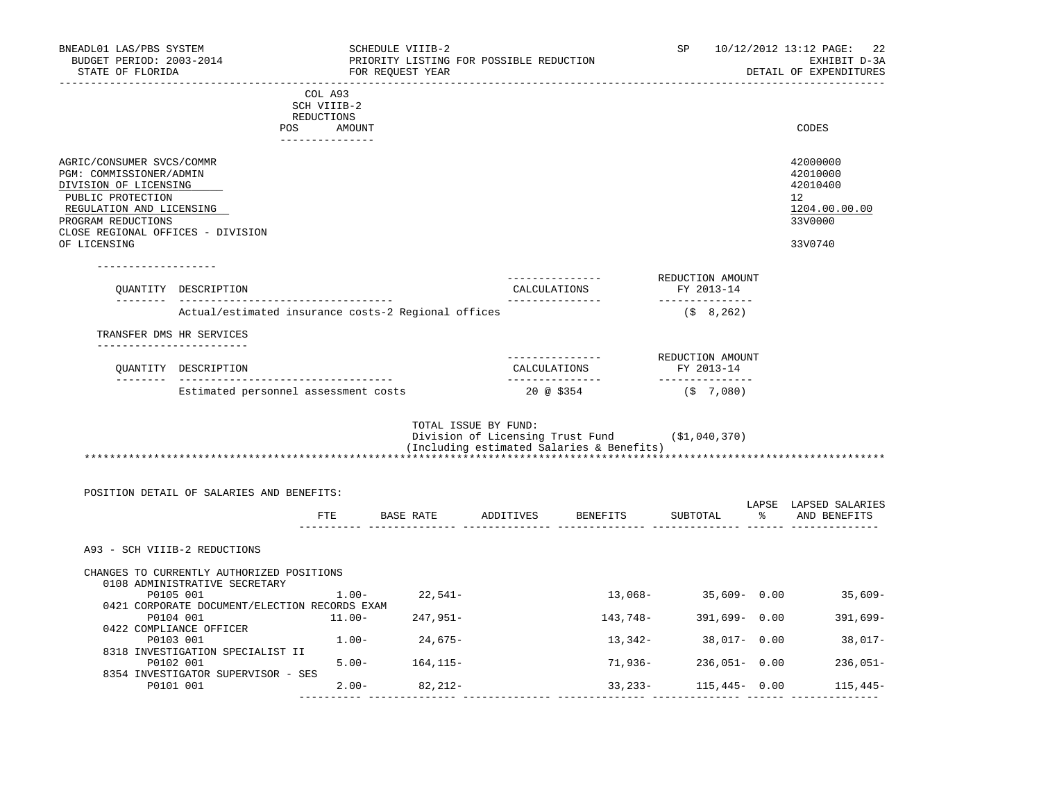| | COL A93 SCH VIIIB-2 REDUCTIONS | | |
|---|---|---|---|
| | POS | AMOUNT | CODES |

AGRIC/CONSUMER SVCS/COMMR — 42000000
PGM: COMMISSIONER/ADMIN — 42010000
DIVISION OF LICENSING — 42010400
PUBLIC PROTECTION — 12
REGULATION AND LICENSING — 1204.00.00.00
PROGRAM REDUCTIONS — 33V0000
CLOSE REGIONAL OFFICES - DIVISION OF LICENSING — 33V0740

| QUANTITY | DESCRIPTION | CALCULATIONS | REDUCTION AMOUNT FY 2013-14 |
|---|---|---|---|
| | Actual/estimated insurance costs-2 Regional offices | | ($ 8,262) |

TRANSFER DMS HR SERVICES

| QUANTITY | DESCRIPTION | CALCULATIONS | REDUCTION AMOUNT FY 2013-14 |
|---|---|---|---|
| | Estimated personnel assessment costs | 20 @ $354 | ($ 7,080) |

TOTAL ISSUE BY FUND:
Division of Licensing Trust Fund ($1,040,370)
(Including estimated Salaries & Benefits)

POSITION DETAIL OF SALARIES AND BENEFITS:

| | FTE | BASE RATE | ADDITIVES | BENEFITS | SUBTOTAL | LAPSE % | LAPSED SALARIES AND BENEFITS |
|---|---|---|---|---|---|---|---|
| A93 - SCH VIIIB-2 REDUCTIONS | | | | | | | |
| CHANGES TO CURRENTLY AUTHORIZED POSITIONS | | | | | | | |
| 0108 ADMINISTRATIVE SECRETARY | | | | | | | |
| P0105 001 | 1.00- | 22,541- | | 13,068- | 35,609- | 0.00 | 35,609- |
| 0421 CORPORATE DOCUMENT/ELECTION RECORDS EXAM | | | | | | | |
| P0104 001 | 11.00- | 247,951- | | 143,748- | 391,699- | 0.00 | 391,699- |
| 0422 COMPLIANCE OFFICER | | | | | | | |
| P0103 001 | 1.00- | 24,675- | | 13,342- | 38,017- | 0.00 | 38,017- |
| 8318 INVESTIGATION SPECIALIST II | | | | | | | |
| P0102 001 | 5.00- | 164,115- | | 71,936- | 236,051- | 0.00 | 236,051- |
| 8354 INVESTIGATOR SUPERVISOR - SES | | | | | | | |
| P0101 001 | 2.00- | 82,212- | | 33,233- | 115,445- | 0.00 | 115,445- |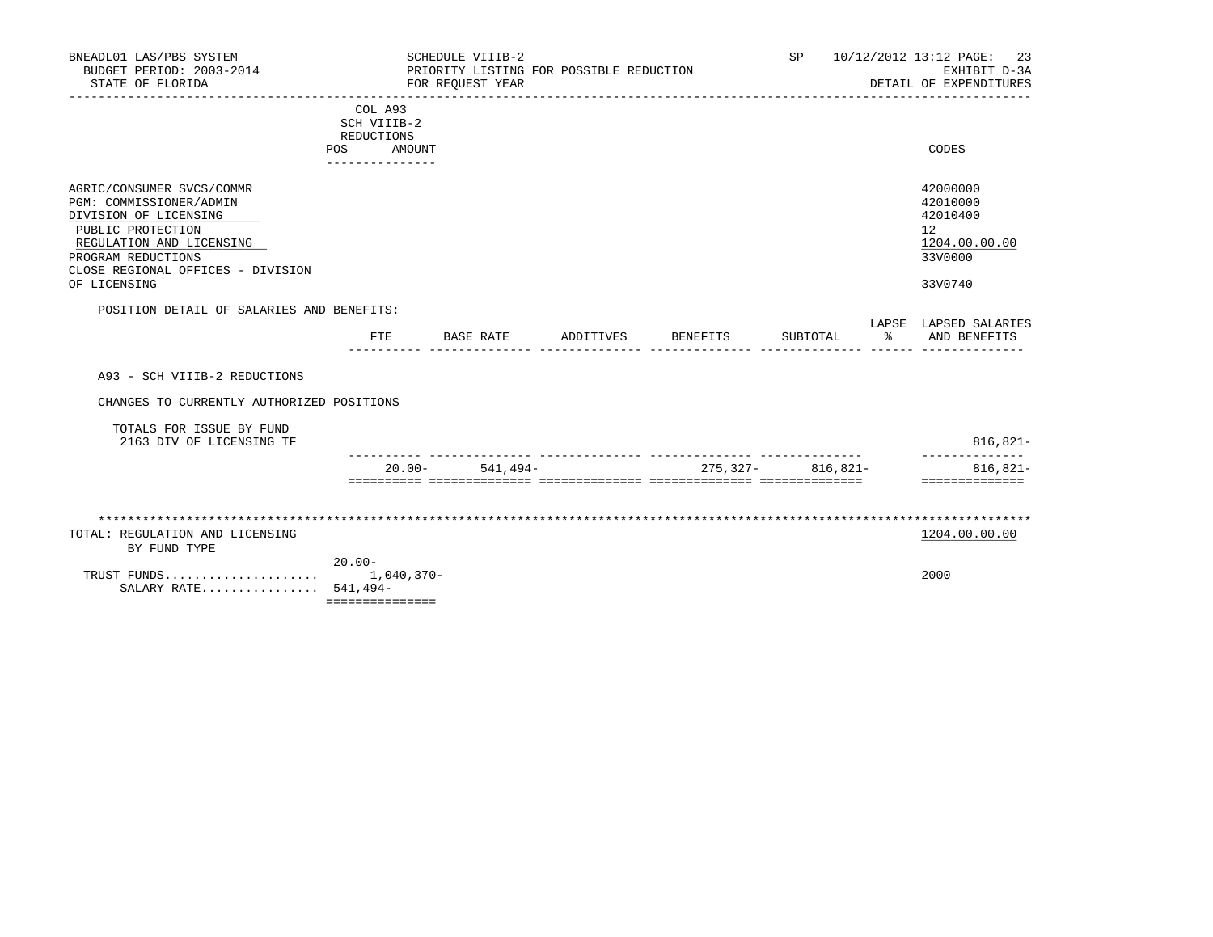BNEADL01 LAS/PBS SYSTEM
BUDGET PERIOD: 2003-2014
STATE OF FLORIDA

SCHEDULE VIIIB-2
PRIORITY LISTING FOR POSSIBLE REDUCTION
FOR REQUEST YEAR

SP 10/12/2012 13:12 PAGE: 23
EXHIBIT D-3A
DETAIL OF EXPENDITURES

| | COL A93 SCH VIIIB-2 REDUCTIONS POS AMOUNT | CODES |
|---|---|---|
| AGRIC/CONSUMER SVCS/COMMR | | 42000000 |
| PGM: COMMISSIONER/ADMIN | | 42010000 |
| DIVISION OF LICENSING | | 42010400 |
| PUBLIC PROTECTION | | 12 |
| REGULATION AND LICENSING | | 1204.00.00.00 |
| PROGRAM REDUCTIONS | | 33V0000 |
| CLOSE REGIONAL OFFICES - DIVISION OF LICENSING | | 33V0740 |

POSITION DETAIL OF SALARIES AND BENEFITS:

| | FTE | BASE RATE | ADDITIVES | BENEFITS | SUBTOTAL | LAPSE % | LAPSED SALARIES AND BENEFITS |
|---|---|---|---|---|---|---|---|
| A93 - SCH VIIIB-2 REDUCTIONS | | | | | | | |
| CHANGES TO CURRENTLY AUTHORIZED POSITIONS | | | | | | | |
| TOTALS FOR ISSUE BY FUND | | | | | | | |
| 2163 DIV OF LICENSING TF | | | | | | | 816,821- |
| | 20.00- | 541,494- | | 275,327- | 816,821- | | 816,821- |

| TOTAL: REGULATION AND LICENSING BY FUND TYPE | | 1204.00.00.00 |
|---|---|---|
| | 20.00- | |
| TRUST FUNDS...................... | 1,040,370- | 2000 |
| SALARY RATE................ | 541,494- | |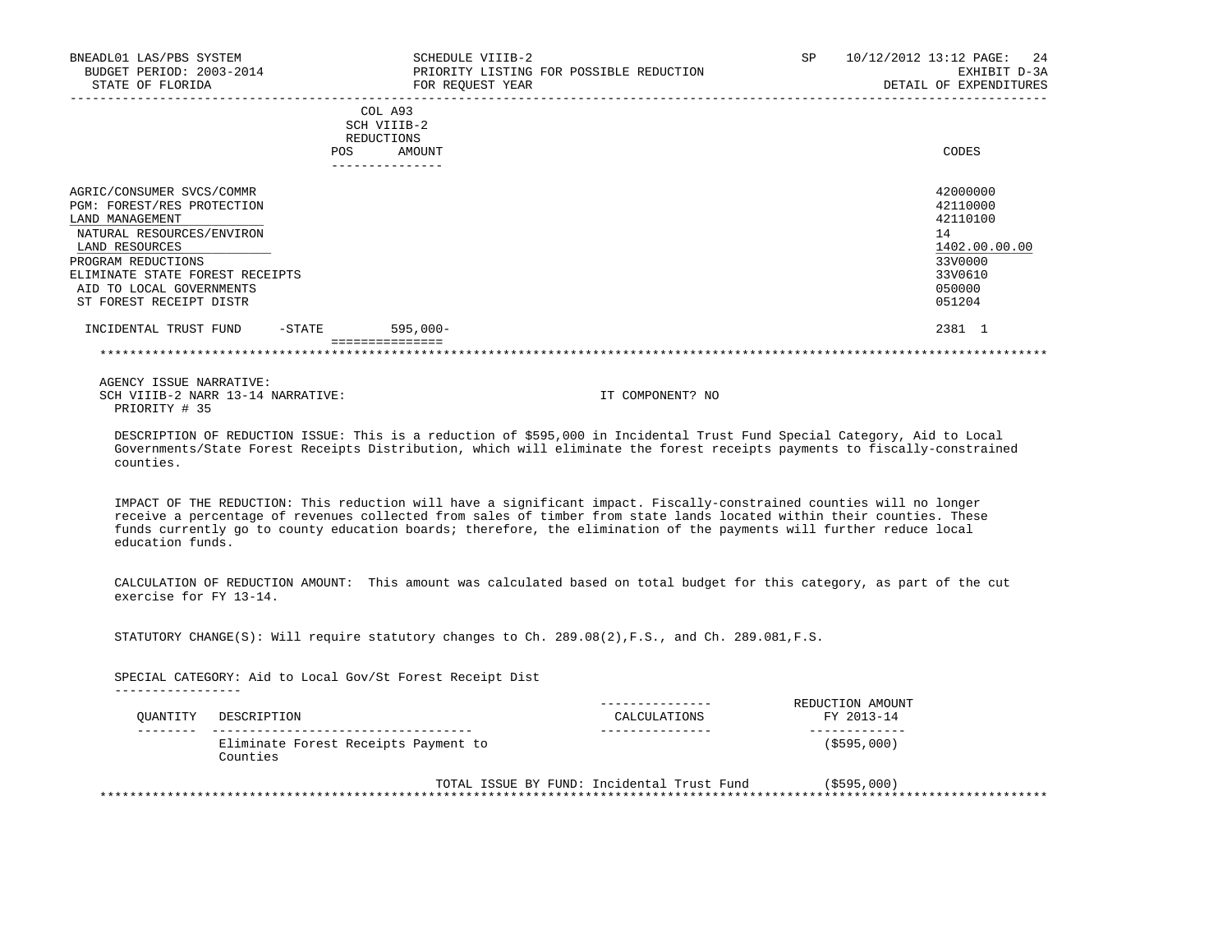BNEADL01 LAS/PBS SYSTEM
BUDGET PERIOD: 2003-2014
STATE OF FLORIDA

SCHEDULE VIIIB-2
PRIORITY LISTING FOR POSSIBLE REDUCTION
FOR REQUEST YEAR

SP 10/12/2012 13:12
EXHIBIT D-3A
DETAIL OF EXPENDITURES

| | COL A93 SCH VIIIB-2 REDUCTIONS POS | AMOUNT | CODES |
|---|---|---|---|
| AGRIC/CONSUMER SVCS/COMMR | | | 42000000 |
| PGM: FOREST/RES PROTECTION | | | 42110000 |
| LAND MANAGEMENT | | | 42110100 |
| NATURAL RESOURCES/ENVIRON | | | 14 |
| LAND RESOURCES | | | 1402.00.00.00 |
| PROGRAM REDUCTIONS | | | 33V0000 |
| ELIMINATE STATE FOREST RECEIPTS | | | 33V0610 |
| AID TO LOCAL GOVERNMENTS | | | 050000 |
| ST FOREST RECEIPT DISTR | | | 051204 |
| INCIDENTAL TRUST FUND -STATE | | 595,000- | 2381 1 |

AGENCY ISSUE NARRATIVE:
SCH VIIIB-2 NARR 13-14 NARRATIVE: IT COMPONENT? NO
PRIORITY # 35

DESCRIPTION OF REDUCTION ISSUE: This is a reduction of $595,000 in Incidental Trust Fund Special Category, Aid to Local Governments/State Forest Receipts Distribution, which will eliminate the forest receipts payments to fiscally-constrained counties.

IMPACT OF THE REDUCTION: This reduction will have a significant impact. Fiscally-constrained counties will no longer receive a percentage of revenues collected from sales of timber from state lands located within their counties. These funds currently go to county education boards; therefore, the elimination of the payments will further reduce local education funds.

CALCULATION OF REDUCTION AMOUNT: This amount was calculated based on total budget for this category, as part of the cut exercise for FY 13-14.

STATUTORY CHANGE(S): Will require statutory changes to Ch. 289.08(2),F.S., and Ch. 289.081,F.S.

SPECIAL CATEGORY: Aid to Local Gov/St Forest Receipt Dist

| QUANTITY | DESCRIPTION | CALCULATIONS | REDUCTION AMOUNT FY 2013-14 |
|---|---|---|---|
| | Eliminate Forest Receipts Payment to Counties | | ($595,000) |
| | | TOTAL ISSUE BY FUND: Incidental Trust Fund | ($595,000) |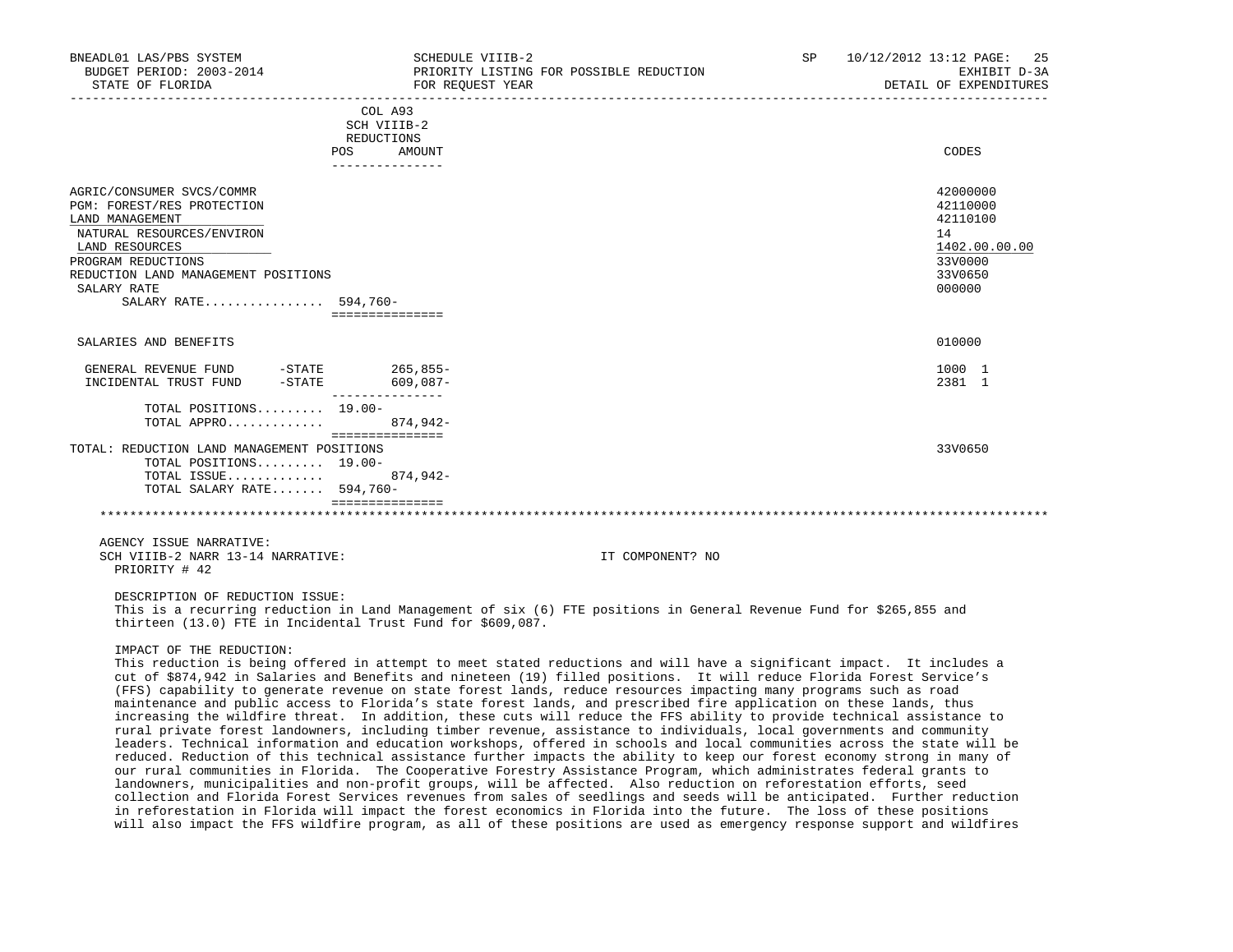BNEADL01 LAS/PBS SYSTEM | SCHEDULE VIIIB-2 | SP 10/12/2012 13:12
BUDGET PERIOD: 2003-2014 | PRIORITY LISTING FOR POSSIBLE REDUCTION | EXHIBIT D-3A
STATE OF FLORIDA | FOR REQUEST YEAR | DETAIL OF EXPENDITURES

| | COL A93 SCH VIIIB-2 REDUCTIONS POS | AMOUNT | CODES |
|---|---|---|---|
| AGRIC/CONSUMER SVCS/COMMR | | | 42000000 |
| PGM: FOREST/RES PROTECTION | | | 42110000 |
| LAND MANAGEMENT | | | 42110100 |
| NATURAL RESOURCES/ENVIRON | | | 14 |
| LAND RESOURCES | | | 1402.00.00.00 |
| PROGRAM REDUCTIONS | | | 33V0000 |
| REDUCTION LAND MANAGEMENT POSITIONS | | | 33V0650 |
| SALARY RATE | | | 000000 |
| SALARY RATE................ | 594,760- | | |
| SALARIES AND BENEFITS | | | 010000 |
| GENERAL REVENUE FUND -STATE | | 265,855- | 1000 1 |
| INCIDENTAL TRUST FUND -STATE | | 609,087- | 2381 1 |
| TOTAL POSITIONS......... | 19.00- | | |
| TOTAL APPRO............. | | 874,942- | |
| TOTAL: REDUCTION LAND MANAGEMENT POSITIONS | | | 33V0650 |
| TOTAL POSITIONS......... | 19.00- | | |
| TOTAL ISSUE............. | | 874,942- | |
| TOTAL SALARY RATE....... | 594,760- | | |

AGENCY ISSUE NARRATIVE:
SCH VIIIB-2 NARR 13-14 NARRATIVE: IT COMPONENT? NO
PRIORITY # 42

DESCRIPTION OF REDUCTION ISSUE:
This is a recurring reduction in Land Management of six (6) FTE positions in General Revenue Fund for $265,855 and thirteen (13.0) FTE in Incidental Trust Fund for $609,087.

IMPACT OF THE REDUCTION:
This reduction is being offered in attempt to meet stated reductions and will have a significant impact. It includes a cut of $874,942 in Salaries and Benefits and nineteen (19) filled positions. It will reduce Florida Forest Service's (FFS) capability to generate revenue on state forest lands, reduce resources impacting many programs such as road maintenance and public access to Florida's state forest lands, and prescribed fire application on these lands, thus increasing the wildfire threat. In addition, these cuts will reduce the FFS ability to provide technical assistance to rural private forest landowners, including timber revenue, assistance to individuals, local governments and community leaders. Technical information and education workshops, offered in schools and local communities across the state will be reduced. Reduction of this technical assistance further impacts the ability to keep our forest economy strong in many of our rural communities in Florida. The Cooperative Forestry Assistance Program, which administrates federal grants to landowners, municipalities and non-profit groups, will be affected. Also reduction on reforestation efforts, seed collection and Florida Forest Services revenues from sales of seedlings and seeds will be anticipated. Further reduction in reforestation in Florida will impact the forest economics in Florida into the future. The loss of these positions will also impact the FFS wildfire program, as all of these positions are used as emergency response support and wildfires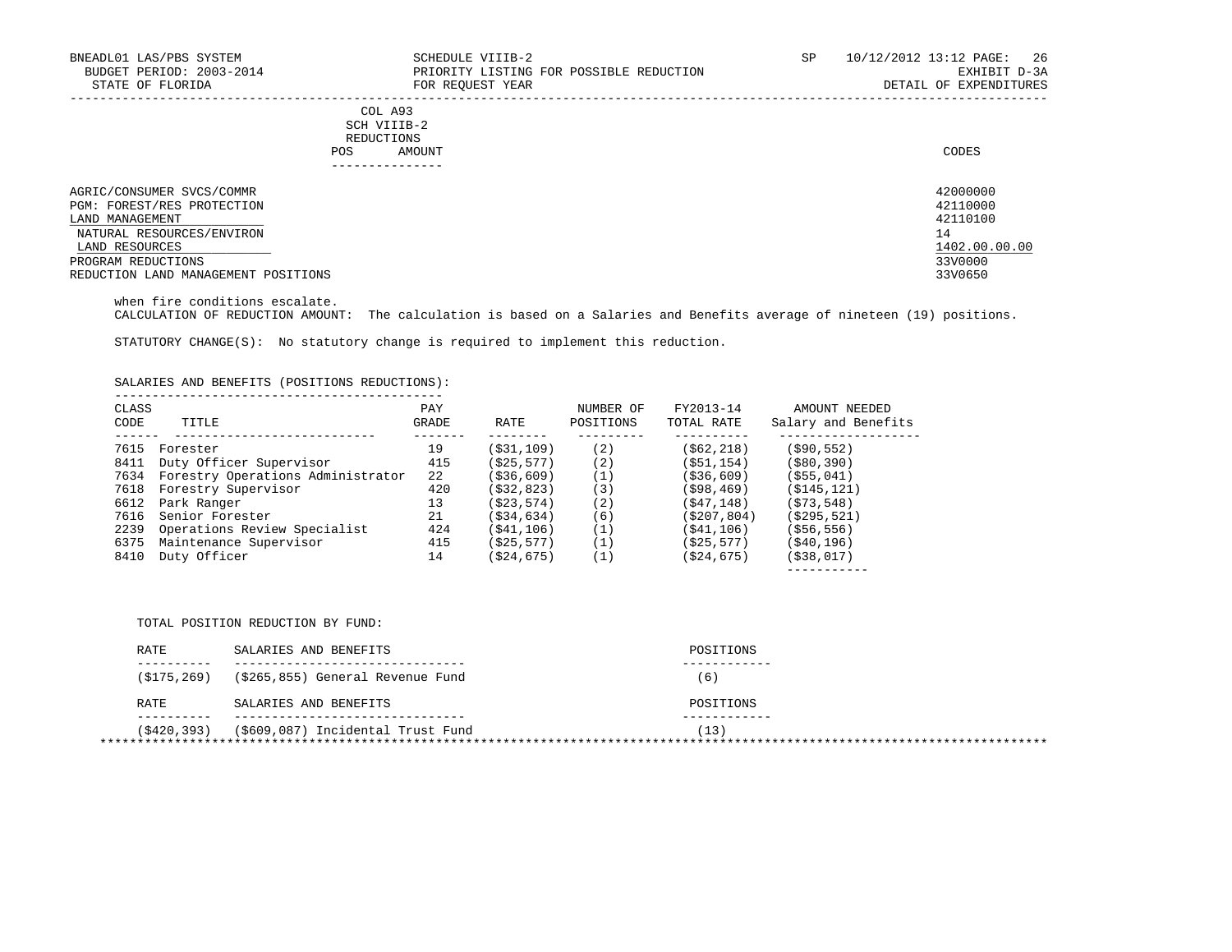| | COL A93 SCH VIIIB-2 REDUCTIONS POS | AMOUNT | CODES |
|---|---|---|---|
| AGRIC/CONSUMER SVCS/COMMR | | | 42000000 |
| PGM: FOREST/RES PROTECTION | | | 42110000 |
| LAND MANAGEMENT | | | 42110100 |
| NATURAL RESOURCES/ENVIRON | | | 14 |
| LAND RESOURCES | | | 1402.00.00.00 |
| PROGRAM REDUCTIONS | | | 33V0000 |
| REDUCTION LAND MANAGEMENT POSITIONS | | | 33V0650 |

when fire conditions escalate.

CALCULATION OF REDUCTION AMOUNT: The calculation is based on a Salaries and Benefits average of nineteen (19) positions.

STATUTORY CHANGE(S): No statutory change is required to implement this reduction.

SALARIES AND BENEFITS (POSITIONS REDUCTIONS):

| CLASS CODE | TITLE | PAY GRADE | RATE | NUMBER OF POSITIONS | FY2013-14 TOTAL RATE | AMOUNT NEEDED Salary and Benefits |
|---|---|---|---|---|---|---|
| 7615 | Forester | 19 | ($31,109) | (2) | ($62,218) | ($90,552) |
| 8411 | Duty Officer Supervisor | 415 | ($25,577) | (2) | ($51,154) | ($80,390) |
| 7634 | Forestry Operations Administrator | 22 | ($36,609) | (1) | ($36,609) | ($55,041) |
| 7618 | Forestry Supervisor | 420 | ($32,823) | (3) | ($98,469) | ($145,121) |
| 6612 | Park Ranger | 13 | ($23,574) | (2) | ($47,148) | ($73,548) |
| 7616 | Senior Forester | 21 | ($34,634) | (6) | ($207,804) | ($295,521) |
| 2239 | Operations Review Specialist | 424 | ($41,106) | (1) | ($41,106) | ($56,556) |
| 6375 | Maintenance Supervisor | 415 | ($25,577) | (1) | ($25,577) | ($40,196) |
| 8410 | Duty Officer | 14 | ($24,675) | (1) | ($24,675) | ($38,017) |

TOTAL POSITION REDUCTION BY FUND:

| RATE | SALARIES AND BENEFITS | POSITIONS |
|---|---|---|
| ($175,269) | ($265,855) General Revenue Fund | (6) |

| RATE | SALARIES AND BENEFITS | POSITIONS |
|---|---|---|
| ($420,393) | ($609,087) Incidental Trust Fund | (13) |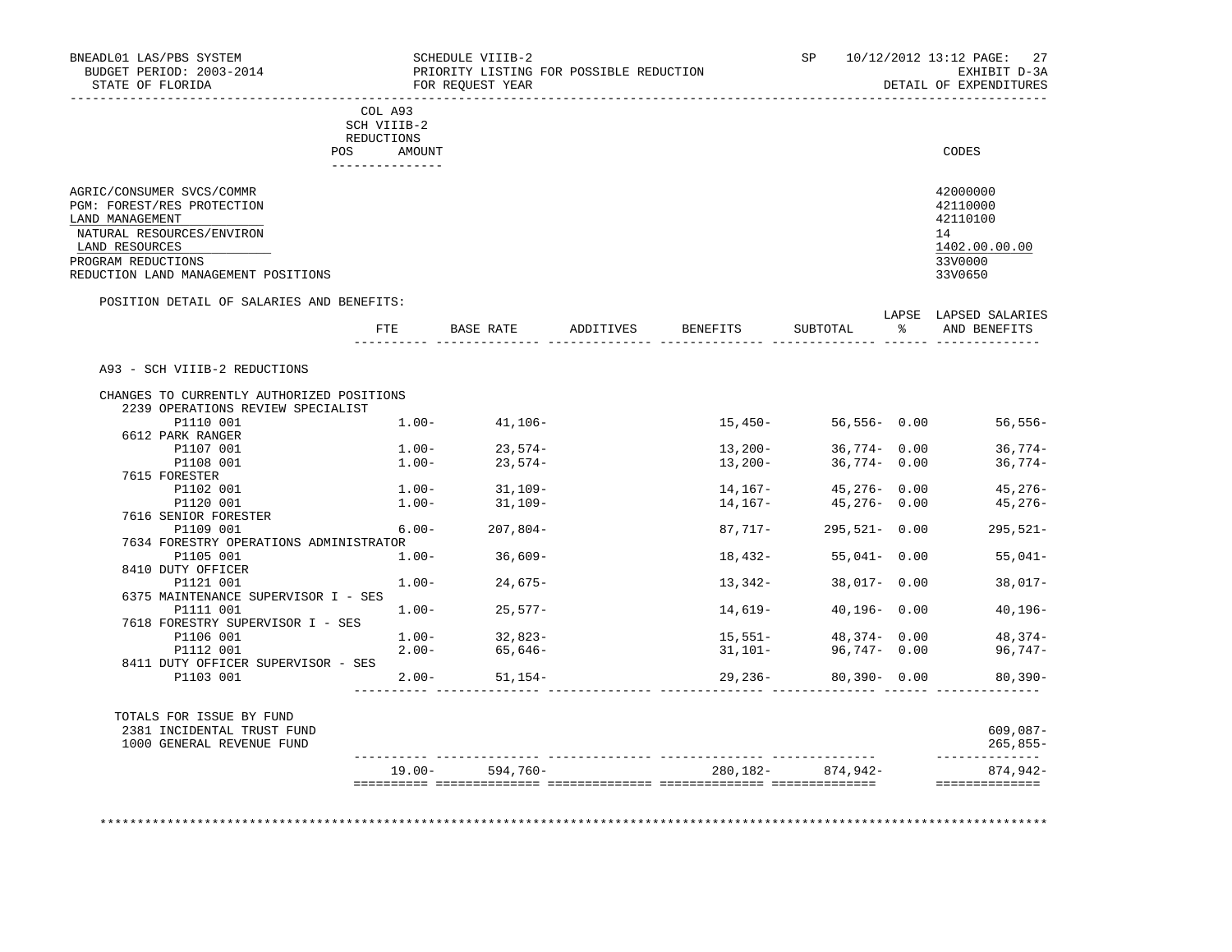BNEADL01 LAS/PBS SYSTEM — SCHEDULE VIIIB-2 — SP 10/12/2012 13:12

BUDGET PERIOD: 2003-2014 — PRIORITY LISTING FOR POSSIBLE REDUCTION — EXHIBIT D-3A

STATE OF FLORIDA — FOR REQUEST YEAR — DETAIL OF EXPENDITURES

COL A93 SCH VIIIB-2 REDUCTIONS — POS AMOUNT — CODES

| | CODES |
|---|---|
| AGRIC/CONSUMER SVCS/COMMR | 42000000 |
| PGM: FOREST/RES PROTECTION | 42110000 |
| LAND MANAGEMENT | 42110100 |
| NATURAL RESOURCES/ENVIRON | 14 |
| LAND RESOURCES | 1402.00.00.00 |
| PROGRAM REDUCTIONS | 33V0000 |
| REDUCTION LAND MANAGEMENT POSITIONS | 33V0650 |

POSITION DETAIL OF SALARIES AND BENEFITS:

A93 - SCH VIIIB-2 REDUCTIONS

CHANGES TO CURRENTLY AUTHORIZED POSITIONS

| | FTE | BASE RATE | ADDITIVES | BENEFITS | SUBTOTAL | LAPSE % | LAPSED SALARIES AND BENEFITS |
|---|---|---|---|---|---|---|---|
| 2239 OPERATIONS REVIEW SPECIALIST | | | | | | | |
| P1110 001 | 1.00- | 41,106- | | 15,450- | 56,556- | 0.00 | 56,556- |
| 6612 PARK RANGER | | | | | | | |
| P1107 001 | 1.00- | 23,574- | | 13,200- | 36,774- | 0.00 | 36,774- |
| P1108 001 | 1.00- | 23,574- | | 13,200- | 36,774- | 0.00 | 36,774- |
| 7615 FORESTER | | | | | | | |
| P1102 001 | 1.00- | 31,109- | | 14,167- | 45,276- | 0.00 | 45,276- |
| P1120 001 | 1.00- | 31,109- | | 14,167- | 45,276- | 0.00 | 45,276- |
| 7616 SENIOR FORESTER | | | | | | | |
| P1109 001 | 6.00- | 207,804- | | 87,717- | 295,521- | 0.00 | 295,521- |
| 7634 FORESTRY OPERATIONS ADMINISTRATOR | | | | | | | |
| P1105 001 | 1.00- | 36,609- | | 18,432- | 55,041- | 0.00 | 55,041- |
| 8410 DUTY OFFICER | | | | | | | |
| P1121 001 | 1.00- | 24,675- | | 13,342- | 38,017- | 0.00 | 38,017- |
| 6375 MAINTENANCE SUPERVISOR I - SES | | | | | | | |
| P1111 001 | 1.00- | 25,577- | | 14,619- | 40,196- | 0.00 | 40,196- |
| 7618 FORESTRY SUPERVISOR I - SES | | | | | | | |
| P1106 001 | 1.00- | 32,823- | | 15,551- | 48,374- | 0.00 | 48,374- |
| P1112 001 | 2.00- | 65,646- | | 31,101- | 96,747- | 0.00 | 96,747- |
| 8411 DUTY OFFICER SUPERVISOR - SES | | | | | | | |
| P1103 001 | 2.00- | 51,154- | | 29,236- | 80,390- | 0.00 | 80,390- |
| TOTALS FOR ISSUE BY FUND | | | | | | | |
| 2381 INCIDENTAL TRUST FUND | | | | | | | 609,087- |
| 1000 GENERAL REVENUE FUND | | | | | | | 265,855- |
| | 19.00- | 594,760- | | 280,182- | 874,942- | | 874,942- |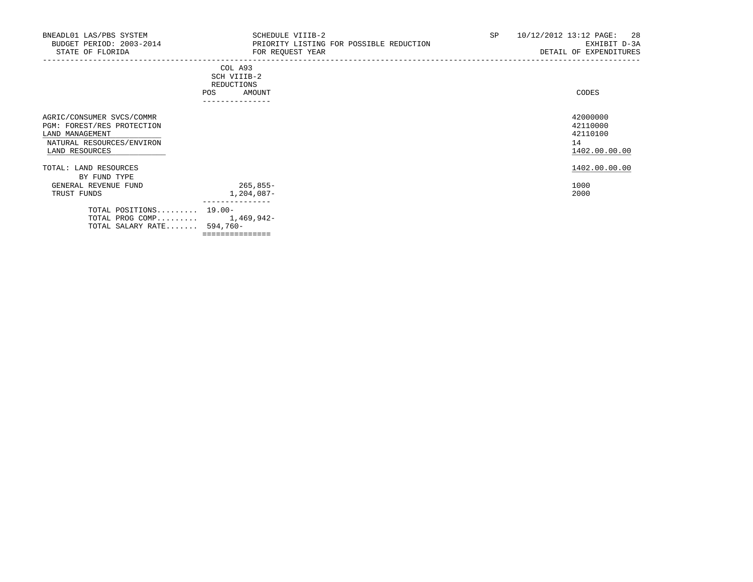BNEADL01 LAS/PBS SYSTEM
BUDGET PERIOD: 2003-2014
STATE OF FLORIDA

SCHEDULE VIIIB-2
PRIORITY LISTING FOR POSSIBLE REDUCTION
FOR REQUEST YEAR

SP 10/12/2012 13:12

EXHIBIT D-3A
DETAIL OF EXPENDITURES

| | COL A93 SCH VIIIB-2 REDUCTIONS POS | AMOUNT | CODES |
|---|---|---|---|
| AGRIC/CONSUMER SVCS/COMMR | | | 42000000 |
| PGM: FOREST/RES PROTECTION | | | 42110000 |
| LAND MANAGEMENT | | | 42110100 |
| NATURAL RESOURCES/ENVIRON | | | 14 |
| LAND RESOURCES | | | 1402.00.00.00 |
| TOTAL: LAND RESOURCES | | | 1402.00.00.00 |
| BY FUND TYPE | | | |
| GENERAL REVENUE FUND | | 265,855- | 1000 |
| TRUST FUNDS | | 1,204,087- | 2000 |
| TOTAL POSITIONS......... | 19.00- | | |
| TOTAL PROG COMP......... | | 1,469,942- | |
| TOTAL SALARY RATE....... | 594,760- | | |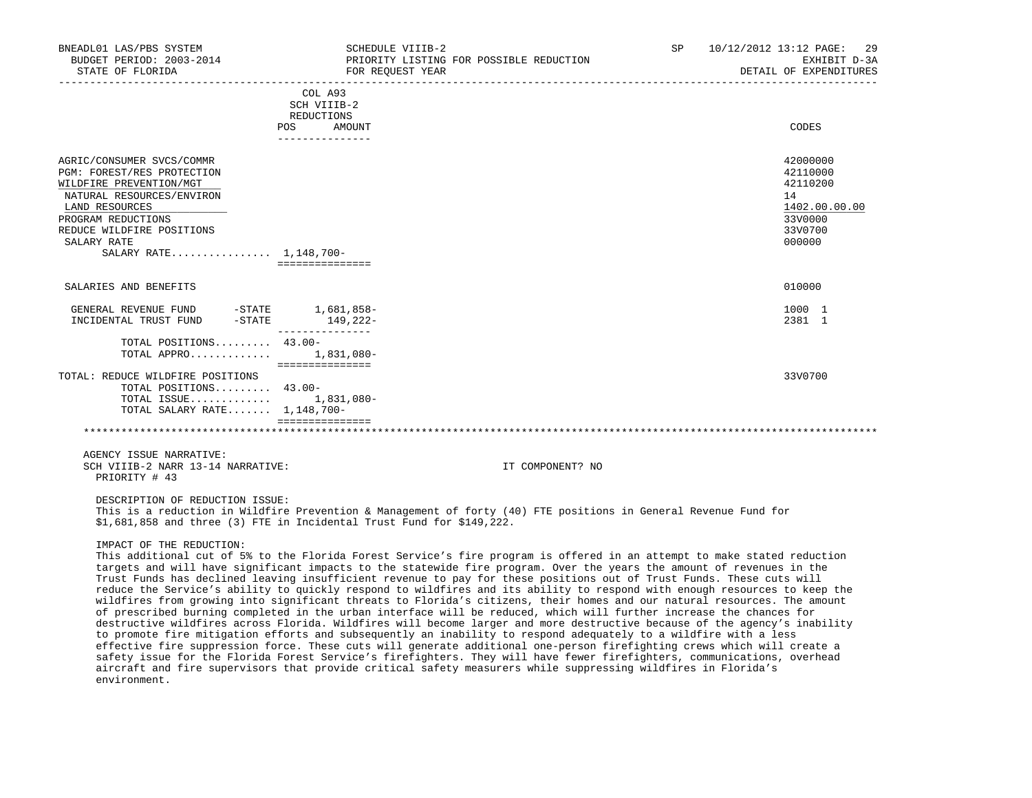| | COL A93 SCH VIIIB-2 REDUCTIONS POS AMOUNT | CODES |
|---|---|---|
| AGRIC/CONSUMER SVCS/COMMR | | 42000000 |
| PGM: FOREST/RES PROTECTION | | 42110000 |
| WILDFIRE PREVENTION/MGT | | 42110200 |
| NATURAL RESOURCES/ENVIRON | | 14 |
| LAND RESOURCES | | 1402.00.00.00 |
| PROGRAM REDUCTIONS | | 33V0000 |
| REDUCE WILDFIRE POSITIONS | | 33V0700 |
| SALARY RATE | | 000000 |
| SALARY RATE................ | 1,148,700- | |
| SALARIES AND BENEFITS | | 010000 |
| GENERAL REVENUE FUND -STATE | 1,681,858- | 1000 1 |
| INCIDENTAL TRUST FUND -STATE | 149,222- | 2381 1 |
| TOTAL POSITIONS......... | 43.00- | |
| TOTAL APPRO............. | 1,831,080- | |
| TOTAL: REDUCE WILDFIRE POSITIONS | | 33V0700 |
| TOTAL POSITIONS......... | 43.00- | |
| TOTAL ISSUE............. | 1,831,080- | |
| TOTAL SALARY RATE....... | 1,148,700- | |

AGENCY ISSUE NARRATIVE:
SCH VIIIB-2 NARR 13-14 NARRATIVE: IT COMPONENT? NO
PRIORITY # 43

DESCRIPTION OF REDUCTION ISSUE:
This is a reduction in Wildfire Prevention & Management of forty (40) FTE positions in General Revenue Fund for $1,681,858 and three (3) FTE in Incidental Trust Fund for $149,222.

IMPACT OF THE REDUCTION:
This additional cut of 5% to the Florida Forest Service's fire program is offered in an attempt to make stated reduction targets and will have significant impacts to the statewide fire program. Over the years the amount of revenues in the Trust Funds has declined leaving insufficient revenue to pay for these positions out of Trust Funds. These cuts will reduce the Service's ability to quickly respond to wildfires and its ability to respond with enough resources to keep the wildfires from growing into significant threats to Florida's citizens, their homes and our natural resources. The amount of prescribed burning completed in the urban interface will be reduced, which will further increase the chances for destructive wildfires across Florida. Wildfires will become larger and more destructive because of the agency's inability to promote fire mitigation efforts and subsequently an inability to respond adequately to a wildfire with a less effective fire suppression force. These cuts will generate additional one-person firefighting crews which will create a safety issue for the Florida Forest Service's firefighters. They will have fewer firefighters, communications, overhead aircraft and fire supervisors that provide critical safety measurers while suppressing wildfires in Florida's environment.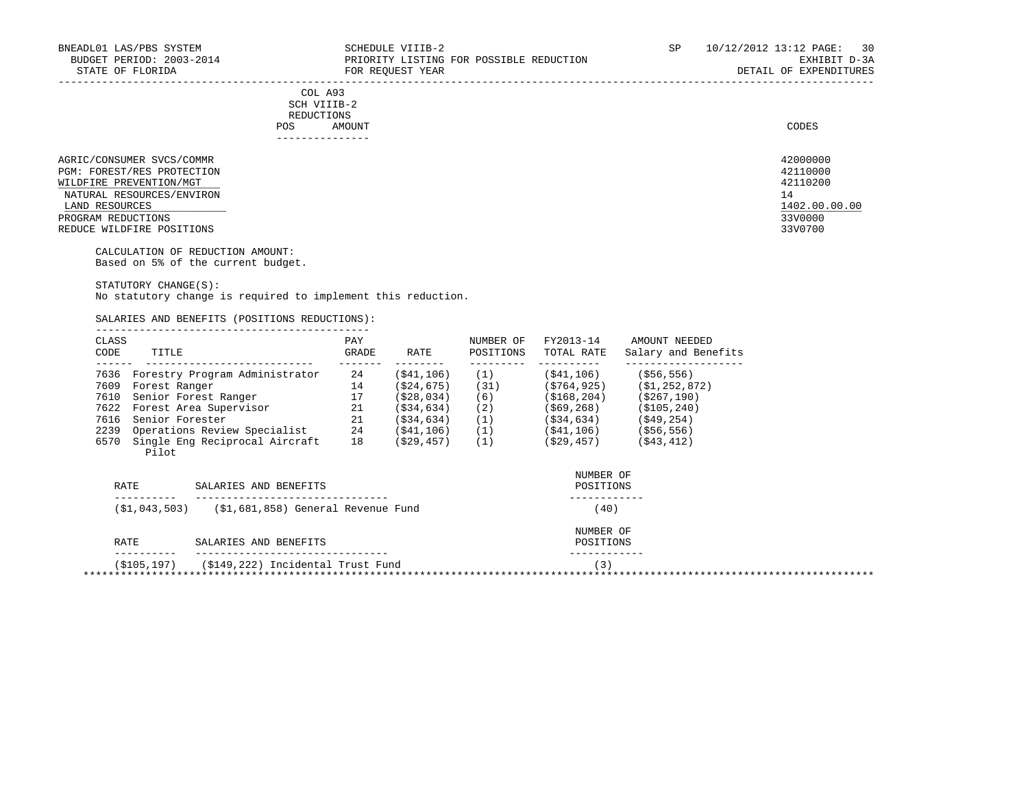BNEADL01 LAS/PBS SYSTEM
BUDGET PERIOD: 2003-2014
STATE OF FLORIDA

SCHEDULE VIIIB-2
PRIORITY LISTING FOR POSSIBLE REDUCTION
FOR REQUEST YEAR

SP 10/12/2012 13:12
EXHIBIT D-3A
DETAIL OF EXPENDITURES

| | COL A93 SCH VIIIB-2 REDUCTIONS POS | AMOUNT | CODES |
|---|---|---|---|
| AGRIC/CONSUMER SVCS/COMMR | | | 42000000 |
| PGM: FOREST/RES PROTECTION | | | 42110000 |
| WILDFIRE PREVENTION/MGT | | | 42110200 |
| NATURAL RESOURCES/ENVIRON | | | 14 |
| LAND RESOURCES | | | 1402.00.00.00 |
| PROGRAM REDUCTIONS | | | 33V0000 |
| REDUCE WILDFIRE POSITIONS | | | 33V0700 |

CALCULATION OF REDUCTION AMOUNT:
Based on 5% of the current budget.

STATUTORY CHANGE(S):
No statutory change is required to implement this reduction.

SALARIES AND BENEFITS (POSITIONS REDUCTIONS):

| CLASS CODE | TITLE | PAY GRADE | RATE | NUMBER OF POSITIONS | FY2013-14 TOTAL RATE | AMOUNT NEEDED Salary and Benefits |
|---|---|---|---|---|---|---|
| 7636 | Forestry Program Administrator | 24 | ($41,106) | (1) | ($41,106) | ($56,556) |
| 7609 | Forest Ranger | 14 | ($24,675) | (31) | ($764,925) | ($1,252,872) |
| 7610 | Senior Forest Ranger | 17 | ($28,034) | (6) | ($168,204) | ($267,190) |
| 7622 | Forest Area Supervisor | 21 | ($34,634) | (2) | ($69,268) | ($105,240) |
| 7616 | Senior Forester | 21 | ($34,634) | (1) | ($34,634) | ($49,254) |
| 2239 | Operations Review Specialist | 24 | ($41,106) | (1) | ($41,106) | ($56,556) |
| 6570 | Single Eng Reciprocal Aircraft Pilot | 18 | ($29,457) | (1) | ($29,457) | ($43,412) |

| RATE | SALARIES AND BENEFITS | NUMBER OF POSITIONS |
|---|---|---|
| ($1,043,503) | ($1,681,858) General Revenue Fund | (40) |

| RATE | SALARIES AND BENEFITS | NUMBER OF POSITIONS |
|---|---|---|
| ($105,197) | ($149,222) Incidental Trust Fund | (3) |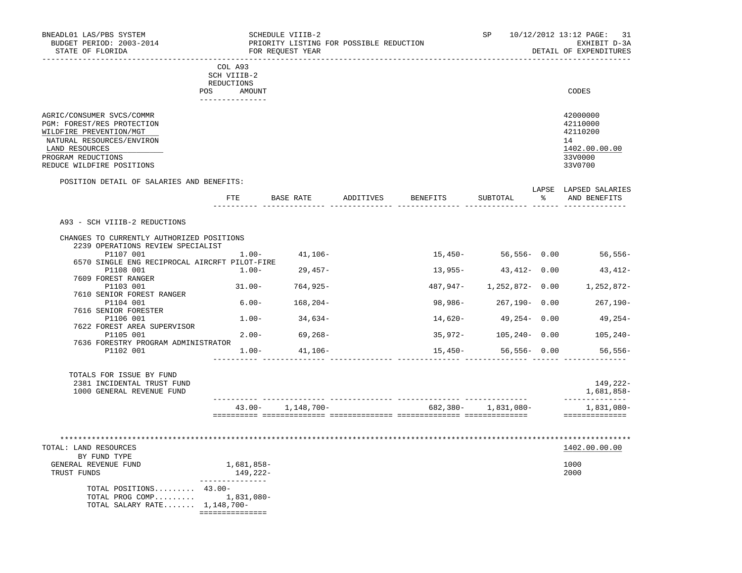BNEADL01 LAS/PBS SYSTEM
BUDGET PERIOD: 2003-2014
STATE OF FLORIDA

SCHEDULE VIIIB-2
PRIORITY LISTING FOR POSSIBLE REDUCTION
FOR REQUEST YEAR

SP 10/12/2012 13:12
EXHIBIT D-3A
DETAIL OF EXPENDITURES

| | COL A93 SCH VIIIB-2 REDUCTIONS POS | AMOUNT | CODES |
|---|---|---|---|
| AGRIC/CONSUMER SVCS/COMMR | | | 42000000 |
| PGM: FOREST/RES PROTECTION | | | 42110000 |
| WILDFIRE PREVENTION/MGT | | | 42110200 |
| NATURAL RESOURCES/ENVIRON | | | 14 |
| LAND RESOURCES | | | 1402.00.00.00 |
| PROGRAM REDUCTIONS | | | 33V0000 |
| REDUCE WILDFIRE POSITIONS | | | 33V0700 |

POSITION DETAIL OF SALARIES AND BENEFITS:

| | FTE | BASE RATE | ADDITIVES | BENEFITS | SUBTOTAL | LAPSE % | LAPSED SALARIES AND BENEFITS |
|---|---|---|---|---|---|---|---|
| A93 - SCH VIIIB-2 REDUCTIONS | | | | | | | |
| CHANGES TO CURRENTLY AUTHORIZED POSITIONS | | | | | | | |
| 2239 OPERATIONS REVIEW SPECIALIST | | | | | | | |
| P1107 001 | 1.00- | 41,106- | | 15,450- | 56,556- | 0.00 | 56,556- |
| 6570 SINGLE ENG RECIPROCAL AIRCRFT PILOT-FIRE | | | | | | | |
| P1108 001 | 1.00- | 29,457- | | 13,955- | 43,412- | 0.00 | 43,412- |
| 7609 FOREST RANGER | | | | | | | |
| P1103 001 | 31.00- | 764,925- | | 487,947- | 1,252,872- | 0.00 | 1,252,872- |
| 7610 SENIOR FOREST RANGER | | | | | | | |
| P1104 001 | 6.00- | 168,204- | | 98,986- | 267,190- | 0.00 | 267,190- |
| 7616 SENIOR FORESTER | | | | | | | |
| P1106 001 | 1.00- | 34,634- | | 14,620- | 49,254- | 0.00 | 49,254- |
| 7622 FOREST AREA SUPERVISOR | | | | | | | |
| P1105 001 | 2.00- | 69,268- | | 35,972- | 105,240- | 0.00 | 105,240- |
| 7636 FORESTRY PROGRAM ADMINISTRATOR | | | | | | | |
| P1102 001 | 1.00- | 41,106- | | 15,450- | 56,556- | 0.00 | 56,556- |
| TOTALS FOR ISSUE BY FUND | | | | | | | |
| 2381 INCIDENTAL TRUST FUND | | | | | | | 149,222- |
| 1000 GENERAL REVENUE FUND | | | | | | | 1,681,858- |
| | 43.00- | 1,148,700- | | 682,380- | 1,831,080- | | 1,831,080- |

| TOTAL: LAND RESOURCES | | 1402.00.00.00 |
|---|---|---|
| BY FUND TYPE | | |
| GENERAL REVENUE FUND | 1,681,858- | 1000 |
| TRUST FUNDS | 149,222- | 2000 |
| TOTAL POSITIONS......... | 43.00- | |
| TOTAL PROG COMP......... | 1,831,080- | |
| TOTAL SALARY RATE....... | 1,148,700- | |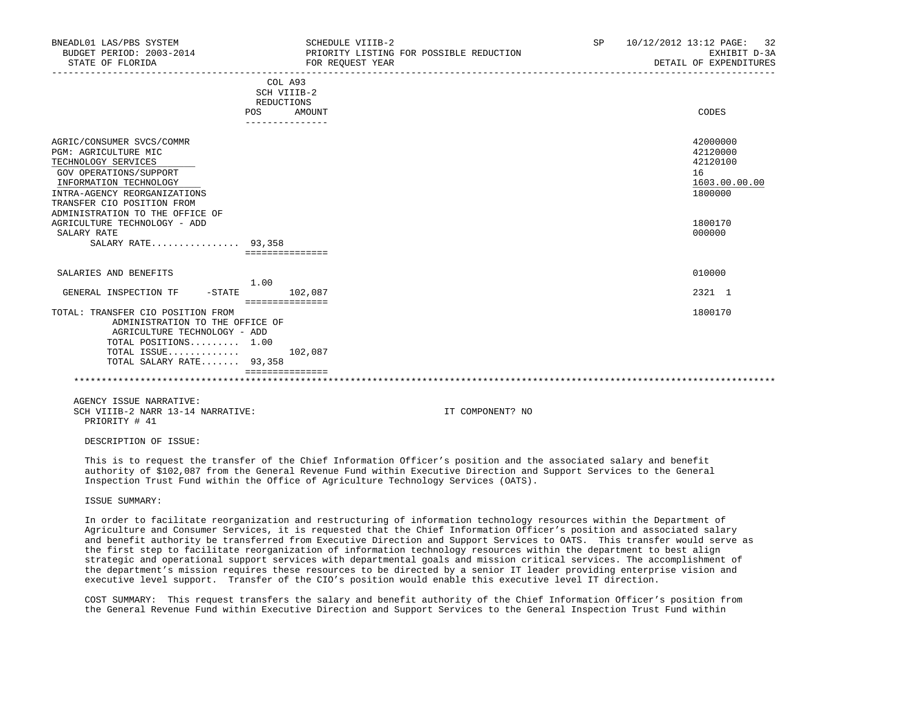| | COL A93 SCH VIIIB-2 REDUCTIONS POS | AMOUNT | CODES |
|---|---|---|---|
| AGRIC/CONSUMER SVCS/COMMR | | | 42000000 |
| PGM: AGRICULTURE MIC | | | 42120000 |
| TECHNOLOGY SERVICES | | | 42120100 |
| GOV OPERATIONS/SUPPORT | | | 16 |
| INFORMATION TECHNOLOGY | | | 1603.00.00.00 |
| INTRA-AGENCY REORGANIZATIONS | | | 1800000 |
| TRANSFER CIO POSITION FROM ADMINISTRATION TO THE OFFICE OF AGRICULTURE TECHNOLOGY - ADD | | | 1800170 |
| SALARY RATE | | | 000000 |
| SALARY RATE................ | 93,358 | | |
| SALARIES AND BENEFITS | | | 010000 |
| GENERAL INSPECTION TF -STATE | 1.00 | 102,087 | 2321 1 |
| TOTAL: TRANSFER CIO POSITION FROM ADMINISTRATION TO THE OFFICE OF AGRICULTURE TECHNOLOGY - ADD | | | 1800170 |
| TOTAL POSITIONS......... | 1.00 | | |
| TOTAL ISSUE............. | | 102,087 | |
| TOTAL SALARY RATE....... | 93,358 | | |

AGENCY ISSUE NARRATIVE:

SCH VIIIB-2 NARR 13-14 NARRATIVE: IT COMPONENT? NO

PRIORITY # 41

DESCRIPTION OF ISSUE:

This is to request the transfer of the Chief Information Officer's position and the associated salary and benefit authority of $102,087 from the General Revenue Fund within Executive Direction and Support Services to the General Inspection Trust Fund within the Office of Agriculture Technology Services (OATS).

ISSUE SUMMARY:

In order to facilitate reorganization and restructuring of information technology resources within the Department of Agriculture and Consumer Services, it is requested that the Chief Information Officer's position and associated salary and benefit authority be transferred from Executive Direction and Support Services to OATS. This transfer would serve as the first step to facilitate reorganization of information technology resources within the department to best align strategic and operational support services with departmental goals and mission critical services. The accomplishment of the department's mission requires these resources to be directed by a senior IT leader providing enterprise vision and executive level support. Transfer of the CIO's position would enable this executive level IT direction.

COST SUMMARY: This request transfers the salary and benefit authority of the Chief Information Officer's position from the General Revenue Fund within Executive Direction and Support Services to the General Inspection Trust Fund within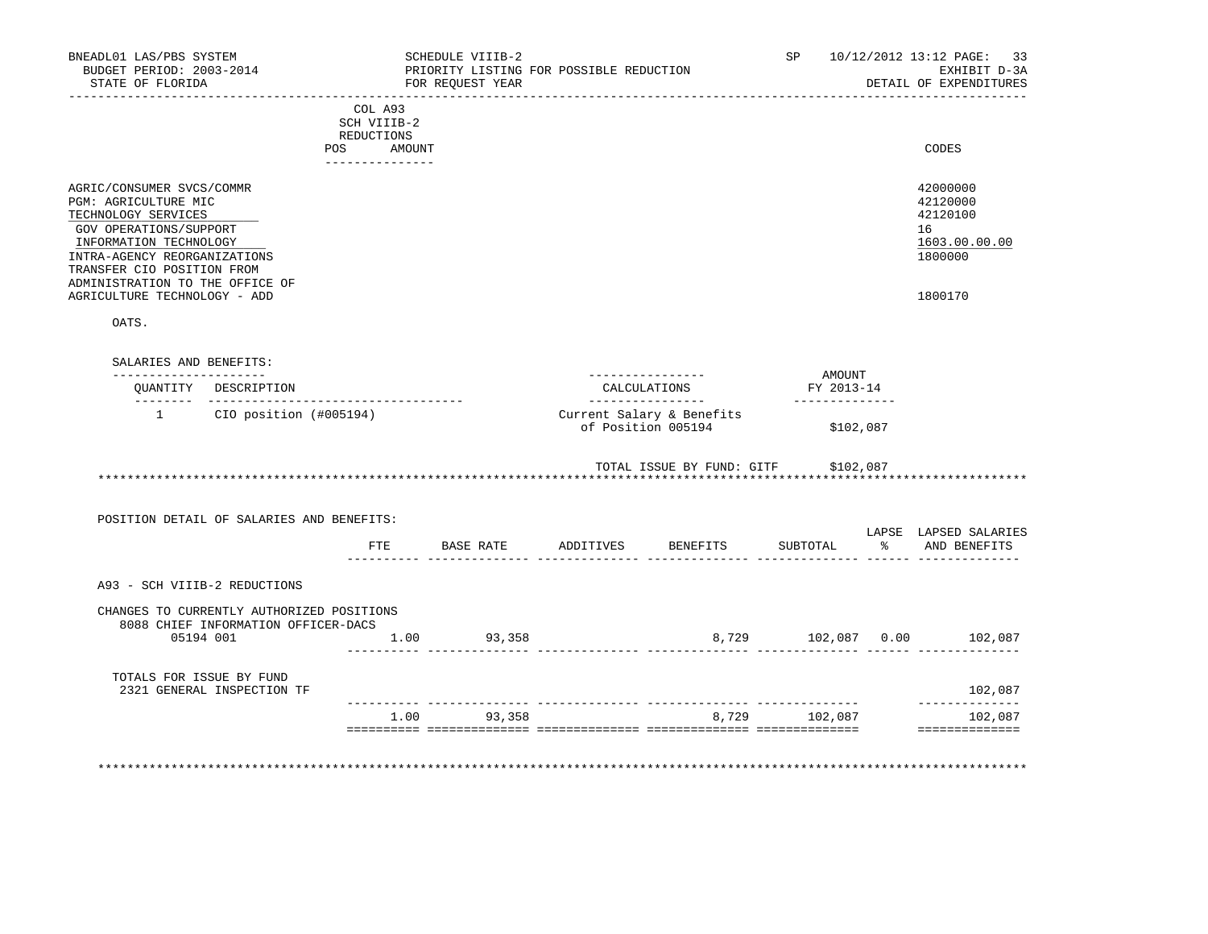BNEADL01 LAS/PBS SYSTEM — SCHEDULE VIIIB-2 — SP 10/12/2012 13:12
BUDGET PERIOD: 2003-2014 — PRIORITY LISTING FOR POSSIBLE REDUCTION — EXHIBIT D-3A
STATE OF FLORIDA — FOR REQUEST YEAR — DETAIL OF EXPENDITURES

COL A93
SCH VIIIB-2
REDUCTIONS
POS AMOUNT

| | CODES |
|---|---|
| AGRIC/CONSUMER SVCS/COMMR | 42000000 |
| PGM: AGRICULTURE MIC | 42120000 |
| TECHNOLOGY SERVICES | 42120100 |
| GOV OPERATIONS/SUPPORT | 16 |
| INFORMATION TECHNOLOGY | 1603.00.00.00 |
| INTRA-AGENCY REORGANIZATIONS | 1800000 |
| TRANSFER CIO POSITION FROM ADMINISTRATION TO THE OFFICE OF AGRICULTURE TECHNOLOGY - ADD | 1800170 |

OATS.

SALARIES AND BENEFITS:

| QUANTITY | DESCRIPTION | CALCULATIONS | AMOUNT FY 2013-14 |
|---|---|---|---|
| 1 | CIO position (#005194) | Current Salary & Benefits of Position 005194 | $102,087 |
| | | TOTAL ISSUE BY FUND: GITF | $102,087 |

POSITION DETAIL OF SALARIES AND BENEFITS:

| | FTE | BASE RATE | ADDITIVES | BENEFITS | SUBTOTAL | LAPSE % | LAPSED SALARIES AND BENEFITS |
|---|---|---|---|---|---|---|---|
| A93 - SCH VIIIB-2 REDUCTIONS | | | | | | | |
| CHANGES TO CURRENTLY AUTHORIZED POSITIONS | | | | | | | |
| 8088 CHIEF INFORMATION OFFICER-DACS 05194 001 | 1.00 | 93,358 | | 8,729 | 102,087 | 0.00 | 102,087 |
| TOTALS FOR ISSUE BY FUND | | | | | | | |
| 2321 GENERAL INSPECTION TF | | | | | | | 102,087 |
| | 1.00 | 93,358 | | 8,729 | 102,087 | | 102,087 |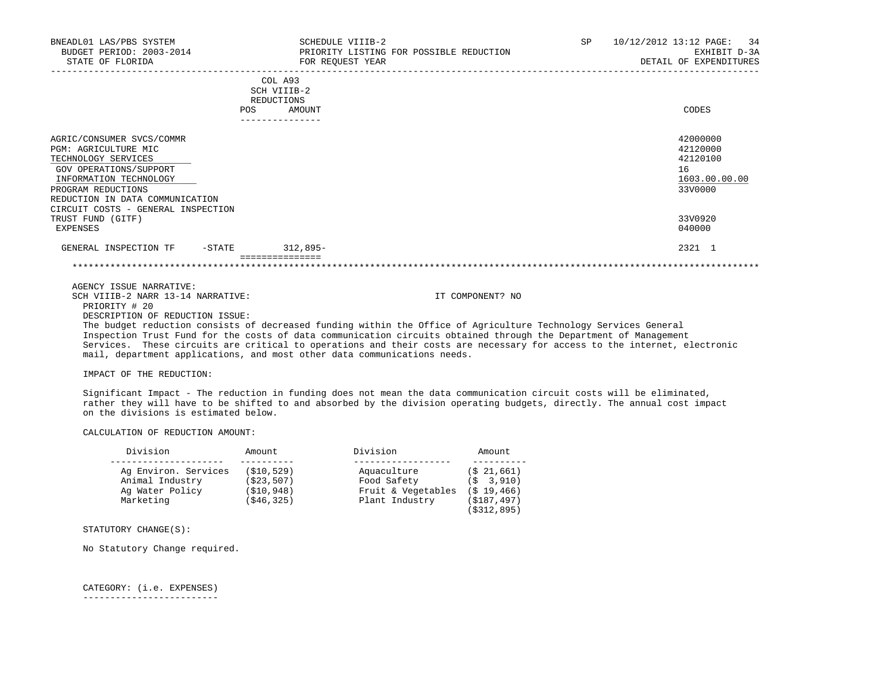BNEADL01 LAS/PBS SYSTEM | SCHEDULE VIIIB-2 | SP 10/12/2012 13:12
BUDGET PERIOD: 2003-2014 | PRIORITY LISTING FOR POSSIBLE REDUCTION | EXHIBIT D-3A
STATE OF FLORIDA | FOR REQUEST YEAR | DETAIL OF EXPENDITURES

| | COL A93 SCH VIIIB-2 REDUCTIONS POS | AMOUNT | CODES |
|---|---|---|---|
| AGRIC/CONSUMER SVCS/COMMR | | | 42000000 |
| PGM: AGRICULTURE MIC | | | 42120000 |
| TECHNOLOGY SERVICES | | | 42120100 |
| GOV OPERATIONS/SUPPORT | | | 16 |
| INFORMATION TECHNOLOGY | | | 1603.00.00.00 |
| PROGRAM REDUCTIONS | | | 33V0000 |
| REDUCTION IN DATA COMMUNICATION CIRCUIT COSTS - GENERAL INSPECTION TRUST FUND (GITF) | | | 33V0920 |
| EXPENSES | | | 040000 |
| GENERAL INSPECTION TF -STATE | | 312,895- | 2321 1 |

AGENCY ISSUE NARRATIVE:
SCH VIIIB-2 NARR 13-14 NARRATIVE: IT COMPONENT? NO

PRIORITY # 20

DESCRIPTION OF REDUCTION ISSUE:
The budget reduction consists of decreased funding within the Office of Agriculture Technology Services General Inspection Trust Fund for the costs of data communication circuits obtained through the Department of Management Services. These circuits are critical to operations and their costs are necessary for access to the internet, electronic mail, department applications, and most other data communications needs.

IMPACT OF THE REDUCTION:

Significant Impact - The reduction in funding does not mean the data communication circuit costs will be eliminated, rather they will have to be shifted to and absorbed by the division operating budgets, directly. The annual cost impact on the divisions is estimated below.

CALCULATION OF REDUCTION AMOUNT:

| Division | Amount | Division | Amount |
|---|---|---|---|
| Ag Environ. Services | ($10,529) | Aquaculture | ($ 21,661) |
| Animal Industry | ($23,507) | Food Safety | ($ 3,910) |
| Ag Water Policy | ($10,948) | Fruit & Vegetables | ($ 19,466) |
| Marketing | ($46,325) | Plant Industry | ($187,497) |
| | | | ($312,895) |

STATUTORY CHANGE(S):

No Statutory Change required.

CATEGORY: (i.e. EXPENSES)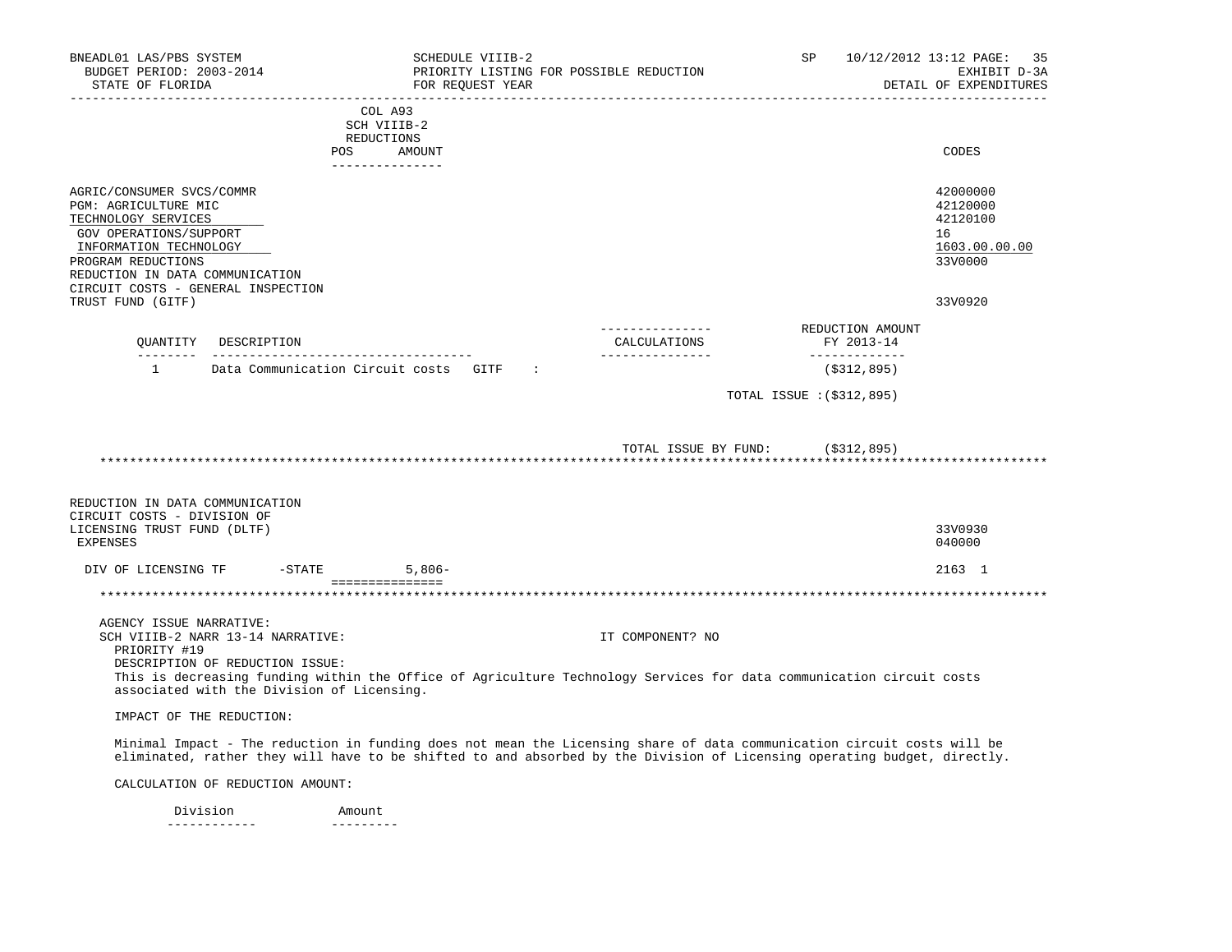COL A93
SCH VIIIB-2
REDUCTIONS

| | POS | AMOUNT | CODES |
|---|---|---|---|
| AGRIC/CONSUMER SVCS/COMMR | | | 42000000 |
| PGM: AGRICULTURE MIC | | | 42120000 |
| TECHNOLOGY SERVICES | | | 42120100 |
| GOV OPERATIONS/SUPPORT | | | 16 |
| INFORMATION TECHNOLOGY | | | 1603.00.00.00 |
| PROGRAM REDUCTIONS | | | 33V0000 |
| REDUCTION IN DATA COMMUNICATION CIRCUIT COSTS - GENERAL INSPECTION TRUST FUND (GITF) | | | 33V0920 |

| QUANTITY | DESCRIPTION | CALCULATIONS | REDUCTION AMOUNT FY 2013-14 |
|---|---|---|---|
| 1 | Data Communication Circuit costs GITF : | | ($312,895) |
| | | TOTAL ISSUE : | ($312,895) |
| | | TOTAL ISSUE BY FUND: | ($312,895) |

*******************************************************************************************************************

| | POS | AMOUNT | CODES |
|---|---|---|---|
| REDUCTION IN DATA COMMUNICATION CIRCUIT COSTS - DIVISION OF LICENSING TRUST FUND (DLTF) | | | 33V0930 |
| EXPENSES | | | 040000 |
| DIV OF LICENSING TF -STATE | | 5,806- | 2163 1 |

*******************************************************************************************************************

AGENCY ISSUE NARRATIVE:
SCH VIIIB-2 NARR 13-14 NARRATIVE: IT COMPONENT? NO

PRIORITY #19

DESCRIPTION OF REDUCTION ISSUE:
This is decreasing funding within the Office of Agriculture Technology Services for data communication circuit costs associated with the Division of Licensing.

IMPACT OF THE REDUCTION:

Minimal Impact - The reduction in funding does not mean the Licensing share of data communication circuit costs will be eliminated, rather they will have to be shifted to and absorbed by the Division of Licensing operating budget, directly.

CALCULATION OF REDUCTION AMOUNT:

| Division | Amount |
|---|---|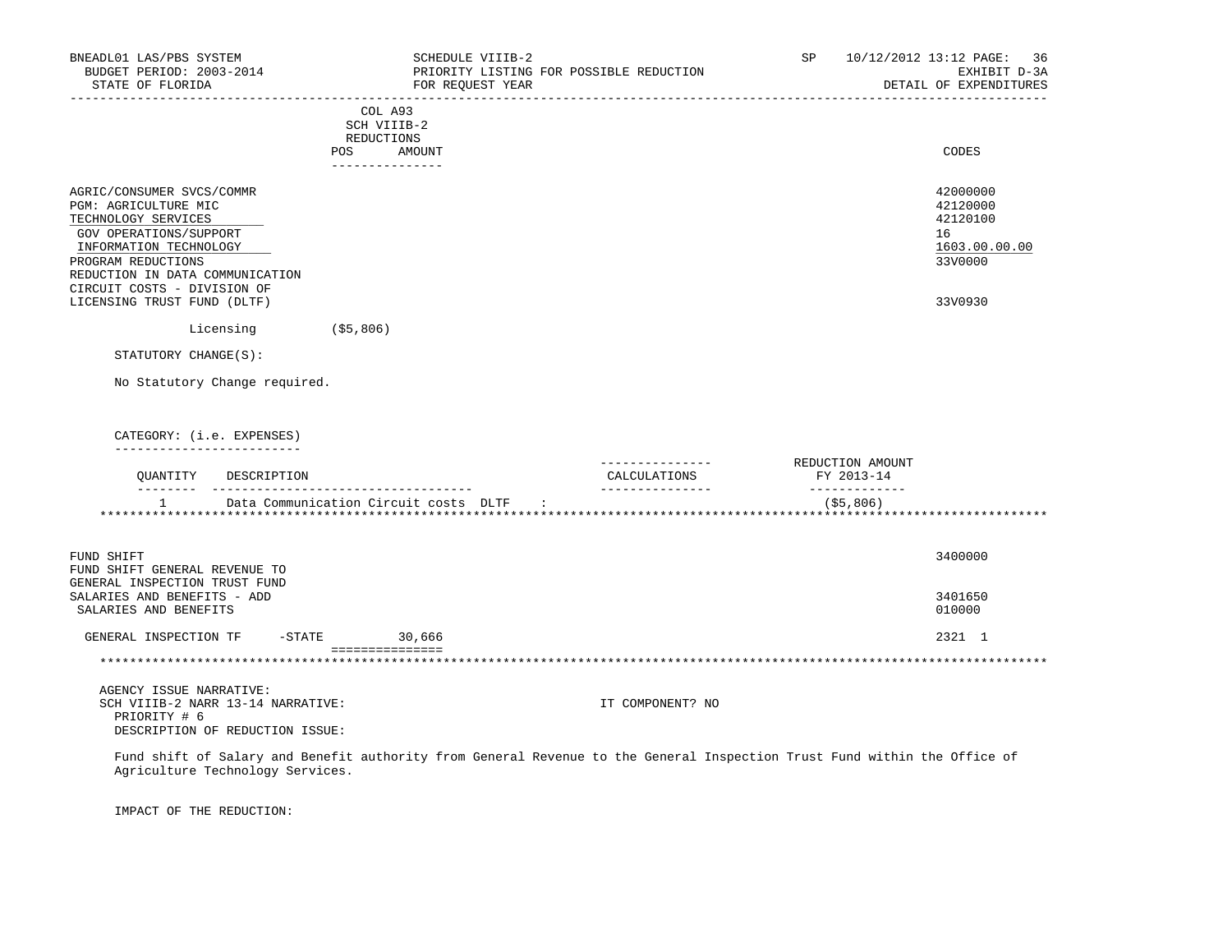COL A93
SCH VIIIB-2
REDUCTIONS

| | POS | AMOUNT | CODES |
|---|---|---|---|
| AGRIC/CONSUMER SVCS/COMMR | | | 42000000 |
| PGM: AGRICULTURE MIC | | | 42120000 |
| TECHNOLOGY SERVICES | | | 42120100 |
| GOV OPERATIONS/SUPPORT | | | 16 |
| INFORMATION TECHNOLOGY | | | 1603.00.00.00 |
| PROGRAM REDUCTIONS | | | 33V0000 |
| REDUCTION IN DATA COMMUNICATION CIRCUIT COSTS - DIVISION OF LICENSING TRUST FUND (DLTF) | | | 33V0930 |

Licensing ($5,806)

STATUTORY CHANGE(S):

No Statutory Change required.

CATEGORY: (i.e. EXPENSES)

| QUANTITY | DESCRIPTION | CALCULATIONS | REDUCTION AMOUNT FY 2013-14 |
|---|---|---|---|
| 1 | Data Communication Circuit costs DLTF : | | ($5,806) |

******************************************************************************************

| | POS | AMOUNT | CODES |
|---|---|---|---|
| FUND SHIFT | | | 3400000 |
| FUND SHIFT GENERAL REVENUE TO GENERAL INSPECTION TRUST FUND | | | |
| SALARIES AND BENEFITS - ADD | | | 3401650 |
| SALARIES AND BENEFITS | | | 010000 |
| GENERAL INSPECTION TF -STATE | | 30,666 | 2321 1 |

******************************************************************************************

AGENCY ISSUE NARRATIVE:
SCH VIIIB-2 NARR 13-14 NARRATIVE: IT COMPONENT? NO
PRIORITY # 6
DESCRIPTION OF REDUCTION ISSUE:

Fund shift of Salary and Benefit authority from General Revenue to the General Inspection Trust Fund within the Office of Agriculture Technology Services.

IMPACT OF THE REDUCTION: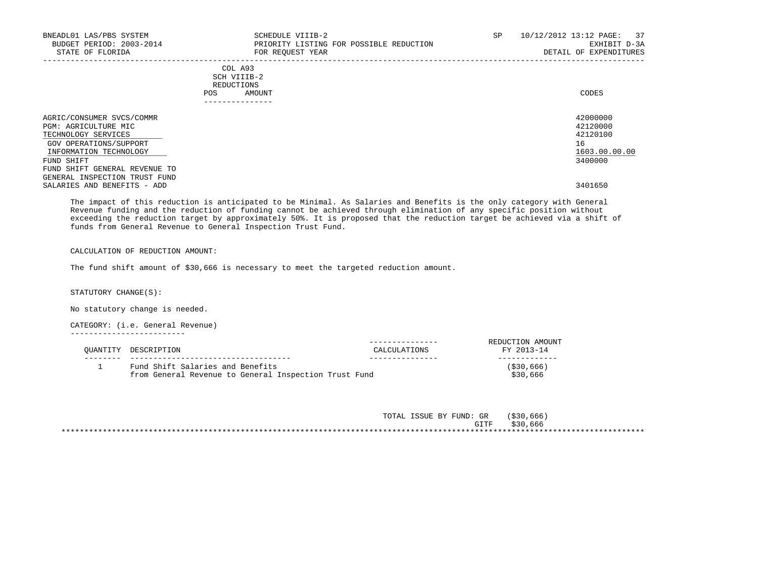BNEADL01 LAS/PBS SYSTEM | SCHEDULE VIIIB-2 | SP 10/12/2012 13:12
BUDGET PERIOD: 2003-2014 | PRIORITY LISTING FOR POSSIBLE REDUCTION | EXHIBIT D-3A
STATE OF FLORIDA | FOR REQUEST YEAR | DETAIL OF EXPENDITURES

| | COL A93 SCH VIIIB-2 REDUCTIONS POS | AMOUNT | CODES |
|---|---|---|---|
| AGRIC/CONSUMER SVCS/COMMR | | | 42000000 |
| PGM: AGRICULTURE MIC | | | 42120000 |
| TECHNOLOGY SERVICES | | | 42120100 |
| GOV OPERATIONS/SUPPORT | | | 16 |
| INFORMATION TECHNOLOGY | | | 1603.00.00.00 |
| FUND SHIFT | | | 3400000 |
| FUND SHIFT GENERAL REVENUE TO GENERAL INSPECTION TRUST FUND | | | |
| SALARIES AND BENEFITS - ADD | | | 3401650 |

The impact of this reduction is anticipated to be Minimal. As Salaries and Benefits is the only category with General Revenue funding and the reduction of funding cannot be achieved through elimination of any specific position without exceeding the reduction target by approximately 50%. It is proposed that the reduction target be achieved via a shift of funds from General Revenue to General Inspection Trust Fund.

CALCULATION OF REDUCTION AMOUNT:

The fund shift amount of $30,666 is necessary to meet the targeted reduction amount.

STATUTORY CHANGE(S):

No statutory change is needed.

CATEGORY: (i.e. General Revenue)

| QUANTITY | DESCRIPTION | CALCULATIONS | REDUCTION AMOUNT FY 2013-14 |
|---|---|---|---|
| 1 | Fund Shift Salaries and Benefits | | ($30,666) |
| | from General Revenue to General Inspection Trust Fund | | $30,666 |

TOTAL ISSUE BY FUND: GR ($30,666)
GITF $30,666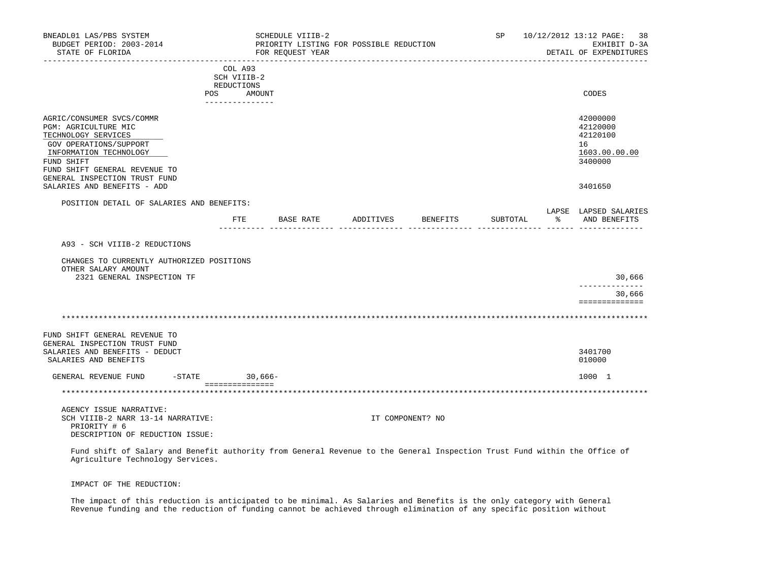BNEADL01 LAS/PBS SYSTEM — SCHEDULE VIIIB-2 — SP 10/12/2012 13:12

BUDGET PERIOD: 2003-2014 — PRIORITY LISTING FOR POSSIBLE REDUCTION — EXHIBIT D-3A

STATE OF FLORIDA — FOR REQUEST YEAR — DETAIL OF EXPENDITURES

| | COL A93 SCH VIIIB-2 REDUCTIONS POS | AMOUNT | CODES |
|---|---|---|---|
| AGRIC/CONSUMER SVCS/COMMR | | | 42000000 |
| PGM: AGRICULTURE MIC | | | 42120000 |
| TECHNOLOGY SERVICES | | | 42120100 |
| GOV OPERATIONS/SUPPORT | | | 16 |
| INFORMATION TECHNOLOGY | | | 1603.00.00.00 |
| FUND SHIFT | | | 3400000 |
| FUND SHIFT GENERAL REVENUE TO GENERAL INSPECTION TRUST FUND SALARIES AND BENEFITS - ADD | | | 3401650 |

POSITION DETAIL OF SALARIES AND BENEFITS:

| | FTE | BASE RATE | ADDITIVES | BENEFITS | SUBTOTAL | LAPSE % | LAPSED SALARIES AND BENEFITS |
|---|---|---|---|---|---|---|---|
| A93 - SCH VIIIB-2 REDUCTIONS | | | | | | | |
| CHANGES TO CURRENTLY AUTHORIZED POSITIONS | | | | | | | |
| OTHER SALARY AMOUNT | | | | | | | |
| 2321 GENERAL INSPECTION TF | | | | | | | 30,666 |
| | | | | | | | 30,666 |

*****************************************************************************************************************

| | POS | AMOUNT | CODES |
|---|---|---|---|
| FUND SHIFT GENERAL REVENUE TO GENERAL INSPECTION TRUST FUND SALARIES AND BENEFITS - DEDUCT | | | 3401700 |
| SALARIES AND BENEFITS | | | 010000 |
| GENERAL REVENUE FUND -STATE | | 30,666- | 1000 1 |

*****************************************************************************************************************

AGENCY ISSUE NARRATIVE:

SCH VIIIB-2 NARR 13-14 NARRATIVE: IT COMPONENT? NO

PRIORITY # 6

DESCRIPTION OF REDUCTION ISSUE:

Fund shift of Salary and Benefit authority from General Revenue to the General Inspection Trust Fund within the Office of Agriculture Technology Services.

IMPACT OF THE REDUCTION:

The impact of this reduction is anticipated to be minimal. As Salaries and Benefits is the only category with General Revenue funding and the reduction of funding cannot be achieved through elimination of any specific position without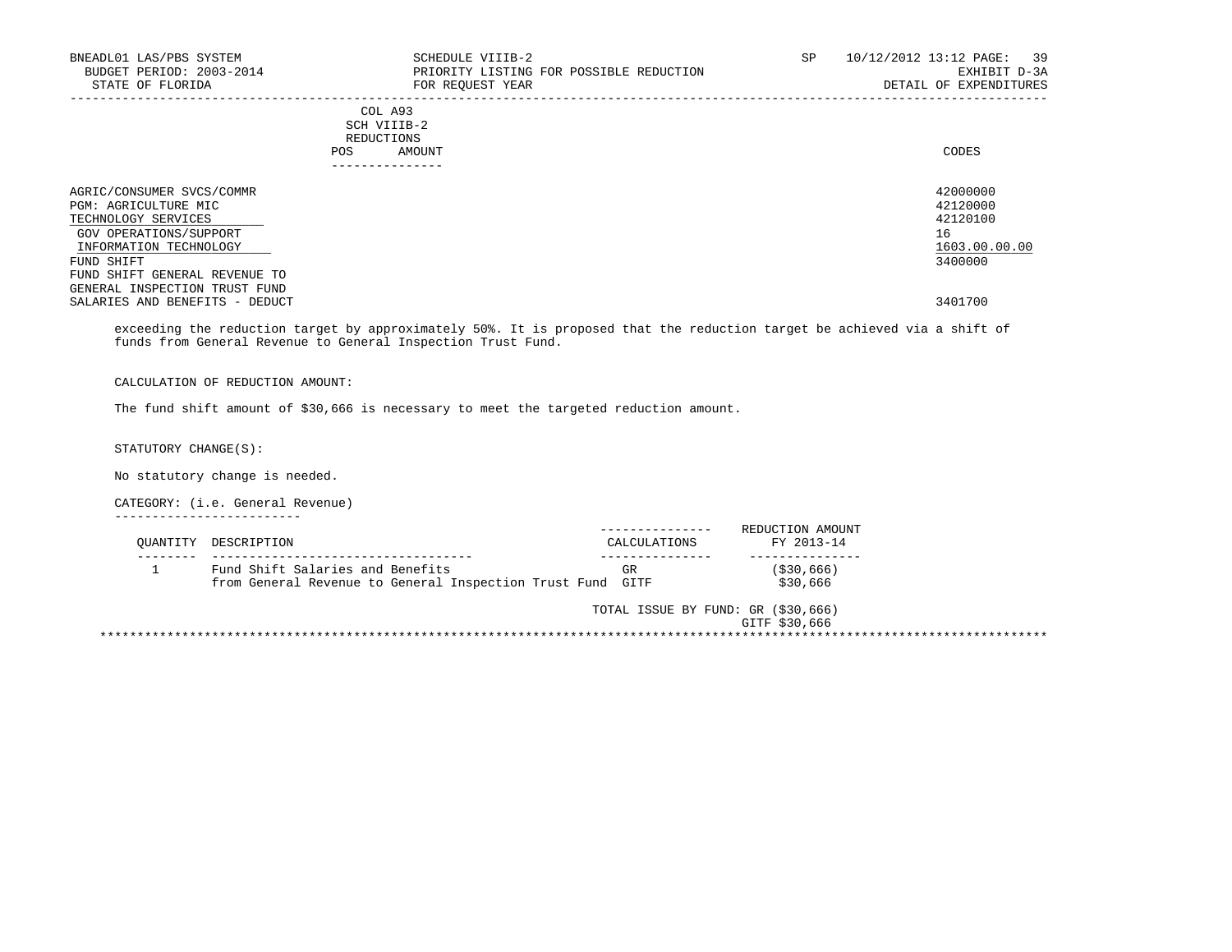COL A93
SCH VIIIB-2
REDUCTIONS

| | POS | AMOUNT | CODES |
|---|---|---|---|
| AGRIC/CONSUMER SVCS/COMMR | | | 42000000 |
| PGM: AGRICULTURE MIC | | | 42120000 |
| TECHNOLOGY SERVICES | | | 42120100 |
| GOV OPERATIONS/SUPPORT | | | 16 |
| INFORMATION TECHNOLOGY | | | 1603.00.00.00 |
| FUND SHIFT | | | 3400000 |
| FUND SHIFT GENERAL REVENUE TO GENERAL INSPECTION TRUST FUND | | | |
| SALARIES AND BENEFITS - DEDUCT | | | 3401700 |

exceeding the reduction target by approximately 50%. It is proposed that the reduction target be achieved via a shift of funds from General Revenue to General Inspection Trust Fund.

CALCULATION OF REDUCTION AMOUNT:

The fund shift amount of $30,666 is necessary to meet the targeted reduction amount.

STATUTORY CHANGE(S):

No statutory change is needed.

CATEGORY: (i.e. General Revenue)

| QUANTITY | DESCRIPTION | CALCULATIONS | REDUCTION AMOUNT FY 2013-14 |
|---|---|---|---|
| 1 | Fund Shift Salaries and Benefits | GR | ($30,666) |
| | from General Revenue to General Inspection Trust Fund | GITF | $30,666 |

TOTAL ISSUE BY FUND: GR ($30,666)
GITF $30,666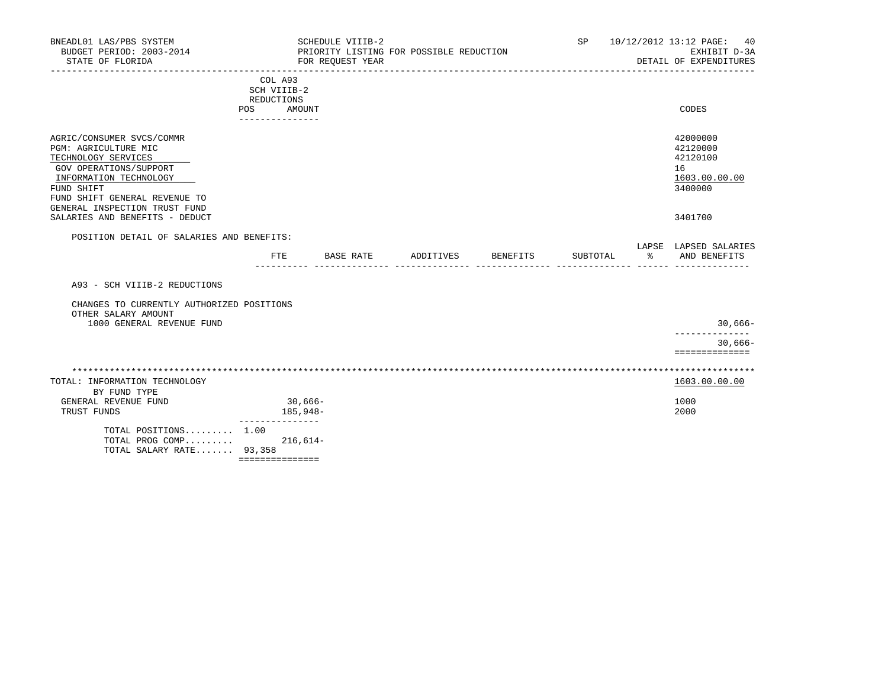BNEADL01 LAS/PBS SYSTEM — SCHEDULE VIIIB-2 — SP 10/12/2012 13:12
BUDGET PERIOD: 2003-2014 — PRIORITY LISTING FOR POSSIBLE REDUCTION — EXHIBIT D-3A
STATE OF FLORIDA — FOR REQUEST YEAR — DETAIL OF EXPENDITURES

| | COL A93 SCH VIIIB-2 REDUCTIONS POS | AMOUNT | CODES |
|---|---|---|---|
| AGRIC/CONSUMER SVCS/COMMR | | | 42000000 |
| PGM: AGRICULTURE MIC | | | 42120000 |
| TECHNOLOGY SERVICES | | | 42120100 |
| GOV OPERATIONS/SUPPORT | | | 16 |
| INFORMATION TECHNOLOGY | | | 1603.00.00.00 |
| FUND SHIFT | | | 3400000 |
| FUND SHIFT GENERAL REVENUE TO GENERAL INSPECTION TRUST FUND | | | |
| SALARIES AND BENEFITS - DEDUCT | | | 3401700 |

POSITION DETAIL OF SALARIES AND BENEFITS:

| | FTE | BASE RATE | ADDITIVES | BENEFITS | SUBTOTAL | LAPSE % | LAPSED SALARIES AND BENEFITS |
|---|---|---|---|---|---|---|---|
| A93 - SCH VIIIB-2 REDUCTIONS | | | | | | | |
| CHANGES TO CURRENTLY AUTHORIZED POSITIONS | | | | | | | |
| OTHER SALARY AMOUNT | | | | | | | |
| 1000 GENERAL REVENUE FUND | | | | | | | 30,666- |
| | | | | | | | 30,666- |

| TOTAL: INFORMATION TECHNOLOGY | | 1603.00.00.00 |
|---|---|---|
| BY FUND TYPE | | |
| GENERAL REVENUE FUND | 30,666- | 1000 |
| TRUST FUNDS | 185,948- | 2000 |
| TOTAL POSITIONS......... | 1.00 | |
| TOTAL PROG COMP......... | 216,614- | |
| TOTAL SALARY RATE....... | 93,358 | |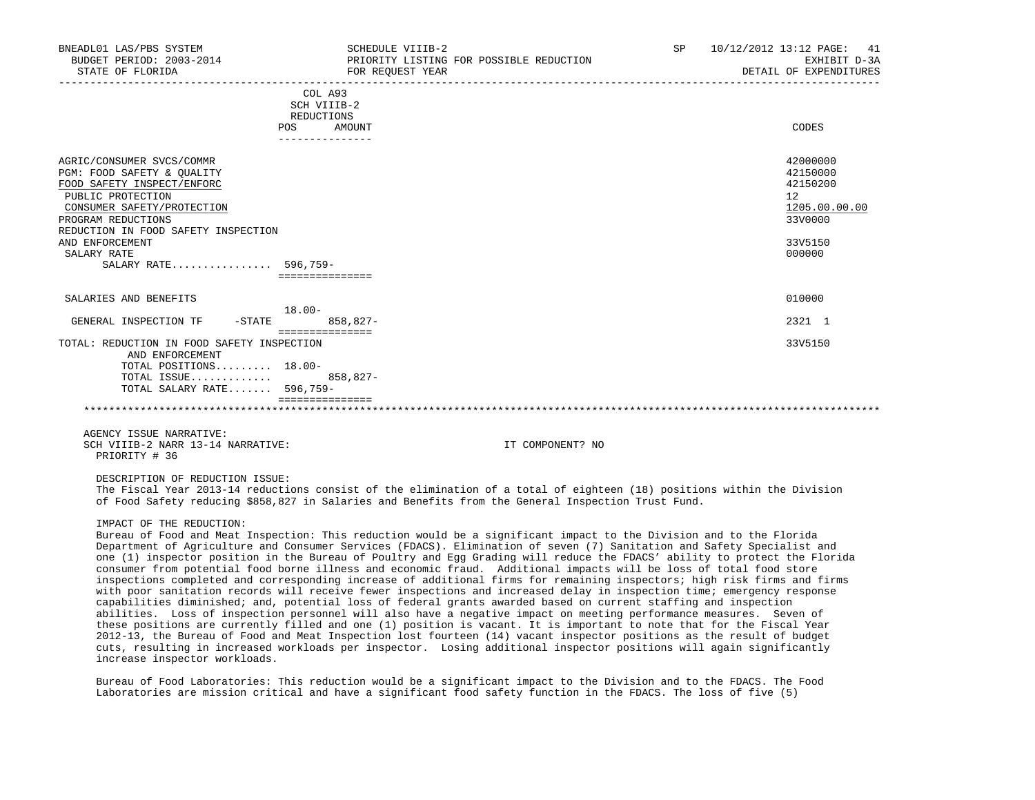| | COL A93 SCH VIIIB-2 REDUCTIONS | | |
|---|---|---|---|
| | POS | AMOUNT | CODES |
| AGRIC/CONSUMER SVCS/COMMR | | | 42000000 |
| PGM: FOOD SAFETY & QUALITY | | | 42150000 |
| FOOD SAFETY INSPECT/ENFORC | | | 42150200 |
| PUBLIC PROTECTION | | | 12 |
| CONSUMER SAFETY/PROTECTION | | | 1205.00.00.00 |
| PROGRAM REDUCTIONS | | | 33V0000 |
| REDUCTION IN FOOD SAFETY INSPECTION AND ENFORCEMENT | | | 33V5150 |
| SALARY RATE | | | 000000 |
| SALARY RATE................ | 596,759- | | |
| SALARIES AND BENEFITS | | | 010000 |
| GENERAL INSPECTION TF -STATE | 18.00- | 858,827- | 2321 1 |
| TOTAL: REDUCTION IN FOOD SAFETY INSPECTION AND ENFORCEMENT | | | 33V5150 |
| TOTAL POSITIONS......... | 18.00- | | |
| TOTAL ISSUE............ | | 858,827- | |
| TOTAL SALARY RATE....... | 596,759- | | |

AGENCY ISSUE NARRATIVE:

SCH VIIIB-2 NARR 13-14 NARRATIVE: IT COMPONENT? NO

PRIORITY # 36

DESCRIPTION OF REDUCTION ISSUE:

The Fiscal Year 2013-14 reductions consist of the elimination of a total of eighteen (18) positions within the Division of Food Safety reducing $858,827 in Salaries and Benefits from the General Inspection Trust Fund.

IMPACT OF THE REDUCTION:

Bureau of Food and Meat Inspection: This reduction would be a significant impact to the Division and to the Florida Department of Agriculture and Consumer Services (FDACS). Elimination of seven (7) Sanitation and Safety Specialist and one (1) inspector position in the Bureau of Poultry and Egg Grading will reduce the FDACS' ability to protect the Florida consumer from potential food borne illness and economic fraud. Additional impacts will be loss of total food store inspections completed and corresponding increase of additional firms for remaining inspectors; high risk firms and firms with poor sanitation records will receive fewer inspections and increased delay in inspection time; emergency response capabilities diminished; and, potential loss of federal grants awarded based on current staffing and inspection abilities. Loss of inspection personnel will also have a negative impact on meeting performance measures. Seven of these positions are currently filled and one (1) position is vacant. It is important to note that for the Fiscal Year 2012-13, the Bureau of Food and Meat Inspection lost fourteen (14) vacant inspector positions as the result of budget cuts, resulting in increased workloads per inspector. Losing additional inspector positions will again significantly increase inspector workloads.

Bureau of Food Laboratories: This reduction would be a significant impact to the Division and to the FDACS. The Food Laboratories are mission critical and have a significant food safety function in the FDACS. The loss of five (5)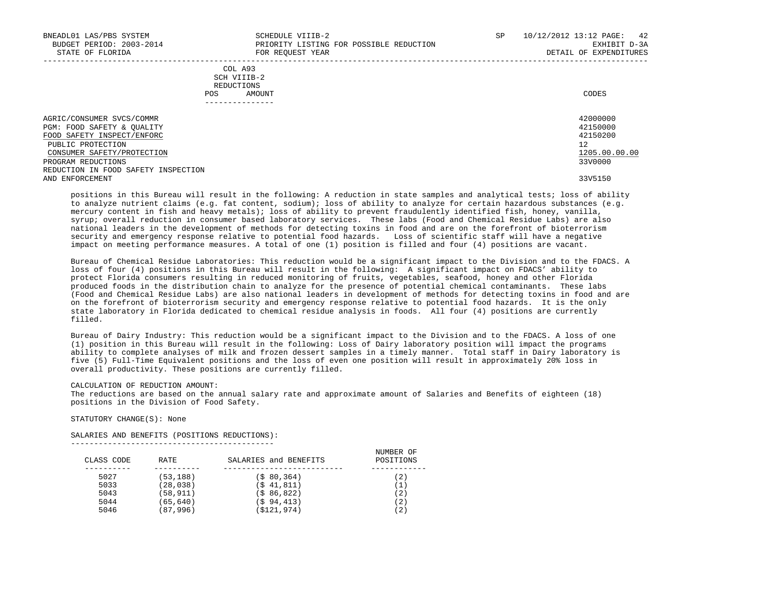| COL A93 SCH VIIIB-2 REDUCTIONS POS | AMOUNT | CODES |
|---|---|---|

AGRIC/CONSUMER SVCS/COMMR — 42000000
PGM: FOOD SAFETY & QUALITY — 42150000
FOOD SAFETY INSPECT/ENFORC — 42150200
PUBLIC PROTECTION — 12
CONSUMER SAFETY/PROTECTION — 1205.00.00.00
PROGRAM REDUCTIONS — 33V0000
REDUCTION IN FOOD SAFETY INSPECTION AND ENFORCEMENT — 33V5150

positions in this Bureau will result in the following: A reduction in state samples and analytical tests; loss of ability to analyze nutrient claims (e.g. fat content, sodium); loss of ability to analyze for certain hazardous substances (e.g. mercury content in fish and heavy metals); loss of ability to prevent fraudulently identified fish, honey, vanilla, syrup; overall reduction in consumer based laboratory services. These labs (Food and Chemical Residue Labs) are also national leaders in the development of methods for detecting toxins in food and are on the forefront of bioterrorism security and emergency response relative to potential food hazards. Loss of scientific staff will have a negative impact on meeting performance measures. A total of one (1) position is filled and four (4) positions are vacant.

Bureau of Chemical Residue Laboratories: This reduction would be a significant impact to the Division and to the FDACS. A loss of four (4) positions in this Bureau will result in the following: A significant impact on FDACS' ability to protect Florida consumers resulting in reduced monitoring of fruits, vegetables, seafood, honey and other Florida produced foods in the distribution chain to analyze for the presence of potential chemical contaminants. These labs (Food and Chemical Residue Labs) are also national leaders in development of methods for detecting toxins in food and are on the forefront of bioterrorism security and emergency response relative to potential food hazards. It is the only state laboratory in Florida dedicated to chemical residue analysis in foods. All four (4) positions are currently filled.

Bureau of Dairy Industry: This reduction would be a significant impact to the Division and to the FDACS. A loss of one (1) position in this Bureau will result in the following: Loss of Dairy laboratory position will impact the programs ability to complete analyses of milk and frozen dessert samples in a timely manner. Total staff in Dairy laboratory is five (5) Full-Time Equivalent positions and the loss of even one position will result in approximately 20% loss in overall productivity. These positions are currently filled.

CALCULATION OF REDUCTION AMOUNT:
The reductions are based on the annual salary rate and approximate amount of Salaries and Benefits of eighteen (18) positions in the Division of Food Safety.

STATUTORY CHANGE(S): None

SALARIES AND BENEFITS (POSITIONS REDUCTIONS):

| CLASS CODE | RATE | SALARIES and BENEFITS | NUMBER OF POSITIONS |
|---|---|---|---|
| 5027 | (53,188) | ($ 80,364) | (2) |
| 5033 | (28,038) | ($ 41,811) | (1) |
| 5043 | (58,911) | ($ 86,822) | (2) |
| 5044 | (65,640) | ($ 94,413) | (2) |
| 5046 | (87,996) | ($121,974) | (2) |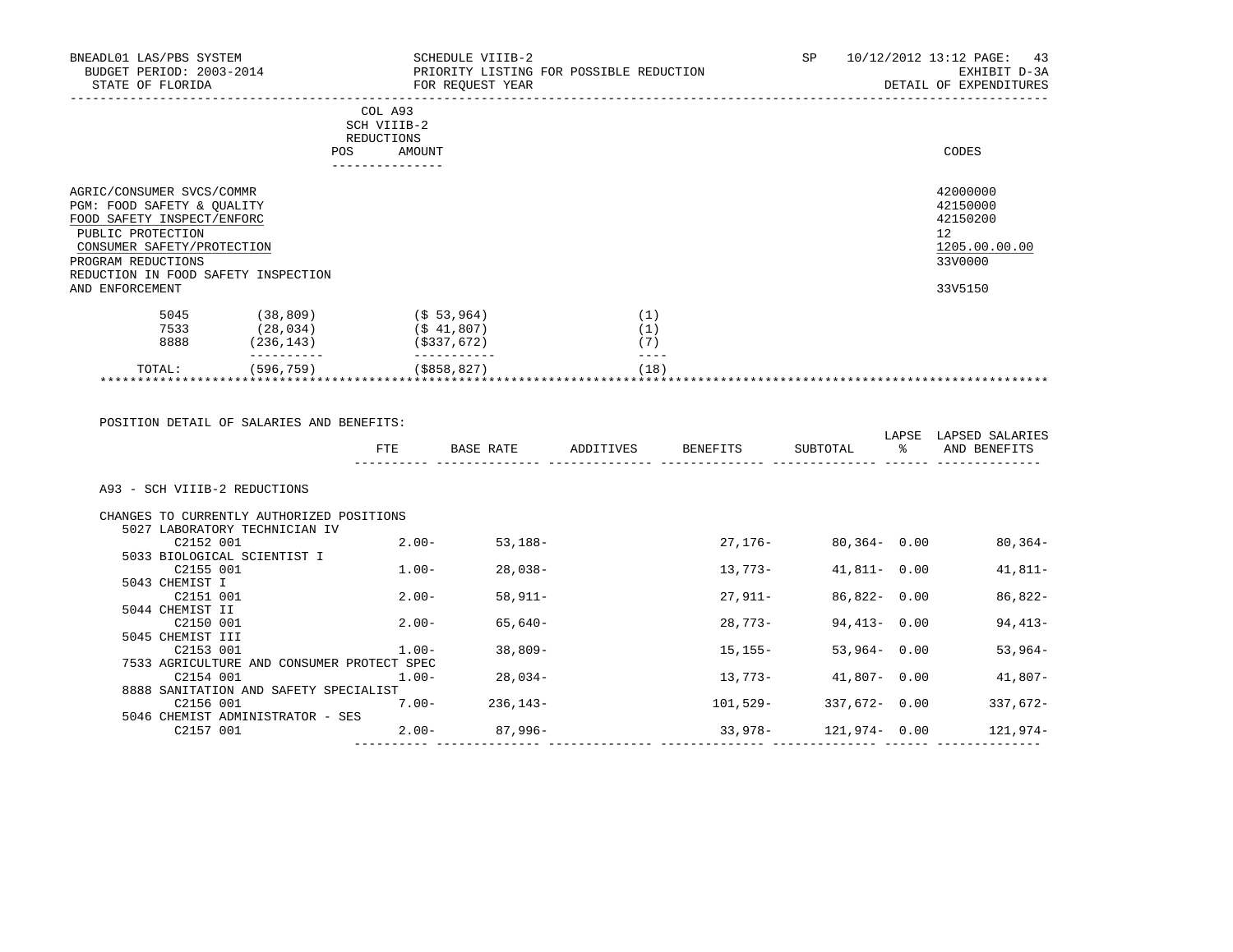BNEADL01 LAS/PBS SYSTEM
BUDGET PERIOD: 2003-2014
STATE OF FLORIDA

SCHEDULE VIIIB-2
PRIORITY LISTING FOR POSSIBLE REDUCTION
FOR REQUEST YEAR

SP 10/12/2012 13:12 PAGE: 43
EXHIBIT D-3A
DETAIL OF EXPENDITURES

| | COL A93 SCH VIIIB-2 REDUCTIONS POS | AMOUNT | CODES |
|---|---|---|---|
| AGRIC/CONSUMER SVCS/COMMR | | | 42000000 |
| PGM: FOOD SAFETY & QUALITY | | | 42150000 |
| FOOD SAFETY INSPECT/ENFORC | | | 42150200 |
| PUBLIC PROTECTION | | | 12 |
| CONSUMER SAFETY/PROTECTION | | | 1205.00.00.00 |
| PROGRAM REDUCTIONS | | | 33V0000 |
| REDUCTION IN FOOD SAFETY INSPECTION AND ENFORCEMENT | | | 33V5150 |

| | | | |
|---|---|---|---|
| 5045 | (38,809) | ($ 53,964) | (1) |
| 7533 | (28,034) | ($ 41,807) | (1) |
| 8888 | (236,143) | ($337,672) | (7) |
| TOTAL: | (596,759) | ($858,827) | (18) |

POSITION DETAIL OF SALARIES AND BENEFITS:

| | FTE | BASE RATE | ADDITIVES | BENEFITS | SUBTOTAL | LAPSE % | LAPSED SALARIES AND BENEFITS |
|---|---|---|---|---|---|---|---|
| A93 - SCH VIIIB-2 REDUCTIONS | | | | | | | |
| CHANGES TO CURRENTLY AUTHORIZED POSITIONS | | | | | | | |
| 5027 LABORATORY TECHNICIAN IV | | | | | | | |
| C2152 001 | 2.00- | 53,188- | | 27,176- | 80,364- | 0.00 | 80,364- |
| 5033 BIOLOGICAL SCIENTIST I | | | | | | | |
| C2155 001 | 1.00- | 28,038- | | 13,773- | 41,811- | 0.00 | 41,811- |
| 5043 CHEMIST I | | | | | | | |
| C2151 001 | 2.00- | 58,911- | | 27,911- | 86,822- | 0.00 | 86,822- |
| 5044 CHEMIST II | | | | | | | |
| C2150 001 | 2.00- | 65,640- | | 28,773- | 94,413- | 0.00 | 94,413- |
| 5045 CHEMIST III | | | | | | | |
| C2153 001 | 1.00- | 38,809- | | 15,155- | 53,964- | 0.00 | 53,964- |
| 7533 AGRICULTURE AND CONSUMER PROTECT SPEC | | | | | | | |
| C2154 001 | 1.00- | 28,034- | | 13,773- | 41,807- | 0.00 | 41,807- |
| 8888 SANITATION AND SAFETY SPECIALIST | | | | | | | |
| C2156 001 | 7.00- | 236,143- | | 101,529- | 337,672- | 0.00 | 337,672- |
| 5046 CHEMIST ADMINISTRATOR - SES | | | | | | | |
| C2157 001 | 2.00- | 87,996- | | 33,978- | 121,974- | 0.00 | 121,974- |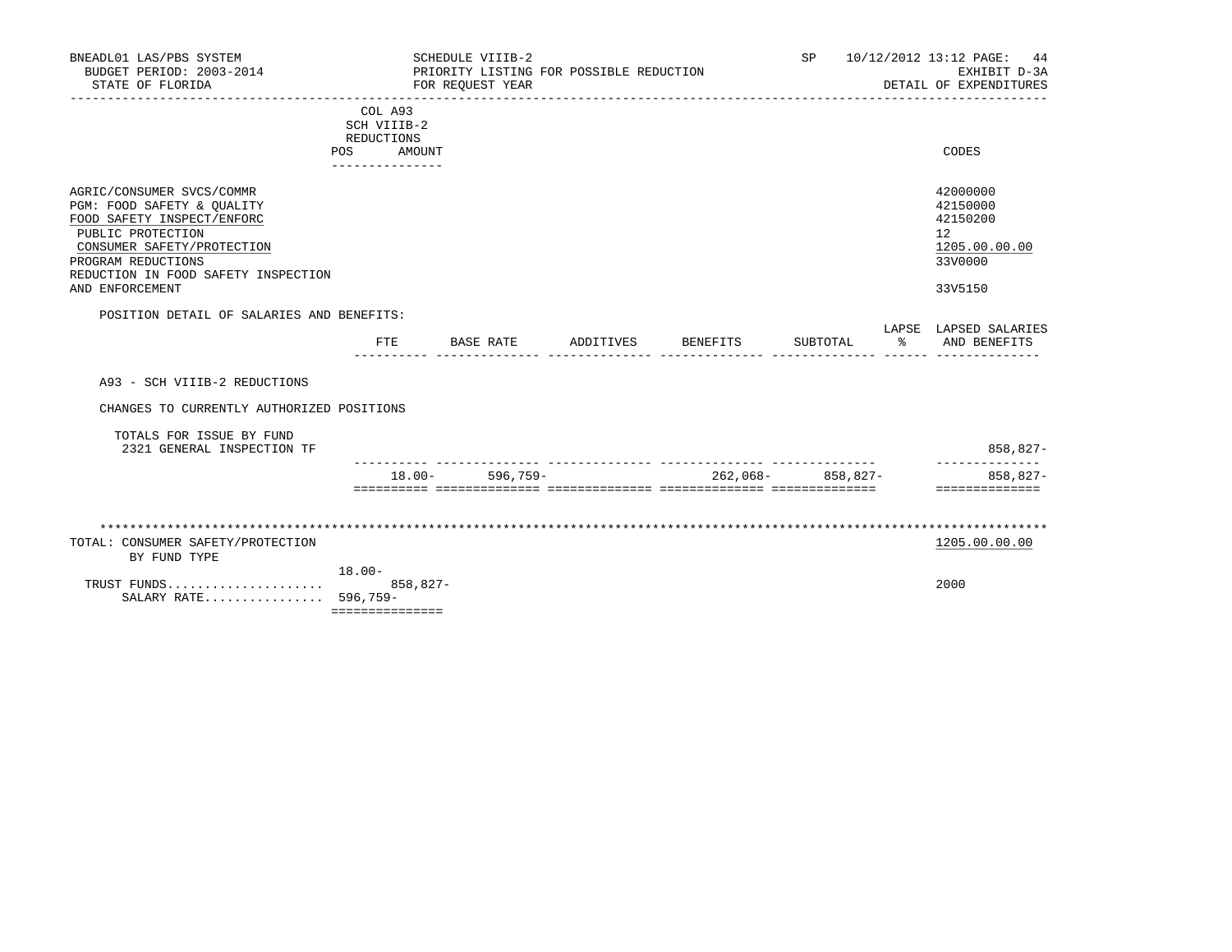BNEADL01 LAS/PBS SYSTEM — SCHEDULE VIIIB-2 — SP 10/12/2012 13:12
BUDGET PERIOD: 2003-2014 — PRIORITY LISTING FOR POSSIBLE REDUCTION — EXHIBIT D-3A
STATE OF FLORIDA — FOR REQUEST YEAR — DETAIL OF EXPENDITURES

COL A93 SCH VIIIB-2 REDUCTIONS (POS / AMOUNT)

| | CODES |
|---|---|
| AGRIC/CONSUMER SVCS/COMMR | 42000000 |
| PGM: FOOD SAFETY & QUALITY | 42150000 |
| FOOD SAFETY INSPECT/ENFORC | 42150200 |
| PUBLIC PROTECTION | 12 |
| CONSUMER SAFETY/PROTECTION | 1205.00.00.00 |
| PROGRAM REDUCTIONS | 33V0000 |
| REDUCTION IN FOOD SAFETY INSPECTION AND ENFORCEMENT | 33V5150 |

POSITION DETAIL OF SALARIES AND BENEFITS:

| | FTE | BASE RATE | ADDITIVES | BENEFITS | SUBTOTAL | LAPSE % | LAPSED SALARIES AND BENEFITS |
|---|---|---|---|---|---|---|---|
| A93 - SCH VIIIB-2 REDUCTIONS | | | | | | | |
| CHANGES TO CURRENTLY AUTHORIZED POSITIONS | | | | | | | |
| TOTALS FOR ISSUE BY FUND | | | | | | | |
| 2321 GENERAL INSPECTION TF | | | | | | | 858,827- |
| | 18.00- | 596,759- | | 262,068- | 858,827- | | 858,827- |

TOTAL: CONSUMER SAFETY/PROTECTION — 1205.00.00.00
BY FUND TYPE

| | POS | AMOUNT | CODES |
|---|---|---|---|
| TRUST FUNDS | 18.00- | 858,827- | 2000 |
| SALARY RATE | 596,759- | | |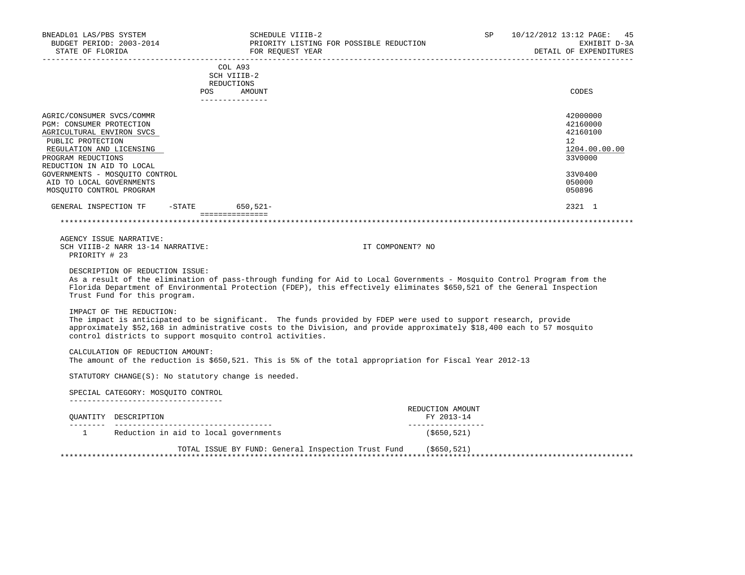| | COL A93 SCH VIIIB-2 REDUCTIONS POS AMOUNT | CODES |
|---|---|---|
| AGRIC/CONSUMER SVCS/COMMR | | 42000000 |
| PGM: CONSUMER PROTECTION | | 42160000 |
| AGRICULTURAL ENVIRON SVCS | | 42160100 |
| PUBLIC PROTECTION | | 12 |
| REGULATION AND LICENSING | | 1204.00.00.00 |
| PROGRAM REDUCTIONS | | 33V0000 |
| REDUCTION IN AID TO LOCAL GOVERNMENTS - MOSQUITO CONTROL | | 33V0400 |
| AID TO LOCAL GOVERNMENTS | | 050000 |
| MOSQUITO CONTROL PROGRAM | | 050896 |
| GENERAL INSPECTION TF -STATE | 650,521- | 2321 1 |

AGENCY ISSUE NARRATIVE:
SCH VIIIB-2 NARR 13-14 NARRATIVE: IT COMPONENT? NO
PRIORITY # 23

DESCRIPTION OF REDUCTION ISSUE:
As a result of the elimination of pass-through funding for Aid to Local Governments - Mosquito Control Program from the Florida Department of Environmental Protection (FDEP), this effectively eliminates $650,521 of the General Inspection Trust Fund for this program.

IMPACT OF THE REDUCTION:
The impact is anticipated to be significant. The funds provided by FDEP were used to support research, provide approximately $52,168 in administrative costs to the Division, and provide approximately $18,400 each to 57 mosquito control districts to support mosquito control activities.

CALCULATION OF REDUCTION AMOUNT:
The amount of the reduction is $650,521. This is 5% of the total appropriation for Fiscal Year 2012-13

STATUTORY CHANGE(S): No statutory change is needed.

SPECIAL CATEGORY: MOSQUITO CONTROL

| QUANTITY | DESCRIPTION | REDUCTION AMOUNT FY 2013-14 |
|---|---|---|
| 1 | Reduction in aid to local governments | ($650,521) |
| | TOTAL ISSUE BY FUND: General Inspection Trust Fund | ($650,521) |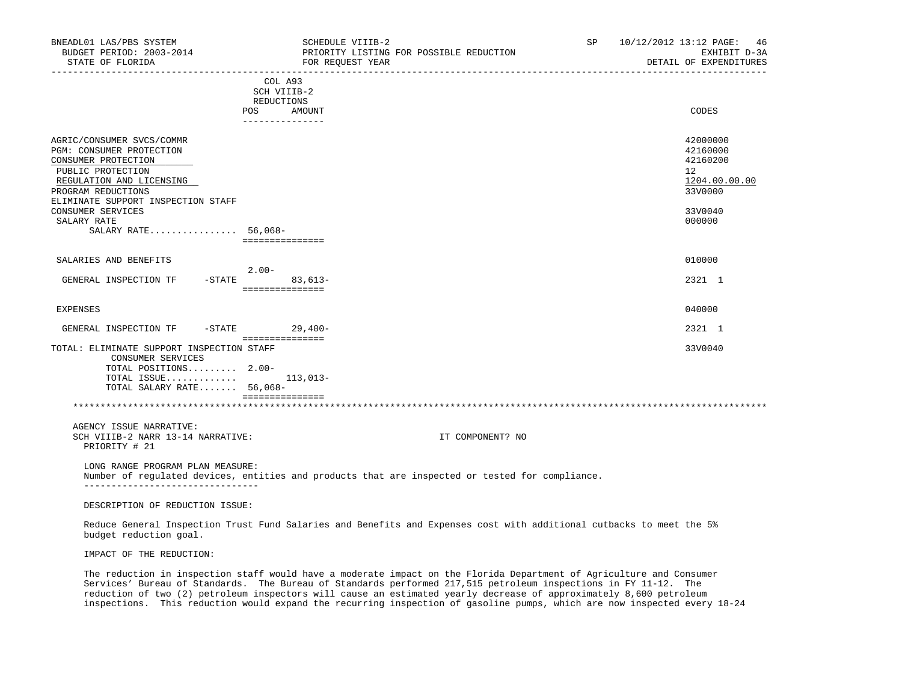BNEADL01 LAS/PBS SYSTEM | SCHEDULE VIIIB-2 | SP 10/12/2012 13:12 PAGE: 46
BUDGET PERIOD: 2003-2014 | PRIORITY LISTING FOR POSSIBLE REDUCTION | EXHIBIT D-3A
STATE OF FLORIDA | FOR REQUEST YEAR | DETAIL OF EXPENDITURES

| | COL A93 SCH VIIIB-2 REDUCTIONS POS | AMOUNT | CODES |
|---|---|---|---|
| AGRIC/CONSUMER SVCS/COMMR | | | 42000000 |
| PGM: CONSUMER PROTECTION | | | 42160000 |
| CONSUMER PROTECTION | | | 42160200 |
| PUBLIC PROTECTION | | | 12 |
| REGULATION AND LICENSING | | | 1204.00.00.00 |
| PROGRAM REDUCTIONS | | | 33V0000 |
| ELIMINATE SUPPORT INSPECTION STAFF CONSUMER SERVICES | | | 33V0040 |
| SALARY RATE | | | 000000 |
| SALARY RATE................ | 56,068- | | |
| SALARIES AND BENEFITS | | | 010000 |
| GENERAL INSPECTION TF -STATE | 2.00- | 83,613- | 2321 1 |
| EXPENSES | | | 040000 |
| GENERAL INSPECTION TF -STATE | | 29,400- | 2321 1 |
| TOTAL: ELIMINATE SUPPORT INSPECTION STAFF CONSUMER SERVICES | | | 33V0040 |
| TOTAL POSITIONS......... | 2.00- | | |
| TOTAL ISSUE............. | | 113,013- | |
| TOTAL SALARY RATE....... | 56,068- | | |

AGENCY ISSUE NARRATIVE:
SCH VIIIB-2 NARR 13-14 NARRATIVE: IT COMPONENT? NO
PRIORITY # 21

LONG RANGE PROGRAM PLAN MEASURE:
Number of regulated devices, entities and products that are inspected or tested for compliance.

DESCRIPTION OF REDUCTION ISSUE:

Reduce General Inspection Trust Fund Salaries and Benefits and Expenses cost with additional cutbacks to meet the 5% budget reduction goal.

IMPACT OF THE REDUCTION:

The reduction in inspection staff would have a moderate impact on the Florida Department of Agriculture and Consumer Services' Bureau of Standards. The Bureau of Standards performed 217,515 petroleum inspections in FY 11-12. The reduction of two (2) petroleum inspectors will cause an estimated yearly decrease of approximately 8,600 petroleum inspections. This reduction would expand the recurring inspection of gasoline pumps, which are now inspected every 18-24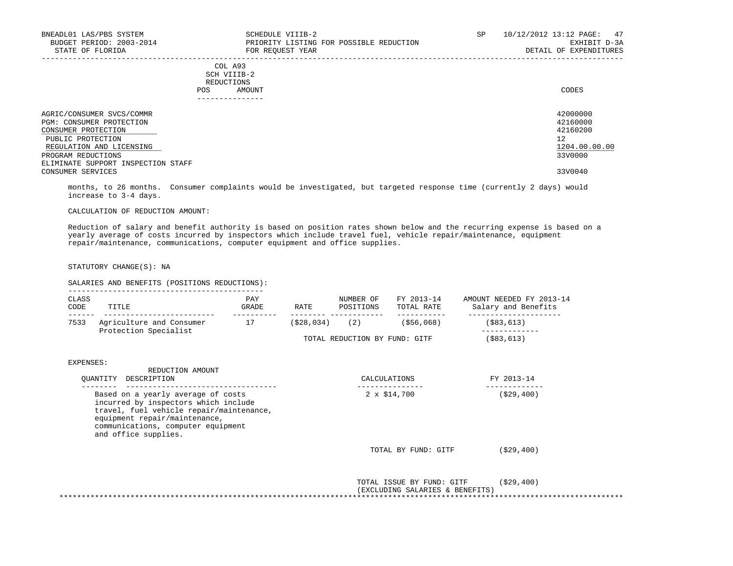COL A93
SCH VIIIB-2
REDUCTIONS

| POS | AMOUNT | | CODES |
|---|---|---|---|
| | | AGRIC/CONSUMER SVCS/COMMR | 42000000 |
| | | PGM: CONSUMER PROTECTION | 42160000 |
| | | CONSUMER PROTECTION | 42160200 |
| | | PUBLIC PROTECTION | 12 |
| | | REGULATION AND LICENSING | 1204.00.00.00 |
| | | PROGRAM REDUCTIONS | 33V0000 |
| | | ELIMINATE SUPPORT INSPECTION STAFF | |
| | | CONSUMER SERVICES | 33V0040 |

months, to 26 months. Consumer complaints would be investigated, but targeted response time (currently 2 days) would increase to 3-4 days.

CALCULATION OF REDUCTION AMOUNT:

Reduction of salary and benefit authority is based on position rates shown below and the recurring expense is based on a yearly average of costs incurred by inspectors which include travel fuel, vehicle repair/maintenance, equipment repair/maintenance, communications, computer equipment and office supplies.

STATUTORY CHANGE(S): NA

SALARIES AND BENEFITS (POSITIONS REDUCTIONS):

| CLASS CODE | TITLE | PAY GRADE | RATE | NUMBER OF POSITIONS | FY 2013-14 TOTAL RATE | AMOUNT NEEDED FY 2013-14 Salary and Benefits |
|---|---|---|---|---|---|---|
| 7533 | Agriculture and Consumer Protection Specialist | 17 | ($28,034) | (2) | ($56,068) | ($83,613) |
| | | | TOTAL REDUCTION BY FUND: GITF | | | ($83,613) |

EXPENSES:

| QUANTITY | REDUCTION AMOUNT DESCRIPTION | CALCULATIONS | FY 2013-14 |
|---|---|---|---|
| | Based on a yearly average of costs incurred by inspectors which include travel, fuel vehicle repair/maintenance, equipment repair/maintenance, communications, computer equipment and office supplies. | 2 x $14,700 | ($29,400) |
| | | TOTAL BY FUND: GITF | ($29,400) |
| | | TOTAL ISSUE BY FUND: GITF (EXCLUDING SALARIES & BENEFITS) | ($29,400) |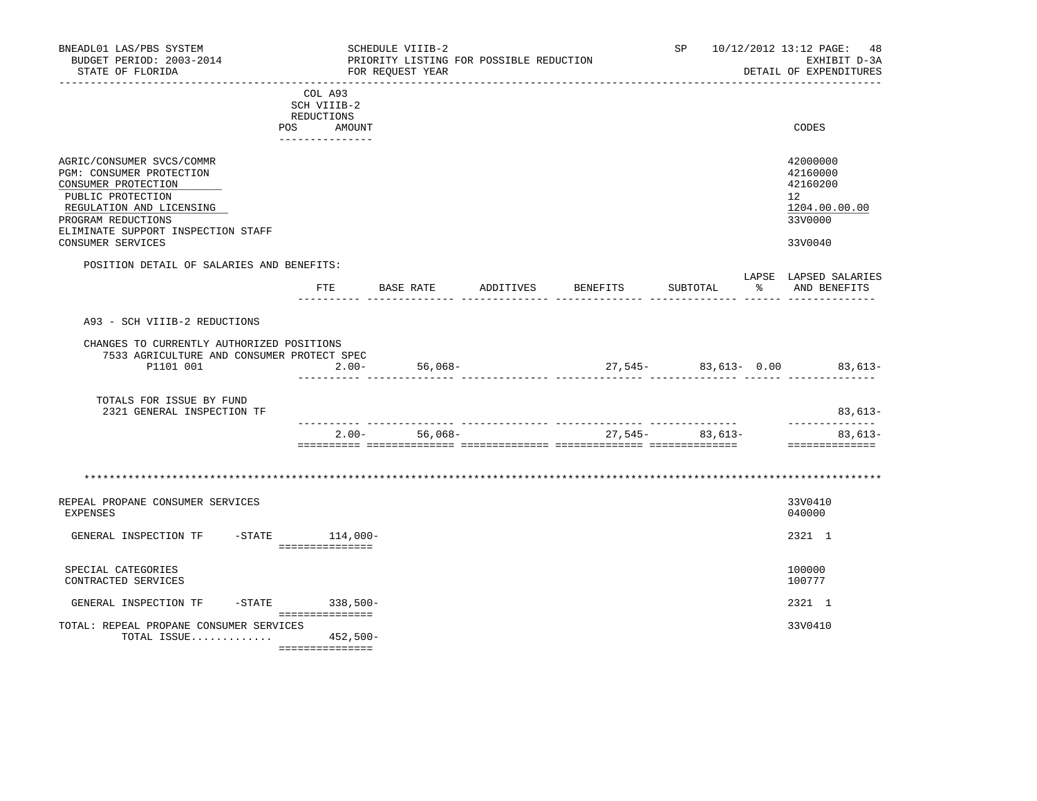BNEADL01 LAS/PBS SYSTEM | SCHEDULE VIIIB-2 | SP 10/12/2012 13:12 PAGE: 48
BUDGET PERIOD: 2003-2014 | PRIORITY LISTING FOR POSSIBLE REDUCTION | EXHIBIT D-3A
STATE OF FLORIDA | FOR REQUEST YEAR | DETAIL OF EXPENDITURES

| | COL A93 SCH VIIIB-2 REDUCTIONS POS AMOUNT | CODES |
|---|---|---|
| AGRIC/CONSUMER SVCS/COMMR | | 42000000 |
| PGM: CONSUMER PROTECTION | | 42160000 |
| CONSUMER PROTECTION | | 42160200 |
| PUBLIC PROTECTION | | 12 |
| REGULATION AND LICENSING | | 1204.00.00.00 |
| PROGRAM REDUCTIONS | | 33V0000 |
| ELIMINATE SUPPORT INSPECTION STAFF | | |
| CONSUMER SERVICES | | 33V0040 |

POSITION DETAIL OF SALARIES AND BENEFITS:

| | FTE | BASE RATE | ADDITIVES | BENEFITS | SUBTOTAL | LAPSE % | LAPSED SALARIES AND BENEFITS |
|---|---|---|---|---|---|---|---|
| A93 - SCH VIIIB-2 REDUCTIONS | | | | | | | |
| CHANGES TO CURRENTLY AUTHORIZED POSITIONS | | | | | | | |
| 7533 AGRICULTURE AND CONSUMER PROTECT SPEC | | | | | | | |
| P1101 001 | 2.00- | 56,068- | | 27,545- | 83,613- | 0.00 | 83,613- |
| TOTALS FOR ISSUE BY FUND | | | | | | | |
| 2321 GENERAL INSPECTION TF | | | | | | | 83,613- |
| | 2.00- | 56,068- | | 27,545- | 83,613- | | 83,613- |

| | AMOUNT | CODES |
|---|---|---|
| REPEAL PROPANE CONSUMER SERVICES | | 33V0410 |
| EXPENSES | | 040000 |
| GENERAL INSPECTION TF -STATE | 114,000- | 2321 1 |
| SPECIAL CATEGORIES | | 100000 |
| CONTRACTED SERVICES | | 100777 |
| GENERAL INSPECTION TF -STATE | 338,500- | 2321 1 |
| TOTAL: REPEAL PROPANE CONSUMER SERVICES | | 33V0410 |
| TOTAL ISSUE............. | 452,500- | |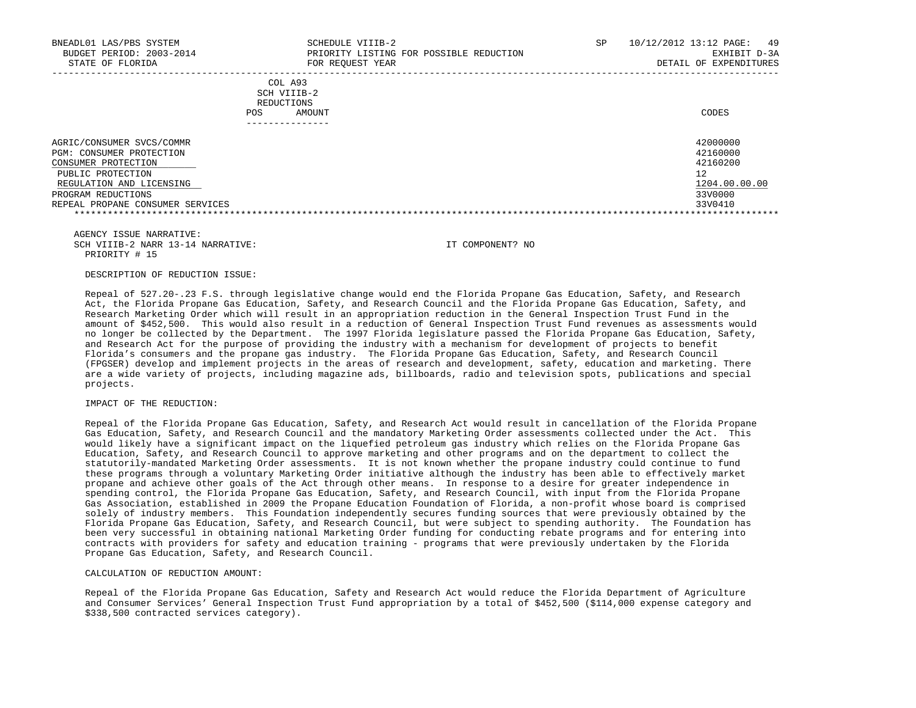BNEADL01 LAS/PBS SYSTEM — SCHEDULE VIIIB-2 — SP 10/12/2012 13:12
BUDGET PERIOD: 2003-2014 — PRIORITY LISTING FOR POSSIBLE REDUCTION — EXHIBIT D-3A
STATE OF FLORIDA — FOR REQUEST YEAR — DETAIL OF EXPENDITURES

COL A93 SCH VIIIB-2 REDUCTIONS

| | POS | AMOUNT | CODES |
|---|---|---|---|
| AGRIC/CONSUMER SVCS/COMMR | | | 42000000 |
| PGM: CONSUMER PROTECTION | | | 42160000 |
| CONSUMER PROTECTION | | | 42160200 |
| PUBLIC PROTECTION | | | 12 |
| REGULATION AND LICENSING | | | 1204.00.00.00 |
| PROGRAM REDUCTIONS | | | 33V0000 |
| REPEAL PROPANE CONSUMER SERVICES | | | 33V0410 |

AGENCY ISSUE NARRATIVE:
SCH VIIIB-2 NARR 13-14 NARRATIVE: IT COMPONENT? NO
PRIORITY # 15

DESCRIPTION OF REDUCTION ISSUE:

Repeal of 527.20-.23 F.S. through legislative change would end the Florida Propane Gas Education, Safety, and Research Act, the Florida Propane Gas Education, Safety, and Research Council and the Florida Propane Gas Education, Safety, and Research Marketing Order which will result in an appropriation reduction in the General Inspection Trust Fund in the amount of $452,500. This would also result in a reduction of General Inspection Trust Fund revenues as assessments would no longer be collected by the Department. The 1997 Florida legislature passed the Florida Propane Gas Education, Safety, and Research Act for the purpose of providing the industry with a mechanism for development of projects to benefit Florida's consumers and the propane gas industry. The Florida Propane Gas Education, Safety, and Research Council (FPGSER) develop and implement projects in the areas of research and development, safety, education and marketing. There are a wide variety of projects, including magazine ads, billboards, radio and television spots, publications and special projects.

IMPACT OF THE REDUCTION:

Repeal of the Florida Propane Gas Education, Safety, and Research Act would result in cancellation of the Florida Propane Gas Education, Safety, and Research Council and the mandatory Marketing Order assessments collected under the Act. This would likely have a significant impact on the liquefied petroleum gas industry which relies on the Florida Propane Gas Education, Safety, and Research Council to approve marketing and other programs and on the department to collect the statutorily-mandated Marketing Order assessments. It is not known whether the propane industry could continue to fund these programs through a voluntary Marketing Order initiative although the industry has been able to effectively market propane and achieve other goals of the Act through other means. In response to a desire for greater independence in spending control, the Florida Propane Gas Education, Safety, and Research Council, with input from the Florida Propane Gas Association, established in 2009 the Propane Education Foundation of Florida, a non-profit whose board is comprised solely of industry members. This Foundation independently secures funding sources that were previously obtained by the Florida Propane Gas Education, Safety, and Research Council, but were subject to spending authority. The Foundation has been very successful in obtaining national Marketing Order funding for conducting rebate programs and for entering into contracts with providers for safety and education training - programs that were previously undertaken by the Florida Propane Gas Education, Safety, and Research Council.

CALCULATION OF REDUCTION AMOUNT:

Repeal of the Florida Propane Gas Education, Safety and Research Act would reduce the Florida Department of Agriculture and Consumer Services' General Inspection Trust Fund appropriation by a total of $452,500 ($114,000 expense category and $338,500 contracted services category).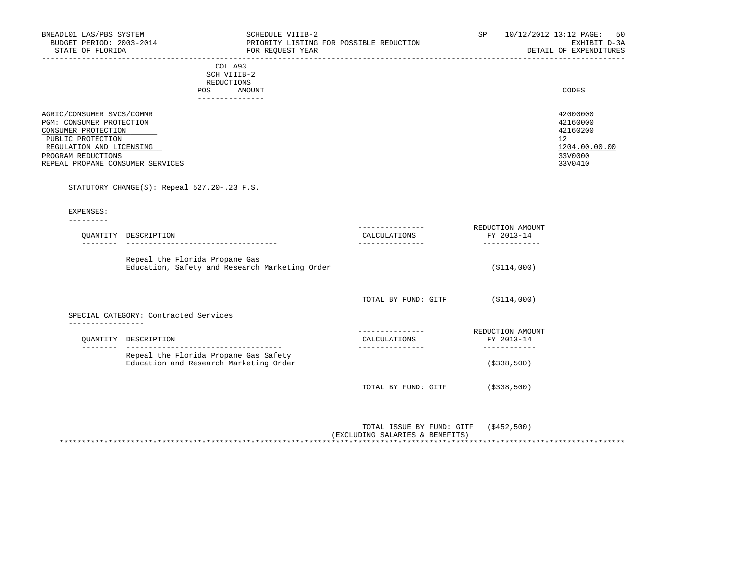BNEADL01 LAS/PBS SYSTEM — SCHEDULE VIIIB-2 — PRIORITY LISTING FOR POSSIBLE REDUCTION FOR REQUEST YEAR
BUDGET PERIOD: 2003-2014 — SP 10/12/2012 13:12 — EXHIBIT D-3A
STATE OF FLORIDA — DETAIL OF EXPENDITURES

| | COL A93 SCH VIIIB-2 REDUCTIONS POS AMOUNT | CODES |
|---|---|---|
| AGRIC/CONSUMER SVCS/COMMR | | 42000000 |
| PGM: CONSUMER PROTECTION | | 42160000 |
| CONSUMER PROTECTION | | 42160200 |
| PUBLIC PROTECTION | | 12 |
| REGULATION AND LICENSING | | 1204.00.00.00 |
| PROGRAM REDUCTIONS | | 33V0000 |
| REPEAL PROPANE CONSUMER SERVICES | | 33V0410 |

STATUTORY CHANGE(S): Repeal 527.20-.23 F.S.

EXPENSES:

| QUANTITY | DESCRIPTION | CALCULATIONS | REDUCTION AMOUNT FY 2013-14 |
|---|---|---|---|
| | Repeal the Florida Propane Gas Education, Safety and Research Marketing Order | | ($114,000) |
| | | TOTAL BY FUND: GITF | ($114,000) |

SPECIAL CATEGORY: Contracted Services

| QUANTITY | DESCRIPTION | CALCULATIONS | REDUCTION AMOUNT FY 2013-14 |
|---|---|---|---|
| | Repeal the Florida Propane Gas Safety Education and Research Marketing Order | | ($338,500) |
| | | TOTAL BY FUND: GITF | ($338,500) |

TOTAL ISSUE BY FUND: GITF ($452,500)
(EXCLUDING SALARIES & BENEFITS)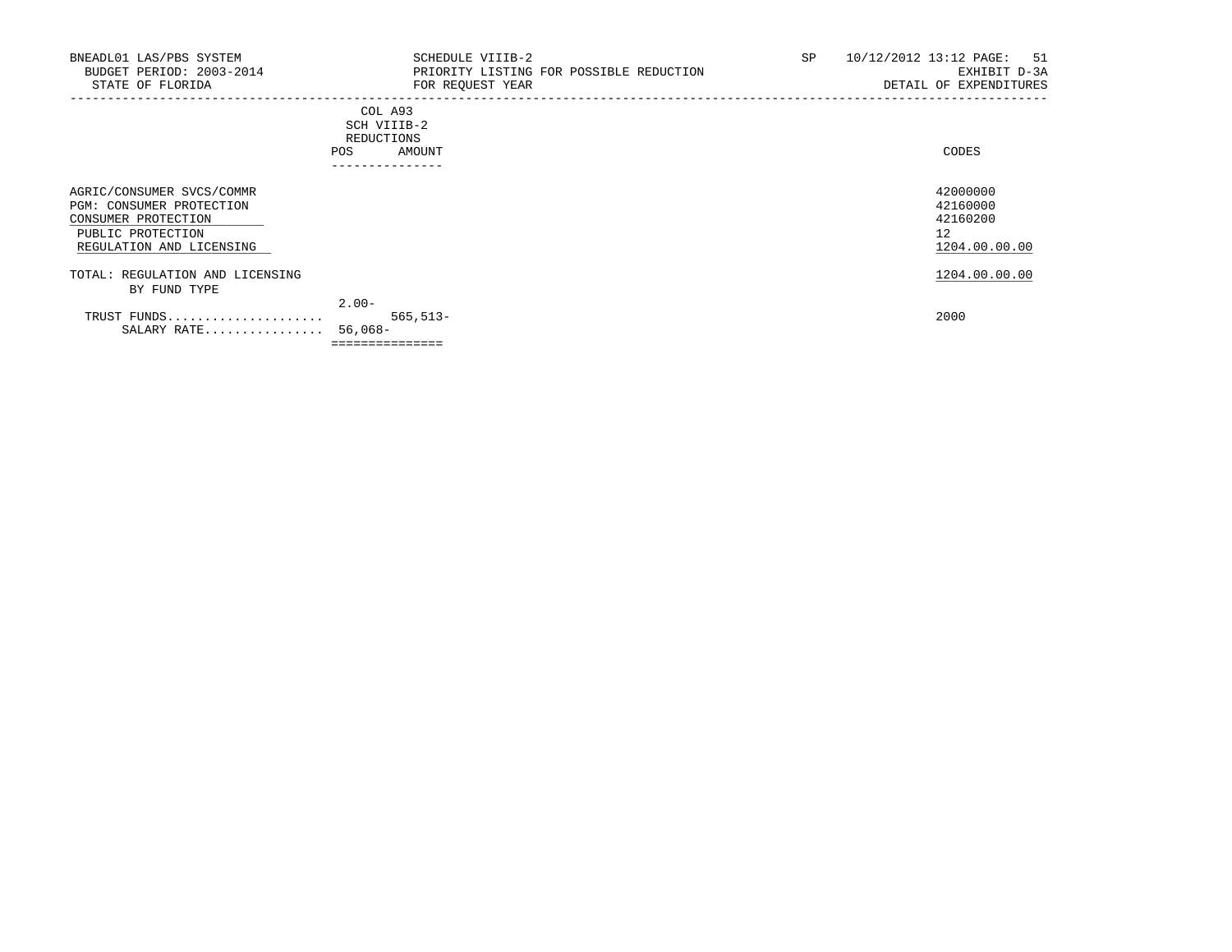BNEADL01 LAS/PBS SYSTEM
BUDGET PERIOD: 2003-2014
STATE OF FLORIDA

SCHEDULE VIIIB-2
PRIORITY LISTING FOR POSSIBLE REDUCTION
FOR REQUEST YEAR

SP 10/12/2012 13:12
EXHIBIT D-3A
DETAIL OF EXPENDITURES

| | COL A93 SCH VIIIB-2 REDUCTIONS POS | AMOUNT | CODES |
|---|---|---|---|
| AGRIC/CONSUMER SVCS/COMMR | | | 42000000 |
| PGM: CONSUMER PROTECTION | | | 42160000 |
| CONSUMER PROTECTION | | | 42160200 |
| PUBLIC PROTECTION | | | 12 |
| REGULATION AND LICENSING | | | 1204.00.00.00 |
| TOTAL: REGULATION AND LICENSING | | | 1204.00.00.00 |
| BY FUND TYPE | | | |
| | 2.00- | | |
| TRUST FUNDS..................... | | 565,513- | 2000 |
| SALARY RATE................ | 56,068- | | |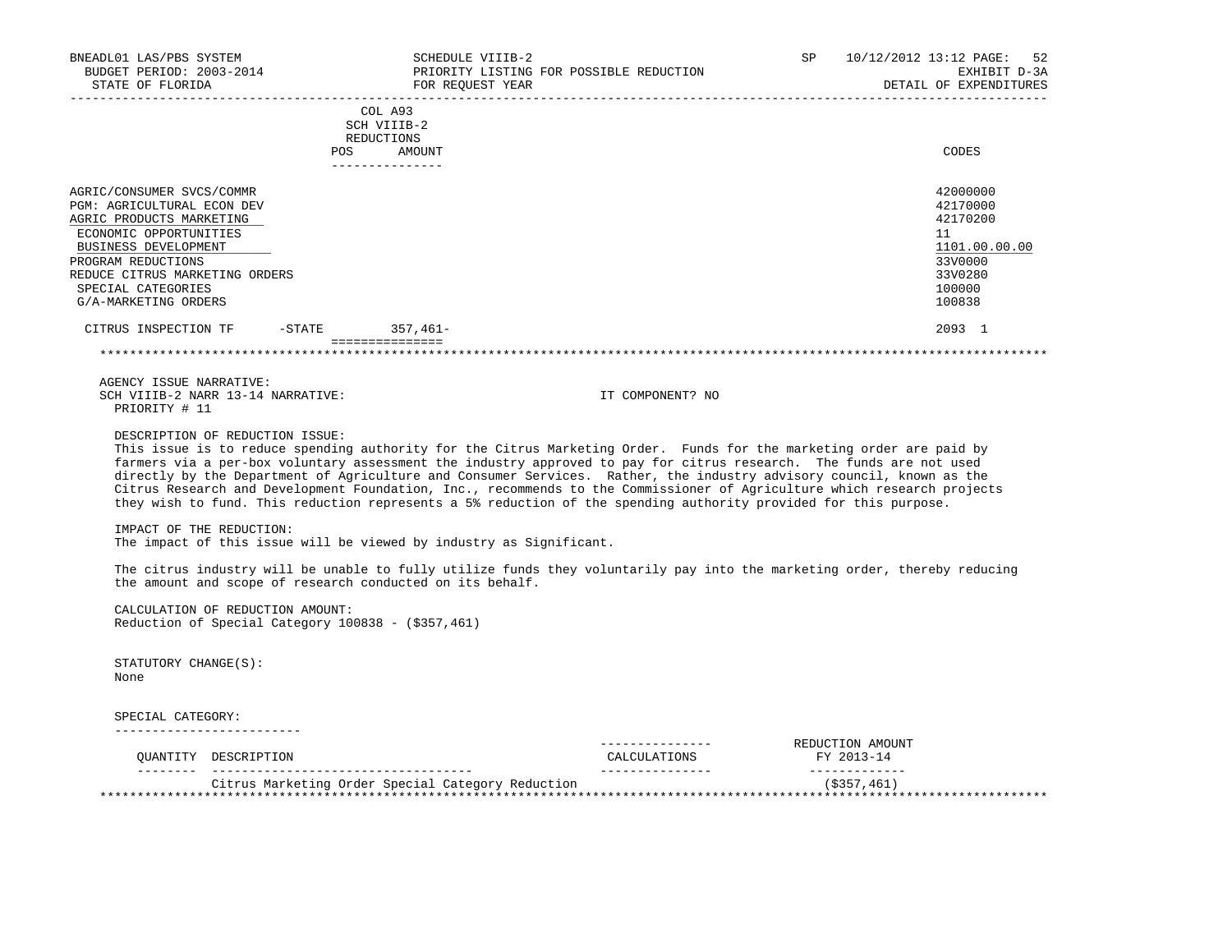| | COL A93 SCH VIIIB-2 REDUCTIONS | | |
|---|---|---|---|
| | POS | AMOUNT | CODES |
| AGRIC/CONSUMER SVCS/COMMR | | | 42000000 |
| PGM: AGRICULTURAL ECON DEV | | | 42170000 |
| AGRIC PRODUCTS MARKETING | | | 42170200 |
| ECONOMIC OPPORTUNITIES | | | 11 |
| BUSINESS DEVELOPMENT | | | 1101.00.00.00 |
| PROGRAM REDUCTIONS | | | 33V0000 |
| REDUCE CITRUS MARKETING ORDERS | | | 33V0280 |
| SPECIAL CATEGORIES | | | 100000 |
| G/A-MARKETING ORDERS | | | 100838 |
| CITRUS INSPECTION TF -STATE | | 357,461- | 2093 1 |

AGENCY ISSUE NARRATIVE:
SCH VIIIB-2 NARR 13-14 NARRATIVE: IT COMPONENT? NO
PRIORITY # 11

DESCRIPTION OF REDUCTION ISSUE:
This issue is to reduce spending authority for the Citrus Marketing Order. Funds for the marketing order are paid by farmers via a per-box voluntary assessment the industry approved to pay for citrus research. The funds are not used directly by the Department of Agriculture and Consumer Services. Rather, the industry advisory council, known as the Citrus Research and Development Foundation, Inc., recommends to the Commissioner of Agriculture which research projects they wish to fund. This reduction represents a 5% reduction of the spending authority provided for this purpose.

IMPACT OF THE REDUCTION:
The impact of this issue will be viewed by industry as Significant.

The citrus industry will be unable to fully utilize funds they voluntarily pay into the marketing order, thereby reducing the amount and scope of research conducted on its behalf.

CALCULATION OF REDUCTION AMOUNT:
Reduction of Special Category 100838 - ($357,461)

STATUTORY CHANGE(S):
None

SPECIAL CATEGORY:

| QUANTITY | DESCRIPTION | CALCULATIONS | REDUCTION AMOUNT FY 2013-14 |
|---|---|---|---|
| | Citrus Marketing Order Special Category Reduction | | ($357,461) |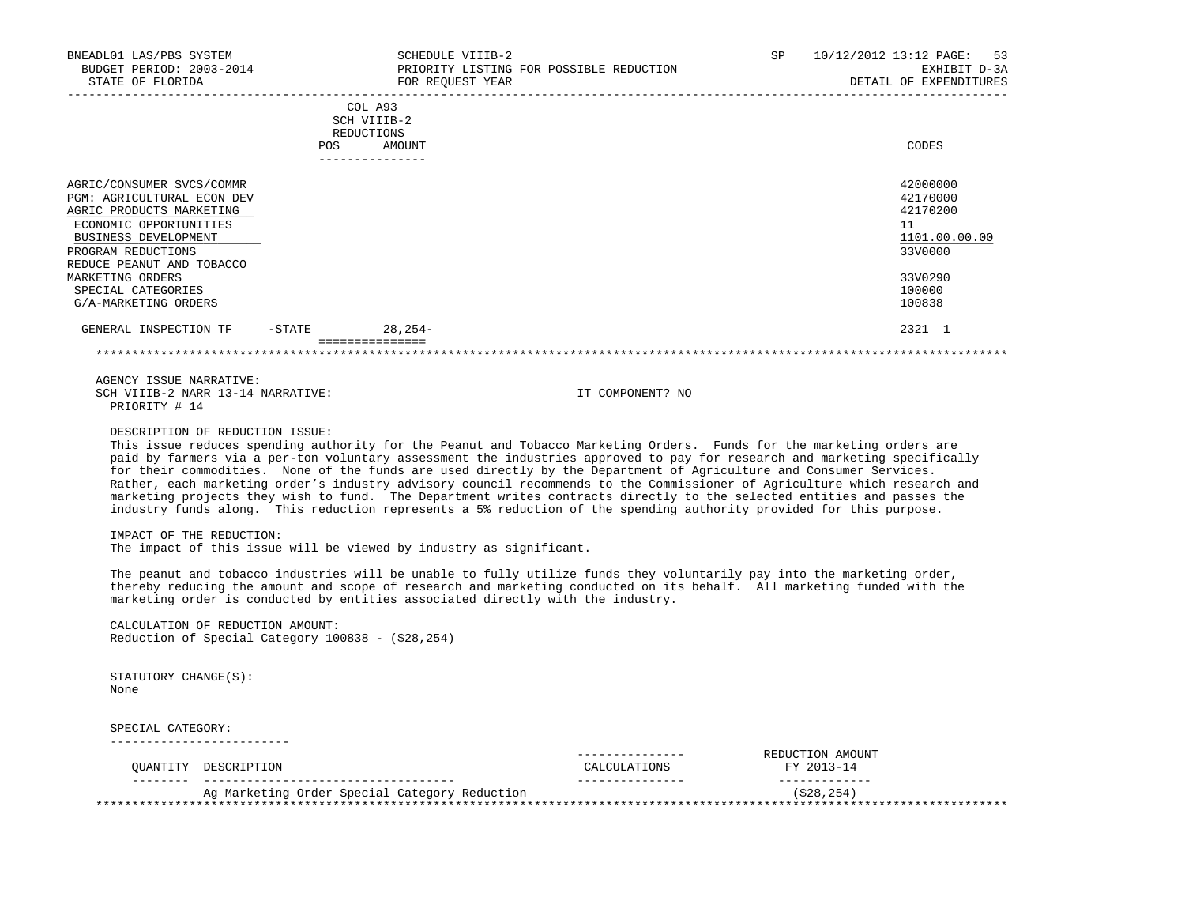BNEADL01 LAS/PBS SYSTEM
BUDGET PERIOD: 2003-2014
STATE OF FLORIDA

SCHEDULE VIIIB-2
PRIORITY LISTING FOR POSSIBLE REDUCTION
FOR REQUEST YEAR

SP 10/12/2012 13:12
EXHIBIT D-3A
DETAIL OF EXPENDITURES

| | COL A93 SCH VIIIB-2 REDUCTIONS POS | AMOUNT | CODES |
|---|---|---|---|
| AGRIC/CONSUMER SVCS/COMMR | | | 42000000 |
| PGM: AGRICULTURAL ECON DEV | | | 42170000 |
| AGRIC PRODUCTS MARKETING | | | 42170200 |
| ECONOMIC OPPORTUNITIES | | | 11 |
| BUSINESS DEVELOPMENT | | | 1101.00.00.00 |
| PROGRAM REDUCTIONS | | | 33V0000 |
| REDUCE PEANUT AND TOBACCO MARKETING ORDERS | | | 33V0290 |
| SPECIAL CATEGORIES | | | 100000 |
| G/A-MARKETING ORDERS | | | 100838 |
| GENERAL INSPECTION TF -STATE | | 28,254- | 2321 1 |

AGENCY ISSUE NARRATIVE:
SCH VIIIB-2 NARR 13-14 NARRATIVE: IT COMPONENT? NO
PRIORITY # 14

DESCRIPTION OF REDUCTION ISSUE:
This issue reduces spending authority for the Peanut and Tobacco Marketing Orders. Funds for the marketing orders are paid by farmers via a per-ton voluntary assessment the industries approved to pay for research and marketing specifically for their commodities. None of the funds are used directly by the Department of Agriculture and Consumer Services. Rather, each marketing order's industry advisory council recommends to the Commissioner of Agriculture which research and marketing projects they wish to fund. The Department writes contracts directly to the selected entities and passes the industry funds along. This reduction represents a 5% reduction of the spending authority provided for this purpose.

IMPACT OF THE REDUCTION:
The impact of this issue will be viewed by industry as significant.

The peanut and tobacco industries will be unable to fully utilize funds they voluntarily pay into the marketing order, thereby reducing the amount and scope of research and marketing conducted on its behalf. All marketing funded with the marketing order is conducted by entities associated directly with the industry.

CALCULATION OF REDUCTION AMOUNT:
Reduction of Special Category 100838 - ($28,254)

STATUTORY CHANGE(S):
None

SPECIAL CATEGORY:

| QUANTITY | DESCRIPTION | CALCULATIONS | REDUCTION AMOUNT FY 2013-14 |
|---|---|---|---|
| | Ag Marketing Order Special Category Reduction | | ($28,254) |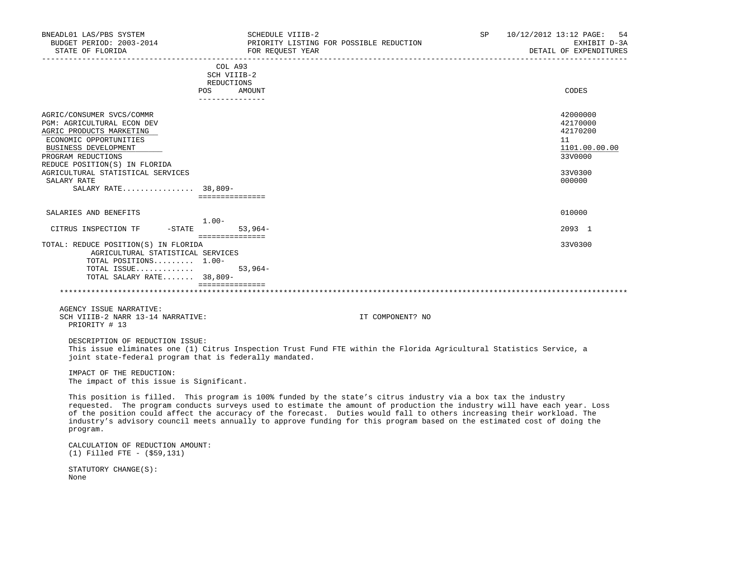BNEADL01 LAS/PBS SYSTEM — SCHEDULE VIIIB-2 — SP 10/12/2012 13:12

BUDGET PERIOD: 2003-2014 — PRIORITY LISTING FOR POSSIBLE REDUCTION — EXHIBIT D-3A

STATE OF FLORIDA — FOR REQUEST YEAR — DETAIL OF EXPENDITURES

| | COL A93 SCH VIIIB-2 REDUCTIONS POS | AMOUNT | CODES |
|---|---|---|---|
| AGRIC/CONSUMER SVCS/COMMR | | | 42000000 |
| PGM: AGRICULTURAL ECON DEV | | | 42170000 |
| AGRIC PRODUCTS MARKETING | | | 42170200 |
| ECONOMIC OPPORTUNITIES | | | 11 |
| BUSINESS DEVELOPMENT | | | 1101.00.00.00 |
| PROGRAM REDUCTIONS | | | 33V0000 |
| REDUCE POSITION(S) IN FLORIDA AGRICULTURAL STATISTICAL SERVICES | | | 33V0300 |
| SALARY RATE | | | 000000 |
| SALARY RATE................ | 38,809- | | |
| SALARIES AND BENEFITS | | | 010000 |
| | 1.00- | | |
| CITRUS INSPECTION TF -STATE | | 53,964- | 2093 1 |
| TOTAL: REDUCE POSITION(S) IN FLORIDA AGRICULTURAL STATISTICAL SERVICES | | | 33V0300 |
| TOTAL POSITIONS......... | 1.00- | | |
| TOTAL ISSUE............ | | 53,964- | |
| TOTAL SALARY RATE....... | 38,809- | | |

AGENCY ISSUE NARRATIVE:

SCH VIIIB-2 NARR 13-14 NARRATIVE: IT COMPONENT? NO

PRIORITY # 13

DESCRIPTION OF REDUCTION ISSUE:

This issue eliminates one (1) Citrus Inspection Trust Fund FTE within the Florida Agricultural Statistics Service, a joint state-federal program that is federally mandated.

IMPACT OF THE REDUCTION:

The impact of this issue is Significant.

This position is filled. This program is 100% funded by the state's citrus industry via a box tax the industry requested. The program conducts surveys used to estimate the amount of production the industry will have each year. Loss of the position could affect the accuracy of the forecast. Duties would fall to others increasing their workload. The industry's advisory council meets annually to approve funding for this program based on the estimated cost of doing the program.

CALCULATION OF REDUCTION AMOUNT:

(1) Filled FTE - ($59,131)

STATUTORY CHANGE(S):

None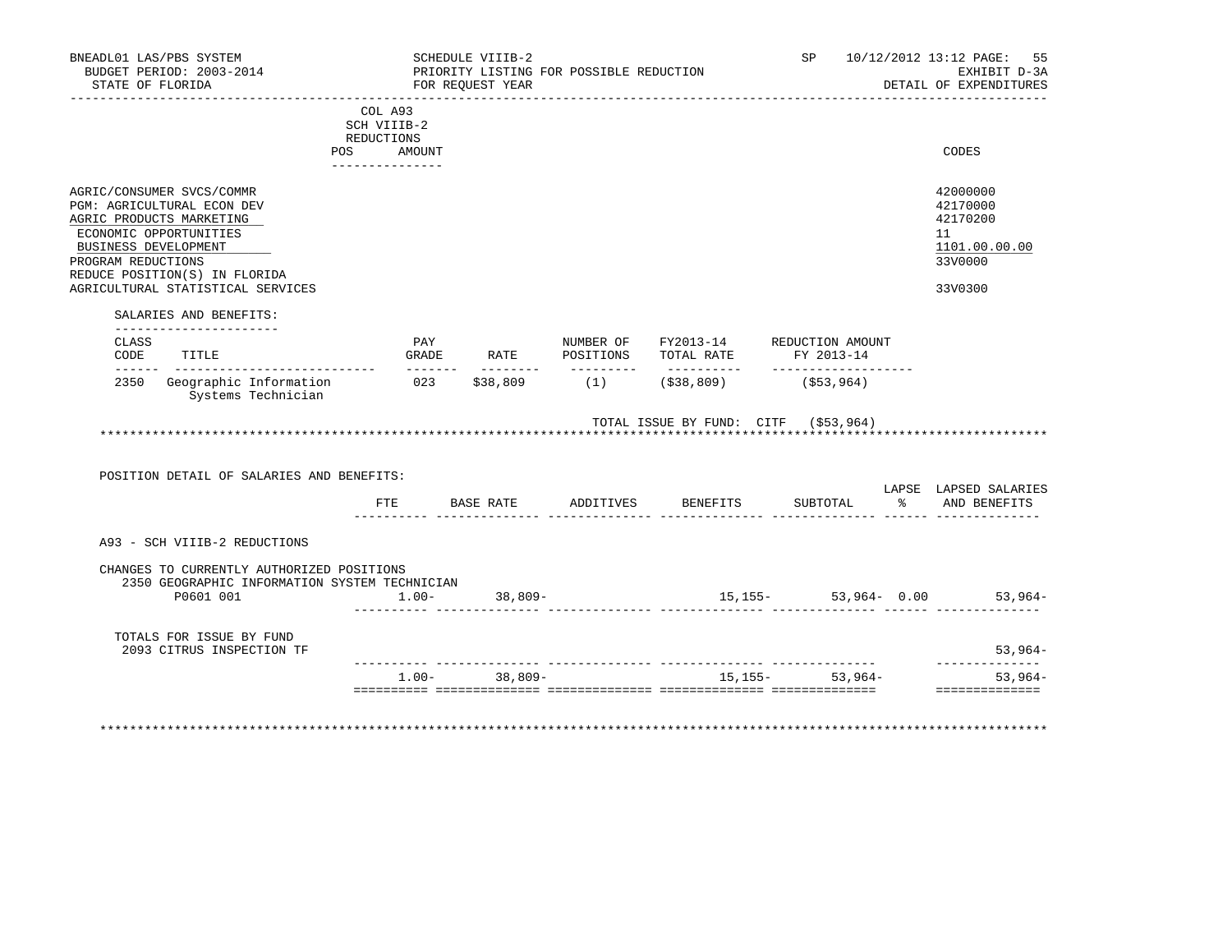COL A93
SCH VIIIB-2
REDUCTIONS

| | POS | AMOUNT | CODES |
|---|---|---|---|
| AGRIC/CONSUMER SVCS/COMMR | | | 42000000 |
| PGM: AGRICULTURAL ECON DEV | | | 42170000 |
| AGRIC PRODUCTS MARKETING | | | 42170200 |
| ECONOMIC OPPORTUNITIES | | | 11 |
| BUSINESS DEVELOPMENT | | | 1101.00.00.00 |
| PROGRAM REDUCTIONS | | | 33V0000 |
| REDUCE POSITION(S) IN FLORIDA AGRICULTURAL STATISTICAL SERVICES | | | 33V0300 |

SALARIES AND BENEFITS:

| CLASS CODE | TITLE | PAY GRADE | RATE | NUMBER OF POSITIONS | FY2013-14 TOTAL RATE | REDUCTION AMOUNT FY 2013-14 |
|---|---|---|---|---|---|---|
| 2350 | Geographic Information Systems Technician | 023 | $38,809 | (1) | ($38,809) | ($53,964) |

TOTAL ISSUE BY FUND: CITF ($53,964)

POSITION DETAIL OF SALARIES AND BENEFITS:

| | FTE | BASE RATE | ADDITIVES | BENEFITS | SUBTOTAL | LAPSE % | LAPSED SALARIES AND BENEFITS |
|---|---|---|---|---|---|---|---|
| A93 - SCH VIIIB-2 REDUCTIONS | | | | | | | |
| CHANGES TO CURRENTLY AUTHORIZED POSITIONS | | | | | | | |
| 2350 GEOGRAPHIC INFORMATION SYSTEM TECHNICIAN | | | | | | | |
| P0601 001 | 1.00- | 38,809- | | 15,155- | 53,964- | 0.00 | 53,964- |
| TOTALS FOR ISSUE BY FUND | | | | | | | |
| 2093 CITRUS INSPECTION TF | | | | | | | 53,964- |
| | 1.00- | 38,809- | | 15,155- | 53,964- | | 53,964- |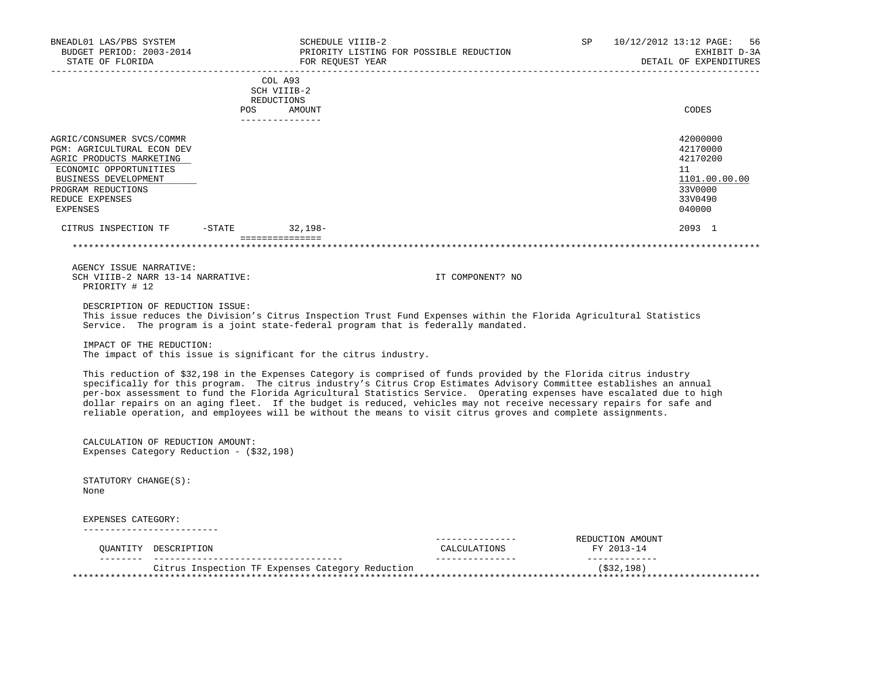BNEADL01 LAS/PBS SYSTEM
BUDGET PERIOD: 2003-2014
STATE OF FLORIDA

SCHEDULE VIIIB-2
PRIORITY LISTING FOR POSSIBLE REDUCTION
FOR REQUEST YEAR

SP 10/12/2012 13:12 PAGE: 56
EXHIBIT D-3A
DETAIL OF EXPENDITURES

| | COL A93 SCH VIIIB-2 REDUCTIONS POS | AMOUNT | CODES |
|---|---|---|---|
| AGRIC/CONSUMER SVCS/COMMR | | | 42000000 |
| PGM: AGRICULTURAL ECON DEV | | | 42170000 |
| AGRIC PRODUCTS MARKETING | | | 42170200 |
| ECONOMIC OPPORTUNITIES | | | 11 |
| BUSINESS DEVELOPMENT | | | 1101.00.00.00 |
| PROGRAM REDUCTIONS | | | 33V0000 |
| REDUCE EXPENSES | | | 33V0490 |
| EXPENSES | | | 040000 |
| CITRUS INSPECTION TF -STATE | | 32,198- | 2093 1 |

AGENCY ISSUE NARRATIVE:
SCH VIIIB-2 NARR 13-14 NARRATIVE: IT COMPONENT? NO
PRIORITY # 12

DESCRIPTION OF REDUCTION ISSUE:
This issue reduces the Division's Citrus Inspection Trust Fund Expenses within the Florida Agricultural Statistics Service. The program is a joint state-federal program that is federally mandated.

IMPACT OF THE REDUCTION:
The impact of this issue is significant for the citrus industry.

This reduction of $32,198 in the Expenses Category is comprised of funds provided by the Florida citrus industry specifically for this program. The citrus industry's Citrus Crop Estimates Advisory Committee establishes an annual per-box assessment to fund the Florida Agricultural Statistics Service. Operating expenses have escalated due to high dollar repairs on an aging fleet. If the budget is reduced, vehicles may not receive necessary repairs for safe and reliable operation, and employees will be without the means to visit citrus groves and complete assignments.

CALCULATION OF REDUCTION AMOUNT:
Expenses Category Reduction - ($32,198)

STATUTORY CHANGE(S):
None

EXPENSES CATEGORY:

| QUANTITY | DESCRIPTION | CALCULATIONS | REDUCTION AMOUNT FY 2013-14 |
|---|---|---|---|
| | Citrus Inspection TF Expenses Category Reduction | | ($32,198) |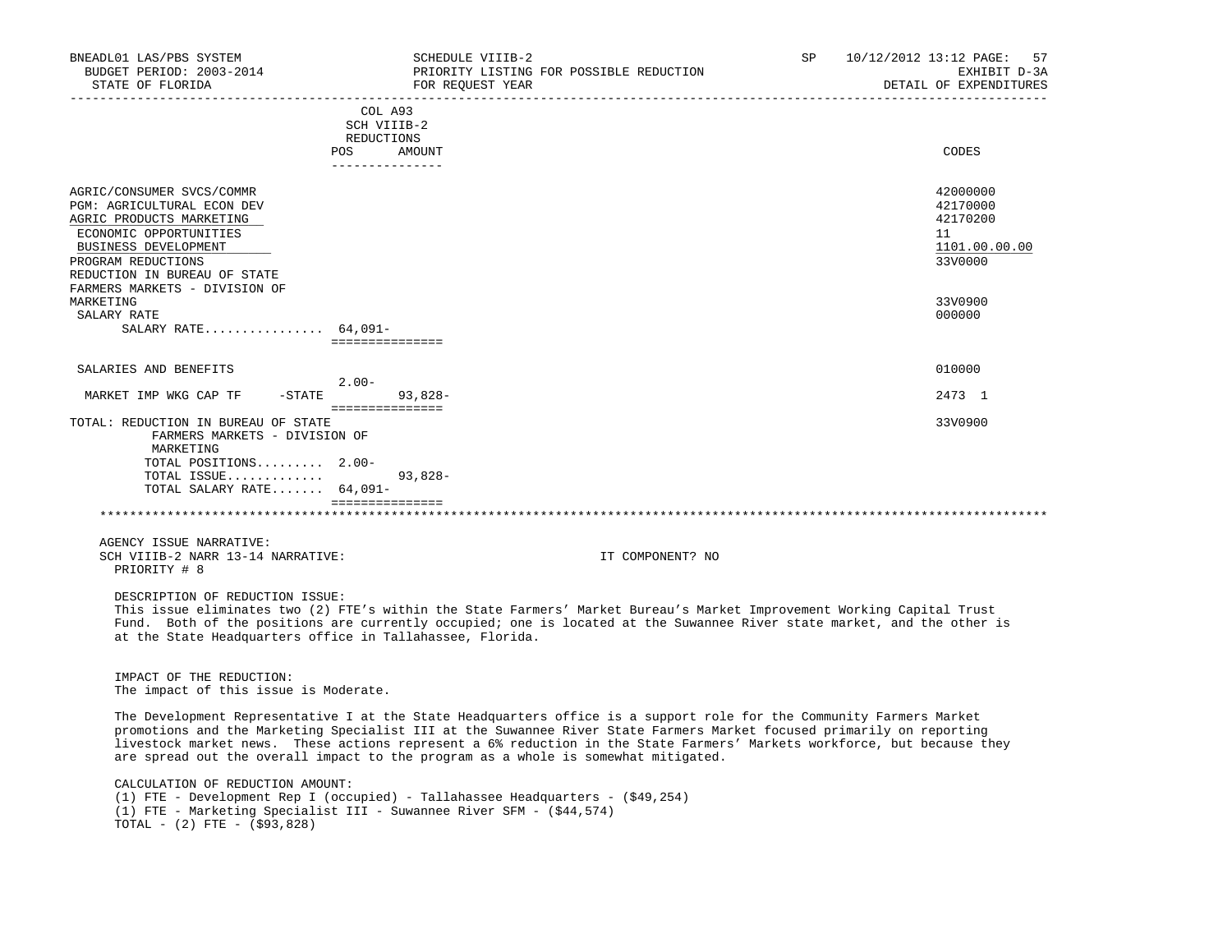BNEADL01 LAS/PBS SYSTEM | SCHEDULE VIIIB-2 | SP 10/12/2012 13:12
BUDGET PERIOD: 2003-2014 | PRIORITY LISTING FOR POSSIBLE REDUCTION | EXHIBIT D-3A
STATE OF FLORIDA | FOR REQUEST YEAR | DETAIL OF EXPENDITURES

| | COL A93 SCH VIIIB-2 REDUCTIONS POS | AMOUNT | CODES |
|---|---|---|---|
| AGRIC/CONSUMER SVCS/COMMR | | | 42000000 |
| PGM: AGRICULTURAL ECON DEV | | | 42170000 |
| AGRIC PRODUCTS MARKETING | | | 42170200 |
| ECONOMIC OPPORTUNITIES | | | 11 |
| BUSINESS DEVELOPMENT | | | 1101.00.00.00 |
| PROGRAM REDUCTIONS | | | 33V0000 |
| REDUCTION IN BUREAU OF STATE FARMERS MARKETS - DIVISION OF MARKETING | | | 33V0900 |
| SALARY RATE | | | 000000 |
| SALARY RATE................ | 64,091- | | |
| SALARIES AND BENEFITS | | | 010000 |
| MARKET IMP WKG CAP TF -STATE | 2.00- | 93,828- | 2473 1 |
| TOTAL: REDUCTION IN BUREAU OF STATE FARMERS MARKETS - DIVISION OF MARKETING | | | 33V0900 |
| TOTAL POSITIONS......... | 2.00- | | |
| TOTAL ISSUE............. | | 93,828- | |
| TOTAL SALARY RATE....... | 64,091- | | |

AGENCY ISSUE NARRATIVE:
SCH VIIIB-2 NARR 13-14 NARRATIVE: IT COMPONENT? NO
PRIORITY # 8

DESCRIPTION OF REDUCTION ISSUE:
This issue eliminates two (2) FTE's within the State Farmers' Market Bureau's Market Improvement Working Capital Trust Fund. Both of the positions are currently occupied; one is located at the Suwannee River state market, and the other is at the State Headquarters office in Tallahassee, Florida.

IMPACT OF THE REDUCTION:
The impact of this issue is Moderate.

The Development Representative I at the State Headquarters office is a support role for the Community Farmers Market promotions and the Marketing Specialist III at the Suwannee River State Farmers Market focused primarily on reporting livestock market news. These actions represent a 6% reduction in the State Farmers' Markets workforce, but because they are spread out the overall impact to the program as a whole is somewhat mitigated.

CALCULATION OF REDUCTION AMOUNT:
(1) FTE - Development Rep I (occupied) - Tallahassee Headquarters - ($49,254)
(1) FTE - Marketing Specialist III - Suwannee River SFM - ($44,574)
TOTAL - (2) FTE - ($93,828)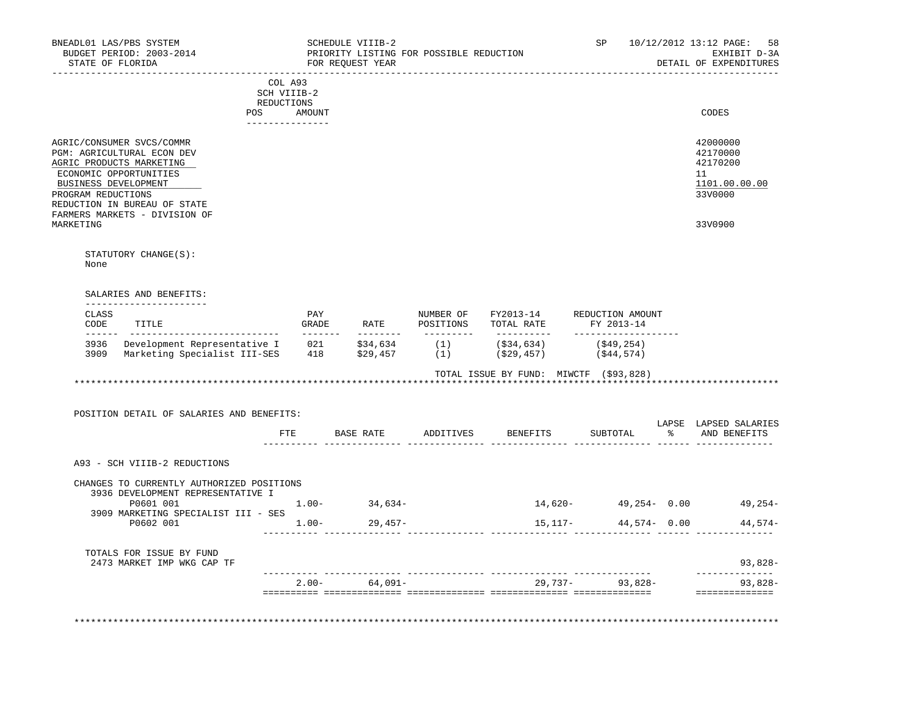BNEADL01 LAS/PBS SYSTEM | SCHEDULE VIIIB-2 | SP 10/12/2012 13:12 PAGE: 58
BUDGET PERIOD: 2003-2014 | PRIORITY LISTING FOR POSSIBLE REDUCTION | EXHIBIT D-3A
STATE OF FLORIDA | FOR REQUEST YEAR | DETAIL OF EXPENDITURES

| | COL A93 SCH VIIIB-2 REDUCTIONS POS | AMOUNT | CODES |
|---|---|---|---|
| AGRIC/CONSUMER SVCS/COMMR | | | 42000000 |
| PGM: AGRICULTURAL ECON DEV | | | 42170000 |
| AGRIC PRODUCTS MARKETING | | | 42170200 |
| ECONOMIC OPPORTUNITIES | | | 11 |
| BUSINESS DEVELOPMENT | | | 1101.00.00.00 |
| PROGRAM REDUCTIONS | | | 33V0000 |
| REDUCTION IN BUREAU OF STATE FARMERS MARKETS - DIVISION OF MARKETING | | | 33V0900 |

STATUTORY CHANGE(S):
None

SALARIES AND BENEFITS:

| CLASS CODE | TITLE | PAY GRADE | RATE | NUMBER OF POSITIONS | FY2013-14 TOTAL RATE | REDUCTION AMOUNT FY 2013-14 |
|---|---|---|---|---|---|---|
| 3936 | Development Representative I | 021 | $34,634 | (1) | ($34,634) | ($49,254) |
| 3909 | Marketing Specialist III-SES | 418 | $29,457 | (1) | ($29,457) | ($44,574) |

TOTAL ISSUE BY FUND: MIWCTF ($93,828)

POSITION DETAIL OF SALARIES AND BENEFITS:

| | FTE | BASE RATE | ADDITIVES | BENEFITS | SUBTOTAL | LAPSE % | LAPSED SALARIES AND BENEFITS |
|---|---|---|---|---|---|---|---|
| A93 - SCH VIIIB-2 REDUCTIONS | | | | | | | |
| CHANGES TO CURRENTLY AUTHORIZED POSITIONS | | | | | | | |
| 3936 DEVELOPMENT REPRESENTATIVE I | | | | | | | |
| P0601 001 | 1.00- | 34,634- | | 14,620- | 49,254- | 0.00 | 49,254- |
| 3909 MARKETING SPECIALIST III - SES | | | | | | | |
| P0602 001 | 1.00- | 29,457- | | 15,117- | 44,574- | 0.00 | 44,574- |
| TOTALS FOR ISSUE BY FUND | | | | | | | |
| 2473 MARKET IMP WKG CAP TF | | | | | | | 93,828- |
| | 2.00- | 64,091- | | 29,737- | 93,828- | | 93,828- |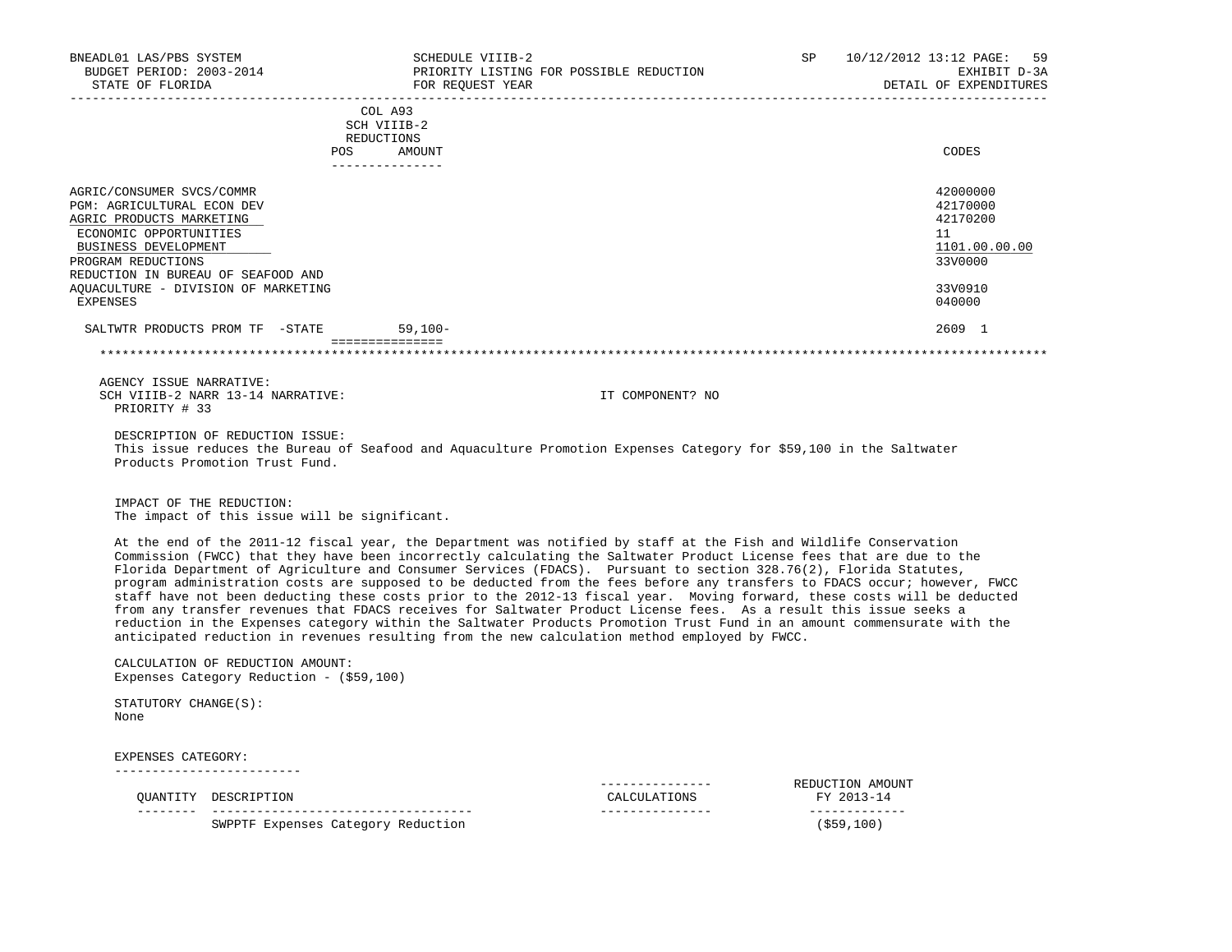BNEADL01 LAS/PBS SYSTEM — SCHEDULE VIIIB-2 — SP 10/12/2012 13:12

BUDGET PERIOD: 2003-2014 — PRIORITY LISTING FOR POSSIBLE REDUCTION — EXHIBIT D-3A

STATE OF FLORIDA — FOR REQUEST YEAR — DETAIL OF EXPENDITURES

| | COL A93 SCH VIIIB-2 REDUCTIONS POS | AMOUNT | CODES |
|---|---|---|---|
| AGRIC/CONSUMER SVCS/COMMR | | | 42000000 |
| PGM: AGRICULTURAL ECON DEV | | | 42170000 |
| AGRIC PRODUCTS MARKETING | | | 42170200 |
| ECONOMIC OPPORTUNITIES | | | 11 |
| BUSINESS DEVELOPMENT | | | 1101.00.00.00 |
| PROGRAM REDUCTIONS | | | 33V0000 |
| REDUCTION IN BUREAU OF SEAFOOD AND AQUACULTURE - DIVISION OF MARKETING | | | 33V0910 |
| EXPENSES | | | 040000 |
| SALTWTR PRODUCTS PROM TF -STATE | | 59,100- | 2609 1 |

AGENCY ISSUE NARRATIVE:

SCH VIIIB-2 NARR 13-14 NARRATIVE: IT COMPONENT? NO

PRIORITY # 33

DESCRIPTION OF REDUCTION ISSUE:

This issue reduces the Bureau of Seafood and Aquaculture Promotion Expenses Category for $59,100 in the Saltwater Products Promotion Trust Fund.

IMPACT OF THE REDUCTION:

The impact of this issue will be significant.

At the end of the 2011-12 fiscal year, the Department was notified by staff at the Fish and Wildlife Conservation Commission (FWCC) that they have been incorrectly calculating the Saltwater Product License fees that are due to the Florida Department of Agriculture and Consumer Services (FDACS). Pursuant to section 328.76(2), Florida Statutes, program administration costs are supposed to be deducted from the fees before any transfers to FDACS occur; however, FWCC staff have not been deducting these costs prior to the 2012-13 fiscal year. Moving forward, these costs will be deducted from any transfer revenues that FDACS receives for Saltwater Product License fees. As a result this issue seeks a reduction in the Expenses category within the Saltwater Products Promotion Trust Fund in an amount commensurate with the anticipated reduction in revenues resulting from the new calculation method employed by FWCC.

CALCULATION OF REDUCTION AMOUNT:

Expenses Category Reduction - ($59,100)

STATUTORY CHANGE(S):

None

EXPENSES CATEGORY:

| QUANTITY | DESCRIPTION | CALCULATIONS | REDUCTION AMOUNT FY 2013-14 |
|---|---|---|---|
| | SWPPTF Expenses Category Reduction | | ($59,100) |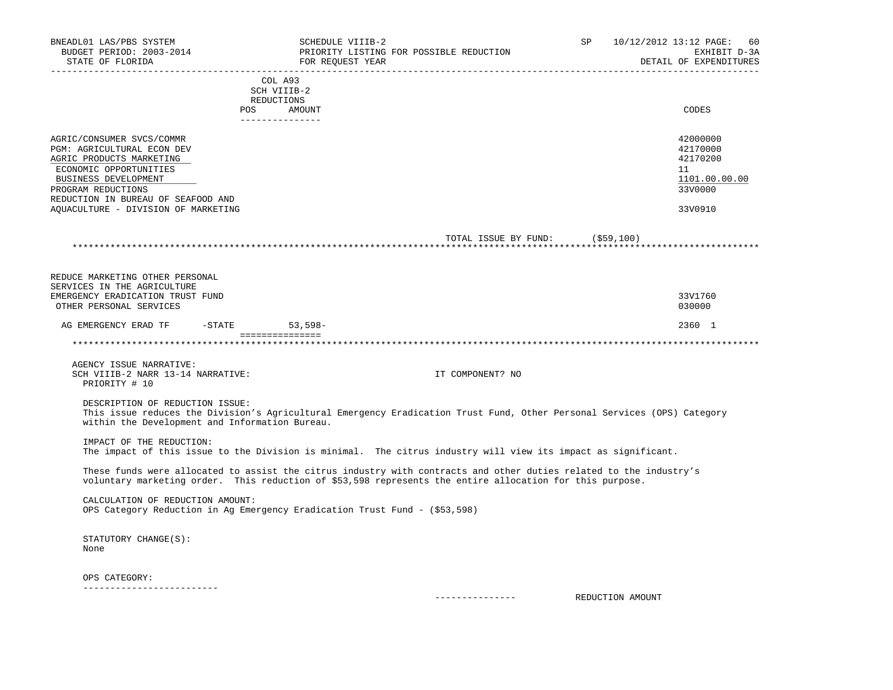| | COL A93 SCH VIIIB-2 REDUCTIONS POS AMOUNT | CODES |
|---|---|---|
| AGRIC/CONSUMER SVCS/COMMR | | 42000000 |
| PGM: AGRICULTURAL ECON DEV | | 42170000 |
| AGRIC PRODUCTS MARKETING | | 42170200 |
| ECONOMIC OPPORTUNITIES | | 11 |
| BUSINESS DEVELOPMENT | | 1101.00.00.00 |
| PROGRAM REDUCTIONS | | 33V0000 |
| REDUCTION IN BUREAU OF SEAFOOD AND AQUACULTURE - DIVISION OF MARKETING | | 33V0910 |

TOTAL ISSUE BY FUND: ($59,100)

| | COL A93 SCH VIIIB-2 REDUCTIONS POS AMOUNT | CODES |
|---|---|---|
| REDUCE MARKETING OTHER PERSONAL SERVICES IN THE AGRICULTURE EMERGENCY ERADICATION TRUST FUND | | 33V1760 |
| OTHER PERSONAL SERVICES | | 030000 |
| AG EMERGENCY ERAD TF -STATE | 53,598- | 2360 1 |

AGENCY ISSUE NARRATIVE:
SCH VIIIB-2 NARR 13-14 NARRATIVE: IT COMPONENT? NO
PRIORITY # 10

DESCRIPTION OF REDUCTION ISSUE:
This issue reduces the Division's Agricultural Emergency Eradication Trust Fund, Other Personal Services (OPS) Category within the Development and Information Bureau.

IMPACT OF THE REDUCTION:
The impact of this issue to the Division is minimal. The citrus industry will view its impact as significant.

These funds were allocated to assist the citrus industry with contracts and other duties related to the industry's voluntary marketing order. This reduction of $53,598 represents the entire allocation for this purpose.

CALCULATION OF REDUCTION AMOUNT:
OPS Category Reduction in Ag Emergency Eradication Trust Fund - ($53,598)

STATUTORY CHANGE(S):
None

OPS CATEGORY:

REDUCTION AMOUNT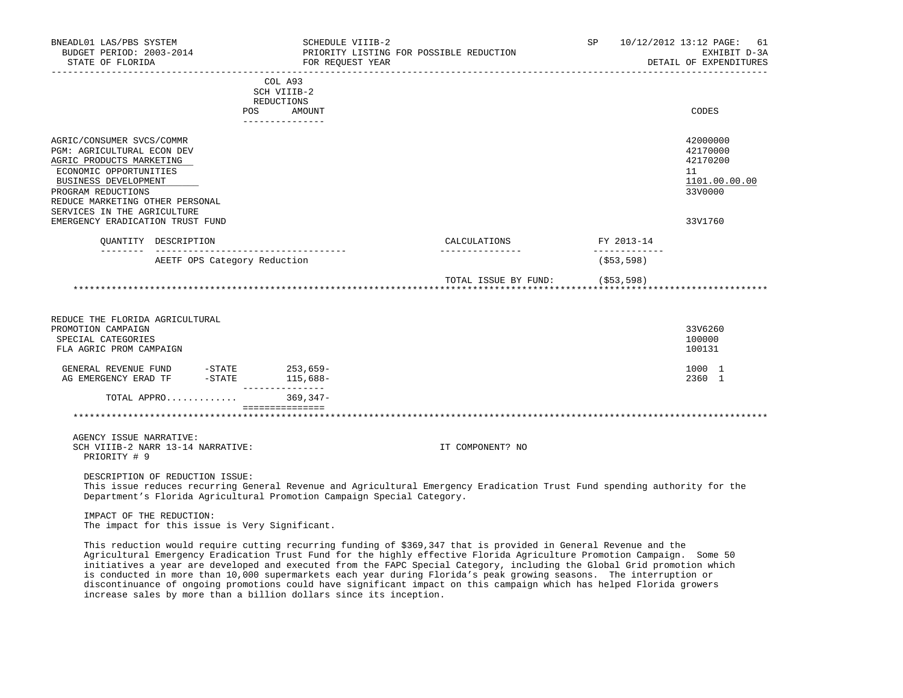BNEADL01 LAS/PBS SYSTEM — SCHEDULE VIIIB-2 — SP 10/12/2012 13:12

BUDGET PERIOD: 2003-2014 — PRIORITY LISTING FOR POSSIBLE REDUCTION — EXHIBIT D-3A

STATE OF FLORIDA — FOR REQUEST YEAR — DETAIL OF EXPENDITURES

| | COL A93 SCH VIIIB-2 REDUCTIONS POS AMOUNT | CODES |
|---|---|---|
| AGRIC/CONSUMER SVCS/COMMR | | 42000000 |
| PGM: AGRICULTURAL ECON DEV | | 42170000 |
| AGRIC PRODUCTS MARKETING | | 42170200 |
| ECONOMIC OPPORTUNITIES | | 11 |
| BUSINESS DEVELOPMENT | | 1101.00.00.00 |
| PROGRAM REDUCTIONS | | 33V0000 |
| REDUCE MARKETING OTHER PERSONAL SERVICES IN THE AGRICULTURE EMERGENCY ERADICATION TRUST FUND | | 33V1760 |

| QUANTITY | DESCRIPTION | CALCULATIONS | FY 2013-14 |
|---|---|---|---|
| | AEETF OPS Category Reduction | | ($53,598) |
| | | TOTAL ISSUE BY FUND: | ($53,598) |

***

| | | COL A93 SCH VIIIB-2 REDUCTIONS AMOUNT | CODES |
|---|---|---|---|
| REDUCE THE FLORIDA AGRICULTURAL PROMOTION CAMPAIGN | | | 33V6260 |
| SPECIAL CATEGORIES | | | 100000 |
| FLA AGRIC PROM CAMPAIGN | | | 100131 |
| GENERAL REVENUE FUND | -STATE | 253,659- | 1000 1 |
| AG EMERGENCY ERAD TF | -STATE | 115,688- | 2360 1 |
| TOTAL APPRO............. | | 369,347- | |

***

AGENCY ISSUE NARRATIVE:

SCH VIIIB-2 NARR 13-14 NARRATIVE: IT COMPONENT? NO

PRIORITY # 9

DESCRIPTION OF REDUCTION ISSUE:

This issue reduces recurring General Revenue and Agricultural Emergency Eradication Trust Fund spending authority for the Department's Florida Agricultural Promotion Campaign Special Category.

IMPACT OF THE REDUCTION:

The impact for this issue is Very Significant.

This reduction would require cutting recurring funding of $369,347 that is provided in General Revenue and the Agricultural Emergency Eradication Trust Fund for the highly effective Florida Agriculture Promotion Campaign. Some 50 initiatives a year are developed and executed from the FAPC Special Category, including the Global Grid promotion which is conducted in more than 10,000 supermarkets each year during Florida's peak growing seasons. The interruption or discontinuance of ongoing promotions could have significant impact on this campaign which has helped Florida growers increase sales by more than a billion dollars since its inception.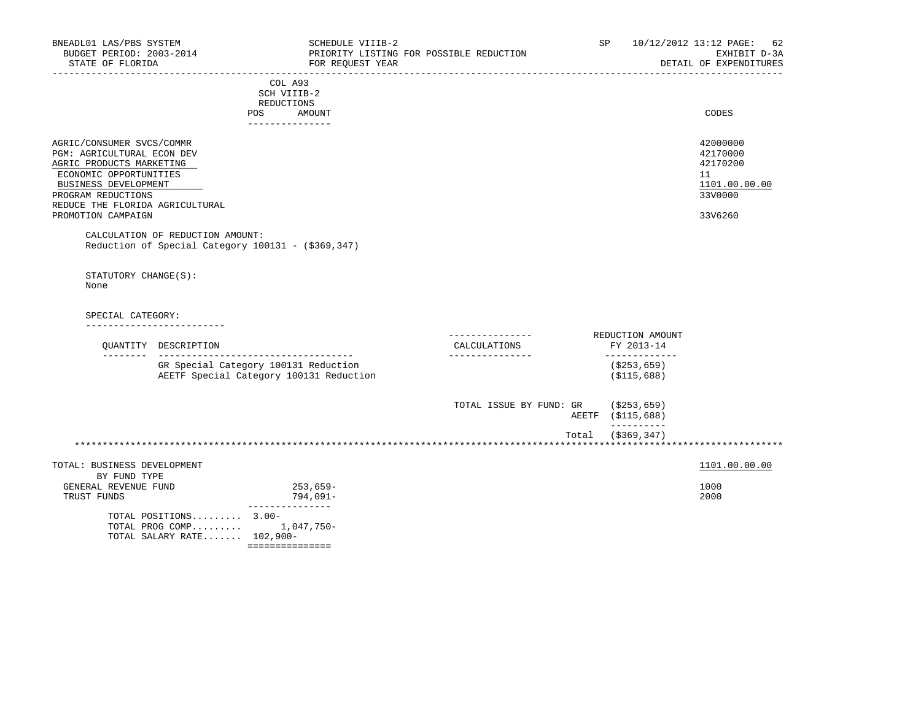BNEADL01 LAS/PBS SYSTEM
BUDGET PERIOD: 2003-2014
STATE OF FLORIDA

SCHEDULE VIIIB-2
PRIORITY LISTING FOR POSSIBLE REDUCTION
FOR REQUEST YEAR

SP 10/12/2012 13:12
EXHIBIT D-3A
DETAIL OF EXPENDITURES

| | COL A93 SCH VIIIB-2 REDUCTIONS POS AMOUNT | CODES |
|---|---|---|
| AGRIC/CONSUMER SVCS/COMMR | | 42000000 |
| PGM: AGRICULTURAL ECON DEV | | 42170000 |
| AGRIC PRODUCTS MARKETING | | 42170200 |
| ECONOMIC OPPORTUNITIES | | 11 |
| BUSINESS DEVELOPMENT | | 1101.00.00.00 |
| PROGRAM REDUCTIONS | | 33V0000 |
| REDUCE THE FLORIDA AGRICULTURAL PROMOTION CAMPAIGN | | 33V6260 |

CALCULATION OF REDUCTION AMOUNT:
Reduction of Special Category 100131 - ($369,347)

STATUTORY CHANGE(S):
None

SPECIAL CATEGORY:

| QUANTITY | DESCRIPTION | CALCULATIONS | REDUCTION AMOUNT FY 2013-14 |
|---|---|---|---|
| | GR Special Category 100131 Reduction | | ($253,659) |
| | AEETF Special Category 100131 Reduction | | ($115,688) |
| | | TOTAL ISSUE BY FUND: GR | ($253,659) |
| | | AEETF | ($115,688) |
| | | Total | ($369,347) |

TOTAL: BUSINESS DEVELOPMENT — 1101.00.00.00

| BY FUND TYPE | AMOUNT | CODES |
|---|---|---|
| GENERAL REVENUE FUND | 253,659- | 1000 |
| TRUST FUNDS | 794,091- | 2000 |
| TOTAL POSITIONS......... | 3.00- | |
| TOTAL PROG COMP......... | 1,047,750- | |
| TOTAL SALARY RATE....... | 102,900- | |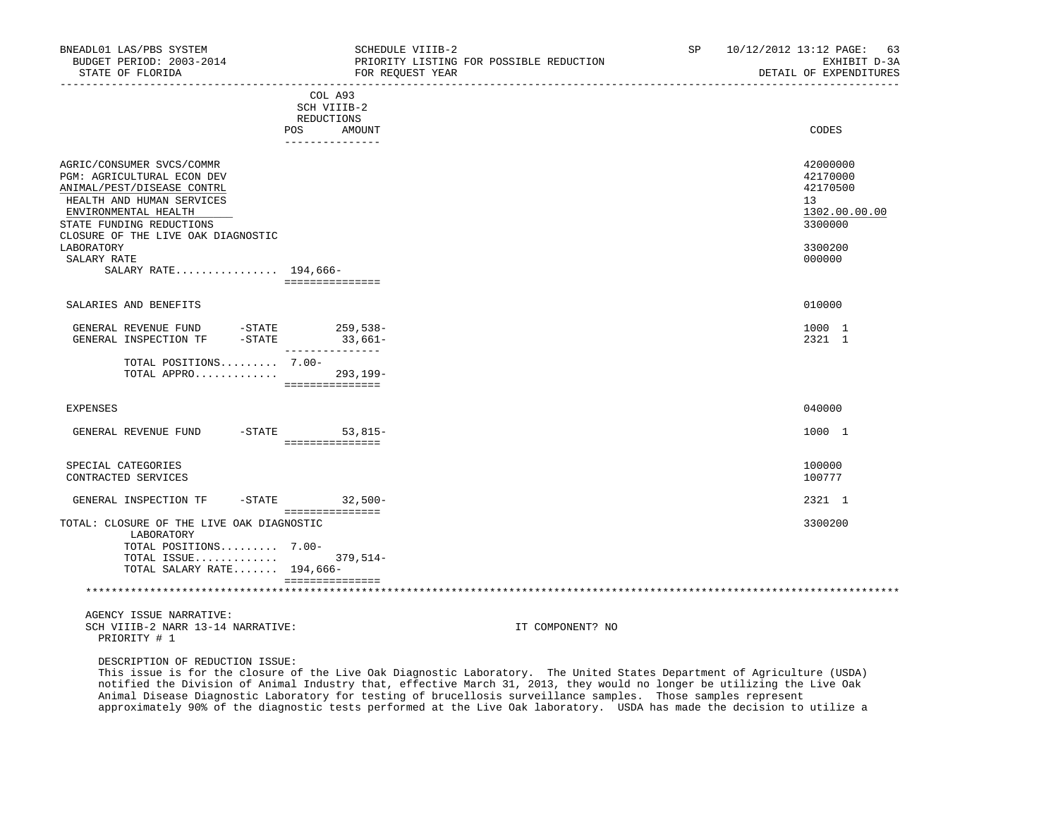BNEADL01 LAS/PBS SYSTEM — SCHEDULE VIIIB-2 — SP 10/12/2012 13:12
BUDGET PERIOD: 2003-2014 — PRIORITY LISTING FOR POSSIBLE REDUCTION — EXHIBIT D-3A
STATE OF FLORIDA — FOR REQUEST YEAR — DETAIL OF EXPENDITURES

| | COL A93 SCH VIIIB-2 REDUCTIONS POS | AMOUNT | CODES |
|---|---|---|---|
| AGRIC/CONSUMER SVCS/COMMR | | | 42000000 |
| PGM: AGRICULTURAL ECON DEV | | | 42170000 |
| ANIMAL/PEST/DISEASE CONTRL | | | 42170500 |
| HEALTH AND HUMAN SERVICES | | | 13 |
| ENVIRONMENTAL HEALTH | | | 1302.00.00.00 |
| STATE FUNDING REDUCTIONS | | | 3300000 |
| CLOSURE OF THE LIVE OAK DIAGNOSTIC LABORATORY | | | 3300200 |
| SALARY RATE | | | 000000 |
| SALARY RATE................ | 194,666- | | |
| SALARIES AND BENEFITS | | | 010000 |
| GENERAL REVENUE FUND -STATE | | 259,538- | 1000 1 |
| GENERAL INSPECTION TF -STATE | | 33,661- | 2321 1 |
| TOTAL POSITIONS......... | 7.00- | | |
| TOTAL APPRO............. | | 293,199- | |
| EXPENSES | | | 040000 |
| GENERAL REVENUE FUND -STATE | | 53,815- | 1000 1 |
| SPECIAL CATEGORIES | | | 100000 |
| CONTRACTED SERVICES | | | 100777 |
| GENERAL INSPECTION TF -STATE | | 32,500- | 2321 1 |
| TOTAL: CLOSURE OF THE LIVE OAK DIAGNOSTIC LABORATORY | | | 3300200 |
| TOTAL POSITIONS......... | 7.00- | | |
| TOTAL ISSUE............. | | 379,514- | |
| TOTAL SALARY RATE....... | 194,666- | | |

AGENCY ISSUE NARRATIVE:
SCH VIIIB-2 NARR 13-14 NARRATIVE: — IT COMPONENT? NO
PRIORITY # 1

DESCRIPTION OF REDUCTION ISSUE:
This issue is for the closure of the Live Oak Diagnostic Laboratory. The United States Department of Agriculture (USDA) notified the Division of Animal Industry that, effective March 31, 2013, they would no longer be utilizing the Live Oak Animal Disease Diagnostic Laboratory for testing of brucellosis surveillance samples. Those samples represent approximately 90% of the diagnostic tests performed at the Live Oak laboratory. USDA has made the decision to utilize a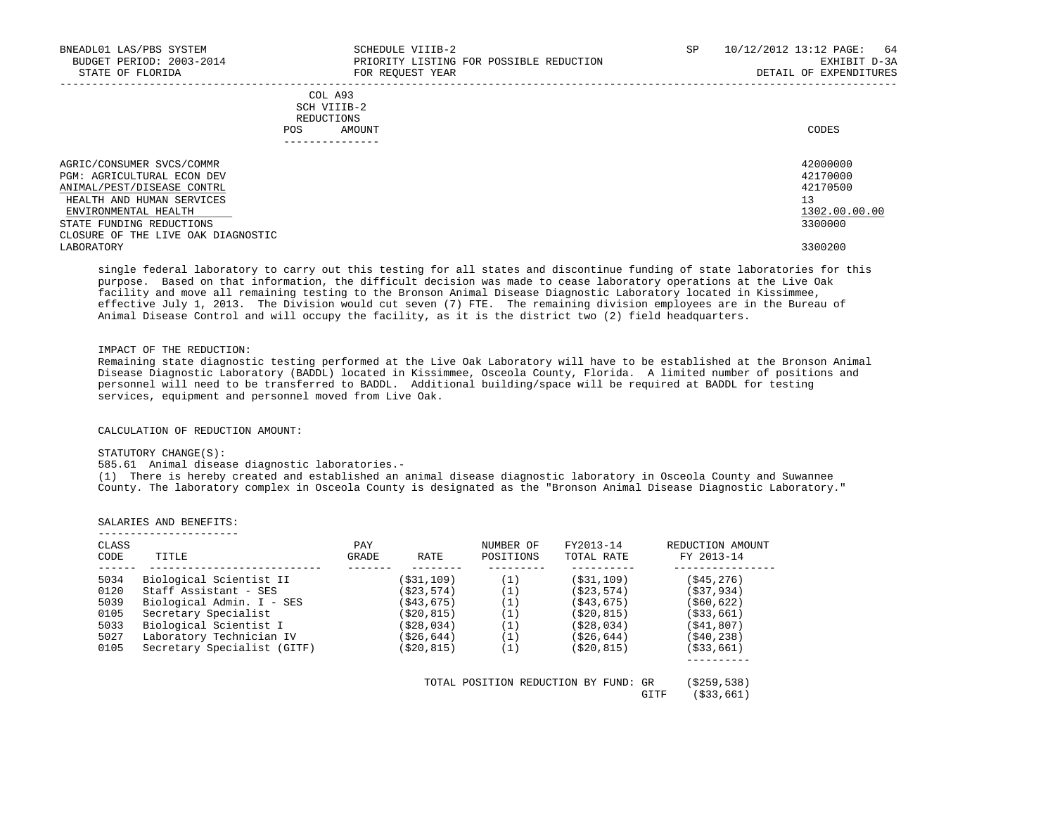| COL A93 SCH VIIIB-2 REDUCTIONS | | |
|---|---|---|
| POS | AMOUNT | CODES |

| | CODES |
|---|---|
| AGRIC/CONSUMER SVCS/COMMR | 42000000 |
| PGM: AGRICULTURAL ECON DEV | 42170000 |
| ANIMAL/PEST/DISEASE CONTRL | 42170500 |
| HEALTH AND HUMAN SERVICES | 13 |
| ENVIRONMENTAL HEALTH | 1302.00.00.00 |
| STATE FUNDING REDUCTIONS | 3300000 |
| CLOSURE OF THE LIVE OAK DIAGNOSTIC LABORATORY | 3300200 |

single federal laboratory to carry out this testing for all states and discontinue funding of state laboratories for this purpose. Based on that information, the difficult decision was made to cease laboratory operations at the Live Oak facility and move all remaining testing to the Bronson Animal Disease Diagnostic Laboratory located in Kissimmee, effective July 1, 2013. The Division would cut seven (7) FTE. The remaining division employees are in the Bureau of Animal Disease Control and will occupy the facility, as it is the district two (2) field headquarters.

IMPACT OF THE REDUCTION:
Remaining state diagnostic testing performed at the Live Oak Laboratory will have to be established at the Bronson Animal Disease Diagnostic Laboratory (BADDL) located in Kissimmee, Osceola County, Florida. A limited number of positions and personnel will need to be transferred to BADDL. Additional building/space will be required at BADDL for testing services, equipment and personnel moved from Live Oak.

CALCULATION OF REDUCTION AMOUNT:

STATUTORY CHANGE(S):
585.61 Animal disease diagnostic laboratories.-
(1) There is hereby created and established an animal disease diagnostic laboratory in Osceola County and Suwannee County. The laboratory complex in Osceola County is designated as the "Bronson Animal Disease Diagnostic Laboratory."

SALARIES AND BENEFITS:

| CLASS CODE | TITLE | PAY GRADE | RATE | NUMBER OF POSITIONS | FY2013-14 TOTAL RATE | REDUCTION AMOUNT FY 2013-14 |
|---|---|---|---|---|---|---|
| 5034 | Biological Scientist II | | ($31,109) | (1) | ($31,109) | ($45,276) |
| 0120 | Staff Assistant - SES | | ($23,574) | (1) | ($23,574) | ($37,934) |
| 5039 | Biological Admin. I - SES | | ($43,675) | (1) | ($43,675) | ($60,622) |
| 0105 | Secretary Specialist | | ($20,815) | (1) | ($20,815) | ($33,661) |
| 5033 | Biological Scientist I | | ($28,034) | (1) | ($28,034) | ($41,807) |
| 5027 | Laboratory Technician IV | | ($26,644) | (1) | ($26,644) | ($40,238) |
| 0105 | Secretary Specialist (GITF) | | ($20,815) | (1) | ($20,815) | ($33,661) |

TOTAL POSITION REDUCTION BY FUND: GR ($259,538)
GITF ($33,661)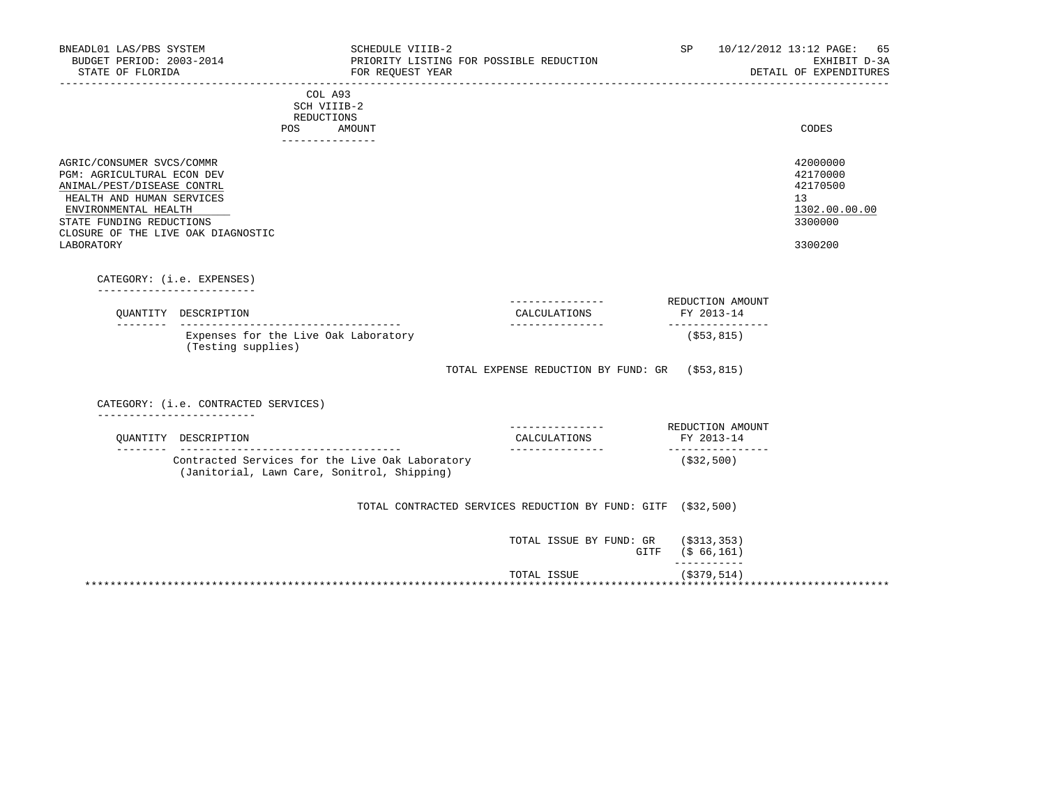BNEADL01 LAS/PBS SYSTEM | SCHEDULE VIIIB-2 | SP 10/12/2012 13:12 PAGE: 65
BUDGET PERIOD: 2003-2014 | PRIORITY LISTING FOR POSSIBLE REDUCTION | EXHIBIT D-3A
STATE OF FLORIDA | FOR REQUEST YEAR | DETAIL OF EXPENDITURES

| | COL A93 SCH VIIIB-2 REDUCTIONS POS | AMOUNT | CODES |
|---|---|---|---|
| AGRIC/CONSUMER SVCS/COMMR | | | 42000000 |
| PGM: AGRICULTURAL ECON DEV | | | 42170000 |
| ANIMAL/PEST/DISEASE CONTRL | | | 42170500 |
| HEALTH AND HUMAN SERVICES | | | 13 |
| ENVIRONMENTAL HEALTH | | | 1302.00.00.00 |
| STATE FUNDING REDUCTIONS | | | 3300000 |
| CLOSURE OF THE LIVE OAK DIAGNOSTIC LABORATORY | | | 3300200 |

CATEGORY: (i.e. EXPENSES)

| QUANTITY | DESCRIPTION | CALCULATIONS | REDUCTION AMOUNT FY 2013-14 |
|---|---|---|---|
| | Expenses for the Live Oak Laboratory (Testing supplies) | | ($53,815) |
| | | TOTAL EXPENSE REDUCTION BY FUND: GR | ($53,815) |

CATEGORY: (i.e. CONTRACTED SERVICES)

| QUANTITY | DESCRIPTION | CALCULATIONS | REDUCTION AMOUNT FY 2013-14 |
|---|---|---|---|
| | Contracted Services for the Live Oak Laboratory (Janitorial, Lawn Care, Sonitrol, Shipping) | | ($32,500) |
| | | TOTAL CONTRACTED SERVICES REDUCTION BY FUND: GITF | ($32,500) |

| | |
|---|---|
| TOTAL ISSUE BY FUND: GR | ($313,353) |
| GITF | ($ 66,161) |
| TOTAL ISSUE | ($379,514) |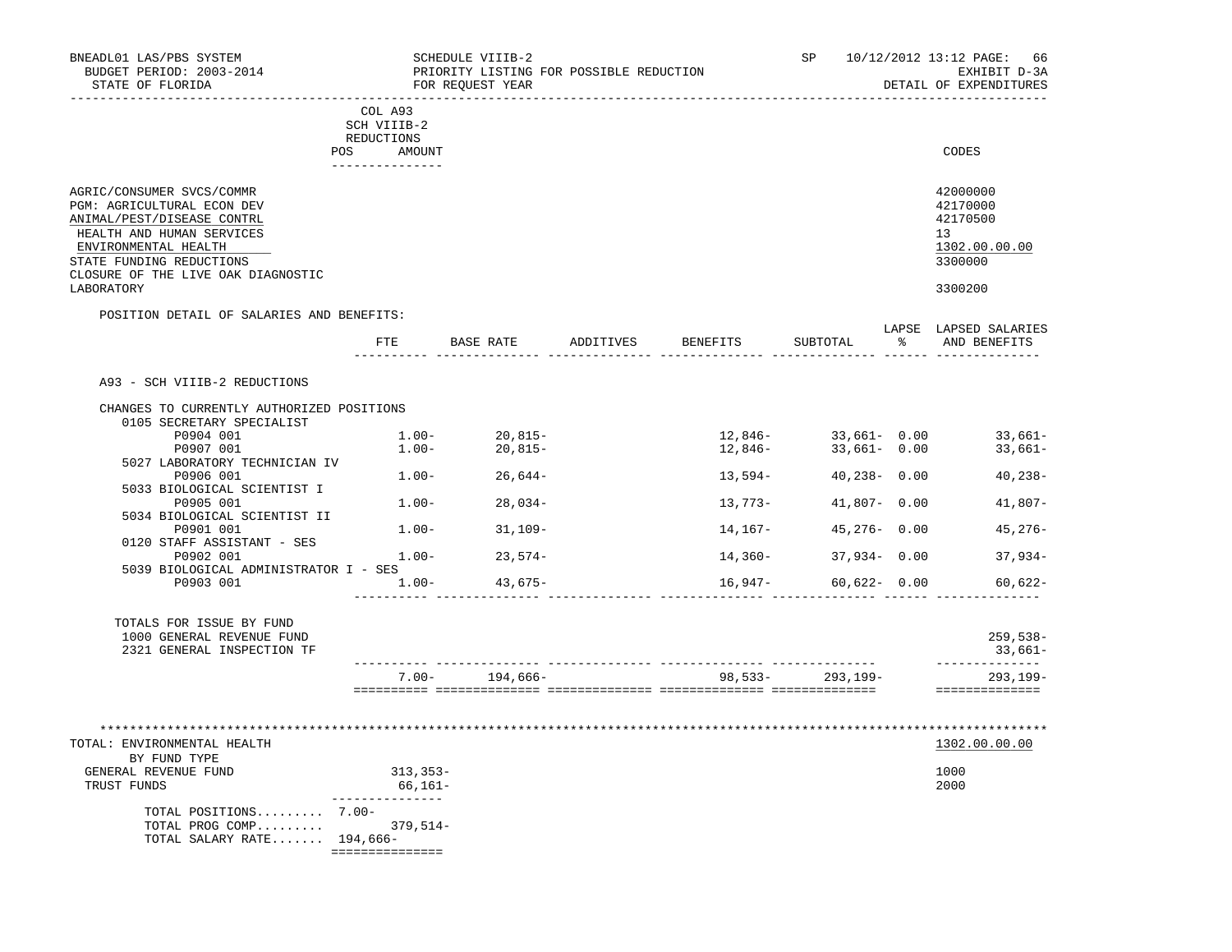BNEADL01 LAS/PBS SYSTEM | SCHEDULE VIIIB-2 | SP 10/12/2012 13:12 PAGE: 66
BUDGET PERIOD: 2003-2014 | PRIORITY LISTING FOR POSSIBLE REDUCTION | EXHIBIT D-3A
STATE OF FLORIDA | FOR REQUEST YEAR | DETAIL OF EXPENDITURES

| | COL A93 SCH VIIIB-2 REDUCTIONS POS AMOUNT | CODES |
|---|---|---|
| AGRIC/CONSUMER SVCS/COMMR | | 42000000 |
| PGM: AGRICULTURAL ECON DEV | | 42170000 |
| ANIMAL/PEST/DISEASE CONTRL | | 42170500 |
| HEALTH AND HUMAN SERVICES | | 13 |
| ENVIRONMENTAL HEALTH | | 1302.00.00.00 |
| STATE FUNDING REDUCTIONS | | 3300000 |
| CLOSURE OF THE LIVE OAK DIAGNOSTIC LABORATORY | | 3300200 |

POSITION DETAIL OF SALARIES AND BENEFITS:

| | FTE | BASE RATE | ADDITIVES | BENEFITS | SUBTOTAL | LAPSE % | LAPSED SALARIES AND BENEFITS |
|---|---|---|---|---|---|---|---|
| A93 - SCH VIIIB-2 REDUCTIONS | | | | | | | |
| CHANGES TO CURRENTLY AUTHORIZED POSITIONS | | | | | | | |
| 0105 SECRETARY SPECIALIST | | | | | | | |
| P0904 001 | 1.00- | 20,815- | | 12,846- | 33,661- | 0.00 | 33,661- |
| P0907 001 | 1.00- | 20,815- | | 12,846- | 33,661- | 0.00 | 33,661- |
| 5027 LABORATORY TECHNICIAN IV | | | | | | | |
| P0906 001 | 1.00- | 26,644- | | 13,594- | 40,238- | 0.00 | 40,238- |
| 5033 BIOLOGICAL SCIENTIST I | | | | | | | |
| P0905 001 | 1.00- | 28,034- | | 13,773- | 41,807- | 0.00 | 41,807- |
| 5034 BIOLOGICAL SCIENTIST II | | | | | | | |
| P0901 001 | 1.00- | 31,109- | | 14,167- | 45,276- | 0.00 | 45,276- |
| 0120 STAFF ASSISTANT - SES | | | | | | | |
| P0902 001 | 1.00- | 23,574- | | 14,360- | 37,934- | 0.00 | 37,934- |
| 5039 BIOLOGICAL ADMINISTRATOR I - SES | | | | | | | |
| P0903 001 | 1.00- | 43,675- | | 16,947- | 60,622- | 0.00 | 60,622- |
| TOTALS FOR ISSUE BY FUND | | | | | | | |
| 1000 GENERAL REVENUE FUND | | | | | | | 259,538- |
| 2321 GENERAL INSPECTION TF | | | | | | | 33,661- |
| | 7.00- | 194,666- | | 98,533- | 293,199- | | 293,199- |

| TOTAL: ENVIRONMENTAL HEALTH | | 1302.00.00.00 |
|---|---|---|
| BY FUND TYPE | | |
| GENERAL REVENUE FUND | 313,353- | 1000 |
| TRUST FUNDS | 66,161- | 2000 |
| TOTAL POSITIONS......... | 7.00- | |
| TOTAL PROG COMP......... | 379,514- | |
| TOTAL SALARY RATE....... | 194,666- | |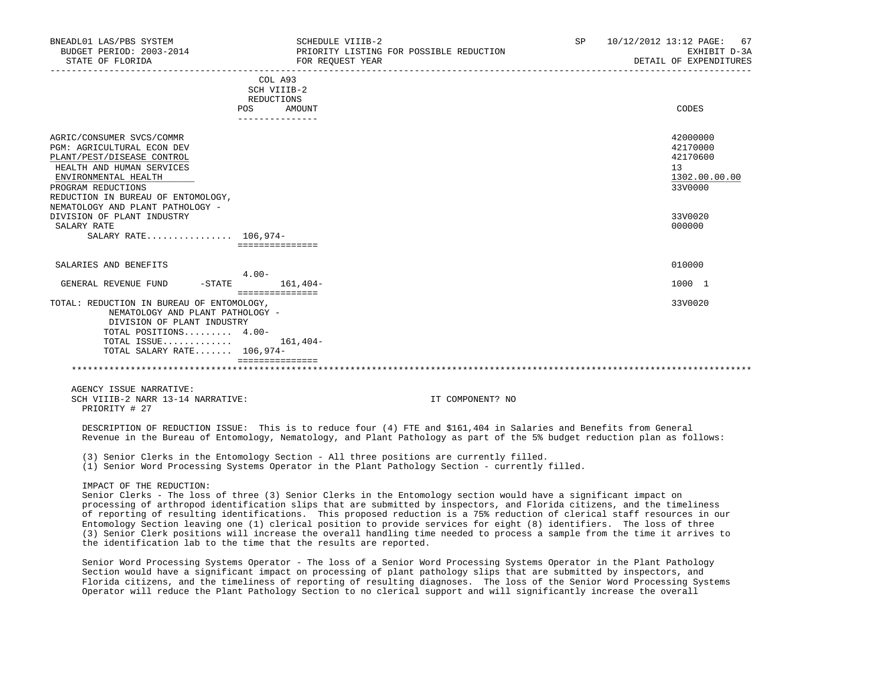BNEADL01 LAS/PBS SYSTEM — SCHEDULE VIIIB-2 — SP 10/12/2012 13:12
BUDGET PERIOD: 2003-2014 — PRIORITY LISTING FOR POSSIBLE REDUCTION — EXHIBIT D-3A
STATE OF FLORIDA — FOR REQUEST YEAR — DETAIL OF EXPENDITURES

| | COL A93 SCH VIIIB-2 REDUCTIONS POS | AMOUNT | CODES |
|---|---|---|---|
| AGRIC/CONSUMER SVCS/COMMR | | | 42000000 |
| PGM: AGRICULTURAL ECON DEV | | | 42170000 |
| PLANT/PEST/DISEASE CONTROL | | | 42170600 |
| HEALTH AND HUMAN SERVICES | | | 13 |
| ENVIRONMENTAL HEALTH | | | 1302.00.00.00 |
| PROGRAM REDUCTIONS | | | 33V0000 |
| REDUCTION IN BUREAU OF ENTOMOLOGY, NEMATOLOGY AND PLANT PATHOLOGY - DIVISION OF PLANT INDUSTRY | | | 33V0020 |
| SALARY RATE | | | 000000 |
| SALARY RATE................ | 106,974- | | |
| SALARIES AND BENEFITS | | | 010000 |
| GENERAL REVENUE FUND -STATE | 4.00- | 161,404- | 1000 1 |
| TOTAL: REDUCTION IN BUREAU OF ENTOMOLOGY, NEMATOLOGY AND PLANT PATHOLOGY - DIVISION OF PLANT INDUSTRY | | | 33V0020 |
| TOTAL POSITIONS......... | 4.00- | | |
| TOTAL ISSUE............. | | 161,404- | |
| TOTAL SALARY RATE....... | 106,974- | | |

AGENCY ISSUE NARRATIVE:
SCH VIIIB-2 NARR 13-14 NARRATIVE: IT COMPONENT? NO
PRIORITY # 27

DESCRIPTION OF REDUCTION ISSUE: This is to reduce four (4) FTE and $161,404 in Salaries and Benefits from General Revenue in the Bureau of Entomology, Nematology, and Plant Pathology as part of the 5% budget reduction plan as follows:

(3) Senior Clerks in the Entomology Section - All three positions are currently filled.
(1) Senior Word Processing Systems Operator in the Plant Pathology Section - currently filled.

IMPACT OF THE REDUCTION:
Senior Clerks - The loss of three (3) Senior Clerks in the Entomology section would have a significant impact on processing of arthropod identification slips that are submitted by inspectors, and Florida citizens, and the timeliness of reporting of resulting identifications. This proposed reduction is a 75% reduction of clerical staff resources in our Entomology Section leaving one (1) clerical position to provide services for eight (8) identifiers. The loss of three (3) Senior Clerk positions will increase the overall handling time needed to process a sample from the time it arrives to the identification lab to the time that the results are reported.

Senior Word Processing Systems Operator - The loss of a Senior Word Processing Systems Operator in the Plant Pathology Section would have a significant impact on processing of plant pathology slips that are submitted by inspectors, and Florida citizens, and the timeliness of reporting of resulting diagnoses. The loss of the Senior Word Processing Systems Operator will reduce the Plant Pathology Section to no clerical support and will significantly increase the overall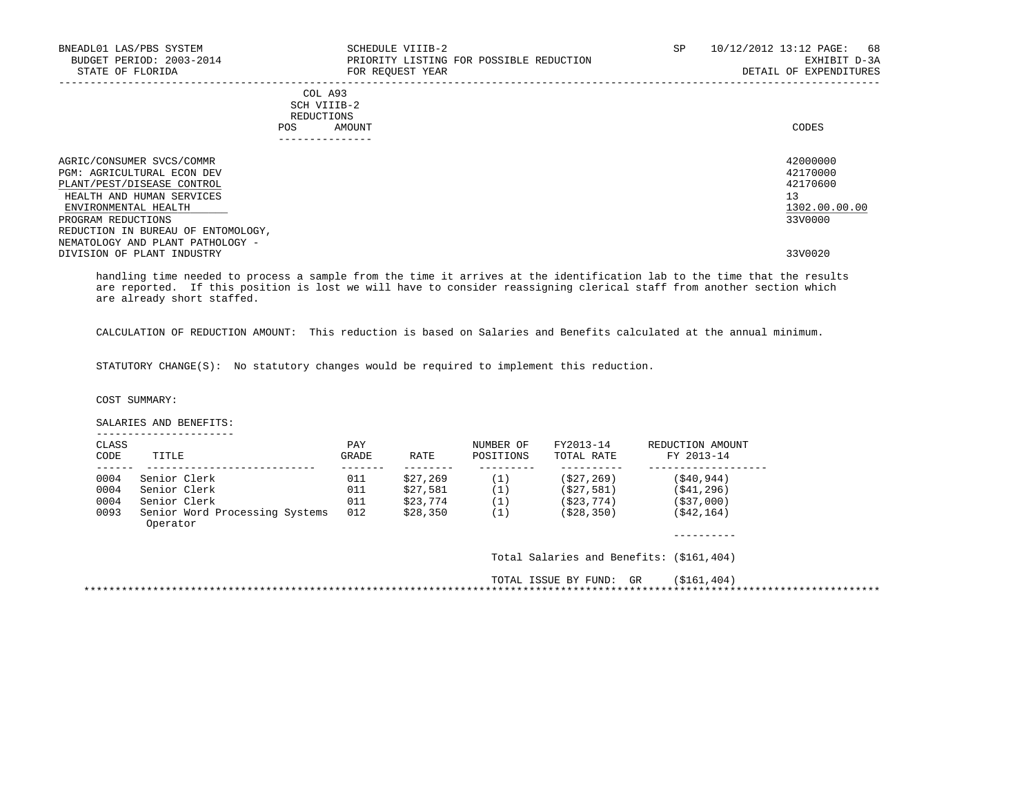| | COL A93 SCH VIIIB-2 REDUCTIONS | | |
|---|---|---|---|
| | POS | AMOUNT | CODES |
| AGRIC/CONSUMER SVCS/COMMR | | | 42000000 |
| PGM: AGRICULTURAL ECON DEV | | | 42170000 |
| PLANT/PEST/DISEASE CONTROL | | | 42170600 |
| HEALTH AND HUMAN SERVICES | | | 13 |
| ENVIRONMENTAL HEALTH | | | 1302.00.00.00 |
| PROGRAM REDUCTIONS | | | 33V0000 |
| REDUCTION IN BUREAU OF ENTOMOLOGY, NEMATOLOGY AND PLANT PATHOLOGY - DIVISION OF PLANT INDUSTRY | | | 33V0020 |

handling time needed to process a sample from the time it arrives at the identification lab to the time that the results are reported. If this position is lost we will have to consider reassigning clerical staff from another section which are already short staffed.

CALCULATION OF REDUCTION AMOUNT: This reduction is based on Salaries and Benefits calculated at the annual minimum.

STATUTORY CHANGE(S): No statutory changes would be required to implement this reduction.

COST SUMMARY:

SALARIES AND BENEFITS:

| CLASS CODE | TITLE | PAY GRADE | RATE | NUMBER OF POSITIONS | FY2013-14 TOTAL RATE | REDUCTION AMOUNT FY 2013-14 |
|---|---|---|---|---|---|---|
| 0004 | Senior Clerk | 011 | $27,269 | (1) | ($27,269) | ($40,944) |
| 0004 | Senior Clerk | 011 | $27,581 | (1) | ($27,581) | ($41,296) |
| 0004 | Senior Clerk | 011 | $23,774 | (1) | ($23,774) | ($37,000) |
| 0093 | Senior Word Processing Systems Operator | 012 | $28,350 | (1) | ($28,350) | ($42,164) |

Total Salaries and Benefits: ($161,404)

TOTAL ISSUE BY FUND: GR ($161,404)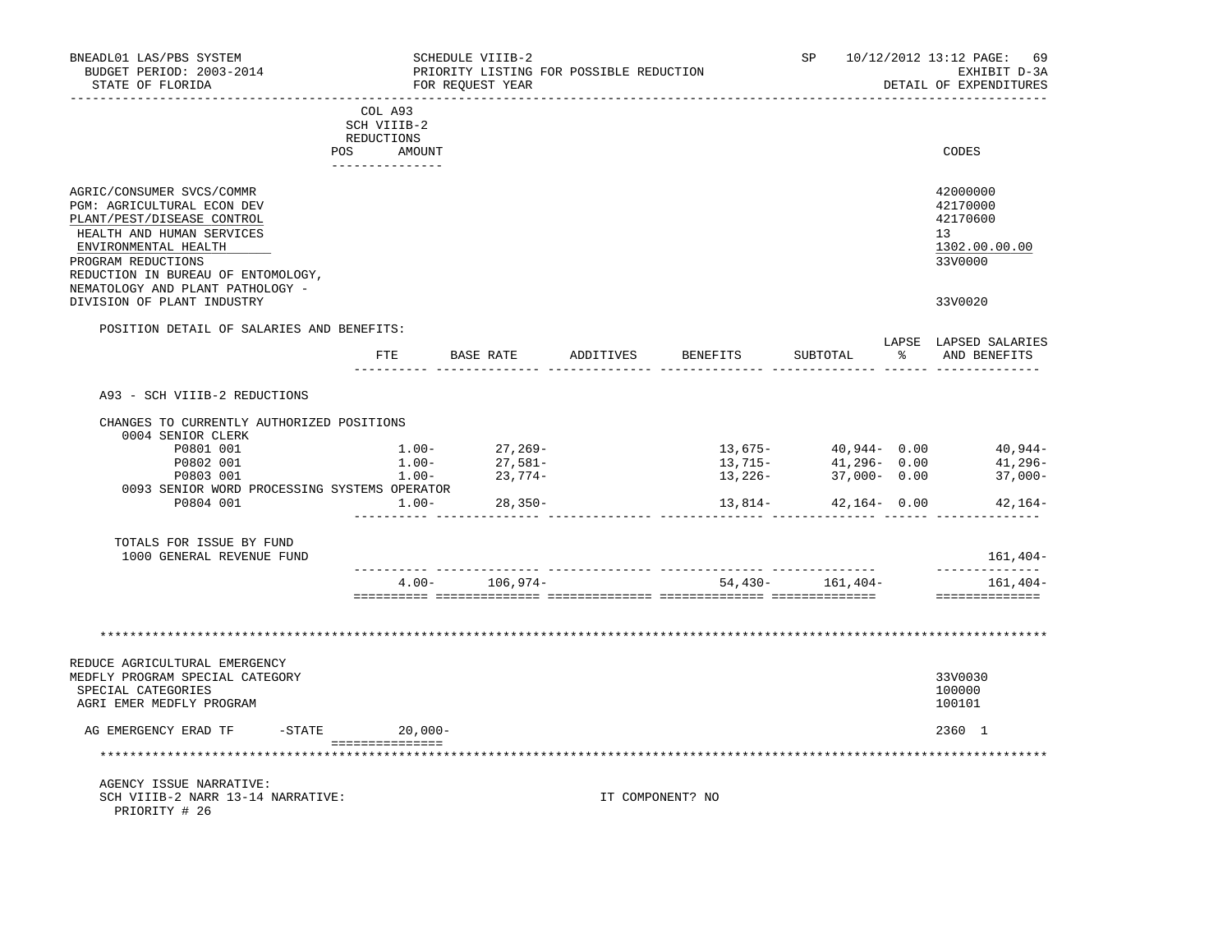BNEADL01 LAS/PBS SYSTEM — SCHEDULE VIIIB-2 — SP 10/12/2012 13:12 PAGE: 69
BUDGET PERIOD: 2003-2014 — PRIORITY LISTING FOR POSSIBLE REDUCTION — EXHIBIT D-3A
STATE OF FLORIDA — FOR REQUEST YEAR — DETAIL OF EXPENDITURES

COL A93 SCH VIIIB-2 REDUCTIONS (POS / AMOUNT) — CODES

| | CODES |
|---|---|
| AGRIC/CONSUMER SVCS/COMMR | 42000000 |
| PGM: AGRICULTURAL ECON DEV | 42170000 |
| PLANT/PEST/DISEASE CONTROL | 42170600 |
| HEALTH AND HUMAN SERVICES | 13 |
| ENVIRONMENTAL HEALTH | 1302.00.00.00 |
| PROGRAM REDUCTIONS | 33V0000 |
| REDUCTION IN BUREAU OF ENTOMOLOGY, NEMATOLOGY AND PLANT PATHOLOGY - DIVISION OF PLANT INDUSTRY | 33V0020 |

POSITION DETAIL OF SALARIES AND BENEFITS:

| | FTE | BASE RATE | ADDITIVES | BENEFITS | SUBTOTAL | LAPSE % | LAPSED SALARIES AND BENEFITS |
|---|---|---|---|---|---|---|---|
| A93 - SCH VIIIB-2 REDUCTIONS | | | | | | | |
| CHANGES TO CURRENTLY AUTHORIZED POSITIONS | | | | | | | |
| 0004 SENIOR CLERK | | | | | | | |
| P0801 001 | 1.00- | 27,269- | | 13,675- | 40,944- | 0.00 | 40,944- |
| P0802 001 | 1.00- | 27,581- | | 13,715- | 41,296- | 0.00 | 41,296- |
| P0803 001 | 1.00- | 23,774- | | 13,226- | 37,000- | 0.00 | 37,000- |
| 0093 SENIOR WORD PROCESSING SYSTEMS OPERATOR | | | | | | | |
| P0804 001 | 1.00- | 28,350- | | 13,814- | 42,164- | 0.00 | 42,164- |
| TOTALS FOR ISSUE BY FUND | | | | | | | |
| 1000 GENERAL REVENUE FUND | | | | | | | 161,404- |
| | 4.00- | 106,974- | | 54,430- | 161,404- | | 161,404- |

***

| | POS | AMOUNT | CODES |
|---|---|---|---|
| REDUCE AGRICULTURAL EMERGENCY MEDFLY PROGRAM SPECIAL CATEGORY | | | 33V0030 |
| SPECIAL CATEGORIES | | | 100000 |
| AGRI EMER MEDFLY PROGRAM | | | 100101 |
| AG EMERGENCY ERAD TF -STATE | | 20,000- | 2360 1 |

***

AGENCY ISSUE NARRATIVE:
SCH VIIIB-2 NARR 13-14 NARRATIVE: — IT COMPONENT? NO
PRIORITY # 26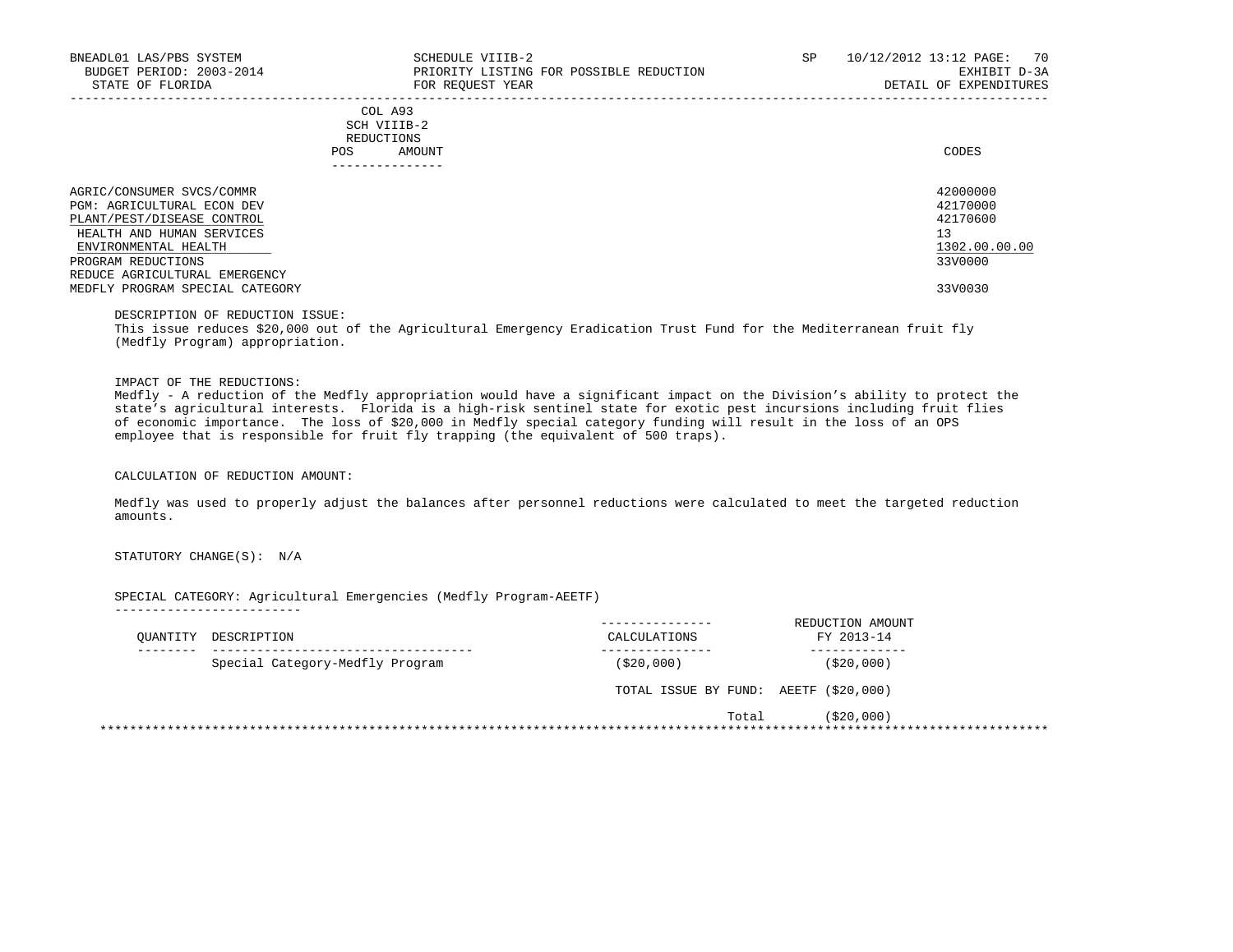BNEADL01 LAS/PBS SYSTEM — SCHEDULE VIIIB-2 — SP 10/12/2012 13:12

BUDGET PERIOD: 2003-2014 — PRIORITY LISTING FOR POSSIBLE REDUCTION — EXHIBIT D-3A

STATE OF FLORIDA — FOR REQUEST YEAR — DETAIL OF EXPENDITURES

| | COL A93 SCH VIIIB-2 REDUCTIONS POS AMOUNT | CODES |
|---|---|---|
| AGRIC/CONSUMER SVCS/COMMR | | 42000000 |
| PGM: AGRICULTURAL ECON DEV | | 42170000 |
| PLANT/PEST/DISEASE CONTROL | | 42170600 |
| HEALTH AND HUMAN SERVICES | | 13 |
| ENVIRONMENTAL HEALTH | | 1302.00.00.00 |
| PROGRAM REDUCTIONS | | 33V0000 |
| REDUCE AGRICULTURAL EMERGENCY MEDFLY PROGRAM SPECIAL CATEGORY | | 33V0030 |

DESCRIPTION OF REDUCTION ISSUE:
This issue reduces $20,000 out of the Agricultural Emergency Eradication Trust Fund for the Mediterranean fruit fly (Medfly Program) appropriation.

IMPACT OF THE REDUCTIONS:
Medfly - A reduction of the Medfly appropriation would have a significant impact on the Division's ability to protect the state's agricultural interests. Florida is a high-risk sentinel state for exotic pest incursions including fruit flies of economic importance. The loss of $20,000 in Medfly special category funding will result in the loss of an OPS employee that is responsible for fruit fly trapping (the equivalent of 500 traps).

CALCULATION OF REDUCTION AMOUNT:

Medfly was used to properly adjust the balances after personnel reductions were calculated to meet the targeted reduction amounts.

STATUTORY CHANGE(S): N/A

SPECIAL CATEGORY: Agricultural Emergencies (Medfly Program-AEETF)

| QUANTITY | DESCRIPTION | CALCULATIONS | REDUCTION AMOUNT FY 2013-14 |
|---|---|---|---|
| | Special Category-Medfly Program | ($20,000) | ($20,000) |
| | | TOTAL ISSUE BY FUND: AEETF | ($20,000) |
| | | Total | ($20,000) |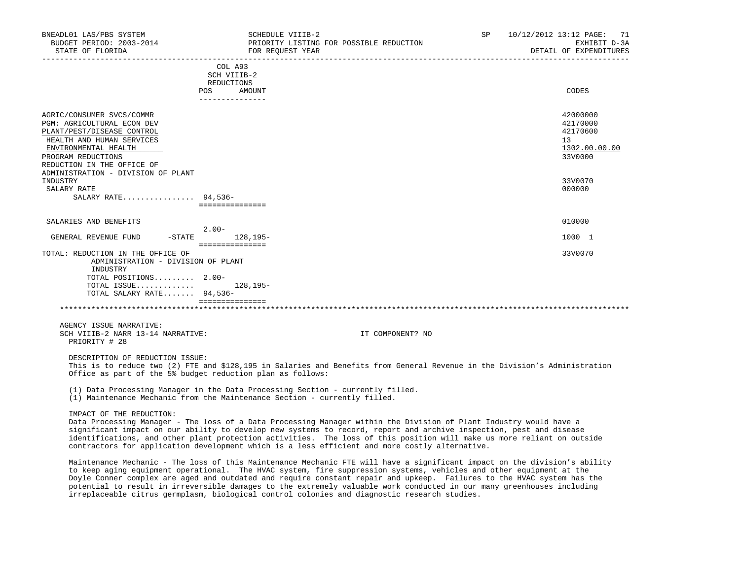BNEADL01 LAS/PBS SYSTEM — SCHEDULE VIIIB-2 — SP 10/12/2012 13:12
BUDGET PERIOD: 2003-2014 — PRIORITY LISTING FOR POSSIBLE REDUCTION — EXHIBIT D-3A
STATE OF FLORIDA — FOR REQUEST YEAR — DETAIL OF EXPENDITURES

| | COL A93 SCH VIIIB-2 REDUCTIONS POS | AMOUNT | CODES |
|---|---|---|---|
| AGRIC/CONSUMER SVCS/COMMR | | | 42000000 |
| PGM: AGRICULTURAL ECON DEV | | | 42170000 |
| PLANT/PEST/DISEASE CONTROL | | | 42170600 |
| HEALTH AND HUMAN SERVICES | | | 13 |
| ENVIRONMENTAL HEALTH | | | 1302.00.00.00 |
| PROGRAM REDUCTIONS | | | 33V0000 |
| REDUCTION IN THE OFFICE OF ADMINISTRATION - DIVISION OF PLANT INDUSTRY | | | 33V0070 |
| SALARY RATE | | | 000000 |
| SALARY RATE................ | 94,536- | | |
| SALARIES AND BENEFITS | | | 010000 |
| GENERAL REVENUE FUND -STATE | 2.00- | 128,195- | 1000 1 |
| TOTAL: REDUCTION IN THE OFFICE OF ADMINISTRATION - DIVISION OF PLANT INDUSTRY | | | 33V0070 |
| TOTAL POSITIONS......... | 2.00- | | |
| TOTAL ISSUE............ | | 128,195- | |
| TOTAL SALARY RATE....... | 94,536- | | |

AGENCY ISSUE NARRATIVE:
SCH VIIIB-2 NARR 13-14 NARRATIVE: IT COMPONENT? NO
PRIORITY # 28

DESCRIPTION OF REDUCTION ISSUE:
This is to reduce two (2) FTE and $128,195 in Salaries and Benefits from General Revenue in the Division's Administration Office as part of the 5% budget reduction plan as follows:

(1) Data Processing Manager in the Data Processing Section - currently filled.
(1) Maintenance Mechanic from the Maintenance Section - currently filled.

IMPACT OF THE REDUCTION:
Data Processing Manager - The loss of a Data Processing Manager within the Division of Plant Industry would have a significant impact on our ability to develop new systems to record, report and archive inspection, pest and disease identifications, and other plant protection activities. The loss of this position will make us more reliant on outside contractors for application development which is a less efficient and more costly alternative.

Maintenance Mechanic - The loss of this Maintenance Mechanic FTE will have a significant impact on the division's ability to keep aging equipment operational. The HVAC system, fire suppression systems, vehicles and other equipment at the Doyle Conner complex are aged and outdated and require constant repair and upkeep. Failures to the HVAC system has the potential to result in irreversible damages to the extremely valuable work conducted in our many greenhouses including irreplaceable citrus germplasm, biological control colonies and diagnostic research studies.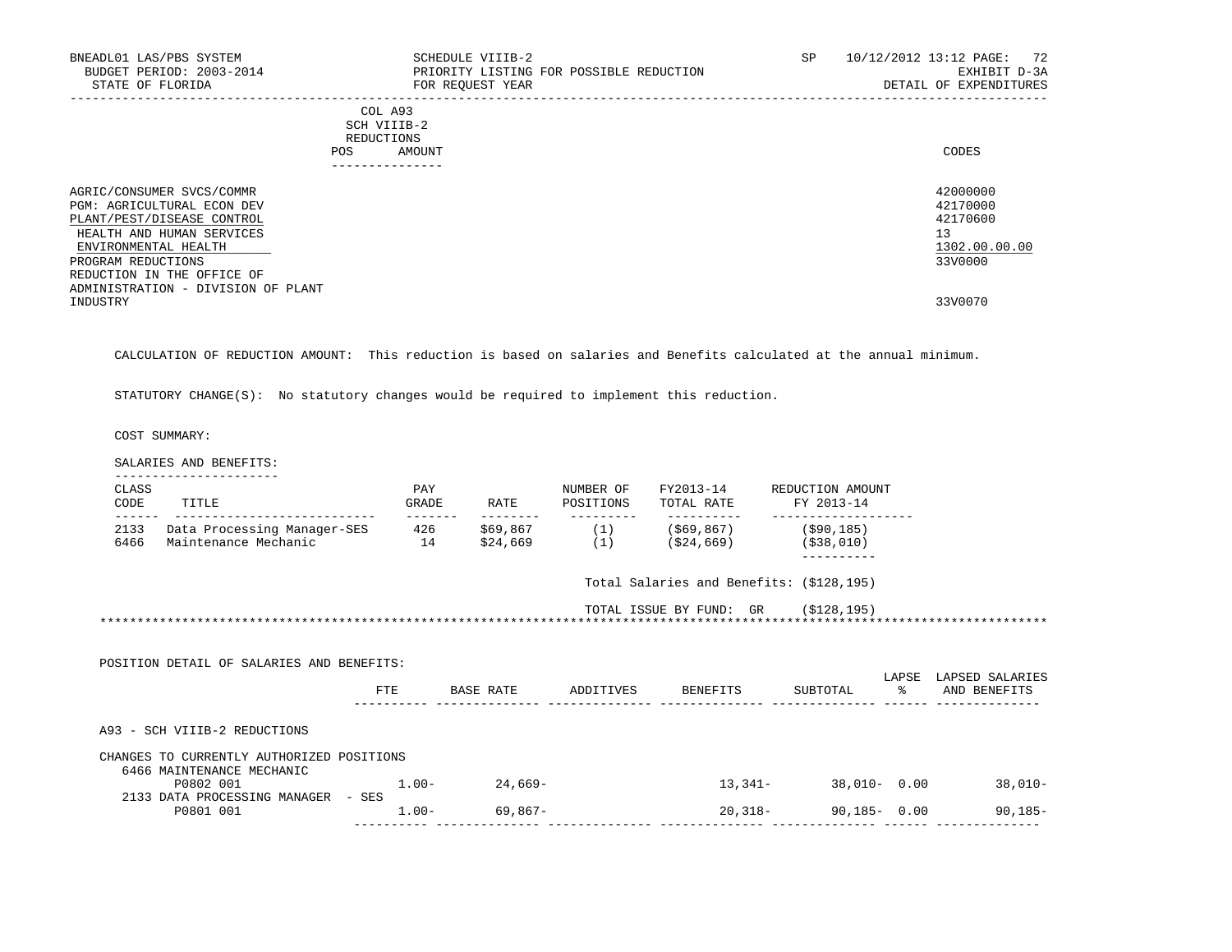BNEADL01 LAS/PBS SYSTEM | SCHEDULE VIIIB-2 | SP 10/12/2012 13:12
BUDGET PERIOD: 2003-2014 | PRIORITY LISTING FOR POSSIBLE REDUCTION | EXHIBIT D-3A
STATE OF FLORIDA | FOR REQUEST YEAR | DETAIL OF EXPENDITURES

| | COL A93 SCH VIIIB-2 REDUCTIONS POS | AMOUNT | CODES |
|---|---|---|---|
| AGRIC/CONSUMER SVCS/COMMR | | | 42000000 |
| PGM: AGRICULTURAL ECON DEV | | | 42170000 |
| PLANT/PEST/DISEASE CONTROL | | | 42170600 |
| HEALTH AND HUMAN SERVICES | | | 13 |
| ENVIRONMENTAL HEALTH | | | 1302.00.00.00 |
| PROGRAM REDUCTIONS | | | 33V0000 |
| REDUCTION IN THE OFFICE OF ADMINISTRATION - DIVISION OF PLANT INDUSTRY | | | 33V0070 |

CALCULATION OF REDUCTION AMOUNT: This reduction is based on salaries and Benefits calculated at the annual minimum.

STATUTORY CHANGE(S): No statutory changes would be required to implement this reduction.

COST SUMMARY:

SALARIES AND BENEFITS:

| CLASS CODE | TITLE | PAY GRADE | RATE | NUMBER OF POSITIONS | FY2013-14 TOTAL RATE | REDUCTION AMOUNT FY 2013-14 |
|---|---|---|---|---|---|---|
| 2133 | Data Processing Manager-SES | 426 | $69,867 | (1) | ($69,867) | ($90,185) |
| 6466 | Maintenance Mechanic | 14 | $24,669 | (1) | ($24,669) | ($38,010) |

Total Salaries and Benefits: ($128,195)

TOTAL ISSUE BY FUND: GR ($128,195)

POSITION DETAIL OF SALARIES AND BENEFITS:

| | FTE | BASE RATE | ADDITIVES | BENEFITS | SUBTOTAL | LAPSE % | LAPSED SALARIES AND BENEFITS |
|---|---|---|---|---|---|---|---|
| A93 - SCH VIIIB-2 REDUCTIONS | | | | | | | |
| CHANGES TO CURRENTLY AUTHORIZED POSITIONS | | | | | | | |
| 6466 MAINTENANCE MECHANIC | | | | | | | |
| P0802 001 | 1.00- | 24,669- | | 13,341- | 38,010- | 0.00 | 38,010- |
| 2133 DATA PROCESSING MANAGER - SES | | | | | | | |
| P0801 001 | 1.00- | 69,867- | | 20,318- | 90,185- | 0.00 | 90,185- |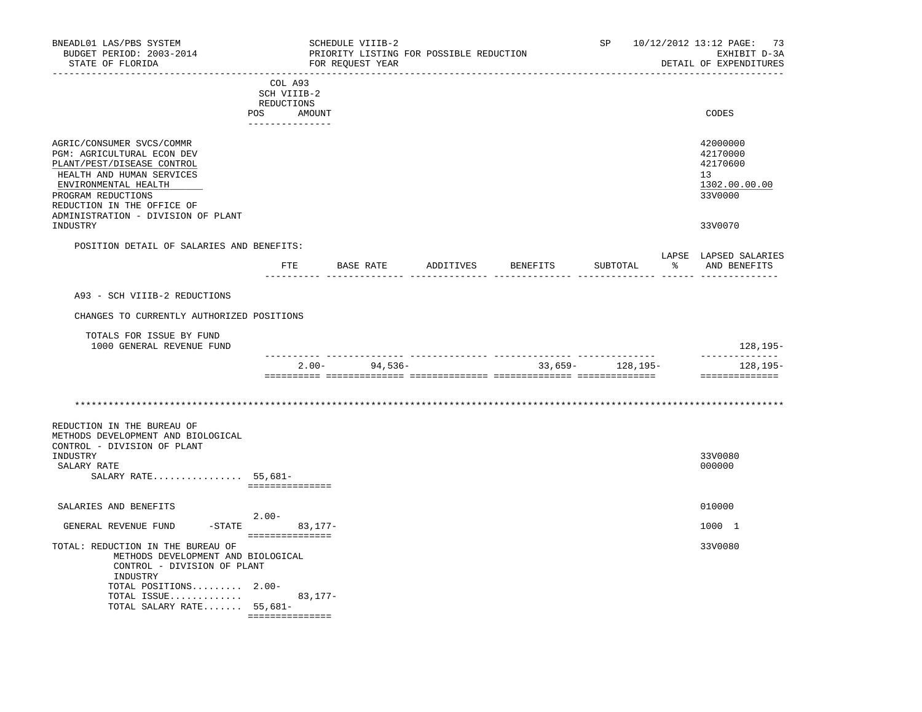| | COL A93 SCH VIIIB-2 REDUCTIONS POS | AMOUNT | CODES |
|---|---|---|---|
| AGRIC/CONSUMER SVCS/COMMR | | | 42000000 |
| PGM: AGRICULTURAL ECON DEV | | | 42170000 |
| PLANT/PEST/DISEASE CONTROL | | | 42170600 |
| HEALTH AND HUMAN SERVICES | | | 13 |
| ENVIRONMENTAL HEALTH | | | 1302.00.00.00 |
| PROGRAM REDUCTIONS | | | 33V0000 |
| REDUCTION IN THE OFFICE OF ADMINISTRATION - DIVISION OF PLANT INDUSTRY | | | 33V0070 |

POSITION DETAIL OF SALARIES AND BENEFITS:

| | FTE | BASE RATE | ADDITIVES | BENEFITS | SUBTOTAL | LAPSE % | LAPSED SALARIES AND BENEFITS |
|---|---|---|---|---|---|---|---|
| A93 - SCH VIIIB-2 REDUCTIONS | | | | | | | |
| CHANGES TO CURRENTLY AUTHORIZED POSITIONS | | | | | | | |
| TOTALS FOR ISSUE BY FUND | | | | | | | |
| 1000 GENERAL REVENUE FUND | | | | | | | 128,195- |
| | 2.00- | 94,536- | | 33,659- | 128,195- | | 128,195- |

---

| | POS | AMOUNT | CODES |
|---|---|---|---|
| REDUCTION IN THE BUREAU OF METHODS DEVELOPMENT AND BIOLOGICAL CONTROL - DIVISION OF PLANT INDUSTRY | | | 33V0080 |
| SALARY RATE | | | 000000 |
| SALARY RATE................ | 55,681- | | |
| SALARIES AND BENEFITS | 2.00- | | 010000 |
| GENERAL REVENUE FUND -STATE | | 83,177- | 1000 1 |
| TOTAL: REDUCTION IN THE BUREAU OF METHODS DEVELOPMENT AND BIOLOGICAL CONTROL - DIVISION OF PLANT INDUSTRY | | | 33V0080 |
| TOTAL POSITIONS......... | 2.00- | | |
| TOTAL ISSUE............. | | 83,177- | |
| TOTAL SALARY RATE....... | 55,681- | | |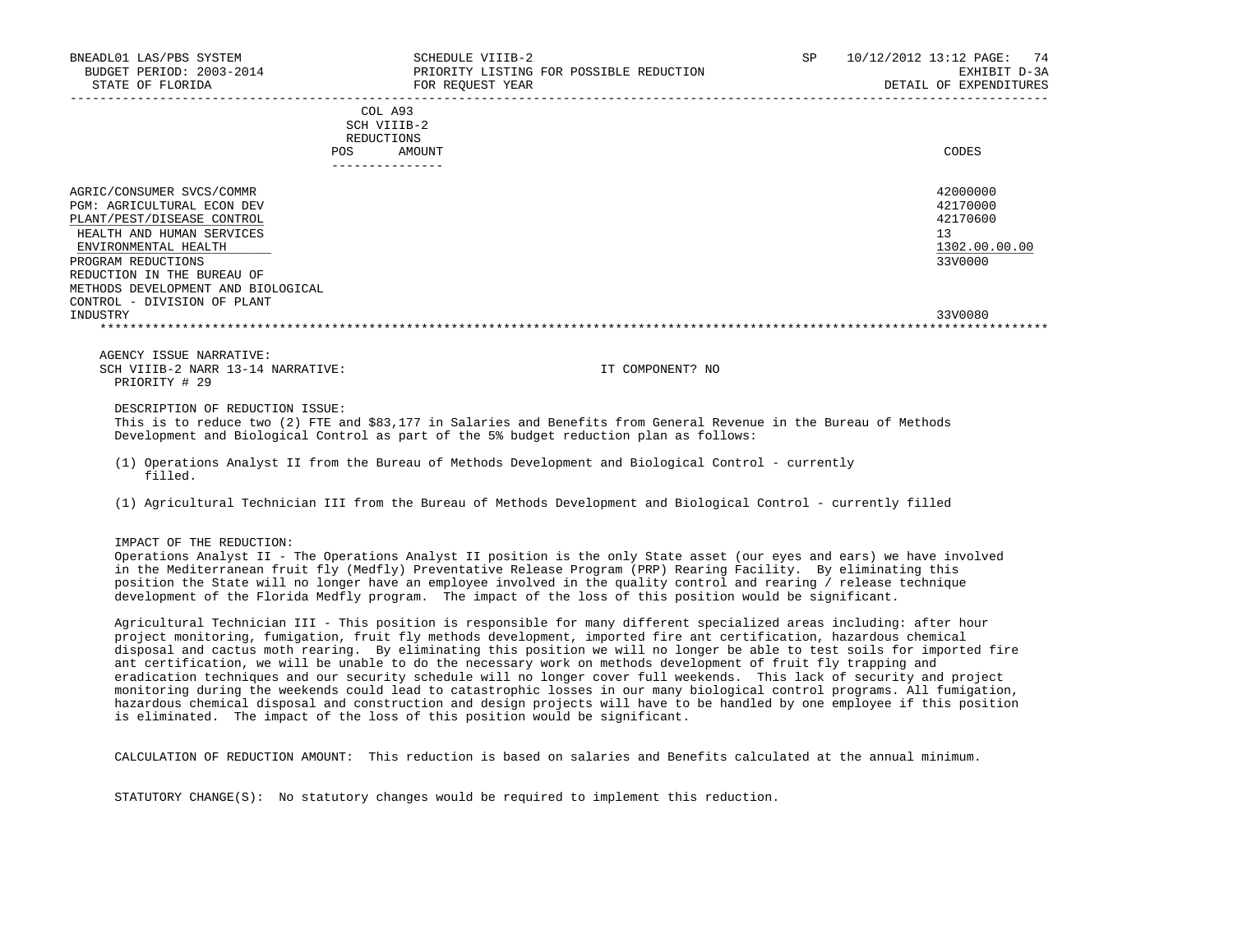| | COL A93 SCH VIIIB-2 REDUCTIONS POS AMOUNT | CODES |
|---|---|---|
| AGRIC/CONSUMER SVCS/COMMR | | 42000000 |
| PGM: AGRICULTURAL ECON DEV | | 42170000 |
| PLANT/PEST/DISEASE CONTROL | | 42170600 |
| HEALTH AND HUMAN SERVICES | | 13 |
| ENVIRONMENTAL HEALTH | | 1302.00.00.00 |
| PROGRAM REDUCTIONS | | 33V0000 |
| REDUCTION IN THE BUREAU OF METHODS DEVELOPMENT AND BIOLOGICAL CONTROL - DIVISION OF PLANT INDUSTRY | | 33V0080 |

AGENCY ISSUE NARRATIVE:

SCH VIIIB-2 NARR 13-14 NARRATIVE: IT COMPONENT? NO

PRIORITY # 29

DESCRIPTION OF REDUCTION ISSUE:

This is to reduce two (2) FTE and $83,177 in Salaries and Benefits from General Revenue in the Bureau of Methods Development and Biological Control as part of the 5% budget reduction plan as follows:

(1) Operations Analyst II from the Bureau of Methods Development and Biological Control - currently filled.

(1) Agricultural Technician III from the Bureau of Methods Development and Biological Control - currently filled

IMPACT OF THE REDUCTION:

Operations Analyst II - The Operations Analyst II position is the only State asset (our eyes and ears) we have involved in the Mediterranean fruit fly (Medfly) Preventative Release Program (PRP) Rearing Facility. By eliminating this position the State will no longer have an employee involved in the quality control and rearing / release technique development of the Florida Medfly program. The impact of the loss of this position would be significant.

Agricultural Technician III - This position is responsible for many different specialized areas including: after hour project monitoring, fumigation, fruit fly methods development, imported fire ant certification, hazardous chemical disposal and cactus moth rearing. By eliminating this position we will no longer be able to test soils for imported fire ant certification, we will be unable to do the necessary work on methods development of fruit fly trapping and eradication techniques and our security schedule will no longer cover full weekends. This lack of security and project monitoring during the weekends could lead to catastrophic losses in our many biological control programs. All fumigation, hazardous chemical disposal and construction and design projects will have to be handled by one employee if this position is eliminated. The impact of the loss of this position would be significant.

CALCULATION OF REDUCTION AMOUNT: This reduction is based on salaries and Benefits calculated at the annual minimum.

STATUTORY CHANGE(S): No statutory changes would be required to implement this reduction.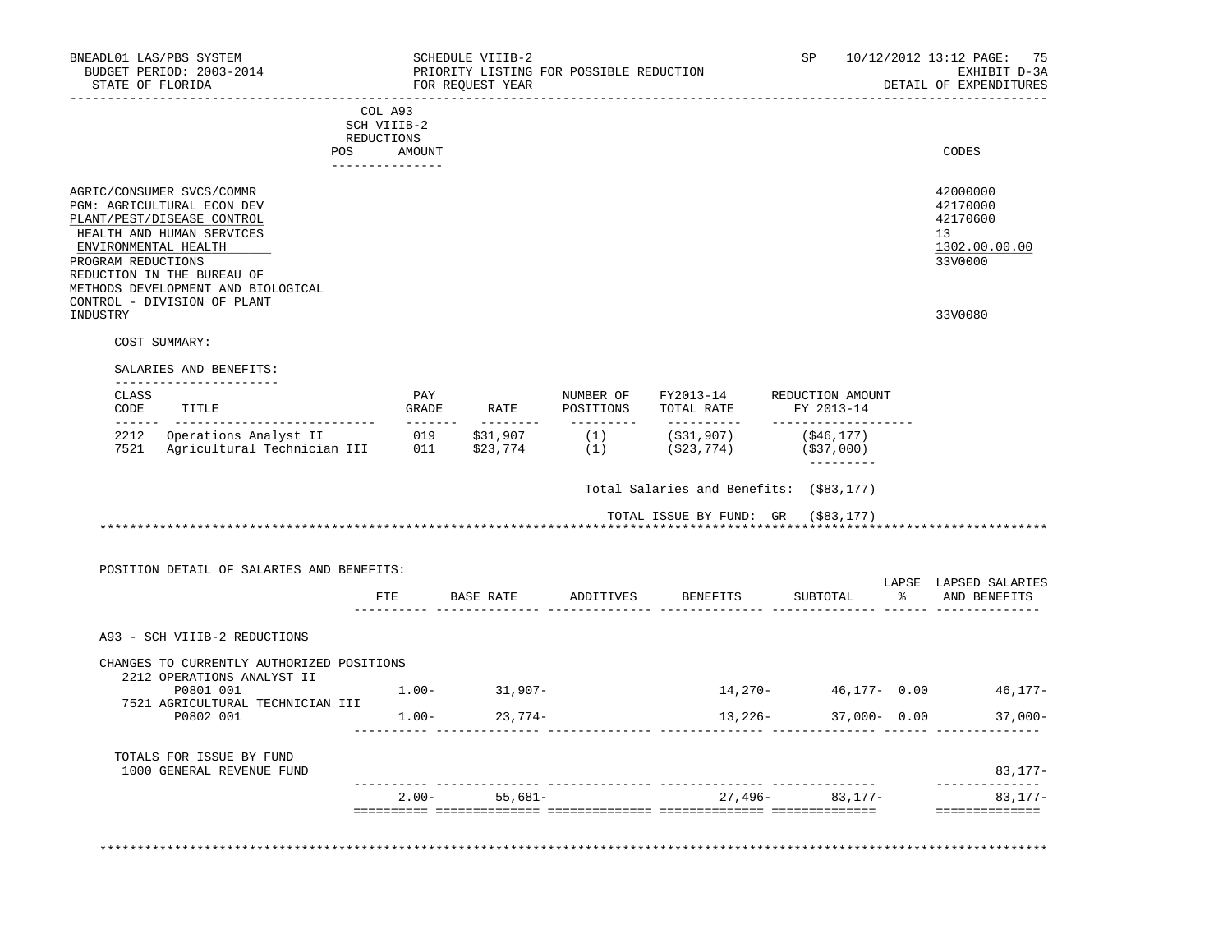BNEADL01 LAS/PBS SYSTEM — SCHEDULE VIIIB-2 — SP 10/12/2012 13:12

BUDGET PERIOD: 2003-2014 — PRIORITY LISTING FOR POSSIBLE REDUCTION — EXHIBIT D-3A

STATE OF FLORIDA — FOR REQUEST YEAR — DETAIL OF EXPENDITURES

| | COL A93 SCH VIIIB-2 REDUCTIONS POS | AMOUNT | CODES |
|---|---|---|---|
| AGRIC/CONSUMER SVCS/COMMR | | | 42000000 |
| PGM: AGRICULTURAL ECON DEV | | | 42170000 |
| PLANT/PEST/DISEASE CONTROL | | | 42170600 |
| HEALTH AND HUMAN SERVICES | | | 13 |
| ENVIRONMENTAL HEALTH | | | 1302.00.00.00 |
| PROGRAM REDUCTIONS | | | 33V0000 |
| REDUCTION IN THE BUREAU OF METHODS DEVELOPMENT AND BIOLOGICAL CONTROL - DIVISION OF PLANT INDUSTRY | | | 33V0080 |

COST SUMMARY:

SALARIES AND BENEFITS:

| CLASS CODE | TITLE | PAY GRADE | RATE | NUMBER OF POSITIONS | FY2013-14 TOTAL RATE | REDUCTION AMOUNT FY 2013-14 |
|---|---|---|---|---|---|---|
| 2212 | Operations Analyst II | 019 | $31,907 | (1) | ($31,907) | ($46,177) |
| 7521 | Agricultural Technician III | 011 | $23,774 | (1) | ($23,774) | ($37,000) |

Total Salaries and Benefits: ($83,177)

TOTAL ISSUE BY FUND: GR ($83,177)

POSITION DETAIL OF SALARIES AND BENEFITS:

| | FTE | BASE RATE | ADDITIVES | BENEFITS | SUBTOTAL | LAPSE % | LAPSED SALARIES AND BENEFITS |
|---|---|---|---|---|---|---|---|
| A93 - SCH VIIIB-2 REDUCTIONS | | | | | | | |
| CHANGES TO CURRENTLY AUTHORIZED POSITIONS | | | | | | | |
| 2212 OPERATIONS ANALYST II | | | | | | | |
| P0801 001 | 1.00- | 31,907- | | 14,270- | 46,177- | 0.00 | 46,177- |
| 7521 AGRICULTURAL TECHNICIAN III | | | | | | | |
| P0802 001 | 1.00- | 23,774- | | 13,226- | 37,000- | 0.00 | 37,000- |
| TOTALS FOR ISSUE BY FUND | | | | | | | |
| 1000 GENERAL REVENUE FUND | | | | | | | 83,177- |
| | 2.00- | 55,681- | | 27,496- | 83,177- | | 83,177- |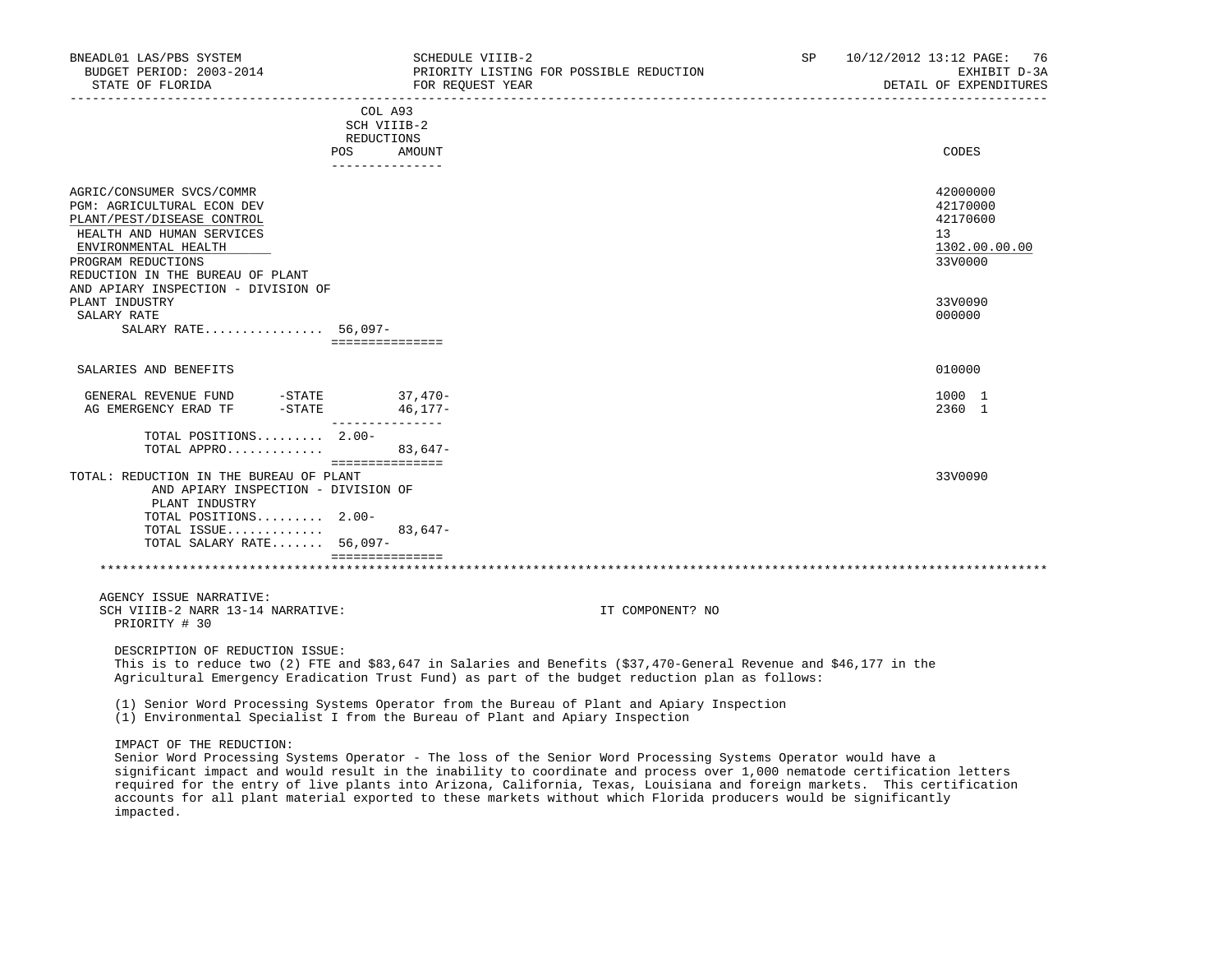| | COL A93 SCH VIIIB-2 REDUCTIONS POS | AMOUNT | CODES |
|---|---|---|---|
| AGRIC/CONSUMER SVCS/COMMR | | | 42000000 |
| PGM: AGRICULTURAL ECON DEV | | | 42170000 |
| PLANT/PEST/DISEASE CONTROL | | | 42170600 |
| HEALTH AND HUMAN SERVICES | | | 13 |
| ENVIRONMENTAL HEALTH | | | 1302.00.00.00 |
| PROGRAM REDUCTIONS | | | 33V0000 |
| REDUCTION IN THE BUREAU OF PLANT AND APIARY INSPECTION - DIVISION OF PLANT INDUSTRY | | | 33V0090 |
| SALARY RATE | | | 000000 |
| SALARY RATE................ | 56,097- | | |
| SALARIES AND BENEFITS | | | 010000 |
| GENERAL REVENUE FUND -STATE | | 37,470- | 1000 1 |
| AG EMERGENCY ERAD TF -STATE | | 46,177- | 2360 1 |
| TOTAL POSITIONS......... | 2.00- | | |
| TOTAL APPRO............ | | 83,647- | |
| TOTAL: REDUCTION IN THE BUREAU OF PLANT AND APIARY INSPECTION - DIVISION OF PLANT INDUSTRY | | | 33V0090 |
| TOTAL POSITIONS......... | 2.00- | | |
| TOTAL ISSUE............ | | 83,647- | |
| TOTAL SALARY RATE....... | 56,097- | | |

AGENCY ISSUE NARRATIVE:
SCH VIIIB-2 NARR 13-14 NARRATIVE: IT COMPONENT? NO
PRIORITY # 30

DESCRIPTION OF REDUCTION ISSUE:
This is to reduce two (2) FTE and $83,647 in Salaries and Benefits ($37,470-General Revenue and $46,177 in the Agricultural Emergency Eradication Trust Fund) as part of the budget reduction plan as follows:

(1) Senior Word Processing Systems Operator from the Bureau of Plant and Apiary Inspection
(1) Environmental Specialist I from the Bureau of Plant and Apiary Inspection

IMPACT OF THE REDUCTION:
Senior Word Processing Systems Operator - The loss of the Senior Word Processing Systems Operator would have a significant impact and would result in the inability to coordinate and process over 1,000 nematode certification letters required for the entry of live plants into Arizona, California, Texas, Louisiana and foreign markets. This certification accounts for all plant material exported to these markets without which Florida producers would be significantly impacted.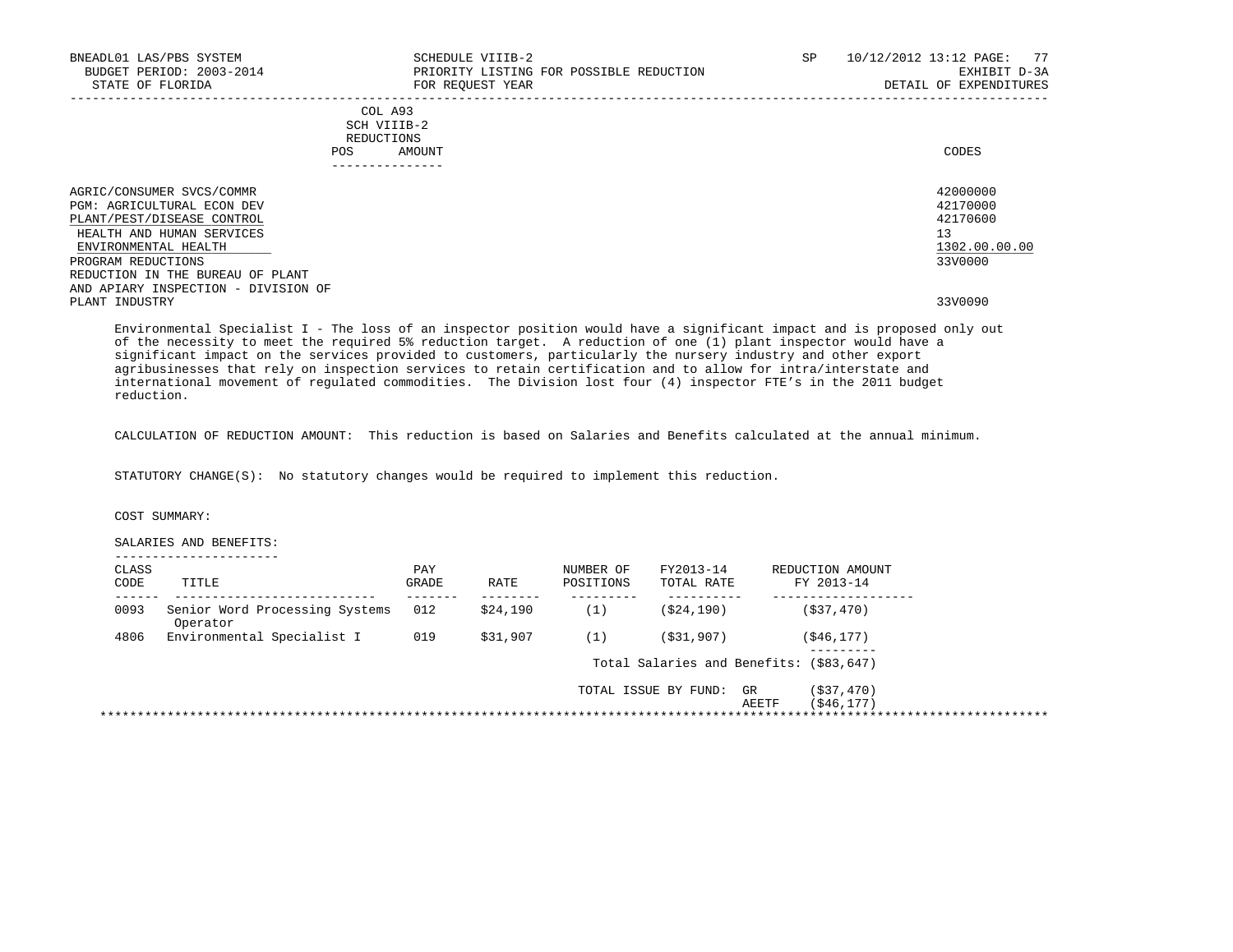COL A93
SCH VIIIB-2
REDUCTIONS

| | POS | AMOUNT | CODES |
|---|---|---|---|
| AGRIC/CONSUMER SVCS/COMMR | | | 42000000 |
| PGM: AGRICULTURAL ECON DEV | | | 42170000 |
| PLANT/PEST/DISEASE CONTROL | | | 42170600 |
| HEALTH AND HUMAN SERVICES | | | 13 |
| ENVIRONMENTAL HEALTH | | | 1302.00.00.00 |
| PROGRAM REDUCTIONS | | | 33V0000 |
| REDUCTION IN THE BUREAU OF PLANT AND APIARY INSPECTION - DIVISION OF PLANT INDUSTRY | | | 33V0090 |

Environmental Specialist I - The loss of an inspector position would have a significant impact and is proposed only out of the necessity to meet the required 5% reduction target. A reduction of one (1) plant inspector would have a significant impact on the services provided to customers, particularly the nursery industry and other export agribusinesses that rely on inspection services to retain certification and to allow for intra/interstate and international movement of regulated commodities. The Division lost four (4) inspector FTE's in the 2011 budget reduction.

CALCULATION OF REDUCTION AMOUNT: This reduction is based on Salaries and Benefits calculated at the annual minimum.

STATUTORY CHANGE(S): No statutory changes would be required to implement this reduction.

COST SUMMARY:

SALARIES AND BENEFITS:

| CLASS CODE | TITLE | PAY GRADE | RATE | NUMBER OF POSITIONS | FY2013-14 TOTAL RATE | REDUCTION AMOUNT FY 2013-14 |
|---|---|---|---|---|---|---|
| 0093 | Senior Word Processing Systems Operator | 012 | $24,190 | (1) | ($24,190) | ($37,470) |
| 4806 | Environmental Specialist I | 019 | $31,907 | (1) | ($31,907) | ($46,177) |
| | | | | | Total Salaries and Benefits: | ($83,647) |

| TOTAL ISSUE BY FUND: | |
|---|---|
| GR | ($37,470) |
| AEETF | ($46,177) |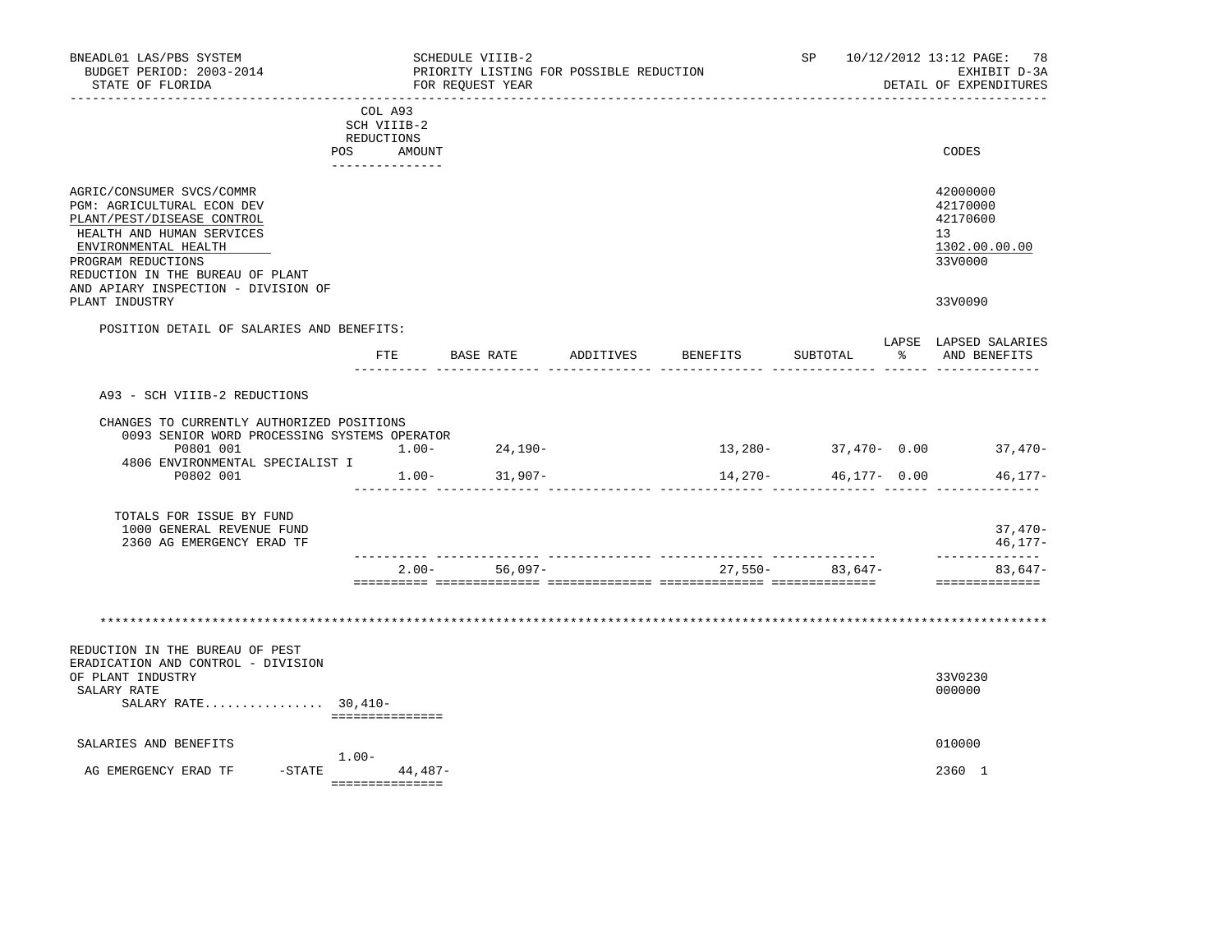BNEADL01 LAS/PBS SYSTEM — SCHEDULE VIIIB-2 — SP 10/12/2012 13:12

BUDGET PERIOD: 2003-2014 — PRIORITY LISTING FOR POSSIBLE REDUCTION — EXHIBIT D-3A

STATE OF FLORIDA — FOR REQUEST YEAR — DETAIL OF EXPENDITURES

COL A93 SCH VIIIB-2 REDUCTIONS (POS / AMOUNT) — CODES

| | CODES |
|---|---|
| AGRIC/CONSUMER SVCS/COMMR | 42000000 |
| PGM: AGRICULTURAL ECON DEV | 42170000 |
| PLANT/PEST/DISEASE CONTROL | 42170600 |
| HEALTH AND HUMAN SERVICES | 13 |
| ENVIRONMENTAL HEALTH | 1302.00.00.00 |
| PROGRAM REDUCTIONS | 33V0000 |
| REDUCTION IN THE BUREAU OF PLANT AND APIARY INSPECTION - DIVISION OF PLANT INDUSTRY | 33V0090 |

POSITION DETAIL OF SALARIES AND BENEFITS:

A93 - SCH VIIIB-2 REDUCTIONS

CHANGES TO CURRENTLY AUTHORIZED POSITIONS

| | FTE | BASE RATE | ADDITIVES | BENEFITS | SUBTOTAL | LAPSE % | LAPSED SALARIES AND BENEFITS |
|---|---|---|---|---|---|---|---|
| 0093 SENIOR WORD PROCESSING SYSTEMS OPERATOR P0801 001 | 1.00- | 24,190- | | 13,280- | 37,470- | 0.00 | 37,470- |
| 4806 ENVIRONMENTAL SPECIALIST I P0802 001 | 1.00- | 31,907- | | 14,270- | 46,177- | 0.00 | 46,177- |
| TOTALS FOR ISSUE BY FUND | | | | | | | |
| 1000 GENERAL REVENUE FUND | | | | | | | 37,470- |
| 2360 AG EMERGENCY ERAD TF | | | | | | | 46,177- |
| | 2.00- | 56,097- | | 27,550- | 83,647- | | 83,647- |

*******************************************************************************

| | POS | AMOUNT | CODES |
|---|---|---|---|
| REDUCTION IN THE BUREAU OF PEST ERADICATION AND CONTROL - DIVISION OF PLANT INDUSTRY | | | 33V0230 |
| SALARY RATE | | | 000000 |
| SALARY RATE................ | | 30,410- | |
| SALARIES AND BENEFITS | | | 010000 |
| AG EMERGENCY ERAD TF -STATE | 1.00- | 44,487- | 2360 1 |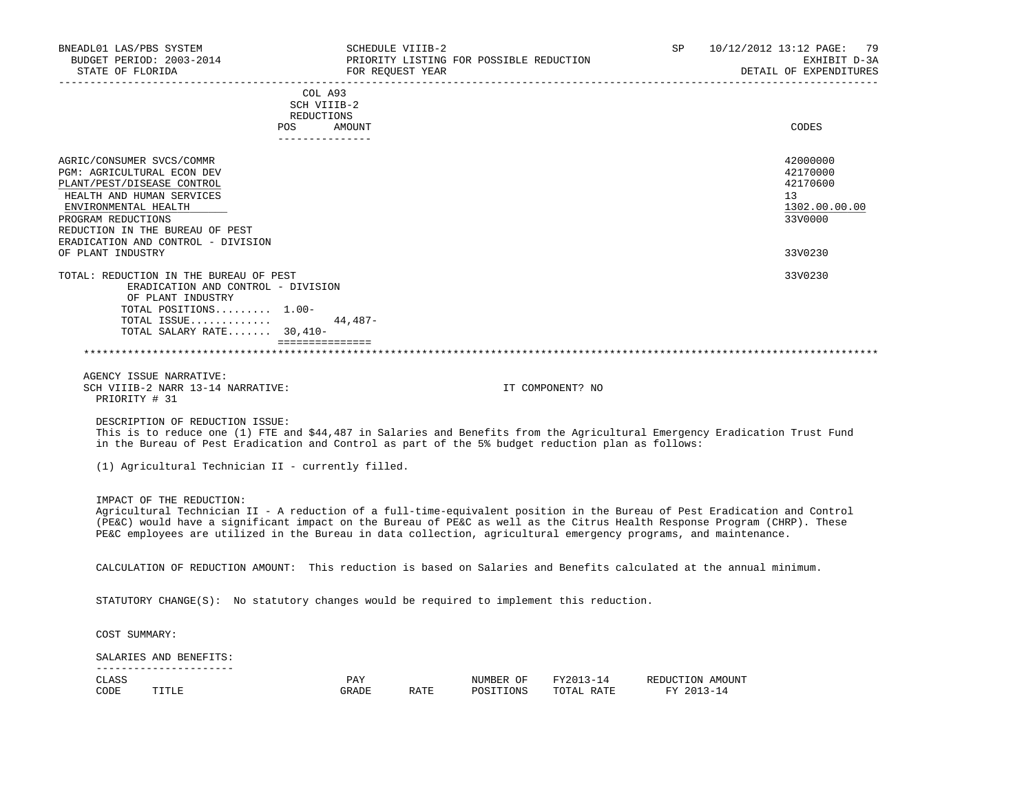BNEADL01 LAS/PBS SYSTEM — SCHEDULE VIIIB-2 — SP 10/12/2012 13:12

BUDGET PERIOD: 2003-2014 — PRIORITY LISTING FOR POSSIBLE REDUCTION — EXHIBIT D-3A

STATE OF FLORIDA — FOR REQUEST YEAR — DETAIL OF EXPENDITURES

| | COL A93 SCH VIIIB-2 REDUCTIONS POS | AMOUNT | CODES |
|---|---|---|---|
| AGRIC/CONSUMER SVCS/COMMR | | | 42000000 |
| PGM: AGRICULTURAL ECON DEV | | | 42170000 |
| PLANT/PEST/DISEASE CONTROL | | | 42170600 |
| HEALTH AND HUMAN SERVICES | | | 13 |
| ENVIRONMENTAL HEALTH | | | 1302.00.00.00 |
| PROGRAM REDUCTIONS | | | 33V0000 |
| REDUCTION IN THE BUREAU OF PEST ERADICATION AND CONTROL - DIVISION OF PLANT INDUSTRY | | | 33V0230 |
| TOTAL: REDUCTION IN THE BUREAU OF PEST ERADICATION AND CONTROL - DIVISION OF PLANT INDUSTRY | | | 33V0230 |
| TOTAL POSITIONS......... | 1.00- | | |
| TOTAL ISSUE............. | | 44,487- | |
| TOTAL SALARY RATE....... | 30,410- | | |

AGENCY ISSUE NARRATIVE:

SCH VIIIB-2 NARR 13-14 NARRATIVE: IT COMPONENT? NO

PRIORITY # 31

DESCRIPTION OF REDUCTION ISSUE:

This is to reduce one (1) FTE and $44,487 in Salaries and Benefits from the Agricultural Emergency Eradication Trust Fund in the Bureau of Pest Eradication and Control as part of the 5% budget reduction plan as follows:

(1) Agricultural Technician II - currently filled.

IMPACT OF THE REDUCTION:

Agricultural Technician II - A reduction of a full-time-equivalent position in the Bureau of Pest Eradication and Control (PE&C) would have a significant impact on the Bureau of PE&C as well as the Citrus Health Response Program (CHRP). These PE&C employees are utilized in the Bureau in data collection, agricultural emergency programs, and maintenance.

CALCULATION OF REDUCTION AMOUNT: This reduction is based on Salaries and Benefits calculated at the annual minimum.

STATUTORY CHANGE(S): No statutory changes would be required to implement this reduction.

COST SUMMARY:

SALARIES AND BENEFITS:

| CLASS CODE | TITLE | PAY GRADE | RATE | NUMBER OF POSITIONS | FY2013-14 TOTAL RATE | REDUCTION AMOUNT FY 2013-14 |
|---|---|---|---|---|---|---|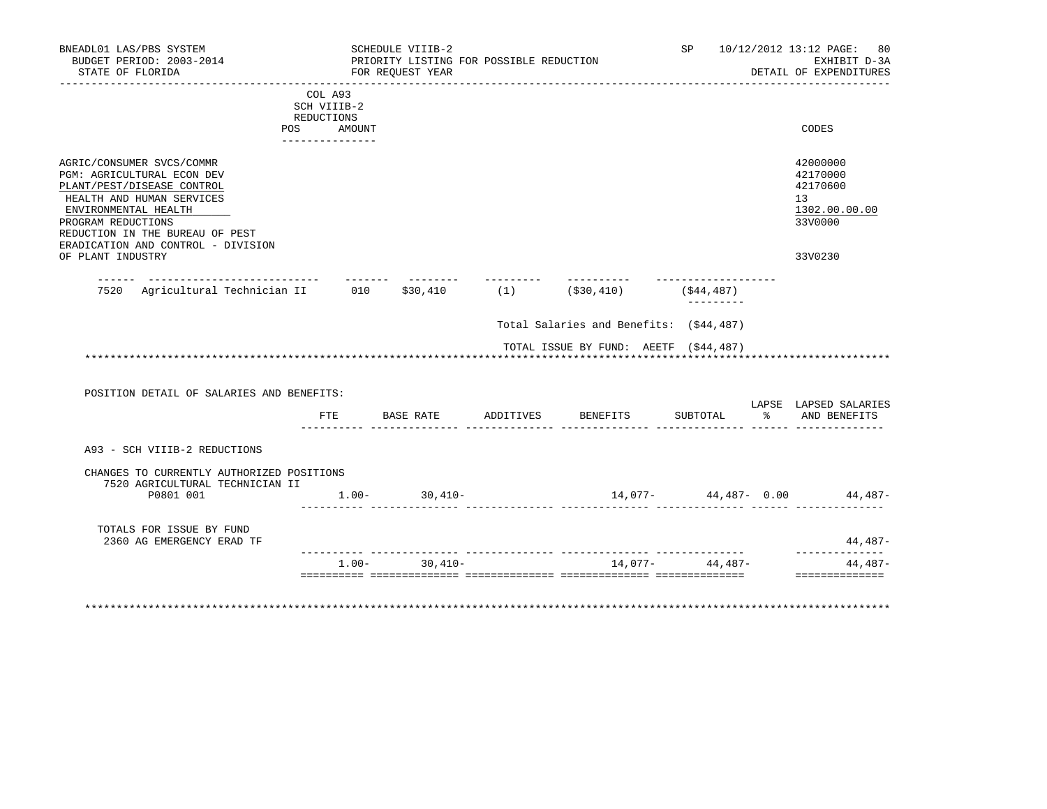BNEADL01 LAS/PBS SYSTEM
BUDGET PERIOD: 2003-2014
STATE OF FLORIDA

SCHEDULE VIIIB-2
PRIORITY LISTING FOR POSSIBLE REDUCTION
FOR REQUEST YEAR

SP 10/12/2012 13:12 PAGE: 80
EXHIBIT D-3A
DETAIL OF EXPENDITURES

| | COL A93 SCH VIIIB-2 REDUCTIONS POS AMOUNT | CODES |
|---|---|---|
| AGRIC/CONSUMER SVCS/COMMR | | 42000000 |
| PGM: AGRICULTURAL ECON DEV | | 42170000 |
| PLANT/PEST/DISEASE CONTROL | | 42170600 |
| HEALTH AND HUMAN SERVICES | | 13 |
| ENVIRONMENTAL HEALTH | | 1302.00.00.00 |
| PROGRAM REDUCTIONS | | 33V0000 |
| REDUCTION IN THE BUREAU OF PEST ERADICATION AND CONTROL - DIVISION OF PLANT INDUSTRY | | 33V0230 |

| | | | | | | |
|---|---|---|---|---|---|---|
| 7520 | Agricultural Technician II | 010 | $30,410 | (1) | ($30,410) | ($44,487) |

Total Salaries and Benefits: ($44,487)

TOTAL ISSUE BY FUND: AEETF ($44,487)

POSITION DETAIL OF SALARIES AND BENEFITS:

| | FTE | BASE RATE | ADDITIVES | BENEFITS | SUBTOTAL | LAPSE % | LAPSED SALARIES AND BENEFITS |
|---|---|---|---|---|---|---|---|
| A93 - SCH VIIIB-2 REDUCTIONS | | | | | | | |
| CHANGES TO CURRENTLY AUTHORIZED POSITIONS | | | | | | | |
| 7520 AGRICULTURAL TECHNICIAN II P0801 001 | 1.00- | 30,410- | | 14,077- | 44,487- | 0.00 | 44,487- |
| TOTALS FOR ISSUE BY FUND | | | | | | | |
| 2360 AG EMERGENCY ERAD TF | | | | | | | 44,487- |
| | 1.00- | 30,410- | | 14,077- | 44,487- | | 44,487- |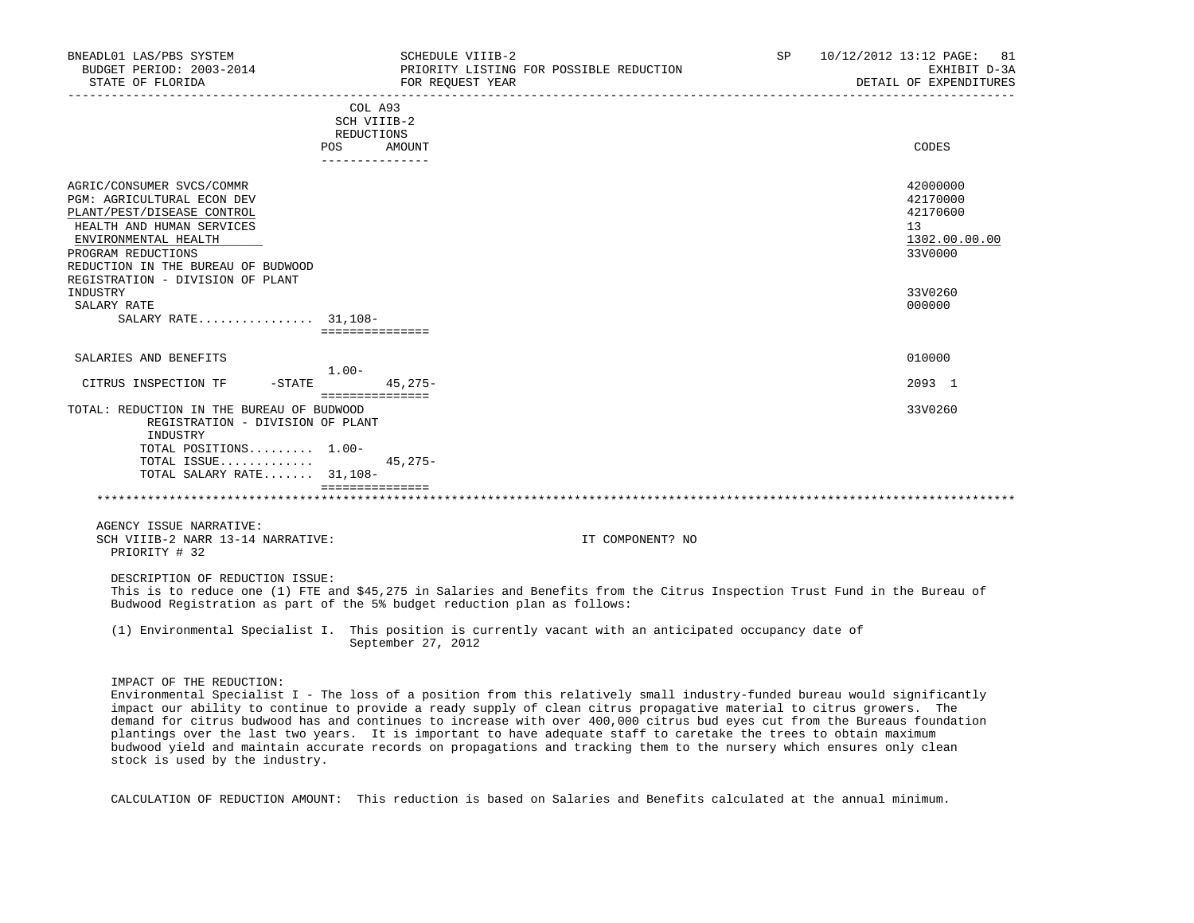BNEADL01 LAS/PBS SYSTEM | SCHEDULE VIIIB-2 | SP 10/12/2012 13:12
BUDGET PERIOD: 2003-2014 | PRIORITY LISTING FOR POSSIBLE REDUCTION | EXHIBIT D-3A
STATE OF FLORIDA | FOR REQUEST YEAR | DETAIL OF EXPENDITURES

| | COL A93 SCH VIIIB-2 REDUCTIONS POS | AMOUNT | CODES |
|---|---|---|---|
| AGRIC/CONSUMER SVCS/COMMR | | | 42000000 |
| PGM: AGRICULTURAL ECON DEV | | | 42170000 |
| PLANT/PEST/DISEASE CONTROL | | | 42170600 |
| HEALTH AND HUMAN SERVICES | | | 13 |
| ENVIRONMENTAL HEALTH | | | 1302.00.00.00 |
| PROGRAM REDUCTIONS | | | 33V0000 |
| REDUCTION IN THE BUREAU OF BUDWOOD REGISTRATION - DIVISION OF PLANT INDUSTRY | | | 33V0260 |
| SALARY RATE | | | 000000 |
| SALARY RATE................ | 31,108- | | |
| SALARIES AND BENEFITS | | | 010000 |
| CITRUS INSPECTION TF -STATE | 1.00- | 45,275- | 2093 1 |
| TOTAL: REDUCTION IN THE BUREAU OF BUDWOOD REGISTRATION - DIVISION OF PLANT INDUSTRY | | | 33V0260 |
| TOTAL POSITIONS......... | 1.00- | | |
| TOTAL ISSUE............. | | 45,275- | |
| TOTAL SALARY RATE....... | 31,108- | | |

AGENCY ISSUE NARRATIVE:
SCH VIIIB-2 NARR 13-14 NARRATIVE: IT COMPONENT? NO
PRIORITY # 32

DESCRIPTION OF REDUCTION ISSUE:
This is to reduce one (1) FTE and $45,275 in Salaries and Benefits from the Citrus Inspection Trust Fund in the Bureau of Budwood Registration as part of the 5% budget reduction plan as follows:

(1) Environmental Specialist I. This position is currently vacant with an anticipated occupancy date of September 27, 2012

IMPACT OF THE REDUCTION:
Environmental Specialist I - The loss of a position from this relatively small industry-funded bureau would significantly impact our ability to continue to provide a ready supply of clean citrus propagative material to citrus growers. The demand for citrus budwood has and continues to increase with over 400,000 citrus bud eyes cut from the Bureaus foundation plantings over the last two years. It is important to have adequate staff to caretake the trees to obtain maximum budwood yield and maintain accurate records on propagations and tracking them to the nursery which ensures only clean stock is used by the industry.

CALCULATION OF REDUCTION AMOUNT: This reduction is based on Salaries and Benefits calculated at the annual minimum.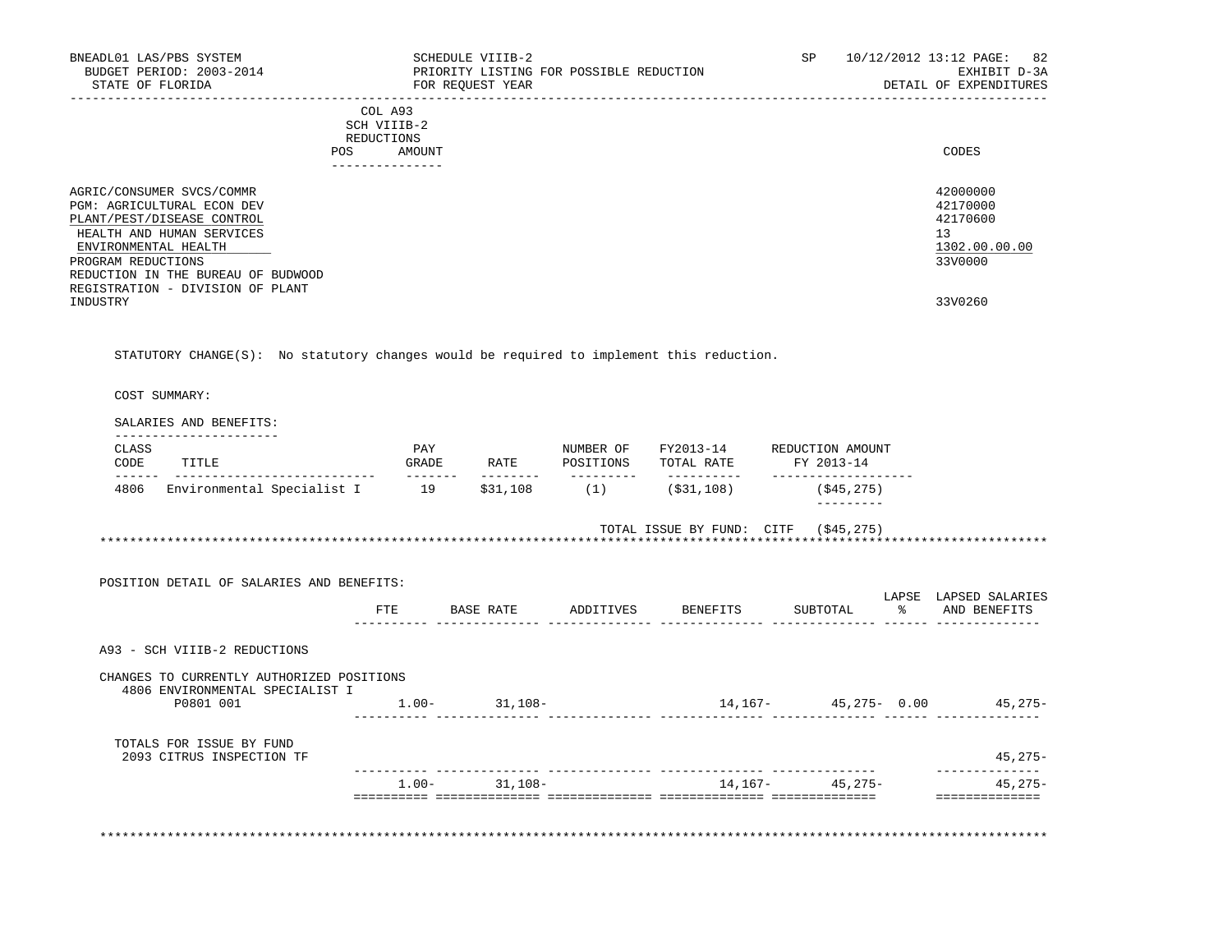BNEADL01 LAS/PBS SYSTEM
BUDGET PERIOD: 2003-2014
STATE OF FLORIDA

SCHEDULE VIIIB-2
PRIORITY LISTING FOR POSSIBLE REDUCTION
FOR REQUEST YEAR

SP 10/12/2012 13:12 PAGE: 82
EXHIBIT D-3A
DETAIL OF EXPENDITURES

COL A93
SCH VIIIB-2
REDUCTIONS
POS AMOUNT

| | CODES |
|---|---|
| AGRIC/CONSUMER SVCS/COMMR | 42000000 |
| PGM: AGRICULTURAL ECON DEV | 42170000 |
| PLANT/PEST/DISEASE CONTROL | 42170600 |
| HEALTH AND HUMAN SERVICES | 13 |
| ENVIRONMENTAL HEALTH | 1302.00.00.00 |
| PROGRAM REDUCTIONS | 33V0000 |
| REDUCTION IN THE BUREAU OF BUDWOOD REGISTRATION - DIVISION OF PLANT INDUSTRY | 33V0260 |

STATUTORY CHANGE(S): No statutory changes would be required to implement this reduction.

COST SUMMARY:

SALARIES AND BENEFITS:

| CLASS CODE | TITLE | PAY GRADE | RATE | NUMBER OF POSITIONS | FY2013-14 TOTAL RATE | REDUCTION AMOUNT FY 2013-14 |
|---|---|---|---|---|---|---|
| 4806 | Environmental Specialist I | 19 | $31,108 | (1) | ($31,108) | ($45,275) |

TOTAL ISSUE BY FUND: CITF ($45,275)

POSITION DETAIL OF SALARIES AND BENEFITS:

| | FTE | BASE RATE | ADDITIVES | BENEFITS | SUBTOTAL | LAPSE % | LAPSED SALARIES AND BENEFITS |
|---|---|---|---|---|---|---|---|
| A93 - SCH VIIIB-2 REDUCTIONS | | | | | | | |
| CHANGES TO CURRENTLY AUTHORIZED POSITIONS | | | | | | | |
| 4806 ENVIRONMENTAL SPECIALIST I | | | | | | | |
| P0801 001 | 1.00- | 31,108- | | 14,167- | 45,275- | 0.00 | 45,275- |
| TOTALS FOR ISSUE BY FUND | | | | | | | |
| 2093 CITRUS INSPECTION TF | | | | | | | 45,275- |
| | 1.00- | 31,108- | | 14,167- | 45,275- | | 45,275- |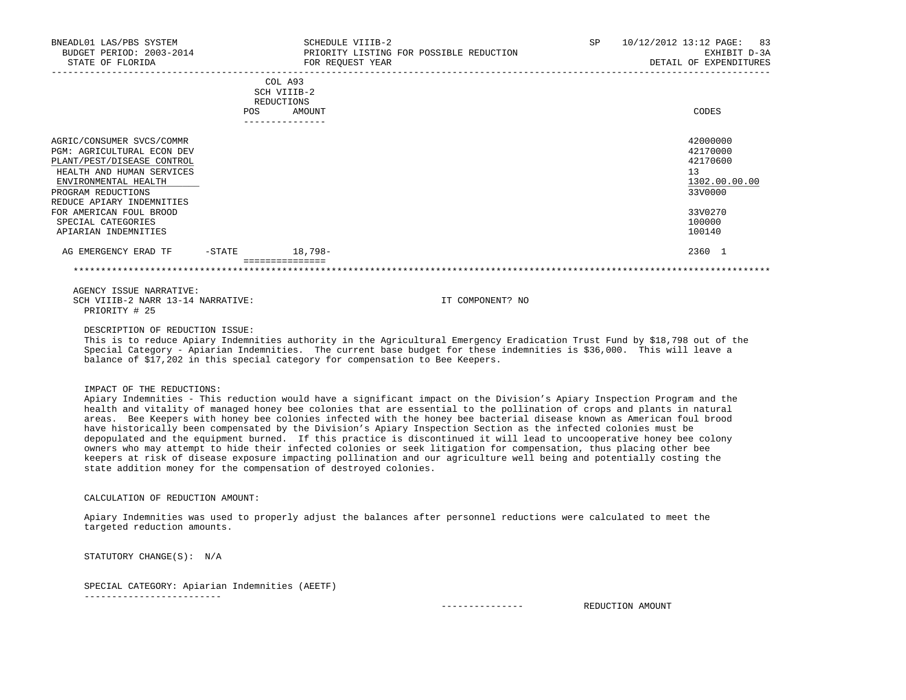SCHEDULE VIIIB-2
PRIORITY LISTING FOR POSSIBLE REDUCTION
FOR REQUEST YEAR

BNEADL01 LAS/PBS SYSTEM
BUDGET PERIOD: 2003-2014
STATE OF FLORIDA

SP 10/12/2012 13:12
EXHIBIT D-3A
DETAIL OF EXPENDITURES

| | COL A93 SCH VIIIB-2 REDUCTIONS POS | AMOUNT | CODES |
|---|---|---|---|
| AGRIC/CONSUMER SVCS/COMMR | | | 42000000 |
| PGM: AGRICULTURAL ECON DEV | | | 42170000 |
| PLANT/PEST/DISEASE CONTROL | | | 42170600 |
| HEALTH AND HUMAN SERVICES | | | 13 |
| ENVIRONMENTAL HEALTH | | | 1302.00.00.00 |
| PROGRAM REDUCTIONS | | | 33V0000 |
| REDUCE APIARY INDEMNITIES FOR AMERICAN FOUL BROOD | | | 33V0270 |
| SPECIAL CATEGORIES | | | 100000 |
| APIARIAN INDEMNITIES | | | 100140 |
| AG EMERGENCY ERAD TF -STATE | | 18,798- | 2360 1 |

AGENCY ISSUE NARRATIVE:
SCH VIIIB-2 NARR 13-14 NARRATIVE: IT COMPONENT? NO
PRIORITY # 25

DESCRIPTION OF REDUCTION ISSUE:
This is to reduce Apiary Indemnities authority in the Agricultural Emergency Eradication Trust Fund by $18,798 out of the Special Category - Apiarian Indemnities. The current base budget for these indemnities is $36,000. This will leave a balance of $17,202 in this special category for compensation to Bee Keepers.

IMPACT OF THE REDUCTIONS:
Apiary Indemnities - This reduction would have a significant impact on the Division's Apiary Inspection Program and the health and vitality of managed honey bee colonies that are essential to the pollination of crops and plants in natural areas. Bee Keepers with honey bee colonies infected with the honey bee bacterial disease known as American foul brood have historically been compensated by the Division's Apiary Inspection Section as the infected colonies must be depopulated and the equipment burned. If this practice is discontinued it will lead to uncooperative honey bee colony owners who may attempt to hide their infected colonies or seek litigation for compensation, thus placing other bee keepers at risk of disease exposure impacting pollination and our agriculture well being and potentially costing the state addition money for the compensation of destroyed colonies.

CALCULATION OF REDUCTION AMOUNT:

Apiary Indemnities was used to properly adjust the balances after personnel reductions were calculated to meet the targeted reduction amounts.

STATUTORY CHANGE(S): N/A

SPECIAL CATEGORY: Apiarian Indemnities (AEETF)

REDUCTION AMOUNT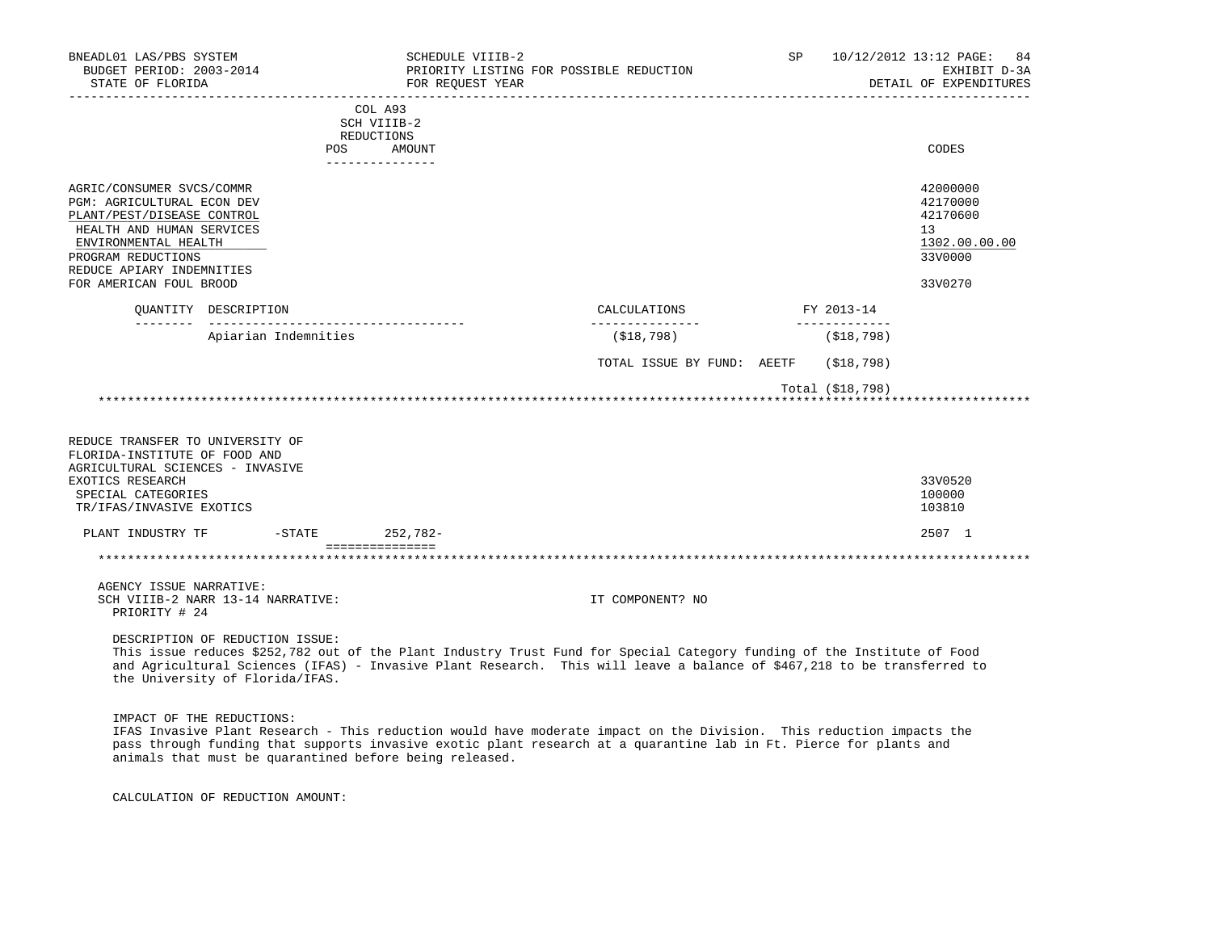| | COL A93 SCH VIIIB-2 REDUCTIONS POS AMOUNT | CODES |
|---|---|---|
| AGRIC/CONSUMER SVCS/COMMR | | 42000000 |
| PGM: AGRICULTURAL ECON DEV | | 42170000 |
| PLANT/PEST/DISEASE CONTROL | | 42170600 |
| HEALTH AND HUMAN SERVICES | | 13 |
| ENVIRONMENTAL HEALTH | | 1302.00.00.00 |
| PROGRAM REDUCTIONS | | 33V0000 |
| REDUCE APIARY INDEMNITIES FOR AMERICAN FOUL BROOD | | 33V0270 |

| QUANTITY | DESCRIPTION | CALCULATIONS | FY 2013-14 |
|---|---|---|---|
| | Apiarian Indemnities | ($18,798) | ($18,798) |
| | | TOTAL ISSUE BY FUND: AEETF | ($18,798) |
| | | | Total ($18,798) |

*****

| | COL A93 SCH VIIIB-2 REDUCTIONS POS AMOUNT | CODES |
|---|---|---|
| REDUCE TRANSFER TO UNIVERSITY OF FLORIDA-INSTITUTE OF FOOD AND AGRICULTURAL SCIENCES - INVASIVE EXOTICS RESEARCH | | 33V0520 |
| SPECIAL CATEGORIES | | 100000 |
| TR/IFAS/INVASIVE EXOTICS | | 103810 |
| PLANT INDUSTRY TF -STATE | 252,782- | 2507 1 |

*****

AGENCY ISSUE NARRATIVE:
SCH VIIIB-2 NARR 13-14 NARRATIVE: IT COMPONENT? NO
PRIORITY # 24

DESCRIPTION OF REDUCTION ISSUE:
This issue reduces $252,782 out of the Plant Industry Trust Fund for Special Category funding of the Institute of Food and Agricultural Sciences (IFAS) - Invasive Plant Research. This will leave a balance of $467,218 to be transferred to the University of Florida/IFAS.

IMPACT OF THE REDUCTIONS:
IFAS Invasive Plant Research - This reduction would have moderate impact on the Division. This reduction impacts the pass through funding that supports invasive exotic plant research at a quarantine lab in Ft. Pierce for plants and animals that must be quarantined before being released.

CALCULATION OF REDUCTION AMOUNT: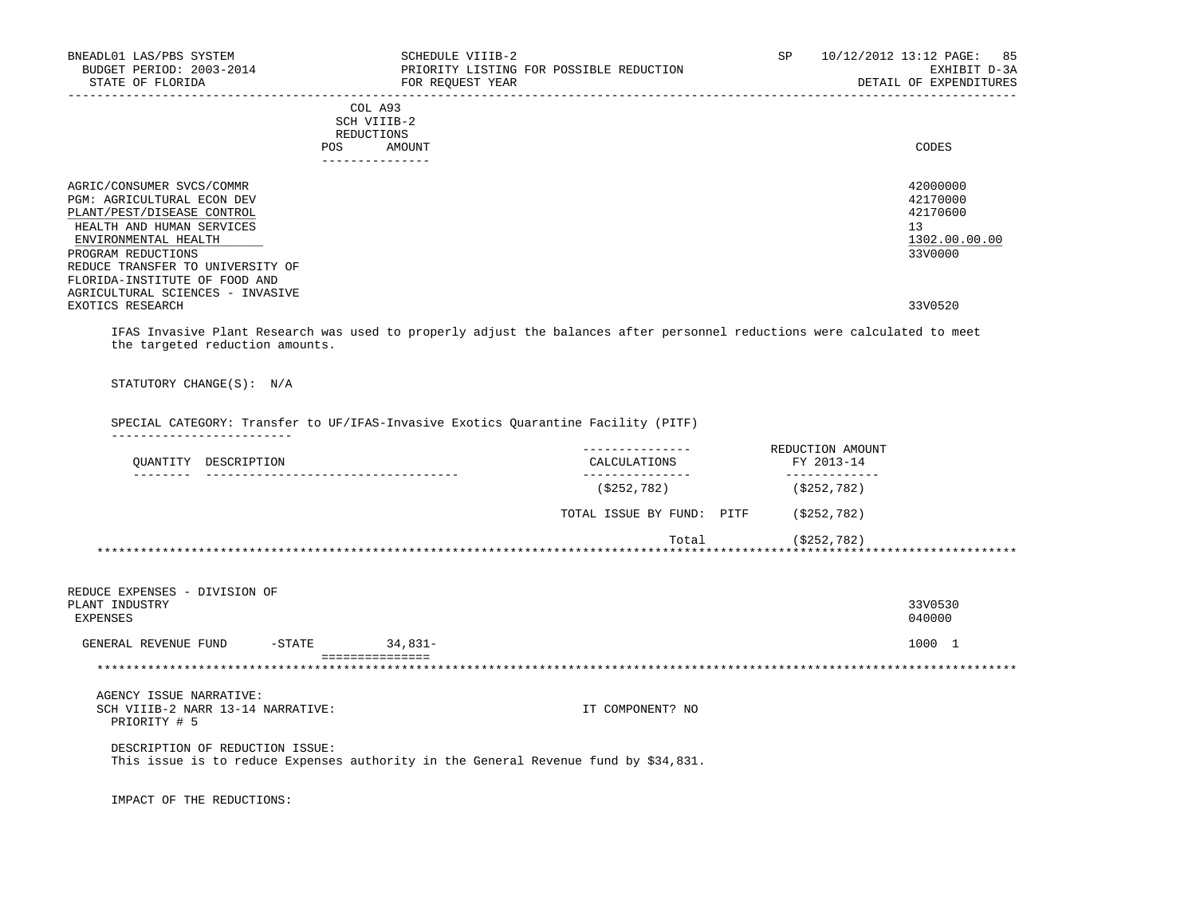COL A93
SCH VIIIB-2
REDUCTIONS

| | POS | AMOUNT | CODES |
|---|---|---|---|
| AGRIC/CONSUMER SVCS/COMMR | | | 42000000 |
| PGM: AGRICULTURAL ECON DEV | | | 42170000 |
| PLANT/PEST/DISEASE CONTROL | | | 42170600 |
| HEALTH AND HUMAN SERVICES | | | 13 |
| ENVIRONMENTAL HEALTH | | | 1302.00.00.00 |
| PROGRAM REDUCTIONS | | | 33V0000 |
| REDUCE TRANSFER TO UNIVERSITY OF FLORIDA-INSTITUTE OF FOOD AND AGRICULTURAL SCIENCES - INVASIVE EXOTICS RESEARCH | | | 33V0520 |

IFAS Invasive Plant Research was used to properly adjust the balances after personnel reductions were calculated to meet the targeted reduction amounts.

STATUTORY CHANGE(S): N/A

SPECIAL CATEGORY: Transfer to UF/IFAS-Invasive Exotics Quarantine Facility (PITF)

| QUANTITY | DESCRIPTION | CALCULATIONS | REDUCTION AMOUNT FY 2013-14 |
|---|---|---|---|
| | | ($252,782) | ($252,782) |
| | | TOTAL ISSUE BY FUND: PITF | ($252,782) |
| | | Total | ($252,782) |

| | POS | AMOUNT | CODES |
|---|---|---|---|
| REDUCE EXPENSES - DIVISION OF PLANT INDUSTRY | | | 33V0530 |
| EXPENSES | | | 040000 |
| GENERAL REVENUE FUND -STATE | | 34,831- | 1000 1 |

AGENCY ISSUE NARRATIVE:
SCH VIIIB-2 NARR 13-14 NARRATIVE: IT COMPONENT? NO
PRIORITY # 5

DESCRIPTION OF REDUCTION ISSUE:
This issue is to reduce Expenses authority in the General Revenue fund by $34,831.

IMPACT OF THE REDUCTIONS: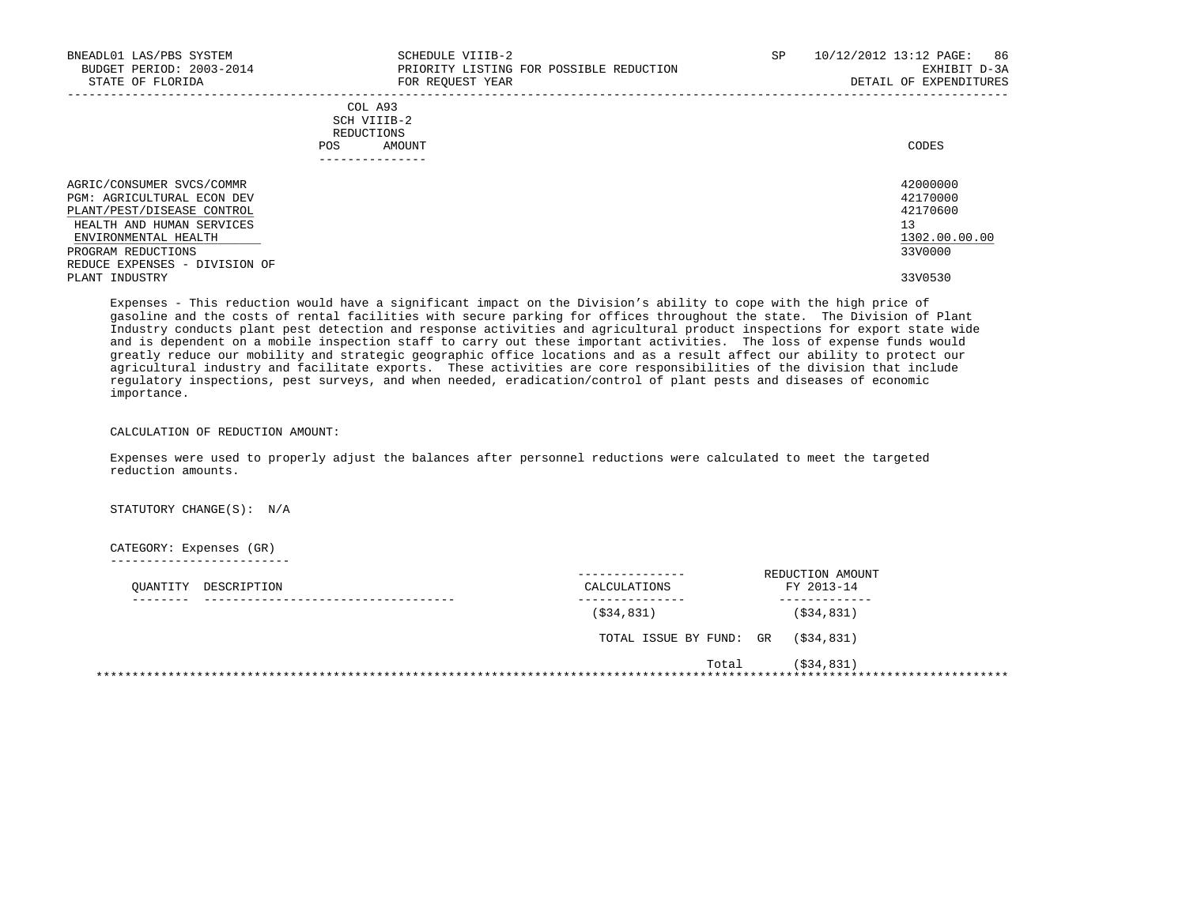BNEADL01 LAS/PBS SYSTEM — SCHEDULE VIIIB-2 — SP 10/12/2012 13:12
BUDGET PERIOD: 2003-2014 — PRIORITY LISTING FOR POSSIBLE REDUCTION — EXHIBIT D-3A
STATE OF FLORIDA — FOR REQUEST YEAR — DETAIL OF EXPENDITURES

COL A93 SCH VIIIB-2 REDUCTIONS (POS / AMOUNT)

| | CODES |
|---|---|
| AGRIC/CONSUMER SVCS/COMMR | 42000000 |
| PGM: AGRICULTURAL ECON DEV | 42170000 |
| PLANT/PEST/DISEASE CONTROL | 42170600 |
| HEALTH AND HUMAN SERVICES | 13 |
| ENVIRONMENTAL HEALTH | 1302.00.00.00 |
| PROGRAM REDUCTIONS | 33V0000 |
| REDUCE EXPENSES - DIVISION OF PLANT INDUSTRY | 33V0530 |

Expenses - This reduction would have a significant impact on the Division's ability to cope with the high price of gasoline and the costs of rental facilities with secure parking for offices throughout the state. The Division of Plant Industry conducts plant pest detection and response activities and agricultural product inspections for export state wide and is dependent on a mobile inspection staff to carry out these important activities. The loss of expense funds would greatly reduce our mobility and strategic geographic office locations and as a result affect our ability to protect our agricultural industry and facilitate exports. These activities are core responsibilities of the division that include regulatory inspections, pest surveys, and when needed, eradication/control of plant pests and diseases of economic importance.

CALCULATION OF REDUCTION AMOUNT:

Expenses were used to properly adjust the balances after personnel reductions were calculated to meet the targeted reduction amounts.

STATUTORY CHANGE(S): N/A

CATEGORY: Expenses (GR)

| QUANTITY | DESCRIPTION | CALCULATIONS | REDUCTION AMOUNT FY 2013-14 |
|---|---|---|---|
| | | ($34,831) | ($34,831) |
| | | TOTAL ISSUE BY FUND: GR | ($34,831) |
| | | Total | ($34,831) |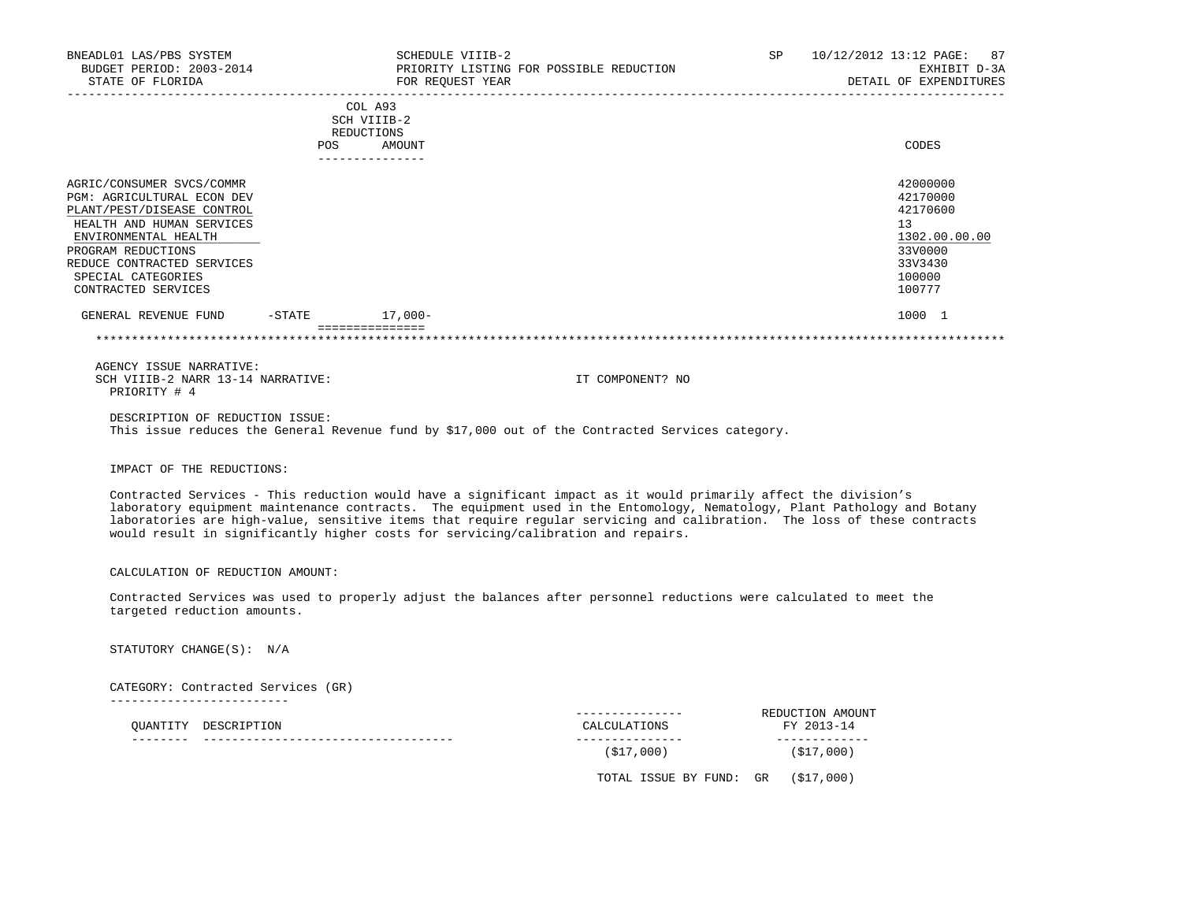BNEADL01 LAS/PBS SYSTEM — SCHEDULE VIIIB-2 — SP 10/12/2012 13:12
BUDGET PERIOD: 2003-2014 — PRIORITY LISTING FOR POSSIBLE REDUCTION — EXHIBIT D-3A
STATE OF FLORIDA — FOR REQUEST YEAR — DETAIL OF EXPENDITURES

| | COL A93 SCH VIIIB-2 REDUCTIONS POS | AMOUNT | CODES |
|---|---|---|---|
| AGRIC/CONSUMER SVCS/COMMR | | | 42000000 |
| PGM: AGRICULTURAL ECON DEV | | | 42170000 |
| PLANT/PEST/DISEASE CONTROL | | | 42170600 |
| HEALTH AND HUMAN SERVICES | | | 13 |
| ENVIRONMENTAL HEALTH | | | 1302.00.00.00 |
| PROGRAM REDUCTIONS | | | 33V0000 |
| REDUCE CONTRACTED SERVICES | | | 33V3430 |
| SPECIAL CATEGORIES | | | 100000 |
| CONTRACTED SERVICES | | | 100777 |
| GENERAL REVENUE FUND -STATE | | 17,000- | 1000 1 |

AGENCY ISSUE NARRATIVE:
SCH VIIIB-2 NARR 13-14 NARRATIVE: IT COMPONENT? NO
PRIORITY # 4

DESCRIPTION OF REDUCTION ISSUE:
This issue reduces the General Revenue fund by $17,000 out of the Contracted Services category.

IMPACT OF THE REDUCTIONS:

Contracted Services - This reduction would have a significant impact as it would primarily affect the division's laboratory equipment maintenance contracts. The equipment used in the Entomology, Nematology, Plant Pathology and Botany laboratories are high-value, sensitive items that require regular servicing and calibration. The loss of these contracts would result in significantly higher costs for servicing/calibration and repairs.

CALCULATION OF REDUCTION AMOUNT:

Contracted Services was used to properly adjust the balances after personnel reductions were calculated to meet the targeted reduction amounts.

STATUTORY CHANGE(S): N/A

CATEGORY: Contracted Services (GR)

| QUANTITY | DESCRIPTION | CALCULATIONS | REDUCTION AMOUNT FY 2013-14 |
|---|---|---|---|
| | | ($17,000) | ($17,000) |

TOTAL ISSUE BY FUND: GR ($17,000)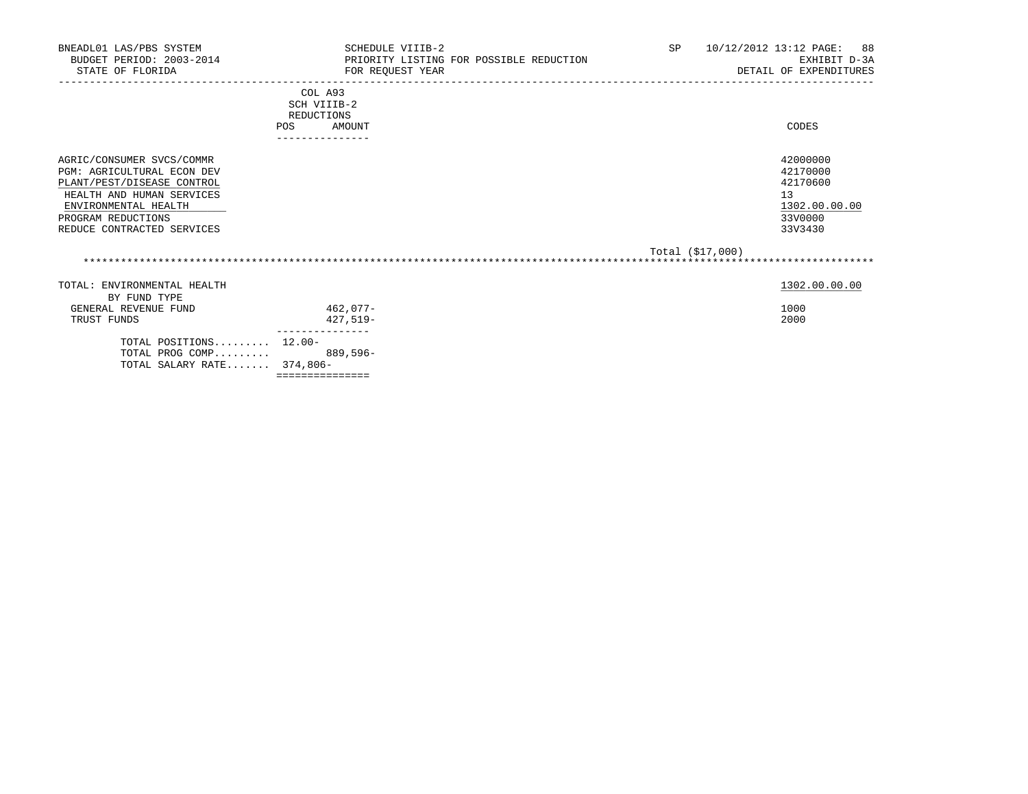BNEADL01 LAS/PBS SYSTEM — SCHEDULE VIIIB-2 — SP 10/12/2012 13:12
BUDGET PERIOD: 2003-2014 — PRIORITY LISTING FOR POSSIBLE REDUCTION — EXHIBIT D-3A
STATE OF FLORIDA — FOR REQUEST YEAR — DETAIL OF EXPENDITURES

| | COL A93 SCH VIIIB-2 REDUCTIONS POS | AMOUNT | CODES |
|---|---|---|---|
| AGRIC/CONSUMER SVCS/COMMR | | | 42000000 |
| PGM: AGRICULTURAL ECON DEV | | | 42170000 |
| PLANT/PEST/DISEASE CONTROL | | | 42170600 |
| HEALTH AND HUMAN SERVICES | | | 13 |
| ENVIRONMENTAL HEALTH | | | 1302.00.00.00 |
| PROGRAM REDUCTIONS | | | 33V0000 |
| REDUCE CONTRACTED SERVICES | | | 33V3430 |

Total ($17,000)

| | POS | AMOUNT | CODES |
|---|---|---|---|
| TOTAL: ENVIRONMENTAL HEALTH | | | 1302.00.00.00 |
| BY FUND TYPE | | | |
| GENERAL REVENUE FUND | | 462,077- | 1000 |
| TRUST FUNDS | | 427,519- | 2000 |
| TOTAL POSITIONS......... | 12.00- | | |
| TOTAL PROG COMP......... | | 889,596- | |
| TOTAL SALARY RATE....... | 374,806- | | |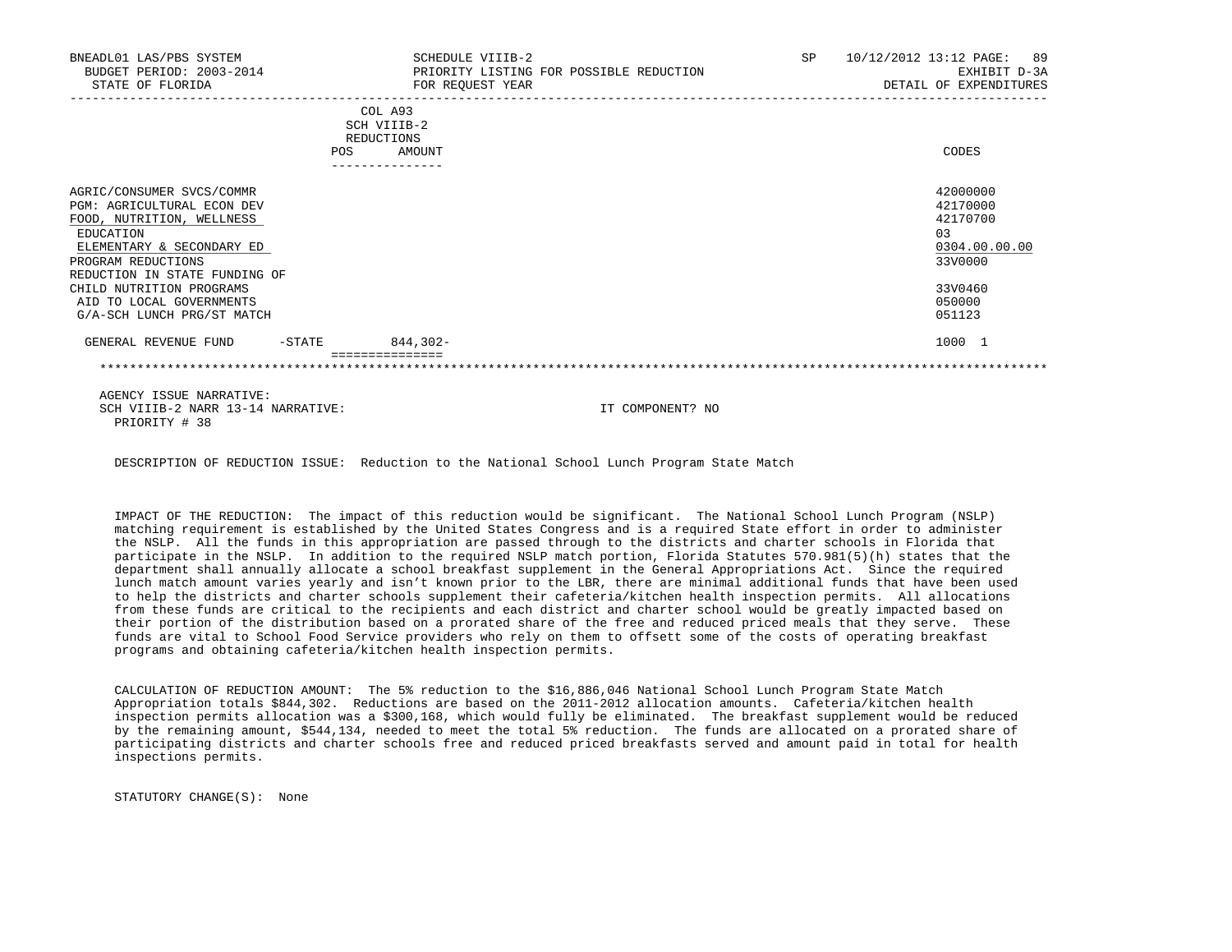BNEADL01 LAS/PBS SYSTEM | SCHEDULE VIIIB-2 | SP 10/12/2012 13:12 PAGE: 89
BUDGET PERIOD: 2003-2014 | PRIORITY LISTING FOR POSSIBLE REDUCTION | EXHIBIT D-3A
STATE OF FLORIDA | FOR REQUEST YEAR | DETAIL OF EXPENDITURES

| | COL A93 SCH VIIIB-2 REDUCTIONS POS | AMOUNT | CODES |
|---|---|---|---|
| AGRIC/CONSUMER SVCS/COMMR | | | 42000000 |
| PGM: AGRICULTURAL ECON DEV | | | 42170000 |
| FOOD, NUTRITION, WELLNESS | | | 42170700 |
| EDUCATION | | | 03 |
| ELEMENTARY & SECONDARY ED | | | 0304.00.00.00 |
| PROGRAM REDUCTIONS | | | 33V0000 |
| REDUCTION IN STATE FUNDING OF CHILD NUTRITION PROGRAMS | | | 33V0460 |
| AID TO LOCAL GOVERNMENTS | | | 050000 |
| G/A-SCH LUNCH PRG/ST MATCH | | | 051123 |
| GENERAL REVENUE FUND -STATE | | 844,302- | 1000 1 |

AGENCY ISSUE NARRATIVE:
SCH VIIIB-2 NARR 13-14 NARRATIVE: IT COMPONENT? NO
PRIORITY # 38

DESCRIPTION OF REDUCTION ISSUE: Reduction to the National School Lunch Program State Match

IMPACT OF THE REDUCTION: The impact of this reduction would be significant. The National School Lunch Program (NSLP) matching requirement is established by the United States Congress and is a required State effort in order to administer the NSLP. All the funds in this appropriation are passed through to the districts and charter schools in Florida that participate in the NSLP. In addition to the required NSLP match portion, Florida Statutes 570.981(5)(h) states that the department shall annually allocate a school breakfast supplement in the General Appropriations Act. Since the required lunch match amount varies yearly and isn't known prior to the LBR, there are minimal additional funds that have been used to help the districts and charter schools supplement their cafeteria/kitchen health inspection permits. All allocations from these funds are critical to the recipients and each district and charter school would be greatly impacted based on their portion of the distribution based on a prorated share of the free and reduced priced meals that they serve. These funds are vital to School Food Service providers who rely on them to offsett some of the costs of operating breakfast programs and obtaining cafeteria/kitchen health inspection permits.

CALCULATION OF REDUCTION AMOUNT: The 5% reduction to the $16,886,046 National School Lunch Program State Match Appropriation totals $844,302. Reductions are based on the 2011-2012 allocation amounts. Cafeteria/kitchen health inspection permits allocation was a $300,168, which would fully be eliminated. The breakfast supplement would be reduced by the remaining amount, $544,134, needed to meet the total 5% reduction. The funds are allocated on a prorated share of participating districts and charter schools free and reduced priced breakfasts served and amount paid in total for health inspections permits.

STATUTORY CHANGE(S): None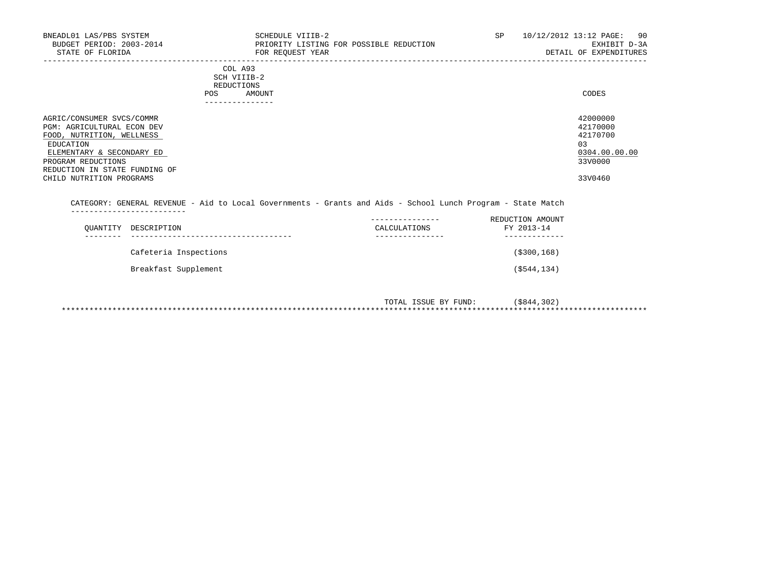BNEADL01 LAS/PBS SYSTEM  
BUDGET PERIOD: 2003-2014  
STATE OF FLORIDA

SCHEDULE VIIIB-2  
PRIORITY LISTING FOR POSSIBLE REDUCTION  
FOR REQUEST YEAR

SP 10/12/2012 13:12 PAGE: 90  
EXHIBIT D-3A  
DETAIL OF EXPENDITURES

| | COL A93 SCH VIIIB-2 REDUCTIONS POS AMOUNT | CODES |
|---|---|---|
| AGRIC/CONSUMER SVCS/COMMR | | 42000000 |
| PGM: AGRICULTURAL ECON DEV | | 42170000 |
| FOOD, NUTRITION, WELLNESS | | 42170700 |
| EDUCATION | | 03 |
| ELEMENTARY & SECONDARY ED | | 0304.00.00.00 |
| PROGRAM REDUCTIONS | | 33V0000 |
| REDUCTION IN STATE FUNDING OF CHILD NUTRITION PROGRAMS | | 33V0460 |

CATEGORY: GENERAL REVENUE - Aid to Local Governments - Grants and Aids - School Lunch Program - State Match

| QUANTITY | DESCRIPTION | CALCULATIONS | REDUCTION AMOUNT FY 2013-14 |
|---|---|---|---|
| | Cafeteria Inspections | | ($300,168) |
| | Breakfast Supplement | | ($544,134) |
| | | TOTAL ISSUE BY FUND: | ($844,302) |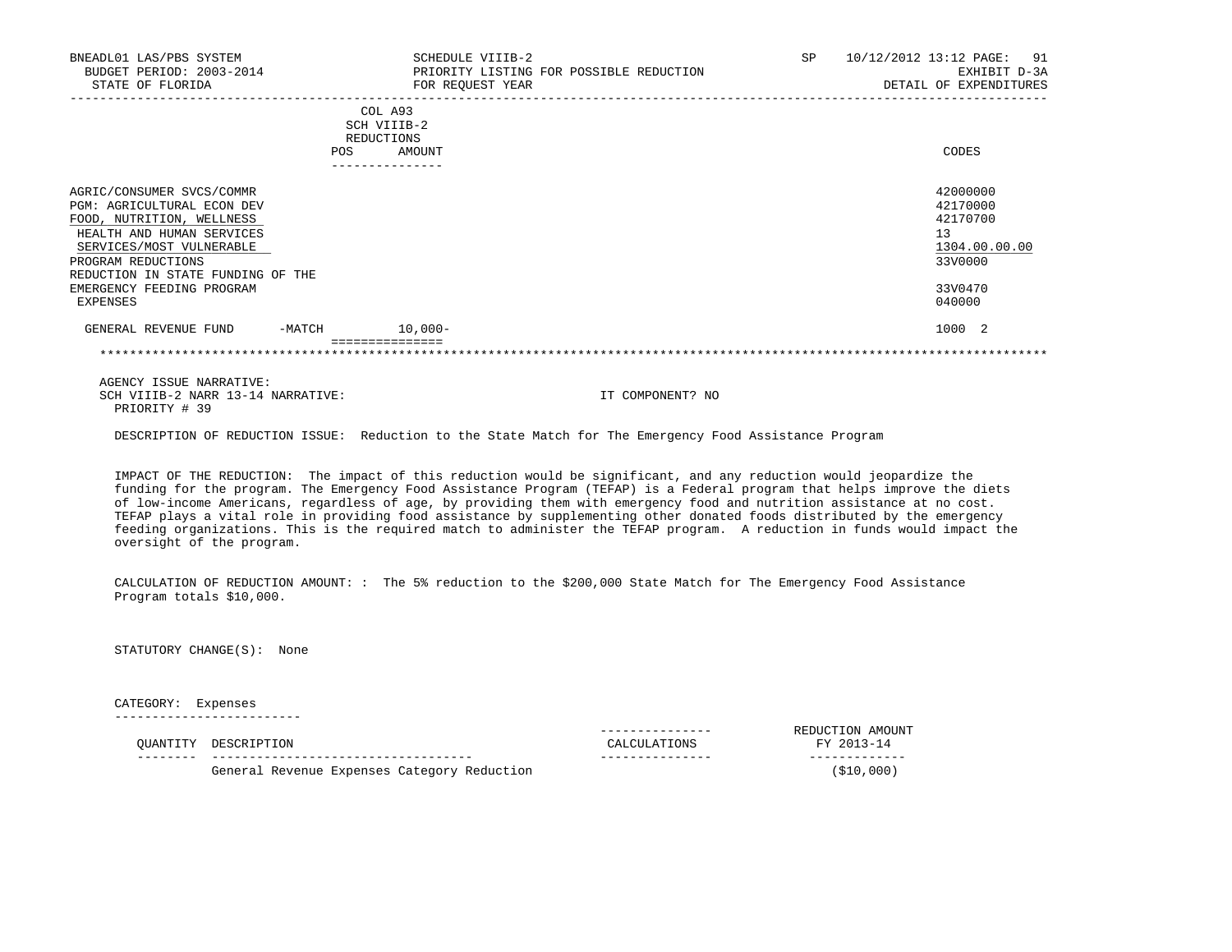BNEADL01 LAS/PBS SYSTEM — SCHEDULE VIIIB-2 — SP 10/12/2012 13:12
BUDGET PERIOD: 2003-2014 — PRIORITY LISTING FOR POSSIBLE REDUCTION — EXHIBIT D-3A
STATE OF FLORIDA — FOR REQUEST YEAR — DETAIL OF EXPENDITURES

| | COL A93 SCH VIIIB-2 REDUCTIONS POS | AMOUNT | CODES |
|---|---|---|---|
| AGRIC/CONSUMER SVCS/COMMR | | | 42000000 |
| PGM: AGRICULTURAL ECON DEV | | | 42170000 |
| FOOD, NUTRITION, WELLNESS | | | 42170700 |
| HEALTH AND HUMAN SERVICES | | | 13 |
| SERVICES/MOST VULNERABLE | | | 1304.00.00.00 |
| PROGRAM REDUCTIONS | | | 33V0000 |
| REDUCTION IN STATE FUNDING OF THE EMERGENCY FEEDING PROGRAM | | | 33V0470 |
| EXPENSES | | | 040000 |
| GENERAL REVENUE FUND -MATCH | | 10,000- | 1000 2 |

AGENCY ISSUE NARRATIVE:
SCH VIIIB-2 NARR 13-14 NARRATIVE: IT COMPONENT? NO
PRIORITY # 39

DESCRIPTION OF REDUCTION ISSUE: Reduction to the State Match for The Emergency Food Assistance Program

IMPACT OF THE REDUCTION: The impact of this reduction would be significant, and any reduction would jeopardize the funding for the program. The Emergency Food Assistance Program (TEFAP) is a Federal program that helps improve the diets of low-income Americans, regardless of age, by providing them with emergency food and nutrition assistance at no cost. TEFAP plays a vital role in providing food assistance by supplementing other donated foods distributed by the emergency feeding organizations. This is the required match to administer the TEFAP program. A reduction in funds would impact the oversight of the program.

CALCULATION OF REDUCTION AMOUNT: : The 5% reduction to the $200,000 State Match for The Emergency Food Assistance Program totals $10,000.

STATUTORY CHANGE(S): None

CATEGORY: Expenses

| QUANTITY | DESCRIPTION | CALCULATIONS | REDUCTION AMOUNT FY 2013-14 |
|---|---|---|---|
| | General Revenue Expenses Category Reduction | | ($10,000) |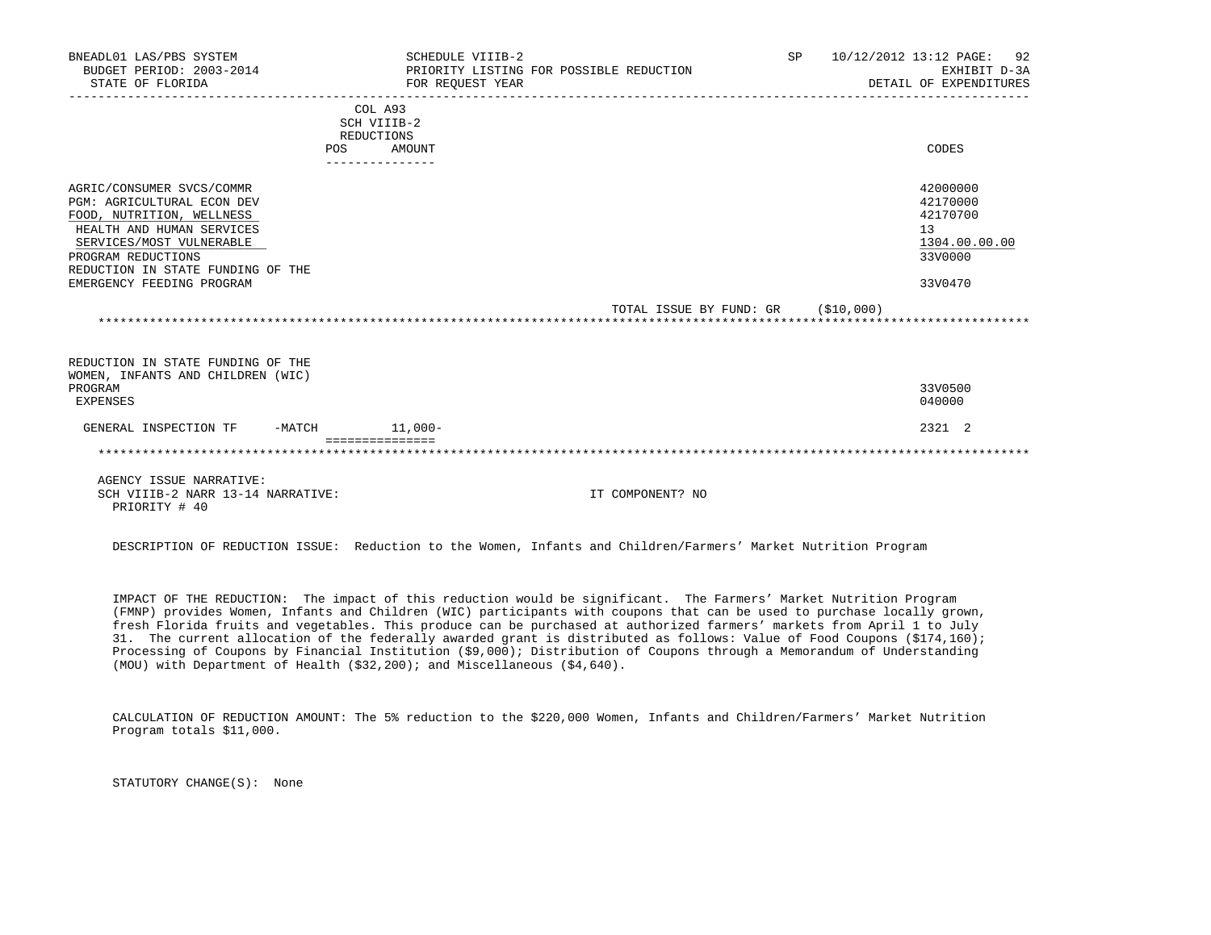BNEADL01 LAS/PBS SYSTEM — SCHEDULE VIIIB-2 — SP 10/12/2012 13:12
BUDGET PERIOD: 2003-2014 — PRIORITY LISTING FOR POSSIBLE REDUCTION — EXHIBIT D-3A
STATE OF FLORIDA — FOR REQUEST YEAR — DETAIL OF EXPENDITURES

| | COL A93 SCH VIIIB-2 REDUCTIONS POS | AMOUNT | CODES |
|---|---|---|---|
| AGRIC/CONSUMER SVCS/COMMR | | | 42000000 |
| PGM: AGRICULTURAL ECON DEV | | | 42170000 |
| FOOD, NUTRITION, WELLNESS | | | 42170700 |
| HEALTH AND HUMAN SERVICES | | | 13 |
| SERVICES/MOST VULNERABLE | | | 1304.00.00.00 |
| PROGRAM REDUCTIONS | | | 33V0000 |
| REDUCTION IN STATE FUNDING OF THE EMERGENCY FEEDING PROGRAM | | | 33V0470 |

TOTAL ISSUE BY FUND: GR ($10,000)

************************************************************************************************************************

| | POS | AMOUNT | CODES |
|---|---|---|---|
| REDUCTION IN STATE FUNDING OF THE WOMEN, INFANTS AND CHILDREN (WIC) PROGRAM | | | 33V0500 |
| EXPENSES | | | 040000 |
| GENERAL INSPECTION TF -MATCH | | 11,000- | 2321 2 |

************************************************************************************************************************

AGENCY ISSUE NARRATIVE:
SCH VIIIB-2 NARR 13-14 NARRATIVE: IT COMPONENT? NO
PRIORITY # 40

DESCRIPTION OF REDUCTION ISSUE: Reduction to the Women, Infants and Children/Farmers' Market Nutrition Program

IMPACT OF THE REDUCTION: The impact of this reduction would be significant. The Farmers' Market Nutrition Program (FMNP) provides Women, Infants and Children (WIC) participants with coupons that can be used to purchase locally grown, fresh Florida fruits and vegetables. This produce can be purchased at authorized farmers' markets from April 1 to July 31. The current allocation of the federally awarded grant is distributed as follows: Value of Food Coupons ($174,160); Processing of Coupons by Financial Institution ($9,000); Distribution of Coupons through a Memorandum of Understanding (MOU) with Department of Health ($32,200); and Miscellaneous ($4,640).

CALCULATION OF REDUCTION AMOUNT: The 5% reduction to the $220,000 Women, Infants and Children/Farmers' Market Nutrition Program totals $11,000.

STATUTORY CHANGE(S): None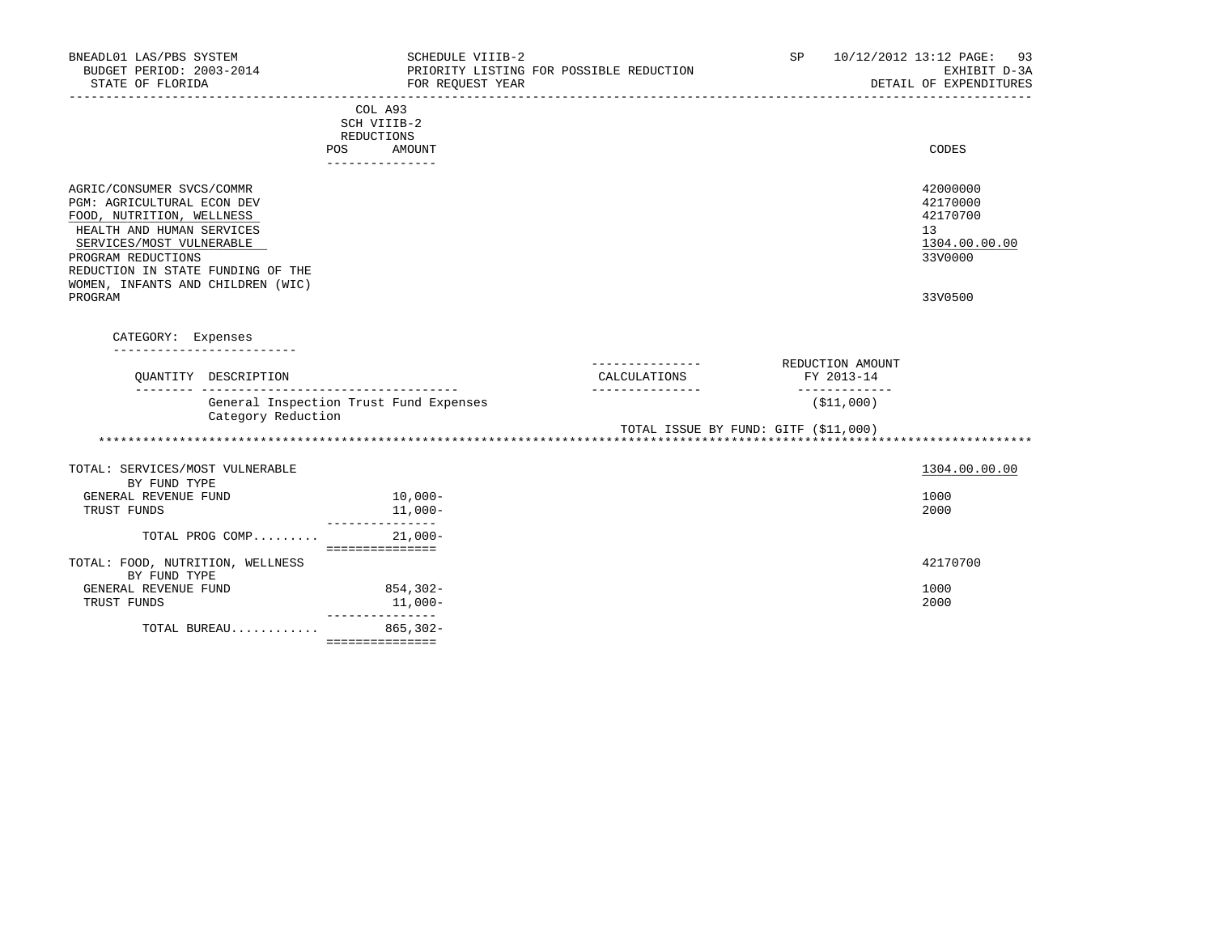BNEADL01 LAS/PBS SYSTEM | SCHEDULE VIIIB-2 | SP 10/12/2012 13:12
BUDGET PERIOD: 2003-2014 | PRIORITY LISTING FOR POSSIBLE REDUCTION | EXHIBIT D-3A
STATE OF FLORIDA | FOR REQUEST YEAR | DETAIL OF EXPENDITURES

| | COL A93 SCH VIIIB-2 REDUCTIONS POS | AMOUNT | CODES |
|---|---|---|---|
| AGRIC/CONSUMER SVCS/COMMR | | | 42000000 |
| PGM: AGRICULTURAL ECON DEV | | | 42170000 |
| FOOD, NUTRITION, WELLNESS | | | 42170700 |
| HEALTH AND HUMAN SERVICES | | | 13 |
| SERVICES/MOST VULNERABLE | | | 1304.00.00.00 |
| PROGRAM REDUCTIONS | | | 33V0000 |
| REDUCTION IN STATE FUNDING OF THE WOMEN, INFANTS AND CHILDREN (WIC) PROGRAM | | | 33V0500 |

CATEGORY: Expenses

| QUANTITY | DESCRIPTION | CALCULATIONS | REDUCTION AMOUNT FY 2013-14 |
|---|---|---|---|
| | General Inspection Trust Fund Expenses Category Reduction | | ($11,000) |
| | | TOTAL ISSUE BY FUND: GITF | ($11,000) |

| | POS | AMOUNT | CODES |
|---|---|---|---|
| TOTAL: SERVICES/MOST VULNERABLE | | | 1304.00.00.00 |
| BY FUND TYPE | | | |
| GENERAL REVENUE FUND | | 10,000- | 1000 |
| TRUST FUNDS | | 11,000- | 2000 |
| TOTAL PROG COMP......... | | 21,000- | |
| TOTAL: FOOD, NUTRITION, WELLNESS | | | 42170700 |
| BY FUND TYPE | | | |
| GENERAL REVENUE FUND | | 854,302- | 1000 |
| TRUST FUNDS | | 11,000- | 2000 |
| TOTAL BUREAU............ | | 865,302- | |